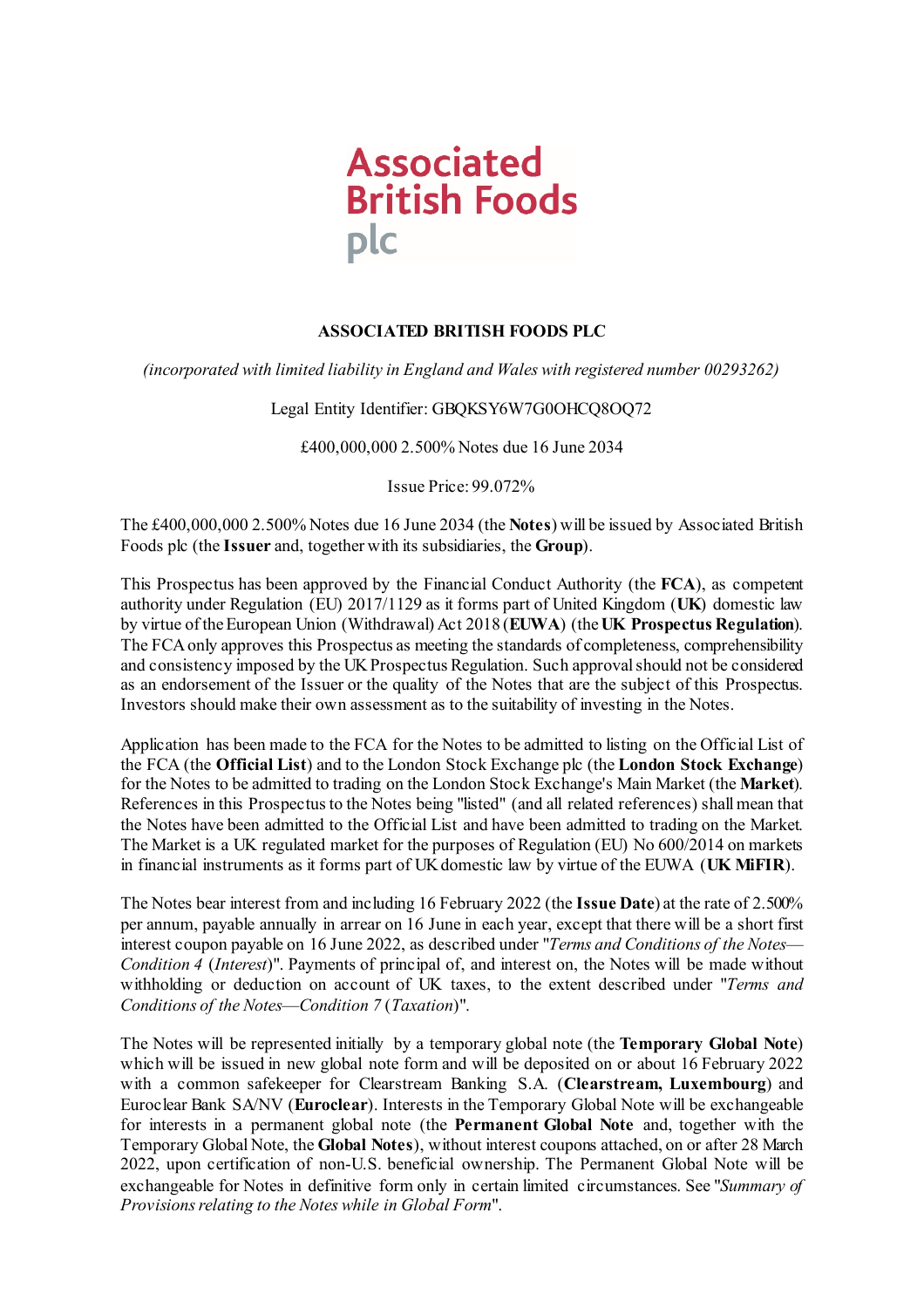Associated British Foods plc

**ASSOCIATED BRITISH FOODS PLC**

*(incorporated with limited liability in England and Wales with registered number 00293262)*

Legal Entity Identifier: GBQKSY6W7G0OHCQ8OQ72

£400,000,000 2.500% Notes due 16 June 2034

Issue Price: 99.072%

The £400,000,000 2.500% Notes due 16 June 2034 (the **Notes**) will be issued by Associated British Foods plc (the **Issuer** and, together with its subsidiaries, the **Group**).

This Prospectus has been approved by the Financial Conduct Authority (the **FCA**), as competent authority under Regulation (EU) 2017/1129 as it forms part of United Kingdom (**UK**) domestic law by virtue of the European Union (Withdrawal) Act 2018 (**EUWA**) (the **UK Prospectus Regulation**). The FCA only approves this Prospectus as meeting the standards of completeness, comprehensibility and consistency imposed by the UK Prospectus Regulation. Such approval should not be considered as an endorsement of the Issuer or the quality of the Notes that are the subject of this Prospectus. Investors should make their own assessment as to the suitability of investing in the Notes.

Application has been made to the FCA for the Notes to be admitted to listing on the Official List of the FCA (the **Official List**) and to the London Stock Exchange plc (the **London Stock Exchange**) for the Notes to be admitted to trading on the London Stock Exchange's Main Market (the **Market**). References in this Prospectus to the Notes being "listed" (and all related references) shall mean that the Notes have been admitted to the Official List and have been admitted to trading on the Market. The Market is a UK regulated market for the purposes of Regulation (EU) No 600/2014 on markets in financial instruments as it forms part of UK domestic law by virtue of the EUWA (**UK MiFIR**).

The Notes bear interest from and including 16 February 2022 (the **Issue Date**) at the rate of 2.500% per annum, payable annually in arrear on 16 June in each year, except that there will be a short first interest coupon payable on 16 June 2022, as described under "*Terms and Conditions of the Notes—Condition 4* (*Interest*)". Payments of principal of, and interest on, the Notes will be made without withholding or deduction on account of UK taxes, to the extent described under "*Terms and Conditions of the Notes—Condition 7* (*Taxation*)".

The Notes will be represented initially by a temporary global note (the **Temporary Global Note**) which will be issued in new global note form and will be deposited on or about 16 February 2022 with a common safekeeper for Clearstream Banking S.A. (**Clearstream, Luxembourg**) and Euroclear Bank SA/NV (**Euroclear**). Interests in the Temporary Global Note will be exchangeable for interests in a permanent global note (the **Permanent Global Note** and, together with the Temporary Global Note, the **Global Notes**), without interest coupons attached, on or after 28 March 2022, upon certification of non-U.S. beneficial ownership. The Permanent Global Note will be exchangeable for Notes in definitive form only in certain limited circumstances. See "*Summary of Provisions relating to the Notes while in Global Form*".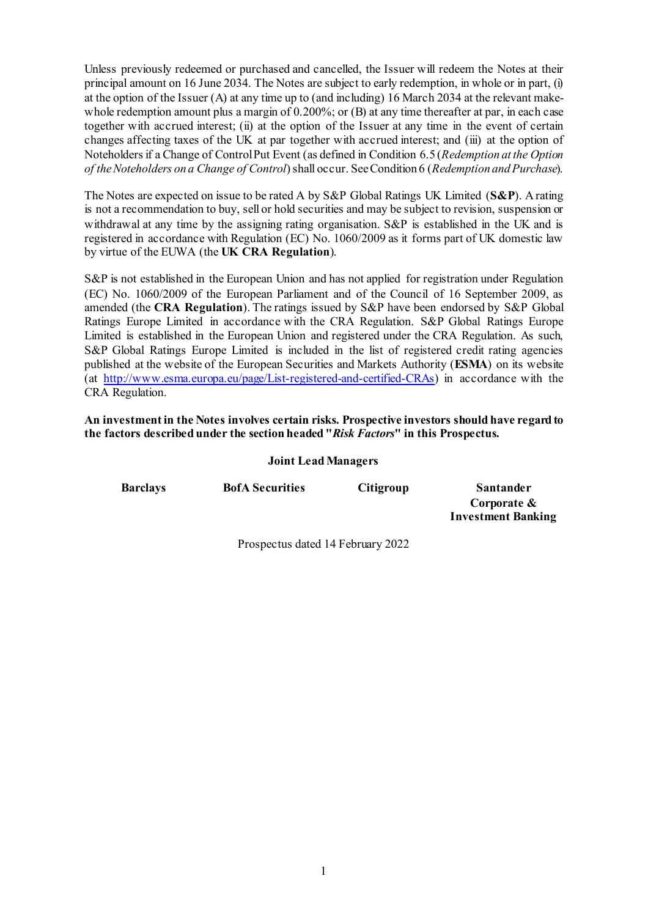Unless previously redeemed or purchased and cancelled, the Issuer will redeem the Notes at their principal amount on 16 June 2034. The Notes are subject to early redemption, in whole or in part, (i) at the option of the Issuer (A) at any time up to (and including) 16 March 2034 at the relevant make-whole redemption amount plus a margin of 0.200%; or (B) at any time thereafter at par, in each case together with accrued interest; (ii) at the option of the Issuer at any time in the event of certain changes affecting taxes of the UK at par together with accrued interest; and (iii) at the option of Noteholders if a Change of Control Put Event (as defined in Condition 6.5 (*Redemption at the Option of the Noteholders on a Change of Control*) shall occur. See Condition 6 (*Redemption and Purchase*).

The Notes are expected on issue to be rated A by S&P Global Ratings UK Limited (**S&P**). A rating is not a recommendation to buy, sell or hold securities and may be subject to revision, suspension or withdrawal at any time by the assigning rating organisation. S&P is established in the UK and is registered in accordance with Regulation (EC) No. 1060/2009 as it forms part of UK domestic law by virtue of the EUWA (the **UK CRA Regulation**).

S&P is not established in the European Union and has not applied for registration under Regulation (EC) No. 1060/2009 of the European Parliament and of the Council of 16 September 2009, as amended (the **CRA Regulation**). The ratings issued by S&P have been endorsed by S&P Global Ratings Europe Limited in accordance with the CRA Regulation. S&P Global Ratings Europe Limited is established in the European Union and registered under the CRA Regulation. As such, S&P Global Ratings Europe Limited is included in the list of registered credit rating agencies published at the website of the European Securities and Markets Authority (**ESMA**) on its website (at http://www.esma.europa.eu/page/List-registered-and-certified-CRAs) in accordance with the CRA Regulation.

**An investment in the Notes involves certain risks. Prospective investors should have regard to the factors described under the section headed "*Risk Factors*" in this Prospectus.**

**Joint Lead Managers**

**Barclays** | **BofA Securities** | **Citigroup** | **Santander Corporate & Investment Banking**

Prospectus dated 14 February 2022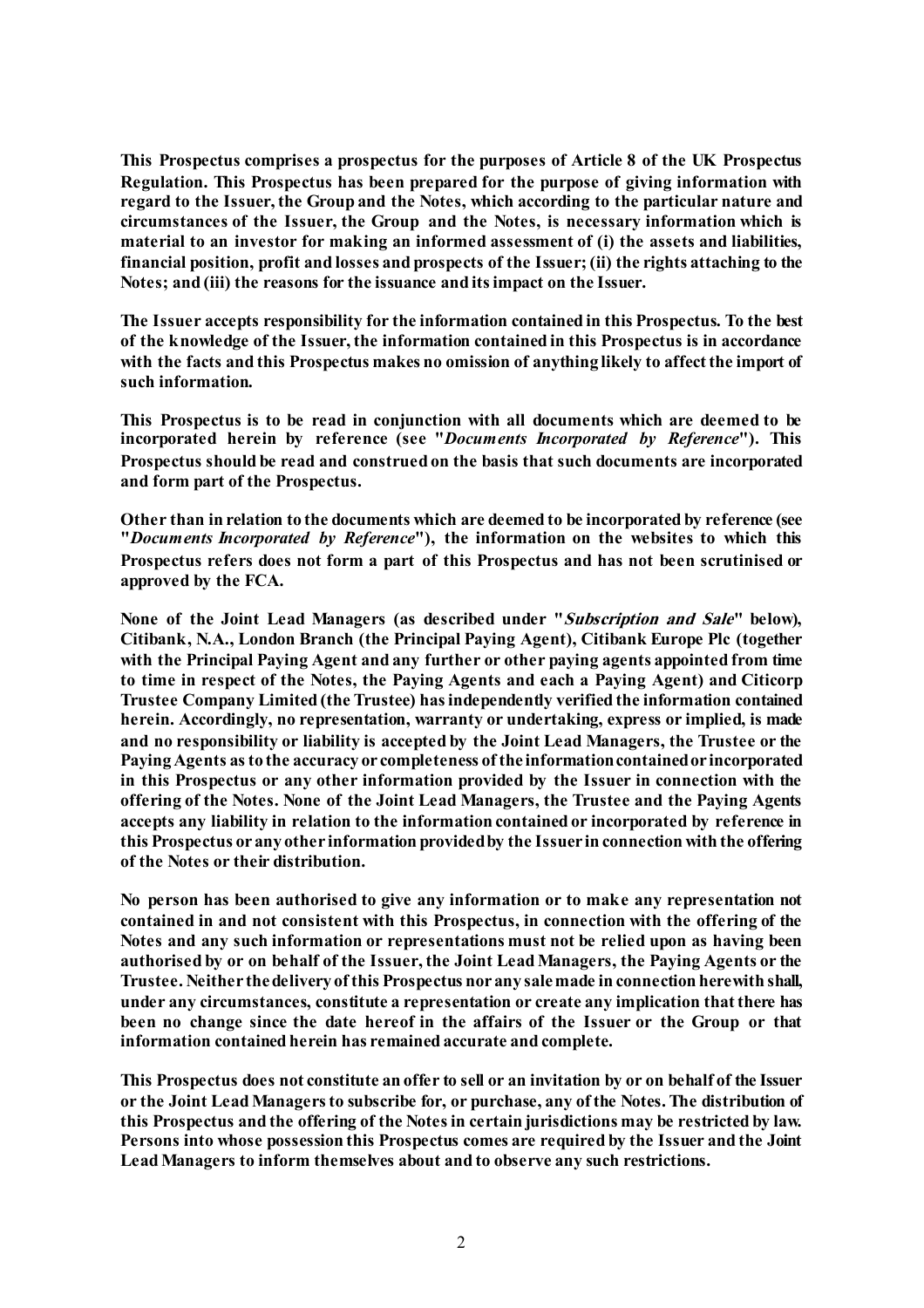**This Prospectus comprises a prospectus for the purposes of Article 8 of the UK Prospectus Regulation. This Prospectus has been prepared for the purpose of giving information with regard to the Issuer, the Group and the Notes, which according to the particular nature and circumstances of the Issuer, the Group and the Notes, is necessary information which is material to an investor for making an informed assessment of (i) the assets and liabilities, financial position, profit and losses and prospects of the Issuer; (ii) the rights attaching to the Notes; and (iii) the reasons for the issuance and its impact on the Issuer.**

**The Issuer accepts responsibility for the information contained in this Prospectus. To the best of the knowledge of the Issuer, the information contained in this Prospectus is in accordance with the facts and this Prospectus makes no omission of anything likely to affect the import of such information.**

**This Prospectus is to be read in conjunction with all documents which are deemed to be incorporated herein by reference (see "*Documents Incorporated by Reference*"). This Prospectus should be read and construed on the basis that such documents are incorporated and form part of the Prospectus.**

**Other than in relation to the documents which are deemed to be incorporated by reference (see "*Documents Incorporated by Reference*"), the information on the websites to which this Prospectus refers does not form a part of this Prospectus and has not been scrutinised or approved by the FCA.**

**None of the Joint Lead Managers (as described under "*Subscription and Sale*" below), Citibank, N.A., London Branch (the Principal Paying Agent), Citibank Europe Plc (together with the Principal Paying Agent and any further or other paying agents appointed from time to time in respect of the Notes, the Paying Agents and each a Paying Agent) and Citicorp Trustee Company Limited (the Trustee) has independently verified the information contained herein. Accordingly, no representation, warranty or undertaking, express or implied, is made and no responsibility or liability is accepted by the Joint Lead Managers, the Trustee or the Paying Agents as to the accuracy or completeness of the information contained or incorporated in this Prospectus or any other information provided by the Issuer in connection with the offering of the Notes. None of the Joint Lead Managers, the Trustee and the Paying Agents accepts any liability in relation to the information contained or incorporated by reference in this Prospectus or any other information provided by the Issuer in connection with the offering of the Notes or their distribution.**

**No person has been authorised to give any information or to make any representation not contained in and not consistent with this Prospectus, in connection with the offering of the Notes and any such information or representations must not be relied upon as having been authorised by or on behalf of the Issuer, the Joint Lead Managers, the Paying Agents or the Trustee. Neither the delivery of this Prospectus nor any sale made in connection herewith shall, under any circumstances, constitute a representation or create any implication that there has been no change since the date hereof in the affairs of the Issuer or the Group or that information contained herein has remained accurate and complete.**

**This Prospectus does not constitute an offer to sell or an invitation by or on behalf of the Issuer or the Joint Lead Managers to subscribe for, or purchase, any of the Notes. The distribution of this Prospectus and the offering of the Notes in certain jurisdictions may be restricted by law. Persons into whose possession this Prospectus comes are required by the Issuer and the Joint Lead Managers to inform themselves about and to observe any such restrictions.**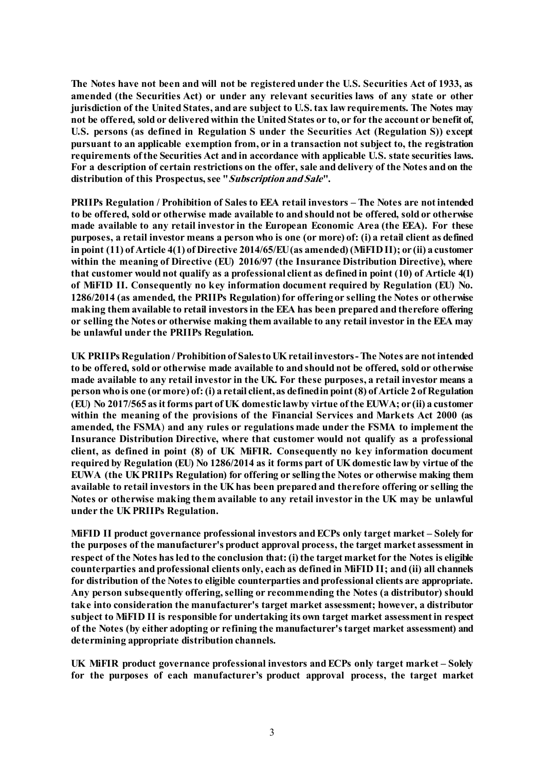**The Notes have not been and will not be registered under the U.S. Securities Act of 1933, as amended (the Securities Act) or under any relevant securities laws of any state or other jurisdiction of the United States, and are subject to U.S. tax law requirements. The Notes may not be offered, sold or delivered within the United States or to, or for the account or benefit of, U.S. persons (as defined in Regulation S under the Securities Act (Regulation S)) except pursuant to an applicable exemption from, or in a transaction not subject to, the registration requirements of the Securities Act and in accordance with applicable U.S. state securities laws. For a description of certain restrictions on the offer, sale and delivery of the Notes and on the distribution of this Prospectus, see "*Subscription and Sale*".**

**PRIIPs Regulation / Prohibition of Sales to EEA retail investors – The Notes are not intended to be offered, sold or otherwise made available to and should not be offered, sold or otherwise made available to any retail investor in the European Economic Area (the EEA). For these purposes, a retail investor means a person who is one (or more) of: (i) a retail client as defined in point (11) of Article 4(1) of Directive 2014/65/EU (as amended) (MiFID II); or (ii) a customer within the meaning of Directive (EU) 2016/97 (the Insurance Distribution Directive), where that customer would not qualify as a professional client as defined in point (10) of Article 4(1) of MiFID II. Consequently no key information document required by Regulation (EU) No. 1286/2014 (as amended, the PRIIPs Regulation) for offering or selling the Notes or otherwise making them available to retail investors in the EEA has been prepared and therefore offering or selling the Notes or otherwise making them available to any retail investor in the EEA may be unlawful under the PRIIPs Regulation.**

**UK PRIIPs Regulation / Prohibition of Sales to UK retail investors - The Notes are not intended to be offered, sold or otherwise made available to and should not be offered, sold or otherwise made available to any retail investor in the UK. For these purposes, a retail investor means a person who is one (or more) of: (i) a retail client, as defined in point (8) of Article 2 of Regulation (EU) No 2017/565 as it forms part of UK domestic law by virtue of the EUWA; or (ii) a customer within the meaning of the provisions of the Financial Services and Markets Act 2000 (as amended, the FSMA) and any rules or regulations made under the FSMA to implement the Insurance Distribution Directive, where that customer would not qualify as a professional client, as defined in point (8) of UK MiFIR. Consequently no key information document required by Regulation (EU) No 1286/2014 as it forms part of UK domestic law by virtue of the EUWA (the UK PRIIPs Regulation) for offering or selling the Notes or otherwise making them available to retail investors in the UK has been prepared and therefore offering or selling the Notes or otherwise making them available to any retail investor in the UK may be unlawful under the UK PRIIPs Regulation.**

**MiFID II product governance professional investors and ECPs only target market – Solely for the purposes of the manufacturer's product approval process, the target market assessment in respect of the Notes has led to the conclusion that: (i) the target market for the Notes is eligible counterparties and professional clients only, each as defined in MiFID II; and (ii) all channels for distribution of the Notes to eligible counterparties and professional clients are appropriate. Any person subsequently offering, selling or recommending the Notes (a distributor) should take into consideration the manufacturer's target market assessment; however, a distributor subject to MiFID II is responsible for undertaking its own target market assessment in respect of the Notes (by either adopting or refining the manufacturer's target market assessment) and determining appropriate distribution channels.**

**UK MiFIR product governance professional investors and ECPs only target market – Solely for the purposes of each manufacturer's product approval process, the target market**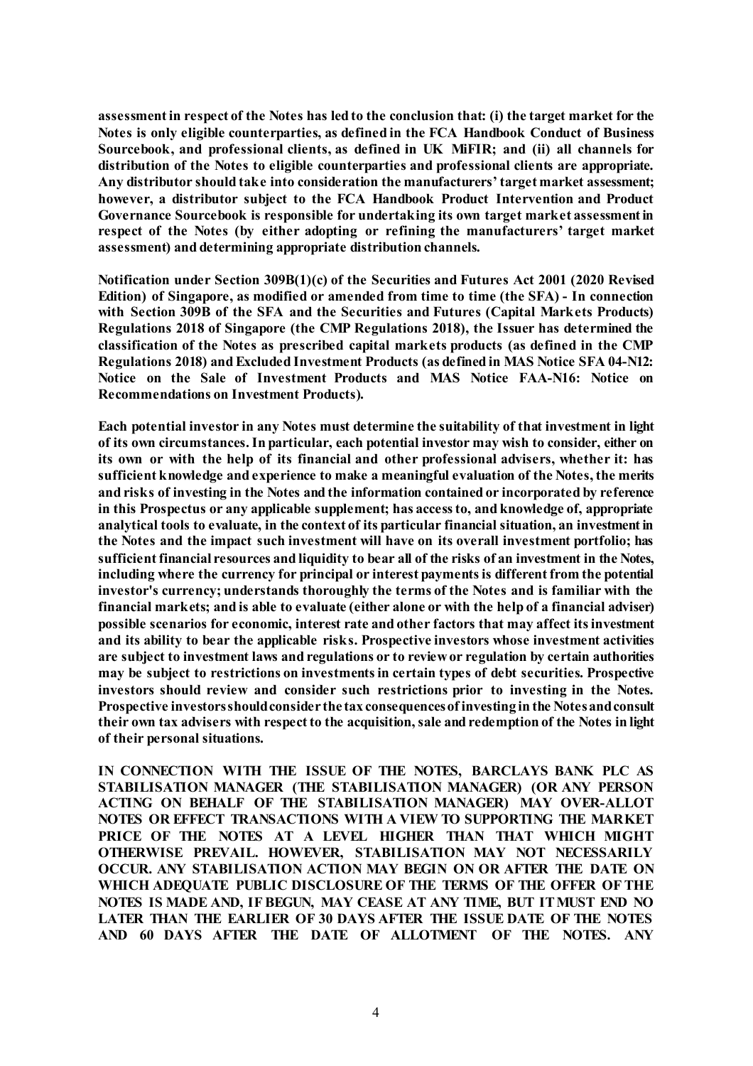**assessment in respect of the Notes has led to the conclusion that: (i) the target market for the Notes is only eligible counterparties, as defined in the FCA Handbook Conduct of Business Sourcebook, and professional clients, as defined in UK MiFIR; and (ii) all channels for distribution of the Notes to eligible counterparties and professional clients are appropriate. Any distributor should take into consideration the manufacturers' target market assessment; however, a distributor subject to the FCA Handbook Product Intervention and Product Governance Sourcebook is responsible for undertaking its own target market assessment in respect of the Notes (by either adopting or refining the manufacturers' target market assessment) and determining appropriate distribution channels.**

**Notification under Section 309B(1)(c) of the Securities and Futures Act 2001 (2020 Revised Edition) of Singapore, as modified or amended from time to time (the SFA) - In connection with Section 309B of the SFA and the Securities and Futures (Capital Markets Products) Regulations 2018 of Singapore (the CMP Regulations 2018), the Issuer has determined the classification of the Notes as prescribed capital markets products (as defined in the CMP Regulations 2018) and Excluded Investment Products (as defined in MAS Notice SFA 04-N12: Notice on the Sale of Investment Products and MAS Notice FAA-N16: Notice on Recommendations on Investment Products).**

**Each potential investor in any Notes must determine the suitability of that investment in light of its own circumstances. In particular, each potential investor may wish to consider, either on its own or with the help of its financial and other professional advisers, whether it: has sufficient knowledge and experience to make a meaningful evaluation of the Notes, the merits and risks of investing in the Notes and the information contained or incorporated by reference in this Prospectus or any applicable supplement; has access to, and knowledge of, appropriate analytical tools to evaluate, in the context of its particular financial situation, an investment in the Notes and the impact such investment will have on its overall investment portfolio; has sufficient financial resources and liquidity to bear all of the risks of an investment in the Notes, including where the currency for principal or interest payments is different from the potential investor's currency; understands thoroughly the terms of the Notes and is familiar with the financial markets; and is able to evaluate (either alone or with the help of a financial adviser) possible scenarios for economic, interest rate and other factors that may affect its investment and its ability to bear the applicable risks. Prospective investors whose investment activities are subject to investment laws and regulations or to review or regulation by certain authorities may be subject to restrictions on investments in certain types of debt securities. Prospective investors should review and consider such restrictions prior to investing in the Notes. Prospective investors should consider the tax consequences of investing in the Notes and consult their own tax advisers with respect to the acquisition, sale and redemption of the Notes in light of their personal situations.**

**IN CONNECTION WITH THE ISSUE OF THE NOTES, BARCLAYS BANK PLC AS STABILISATION MANAGER (THE STABILISATION MANAGER) (OR ANY PERSON ACTING ON BEHALF OF THE STABILISATION MANAGER) MAY OVER-ALLOT NOTES OR EFFECT TRANSACTIONS WITH A VIEW TO SUPPORTING THE MARKET PRICE OF THE NOTES AT A LEVEL HIGHER THAN THAT WHICH MIGHT OTHERWISE PREVAIL. HOWEVER, STABILISATION MAY NOT NECESSARILY OCCUR. ANY STABILISATION ACTION MAY BEGIN ON OR AFTER THE DATE ON WHICH ADEQUATE PUBLIC DISCLOSURE OF THE TERMS OF THE OFFER OF THE NOTES IS MADE AND, IF BEGUN, MAY CEASE AT ANY TIME, BUT IT MUST END NO LATER THAN THE EARLIER OF 30 DAYS AFTER THE ISSUE DATE OF THE NOTES AND 60 DAYS AFTER THE DATE OF ALLOTMENT OF THE NOTES. ANY**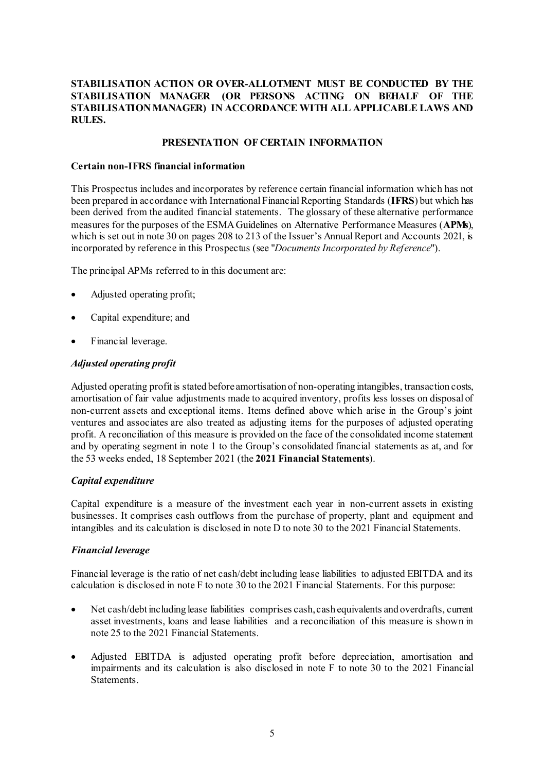**STABILISATION ACTION OR OVER-ALLOTMENT MUST BE CONDUCTED BY THE STABILISATION MANAGER (OR PERSONS ACTING ON BEHALF OF THE STABILISATION MANAGER) IN ACCORDANCE WITH ALL APPLICABLE LAWS AND RULES.**

## PRESENTATION OF CERTAIN INFORMATION

### Certain non-IFRS financial information

This Prospectus includes and incorporates by reference certain financial information which has not been prepared in accordance with International Financial Reporting Standards (**IFRS**) but which has been derived from the audited financial statements. The glossary of these alternative performance measures for the purposes of the ESMA Guidelines on Alternative Performance Measures (**APMs**), which is set out in note 30 on pages 208 to 213 of the Issuer's Annual Report and Accounts 2021, is incorporated by reference in this Prospectus (see "*Documents Incorporated by Reference*").

The principal APMs referred to in this document are:

- Adjusted operating profit;
- Capital expenditure; and
- Financial leverage.

#### *Adjusted operating profit*

Adjusted operating profit is stated before amortisation of non-operating intangibles, transaction costs, amortisation of fair value adjustments made to acquired inventory, profits less losses on disposal of non-current assets and exceptional items. Items defined above which arise in the Group's joint ventures and associates are also treated as adjusting items for the purposes of adjusted operating profit. A reconciliation of this measure is provided on the face of the consolidated income statement and by operating segment in note 1 to the Group's consolidated financial statements as at, and for the 53 weeks ended, 18 September 2021 (the **2021 Financial Statements**).

#### *Capital expenditure*

Capital expenditure is a measure of the investment each year in non-current assets in existing businesses. It comprises cash outflows from the purchase of property, plant and equipment and intangibles and its calculation is disclosed in note D to note 30 to the 2021 Financial Statements.

#### *Financial leverage*

Financial leverage is the ratio of net cash/debt including lease liabilities to adjusted EBITDA and its calculation is disclosed in note F to note 30 to the 2021 Financial Statements. For this purpose:

- Net cash/debt including lease liabilities comprises cash, cash equivalents and overdrafts, current asset investments, loans and lease liabilities and a reconciliation of this measure is shown in note 25 to the 2021 Financial Statements.
- Adjusted EBITDA is adjusted operating profit before depreciation, amortisation and impairments and its calculation is also disclosed in note F to note 30 to the 2021 Financial Statements.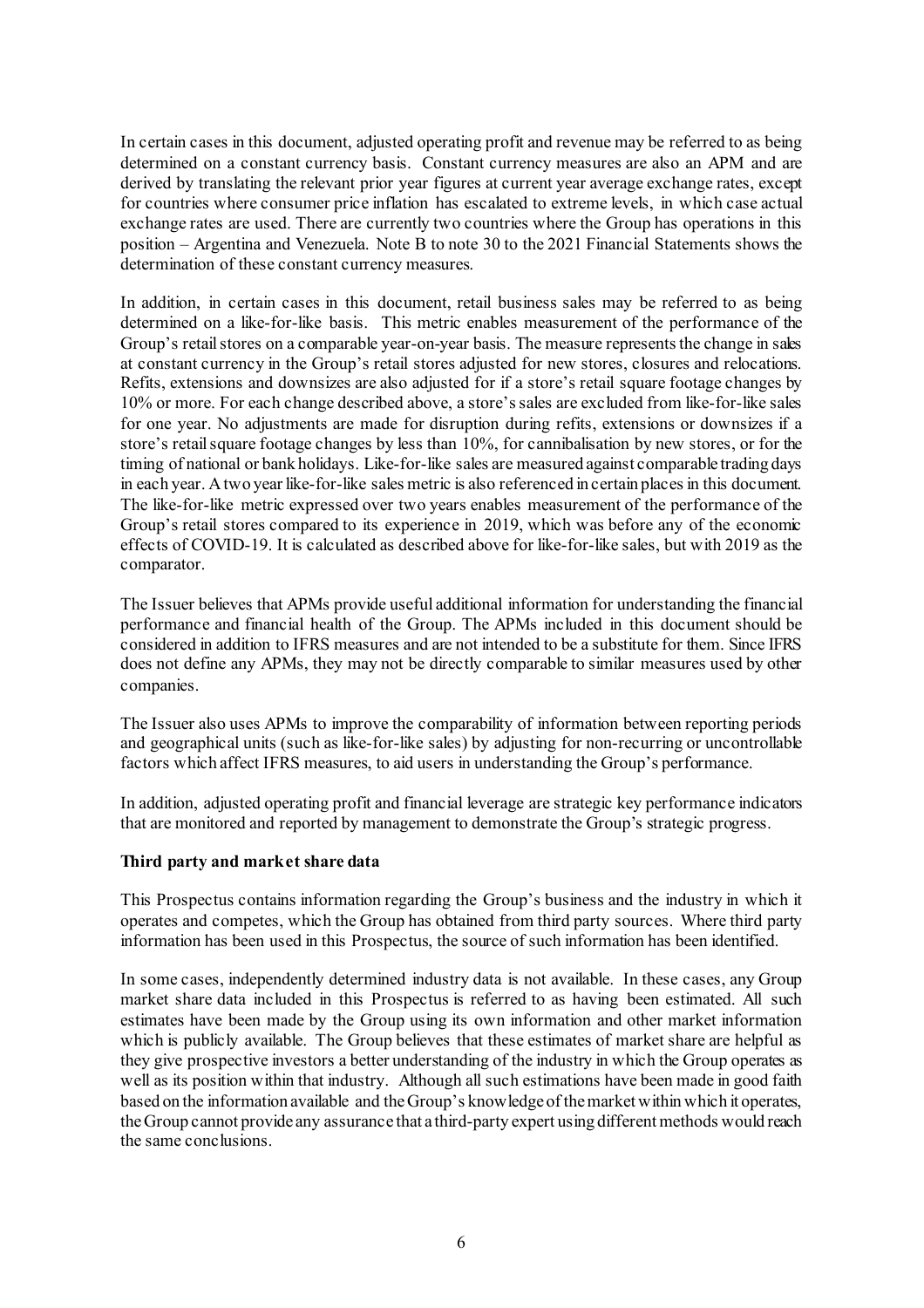In certain cases in this document, adjusted operating profit and revenue may be referred to as being determined on a constant currency basis. Constant currency measures are also an APM and are derived by translating the relevant prior year figures at current year average exchange rates, except for countries where consumer price inflation has escalated to extreme levels, in which case actual exchange rates are used. There are currently two countries where the Group has operations in this position – Argentina and Venezuela. Note B to note 30 to the 2021 Financial Statements shows the determination of these constant currency measures.

In addition, in certain cases in this document, retail business sales may be referred to as being determined on a like-for-like basis. This metric enables measurement of the performance of the Group's retail stores on a comparable year-on-year basis. The measure represents the change in sales at constant currency in the Group's retail stores adjusted for new stores, closures and relocations. Refits, extensions and downsizes are also adjusted for if a store's retail square footage changes by 10% or more. For each change described above, a store's sales are excluded from like-for-like sales for one year. No adjustments are made for disruption during refits, extensions or downsizes if a store's retail square footage changes by less than 10%, for cannibalisation by new stores, or for the timing of national or bank holidays. Like-for-like sales are measured against comparable trading days in each year. A two year like-for-like sales metric is also referenced in certain places in this document. The like-for-like metric expressed over two years enables measurement of the performance of the Group's retail stores compared to its experience in 2019, which was before any of the economic effects of COVID-19. It is calculated as described above for like-for-like sales, but with 2019 as the comparator.

The Issuer believes that APMs provide useful additional information for understanding the financial performance and financial health of the Group. The APMs included in this document should be considered in addition to IFRS measures and are not intended to be a substitute for them. Since IFRS does not define any APMs, they may not be directly comparable to similar measures used by other companies.

The Issuer also uses APMs to improve the comparability of information between reporting periods and geographical units (such as like-for-like sales) by adjusting for non-recurring or uncontrollable factors which affect IFRS measures, to aid users in understanding the Group's performance.

In addition, adjusted operating profit and financial leverage are strategic key performance indicators that are monitored and reported by management to demonstrate the Group's strategic progress.

**Third party and market share data**

This Prospectus contains information regarding the Group's business and the industry in which it operates and competes, which the Group has obtained from third party sources. Where third party information has been used in this Prospectus, the source of such information has been identified.

In some cases, independently determined industry data is not available. In these cases, any Group market share data included in this Prospectus is referred to as having been estimated. All such estimates have been made by the Group using its own information and other market information which is publicly available. The Group believes that these estimates of market share are helpful as they give prospective investors a better understanding of the industry in which the Group operates as well as its position within that industry. Although all such estimations have been made in good faith based on the information available and the Group's knowledge of the market within which it operates, the Group cannot provide any assurance that a third-party expert using different methods would reach the same conclusions.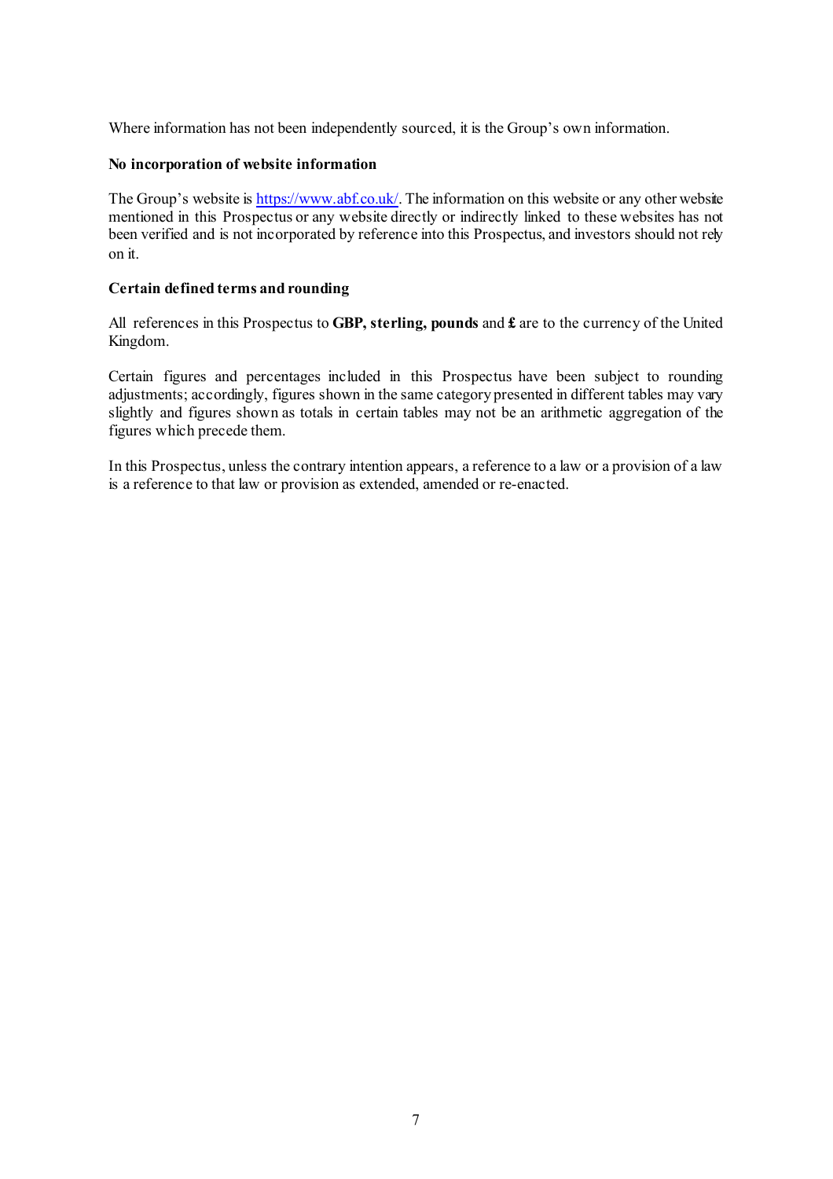Where information has not been independently sourced, it is the Group's own information.

**No incorporation of website information**

The Group's website is https://www.abf.co.uk/. The information on this website or any other website mentioned in this Prospectus or any website directly or indirectly linked to these websites has not been verified and is not incorporated by reference into this Prospectus, and investors should not rely on it.

**Certain defined terms and rounding**

All references in this Prospectus to **GBP, sterling, pounds** and **£** are to the currency of the United Kingdom.

Certain figures and percentages included in this Prospectus have been subject to rounding adjustments; accordingly, figures shown in the same category presented in different tables may vary slightly and figures shown as totals in certain tables may not be an arithmetic aggregation of the figures which precede them.

In this Prospectus, unless the contrary intention appears, a reference to a law or a provision of a law is a reference to that law or provision as extended, amended or re-enacted.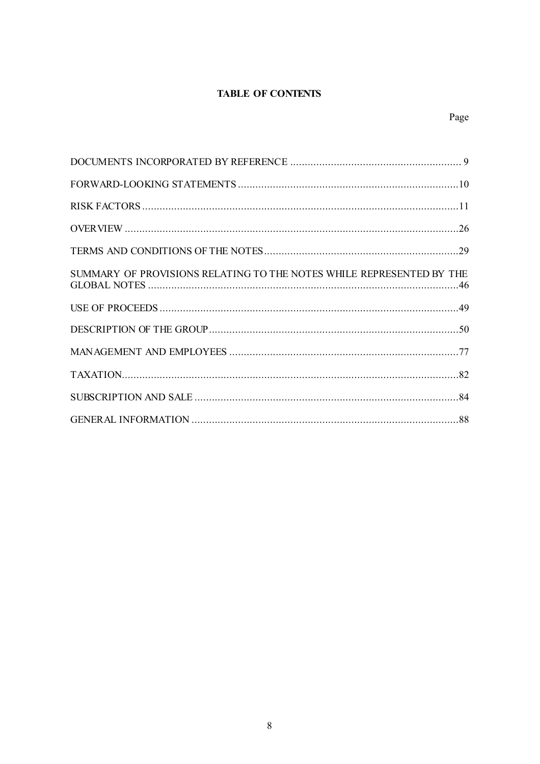**TABLE OF CONTENTS**

| | Page |
|---|---|
| DOCUMENTS INCORPORATED BY REFERENCE | 9 |
| FORWARD-LOOKING STATEMENTS | 10 |
| RISK FACTORS | 11 |
| OVERVIEW | 26 |
| TERMS AND CONDITIONS OF THE NOTES | 29 |
| SUMMARY OF PROVISIONS RELATING TO THE NOTES WHILE REPRESENTED BY THE GLOBAL NOTES | 46 |
| USE OF PROCEEDS | 49 |
| DESCRIPTION OF THE GROUP | 50 |
| MANAGEMENT AND EMPLOYEES | 77 |
| TAXATION | 82 |
| SUBSCRIPTION AND SALE | 84 |
| GENERAL INFORMATION | 88 |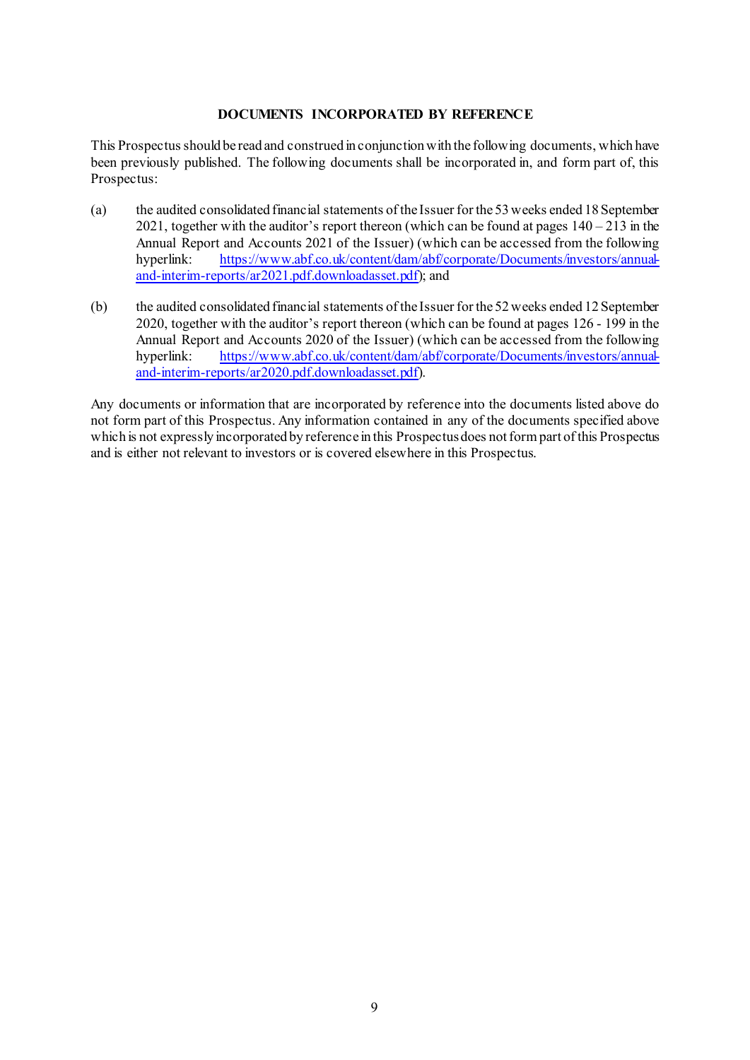## DOCUMENTS INCORPORATED BY REFERENCE

This Prospectus should be read and construed in conjunction with the following documents, which have been previously published. The following documents shall be incorporated in, and form part of, this Prospectus:

(a) the audited consolidated financial statements of the Issuer for the 53 weeks ended 18 September 2021, together with the auditor's report thereon (which can be found at pages 140 – 213 in the Annual Report and Accounts 2021 of the Issuer) (which can be accessed from the following hyperlink: https://www.abf.co.uk/content/dam/abf/corporate/Documents/investors/annual-and-interim-reports/ar2021.pdf.downloadasset.pdf); and

(b) the audited consolidated financial statements of the Issuer for the 52 weeks ended 12 September 2020, together with the auditor's report thereon (which can be found at pages 126 - 199 in the Annual Report and Accounts 2020 of the Issuer) (which can be accessed from the following hyperlink: https://www.abf.co.uk/content/dam/abf/corporate/Documents/investors/annual-and-interim-reports/ar2020.pdf.downloadasset.pdf).

Any documents or information that are incorporated by reference into the documents listed above do not form part of this Prospectus. Any information contained in any of the documents specified above which is not expressly incorporated by reference in this Prospectus does not form part of this Prospectus and is either not relevant to investors or is covered elsewhere in this Prospectus.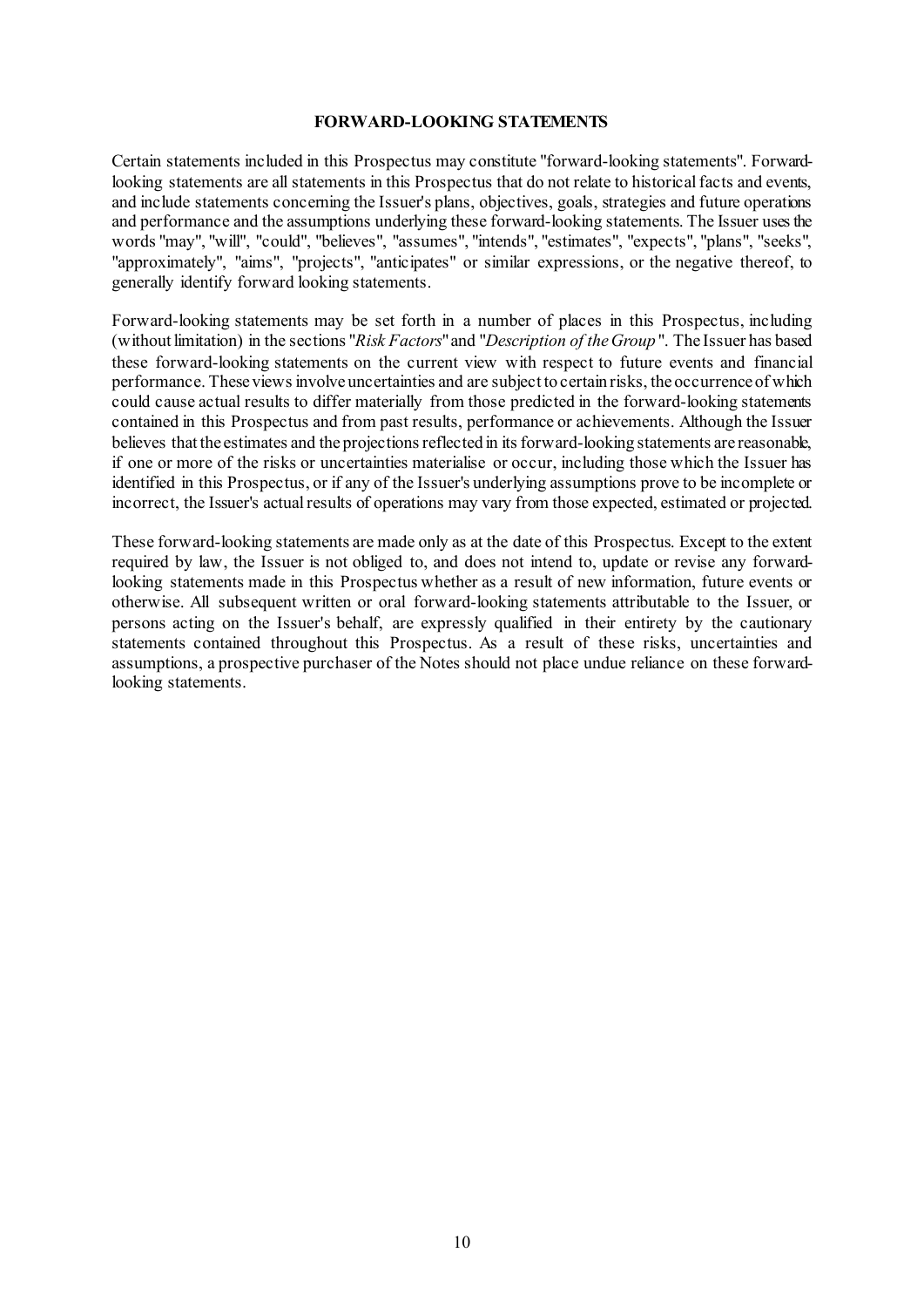## FORWARD-LOOKING STATEMENTS

Certain statements included in this Prospectus may constitute "forward-looking statements". Forward-looking statements are all statements in this Prospectus that do not relate to historical facts and events, and include statements concerning the Issuer's plans, objectives, goals, strategies and future operations and performance and the assumptions underlying these forward-looking statements. The Issuer uses the words "may", "will", "could", "believes", "assumes", "intends", "estimates", "expects", "plans", "seeks", "approximately", "aims", "projects", "anticipates" or similar expressions, or the negative thereof, to generally identify forward looking statements.

Forward-looking statements may be set forth in a number of places in this Prospectus, including (without limitation) in the sections "*Risk Factors*" and "*Description of the Group*". The Issuer has based these forward-looking statements on the current view with respect to future events and financial performance. These views involve uncertainties and are subject to certain risks, the occurrence of which could cause actual results to differ materially from those predicted in the forward-looking statements contained in this Prospectus and from past results, performance or achievements. Although the Issuer believes that the estimates and the projections reflected in its forward-looking statements are reasonable, if one or more of the risks or uncertainties materialise or occur, including those which the Issuer has identified in this Prospectus, or if any of the Issuer's underlying assumptions prove to be incomplete or incorrect, the Issuer's actual results of operations may vary from those expected, estimated or projected.

These forward-looking statements are made only as at the date of this Prospectus. Except to the extent required by law, the Issuer is not obliged to, and does not intend to, update or revise any forward-looking statements made in this Prospectus whether as a result of new information, future events or otherwise. All subsequent written or oral forward-looking statements attributable to the Issuer, or persons acting on the Issuer's behalf, are expressly qualified in their entirety by the cautionary statements contained throughout this Prospectus. As a result of these risks, uncertainties and assumptions, a prospective purchaser of the Notes should not place undue reliance on these forward-looking statements.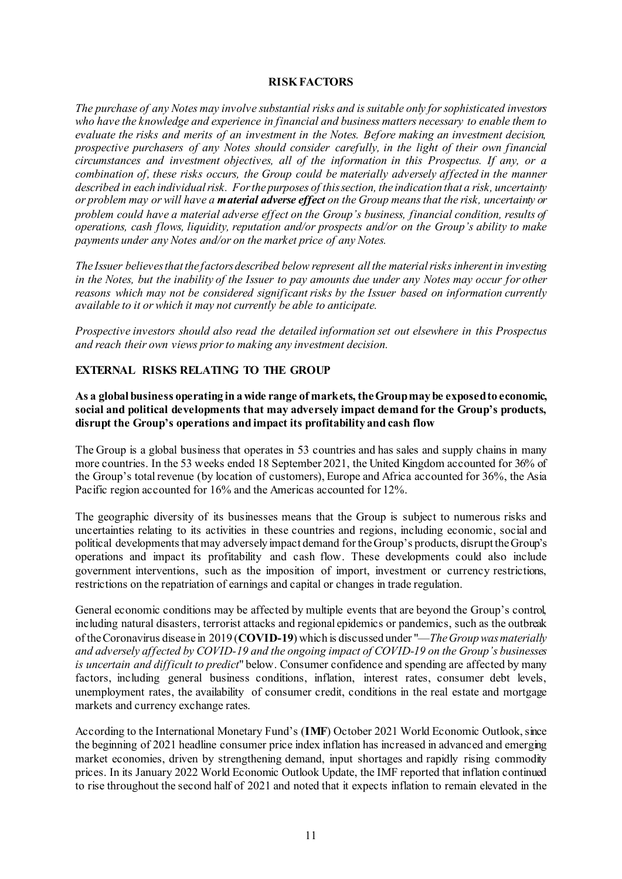# RISK FACTORS

*The purchase of any Notes may involve substantial risks and is suitable only for sophisticated investors who have the knowledge and experience in financial and business matters necessary to enable them to evaluate the risks and merits of an investment in the Notes. Before making an investment decision, prospective purchasers of any Notes should consider carefully, in the light of their own financial circumstances and investment objectives, all of the information in this Prospectus. If any, or a combination of, these risks occurs, the Group could be materially adversely affected in the manner described in each individual risk. For the purposes of this section, the indication that a risk, uncertainty or problem may or will have a* ***material adverse effect*** *on the Group means that the risk, uncertainty or problem could have a material adverse effect on the Group's business, financial condition, results of operations, cash flows, liquidity, reputation and/or prospects and/or on the Group's ability to make payments under any Notes and/or on the market price of any Notes.*

*The Issuer believes that the factors described below represent all the material risks inherent in investing in the Notes, but the inability of the Issuer to pay amounts due under any Notes may occur for other reasons which may not be considered significant risks by the Issuer based on information currently available to it or which it may not currently be able to anticipate.*

*Prospective investors should also read the detailed information set out elsewhere in this Prospectus and reach their own views prior to making any investment decision.*

## EXTERNAL RISKS RELATING TO THE GROUP

### As a global business operating in a wide range of markets, the Group may be exposed to economic, social and political developments that may adversely impact demand for the Group's products, disrupt the Group's operations and impact its profitability and cash flow

The Group is a global business that operates in 53 countries and has sales and supply chains in many more countries. In the 53 weeks ended 18 September 2021, the United Kingdom accounted for 36% of the Group's total revenue (by location of customers), Europe and Africa accounted for 36%, the Asia Pacific region accounted for 16% and the Americas accounted for 12%.

The geographic diversity of its businesses means that the Group is subject to numerous risks and uncertainties relating to its activities in these countries and regions, including economic, social and political developments that may adversely impact demand for the Group's products, disrupt the Group's operations and impact its profitability and cash flow. These developments could also include government interventions, such as the imposition of import, investment or currency restrictions, restrictions on the repatriation of earnings and capital or changes in trade regulation.

General economic conditions may be affected by multiple events that are beyond the Group's control, including natural disasters, terrorist attacks and regional epidemics or pandemics, such as the outbreak of the Coronavirus disease in 2019 (**COVID-19**) which is discussed under "—*The Group was materially and adversely affected by COVID-19 and the ongoing impact of COVID-19 on the Group's businesses is uncertain and difficult to predict*" below. Consumer confidence and spending are affected by many factors, including general business conditions, inflation, interest rates, consumer debt levels, unemployment rates, the availability of consumer credit, conditions in the real estate and mortgage markets and currency exchange rates.

According to the International Monetary Fund's (**IMF**) October 2021 World Economic Outlook, since the beginning of 2021 headline consumer price index inflation has increased in advanced and emerging market economies, driven by strengthening demand, input shortages and rapidly rising commodity prices. In its January 2022 World Economic Outlook Update, the IMF reported that inflation continued to rise throughout the second half of 2021 and noted that it expects inflation to remain elevated in the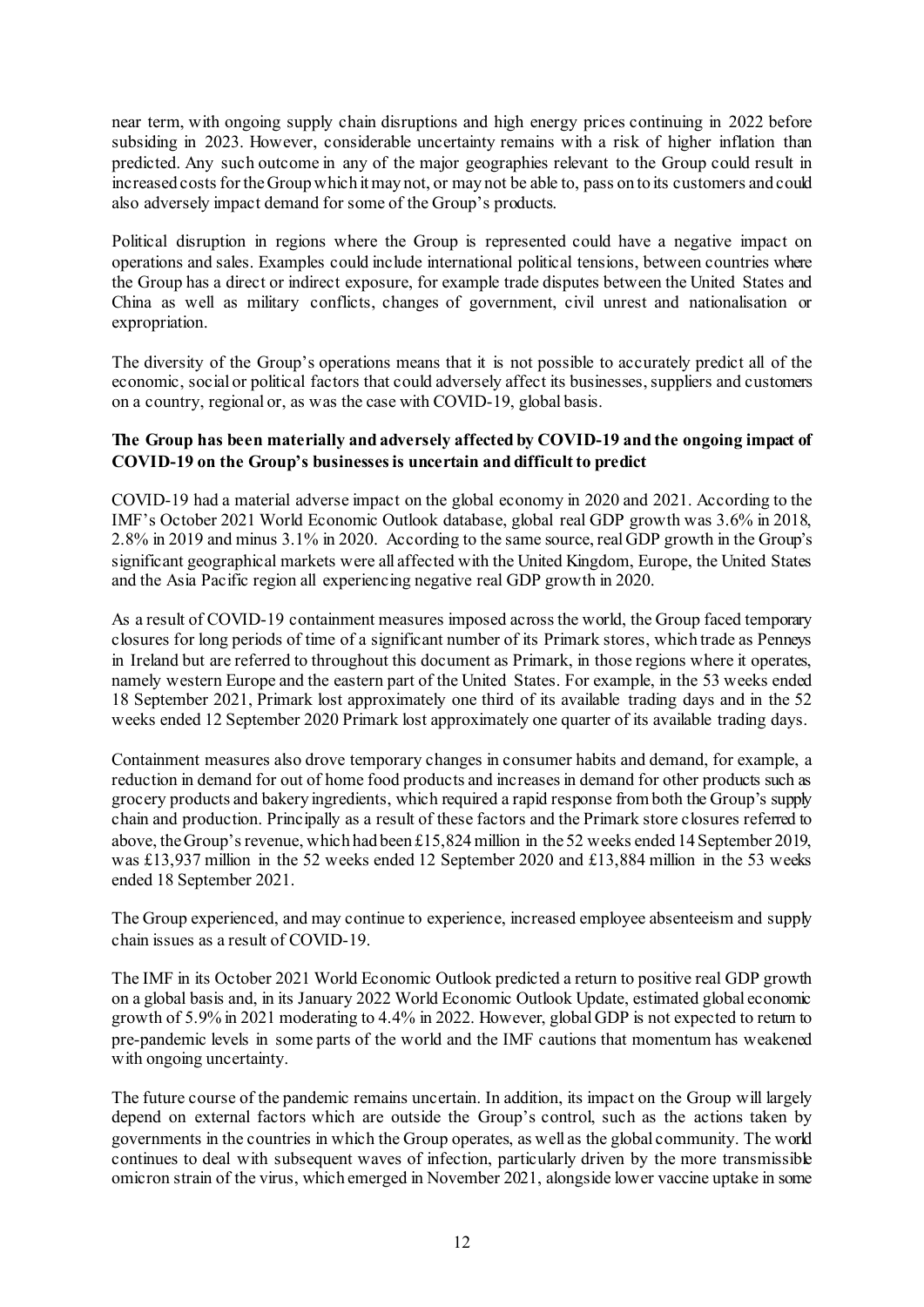near term, with ongoing supply chain disruptions and high energy prices continuing in 2022 before subsiding in 2023. However, considerable uncertainty remains with a risk of higher inflation than predicted. Any such outcome in any of the major geographies relevant to the Group could result in increased costs for the Group which it may not, or may not be able to, pass on to its customers and could also adversely impact demand for some of the Group's products.

Political disruption in regions where the Group is represented could have a negative impact on operations and sales. Examples could include international political tensions, between countries where the Group has a direct or indirect exposure, for example trade disputes between the United States and China as well as military conflicts, changes of government, civil unrest and nationalisation or expropriation.

The diversity of the Group's operations means that it is not possible to accurately predict all of the economic, social or political factors that could adversely affect its businesses, suppliers and customers on a country, regional or, as was the case with COVID-19, global basis.

**The Group has been materially and adversely affected by COVID-19 and the ongoing impact of COVID-19 on the Group's businesses is uncertain and difficult to predict**

COVID-19 had a material adverse impact on the global economy in 2020 and 2021. According to the IMF's October 2021 World Economic Outlook database, global real GDP growth was 3.6% in 2018, 2.8% in 2019 and minus 3.1% in 2020. According to the same source, real GDP growth in the Group's significant geographical markets were all affected with the United Kingdom, Europe, the United States and the Asia Pacific region all experiencing negative real GDP growth in 2020.

As a result of COVID-19 containment measures imposed across the world, the Group faced temporary closures for long periods of time of a significant number of its Primark stores, which trade as Penneys in Ireland but are referred to throughout this document as Primark, in those regions where it operates, namely western Europe and the eastern part of the United States. For example, in the 53 weeks ended 18 September 2021, Primark lost approximately one third of its available trading days and in the 52 weeks ended 12 September 2020 Primark lost approximately one quarter of its available trading days.

Containment measures also drove temporary changes in consumer habits and demand, for example, a reduction in demand for out of home food products and increases in demand for other products such as grocery products and bakery ingredients, which required a rapid response from both the Group's supply chain and production. Principally as a result of these factors and the Primark store closures referred to above, the Group's revenue, which had been £15,824 million in the 52 weeks ended 14 September 2019, was £13,937 million in the 52 weeks ended 12 September 2020 and £13,884 million in the 53 weeks ended 18 September 2021.

The Group experienced, and may continue to experience, increased employee absenteeism and supply chain issues as a result of COVID-19.

The IMF in its October 2021 World Economic Outlook predicted a return to positive real GDP growth on a global basis and, in its January 2022 World Economic Outlook Update, estimated global economic growth of 5.9% in 2021 moderating to 4.4% in 2022. However, global GDP is not expected to return to pre-pandemic levels in some parts of the world and the IMF cautions that momentum has weakened with ongoing uncertainty.

The future course of the pandemic remains uncertain. In addition, its impact on the Group will largely depend on external factors which are outside the Group's control, such as the actions taken by governments in the countries in which the Group operates, as well as the global community. The world continues to deal with subsequent waves of infection, particularly driven by the more transmissible omicron strain of the virus, which emerged in November 2021, alongside lower vaccine uptake in some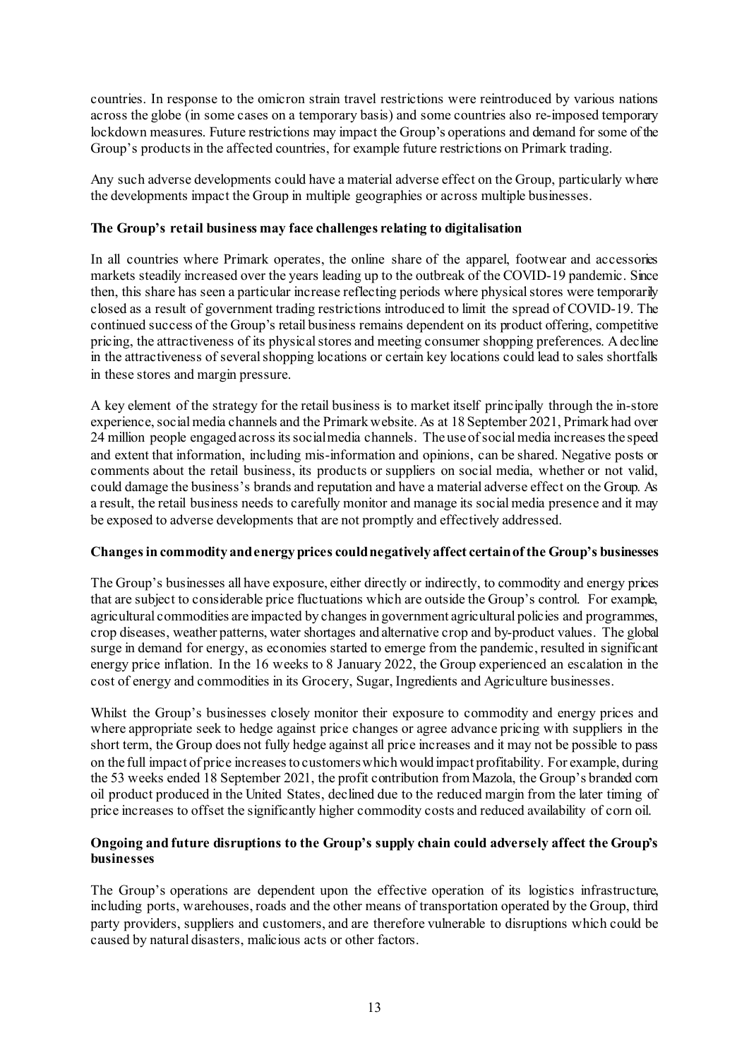countries. In response to the omicron strain travel restrictions were reintroduced by various nations across the globe (in some cases on a temporary basis) and some countries also re-imposed temporary lockdown measures. Future restrictions may impact the Group's operations and demand for some of the Group's products in the affected countries, for example future restrictions on Primark trading.

Any such adverse developments could have a material adverse effect on the Group, particularly where the developments impact the Group in multiple geographies or across multiple businesses.

**The Group's retail business may face challenges relating to digitalisation**

In all countries where Primark operates, the online share of the apparel, footwear and accessories markets steadily increased over the years leading up to the outbreak of the COVID-19 pandemic. Since then, this share has seen a particular increase reflecting periods where physical stores were temporarily closed as a result of government trading restrictions introduced to limit the spread of COVID-19. The continued success of the Group's retail business remains dependent on its product offering, competitive pricing, the attractiveness of its physical stores and meeting consumer shopping preferences. A decline in the attractiveness of several shopping locations or certain key locations could lead to sales shortfalls in these stores and margin pressure.

A key element of the strategy for the retail business is to market itself principally through the in-store experience, social media channels and the Primark website. As at 18 September 2021, Primark had over 24 million people engaged across its social media channels. The use of social media increases the speed and extent that information, including mis-information and opinions, can be shared. Negative posts or comments about the retail business, its products or suppliers on social media, whether or not valid, could damage the business's brands and reputation and have a material adverse effect on the Group. As a result, the retail business needs to carefully monitor and manage its social media presence and it may be exposed to adverse developments that are not promptly and effectively addressed.

**Changes in commodity and energy prices could negatively affect certain of the Group's businesses**

The Group's businesses all have exposure, either directly or indirectly, to commodity and energy prices that are subject to considerable price fluctuations which are outside the Group's control. For example, agricultural commodities are impacted by changes in government agricultural policies and programmes, crop diseases, weather patterns, water shortages and alternative crop and by-product values. The global surge in demand for energy, as economies started to emerge from the pandemic, resulted in significant energy price inflation. In the 16 weeks to 8 January 2022, the Group experienced an escalation in the cost of energy and commodities in its Grocery, Sugar, Ingredients and Agriculture businesses.

Whilst the Group's businesses closely monitor their exposure to commodity and energy prices and where appropriate seek to hedge against price changes or agree advance pricing with suppliers in the short term, the Group does not fully hedge against all price increases and it may not be possible to pass on the full impact of price increases to customers which would impact profitability. For example, during the 53 weeks ended 18 September 2021, the profit contribution from Mazola, the Group's branded corn oil product produced in the United States, declined due to the reduced margin from the later timing of price increases to offset the significantly higher commodity costs and reduced availability of corn oil.

**Ongoing and future disruptions to the Group's supply chain could adversely affect the Group's businesses**

The Group's operations are dependent upon the effective operation of its logistics infrastructure, including ports, warehouses, roads and the other means of transportation operated by the Group, third party providers, suppliers and customers, and are therefore vulnerable to disruptions which could be caused by natural disasters, malicious acts or other factors.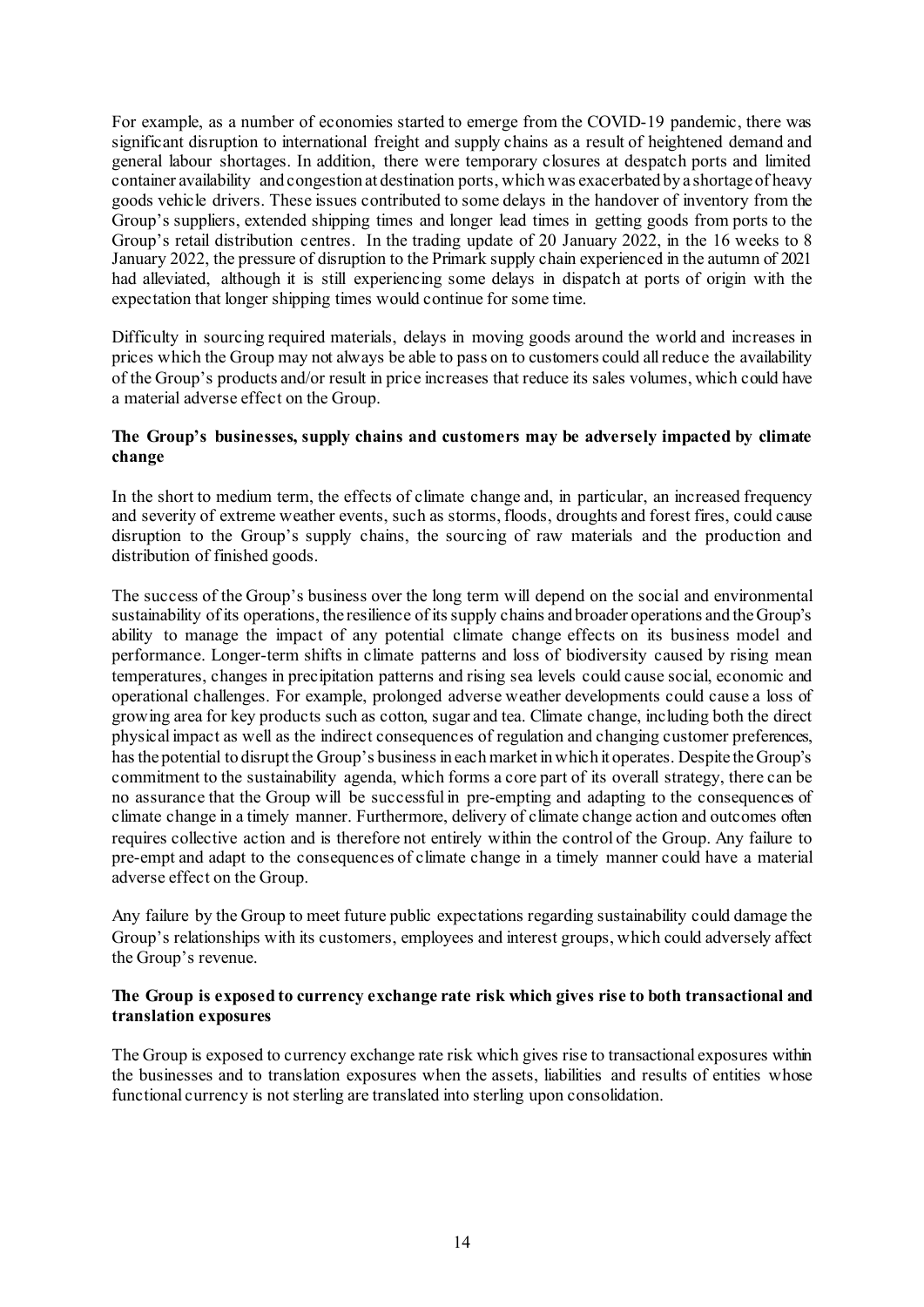For example, as a number of economies started to emerge from the COVID-19 pandemic, there was significant disruption to international freight and supply chains as a result of heightened demand and general labour shortages. In addition, there were temporary closures at despatch ports and limited container availability and congestion at destination ports, which was exacerbated by a shortage of heavy goods vehicle drivers. These issues contributed to some delays in the handover of inventory from the Group's suppliers, extended shipping times and longer lead times in getting goods from ports to the Group's retail distribution centres. In the trading update of 20 January 2022, in the 16 weeks to 8 January 2022, the pressure of disruption to the Primark supply chain experienced in the autumn of 2021 had alleviated, although it is still experiencing some delays in dispatch at ports of origin with the expectation that longer shipping times would continue for some time.

Difficulty in sourcing required materials, delays in moving goods around the world and increases in prices which the Group may not always be able to pass on to customers could all reduce the availability of the Group's products and/or result in price increases that reduce its sales volumes, which could have a material adverse effect on the Group.

**The Group's businesses, supply chains and customers may be adversely impacted by climate change**

In the short to medium term, the effects of climate change and, in particular, an increased frequency and severity of extreme weather events, such as storms, floods, droughts and forest fires, could cause disruption to the Group's supply chains, the sourcing of raw materials and the production and distribution of finished goods.

The success of the Group's business over the long term will depend on the social and environmental sustainability of its operations, the resilience of its supply chains and broader operations and the Group's ability to manage the impact of any potential climate change effects on its business model and performance. Longer-term shifts in climate patterns and loss of biodiversity caused by rising mean temperatures, changes in precipitation patterns and rising sea levels could cause social, economic and operational challenges. For example, prolonged adverse weather developments could cause a loss of growing area for key products such as cotton, sugar and tea. Climate change, including both the direct physical impact as well as the indirect consequences of regulation and changing customer preferences, has the potential to disrupt the Group's business in each market in which it operates. Despite the Group's commitment to the sustainability agenda, which forms a core part of its overall strategy, there can be no assurance that the Group will be successful in pre-empting and adapting to the consequences of climate change in a timely manner. Furthermore, delivery of climate change action and outcomes often requires collective action and is therefore not entirely within the control of the Group. Any failure to pre-empt and adapt to the consequences of climate change in a timely manner could have a material adverse effect on the Group.

Any failure by the Group to meet future public expectations regarding sustainability could damage the Group's relationships with its customers, employees and interest groups, which could adversely affect the Group's revenue.

**The Group is exposed to currency exchange rate risk which gives rise to both transactional and translation exposures**

The Group is exposed to currency exchange rate risk which gives rise to transactional exposures within the businesses and to translation exposures when the assets, liabilities and results of entities whose functional currency is not sterling are translated into sterling upon consolidation.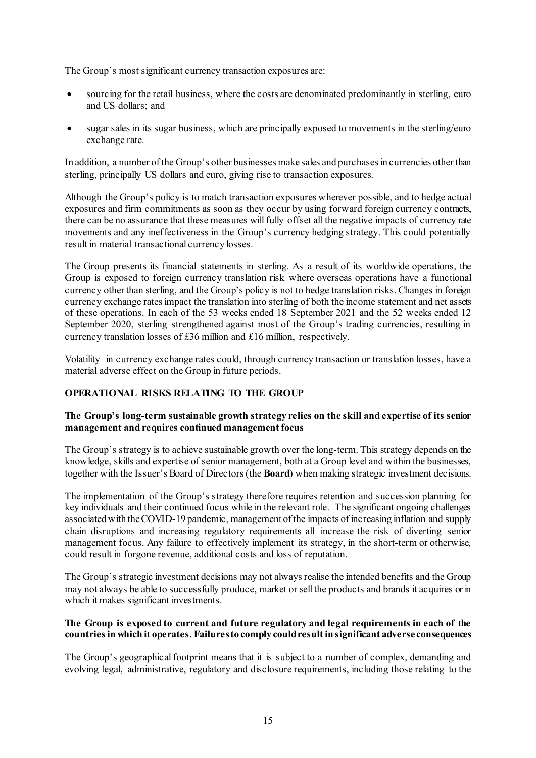The Group's most significant currency transaction exposures are:

- sourcing for the retail business, where the costs are denominated predominantly in sterling, euro and US dollars; and
- sugar sales in its sugar business, which are principally exposed to movements in the sterling/euro exchange rate.

In addition, a number of the Group's other businesses make sales and purchases in currencies other than sterling, principally US dollars and euro, giving rise to transaction exposures.

Although the Group's policy is to match transaction exposures wherever possible, and to hedge actual exposures and firm commitments as soon as they occur by using forward foreign currency contracts, there can be no assurance that these measures will fully offset all the negative impacts of currency rate movements and any ineffectiveness in the Group's currency hedging strategy. This could potentially result in material transactional currency losses.

The Group presents its financial statements in sterling. As a result of its worldwide operations, the Group is exposed to foreign currency translation risk where overseas operations have a functional currency other than sterling, and the Group's policy is not to hedge translation risks. Changes in foreign currency exchange rates impact the translation into sterling of both the income statement and net assets of these operations. In each of the 53 weeks ended 18 September 2021 and the 52 weeks ended 12 September 2020, sterling strengthened against most of the Group's trading currencies, resulting in currency translation losses of £36 million and £16 million, respectively.

Volatility in currency exchange rates could, through currency transaction or translation losses, have a material adverse effect on the Group in future periods.

## OPERATIONAL RISKS RELATING TO THE GROUP

### The Group's long-term sustainable growth strategy relies on the skill and expertise of its senior management and requires continued management focus

The Group's strategy is to achieve sustainable growth over the long-term. This strategy depends on the knowledge, skills and expertise of senior management, both at a Group level and within the businesses, together with the Issuer's Board of Directors (the **Board**) when making strategic investment decisions.

The implementation of the Group's strategy therefore requires retention and succession planning for key individuals and their continued focus while in the relevant role. The significant ongoing challenges associated with the COVID-19 pandemic, management of the impacts of increasing inflation and supply chain disruptions and increasing regulatory requirements all increase the risk of diverting senior management focus. Any failure to effectively implement its strategy, in the short-term or otherwise, could result in forgone revenue, additional costs and loss of reputation.

The Group's strategic investment decisions may not always realise the intended benefits and the Group may not always be able to successfully produce, market or sell the products and brands it acquires or in which it makes significant investments.

### The Group is exposed to current and future regulatory and legal requirements in each of the countries in which it operates. Failures to comply could result in significant adverse consequences

The Group's geographical footprint means that it is subject to a number of complex, demanding and evolving legal, administrative, regulatory and disclosure requirements, including those relating to the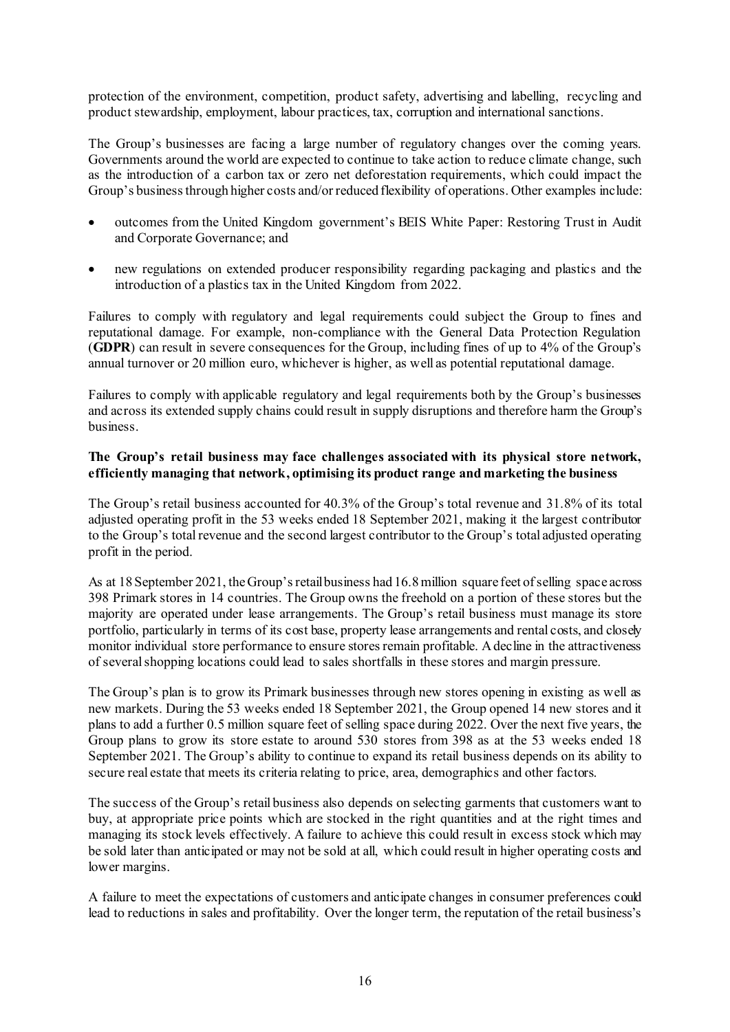protection of the environment, competition, product safety, advertising and labelling, recycling and product stewardship, employment, labour practices, tax, corruption and international sanctions.

The Group's businesses are facing a large number of regulatory changes over the coming years. Governments around the world are expected to continue to take action to reduce climate change, such as the introduction of a carbon tax or zero net deforestation requirements, which could impact the Group's business through higher costs and/or reduced flexibility of operations. Other examples include:

- outcomes from the United Kingdom government's BEIS White Paper: Restoring Trust in Audit and Corporate Governance; and
- new regulations on extended producer responsibility regarding packaging and plastics and the introduction of a plastics tax in the United Kingdom from 2022.

Failures to comply with regulatory and legal requirements could subject the Group to fines and reputational damage. For example, non-compliance with the General Data Protection Regulation (**GDPR**) can result in severe consequences for the Group, including fines of up to 4% of the Group's annual turnover or 20 million euro, whichever is higher, as well as potential reputational damage.

Failures to comply with applicable regulatory and legal requirements both by the Group's businesses and across its extended supply chains could result in supply disruptions and therefore harm the Group's business.

**The Group's retail business may face challenges associated with its physical store network, efficiently managing that network, optimising its product range and marketing the business**

The Group's retail business accounted for 40.3% of the Group's total revenue and 31.8% of its total adjusted operating profit in the 53 weeks ended 18 September 2021, making it the largest contributor to the Group's total revenue and the second largest contributor to the Group's total adjusted operating profit in the period.

As at 18 September 2021, the Group's retail business had 16.8 million square feet of selling space across 398 Primark stores in 14 countries. The Group owns the freehold on a portion of these stores but the majority are operated under lease arrangements. The Group's retail business must manage its store portfolio, particularly in terms of its cost base, property lease arrangements and rental costs, and closely monitor individual store performance to ensure stores remain profitable. A decline in the attractiveness of several shopping locations could lead to sales shortfalls in these stores and margin pressure.

The Group's plan is to grow its Primark businesses through new stores opening in existing as well as new markets. During the 53 weeks ended 18 September 2021, the Group opened 14 new stores and it plans to add a further 0.5 million square feet of selling space during 2022. Over the next five years, the Group plans to grow its store estate to around 530 stores from 398 as at the 53 weeks ended 18 September 2021. The Group's ability to continue to expand its retail business depends on its ability to secure real estate that meets its criteria relating to price, area, demographics and other factors.

The success of the Group's retail business also depends on selecting garments that customers want to buy, at appropriate price points which are stocked in the right quantities and at the right times and managing its stock levels effectively. A failure to achieve this could result in excess stock which may be sold later than anticipated or may not be sold at all, which could result in higher operating costs and lower margins.

A failure to meet the expectations of customers and anticipate changes in consumer preferences could lead to reductions in sales and profitability. Over the longer term, the reputation of the retail business's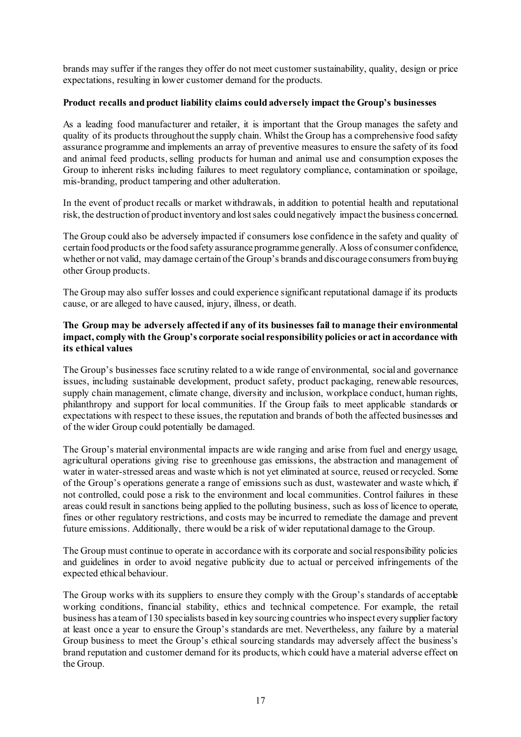brands may suffer if the ranges they offer do not meet customer sustainability, quality, design or price expectations, resulting in lower customer demand for the products.

**Product recalls and product liability claims could adversely impact the Group's businesses**

As a leading food manufacturer and retailer, it is important that the Group manages the safety and quality of its products throughout the supply chain. Whilst the Group has a comprehensive food safety assurance programme and implements an array of preventive measures to ensure the safety of its food and animal feed products, selling products for human and animal use and consumption exposes the Group to inherent risks including failures to meet regulatory compliance, contamination or spoilage, mis-branding, product tampering and other adulteration.

In the event of product recalls or market withdrawals, in addition to potential health and reputational risk, the destruction of product inventory and lost sales could negatively impact the business concerned.

The Group could also be adversely impacted if consumers lose confidence in the safety and quality of certain food products or the food safety assurance programme generally. A loss of consumer confidence, whether or not valid, may damage certain of the Group's brands and discourage consumers from buying other Group products.

The Group may also suffer losses and could experience significant reputational damage if its products cause, or are alleged to have caused, injury, illness, or death.

**The Group may be adversely affected if any of its businesses fail to manage their environmental impact, comply with the Group's corporate social responsibility policies or act in accordance with its ethical values**

The Group's businesses face scrutiny related to a wide range of environmental, social and governance issues, including sustainable development, product safety, product packaging, renewable resources, supply chain management, climate change, diversity and inclusion, workplace conduct, human rights, philanthropy and support for local communities. If the Group fails to meet applicable standards or expectations with respect to these issues, the reputation and brands of both the affected businesses and of the wider Group could potentially be damaged.

The Group's material environmental impacts are wide ranging and arise from fuel and energy usage, agricultural operations giving rise to greenhouse gas emissions, the abstraction and management of water in water-stressed areas and waste which is not yet eliminated at source, reused or recycled. Some of the Group's operations generate a range of emissions such as dust, wastewater and waste which, if not controlled, could pose a risk to the environment and local communities. Control failures in these areas could result in sanctions being applied to the polluting business, such as loss of licence to operate, fines or other regulatory restrictions, and costs may be incurred to remediate the damage and prevent future emissions. Additionally, there would be a risk of wider reputational damage to the Group.

The Group must continue to operate in accordance with its corporate and social responsibility policies and guidelines in order to avoid negative publicity due to actual or perceived infringements of the expected ethical behaviour.

The Group works with its suppliers to ensure they comply with the Group's standards of acceptable working conditions, financial stability, ethics and technical competence. For example, the retail business has a team of 130 specialists based in key sourcing countries who inspect every supplier factory at least once a year to ensure the Group's standards are met. Nevertheless, any failure by a material Group business to meet the Group's ethical sourcing standards may adversely affect the business's brand reputation and customer demand for its products, which could have a material adverse effect on the Group.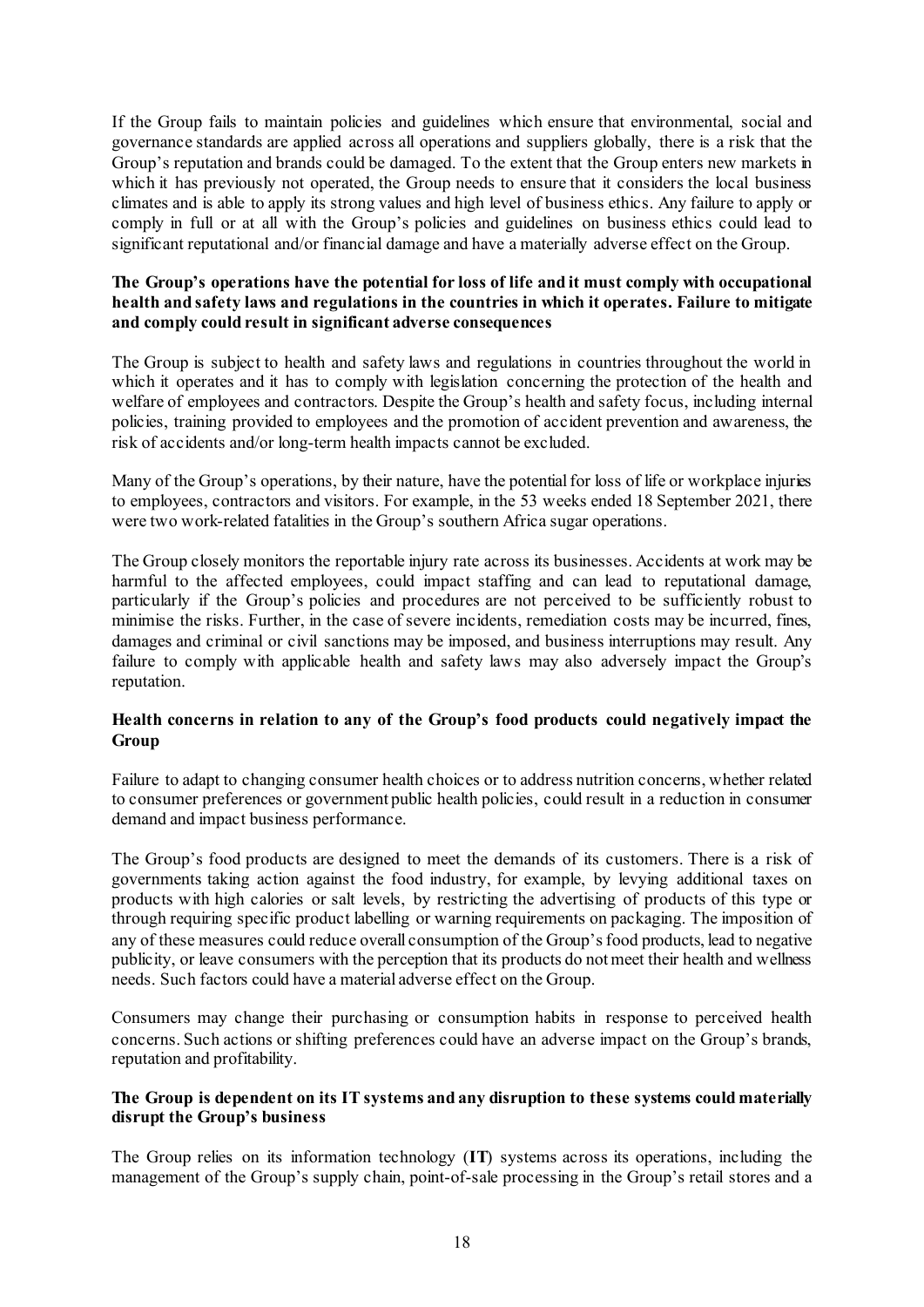If the Group fails to maintain policies and guidelines which ensure that environmental, social and governance standards are applied across all operations and suppliers globally, there is a risk that the Group's reputation and brands could be damaged. To the extent that the Group enters new markets in which it has previously not operated, the Group needs to ensure that it considers the local business climates and is able to apply its strong values and high level of business ethics. Any failure to apply or comply in full or at all with the Group's policies and guidelines on business ethics could lead to significant reputational and/or financial damage and have a materially adverse effect on the Group.

**The Group's operations have the potential for loss of life and it must comply with occupational health and safety laws and regulations in the countries in which it operates. Failure to mitigate and comply could result in significant adverse consequences**

The Group is subject to health and safety laws and regulations in countries throughout the world in which it operates and it has to comply with legislation concerning the protection of the health and welfare of employees and contractors. Despite the Group's health and safety focus, including internal policies, training provided to employees and the promotion of accident prevention and awareness, the risk of accidents and/or long-term health impacts cannot be excluded.

Many of the Group's operations, by their nature, have the potential for loss of life or workplace injuries to employees, contractors and visitors. For example, in the 53 weeks ended 18 September 2021, there were two work-related fatalities in the Group's southern Africa sugar operations.

The Group closely monitors the reportable injury rate across its businesses. Accidents at work may be harmful to the affected employees, could impact staffing and can lead to reputational damage, particularly if the Group's policies and procedures are not perceived to be sufficiently robust to minimise the risks. Further, in the case of severe incidents, remediation costs may be incurred, fines, damages and criminal or civil sanctions may be imposed, and business interruptions may result. Any failure to comply with applicable health and safety laws may also adversely impact the Group's reputation.

**Health concerns in relation to any of the Group's food products could negatively impact the Group**

Failure to adapt to changing consumer health choices or to address nutrition concerns, whether related to consumer preferences or government public health policies, could result in a reduction in consumer demand and impact business performance.

The Group's food products are designed to meet the demands of its customers. There is a risk of governments taking action against the food industry, for example, by levying additional taxes on products with high calories or salt levels, by restricting the advertising of products of this type or through requiring specific product labelling or warning requirements on packaging. The imposition of any of these measures could reduce overall consumption of the Group's food products, lead to negative publicity, or leave consumers with the perception that its products do not meet their health and wellness needs. Such factors could have a material adverse effect on the Group.

Consumers may change their purchasing or consumption habits in response to perceived health concerns. Such actions or shifting preferences could have an adverse impact on the Group's brands, reputation and profitability.

**The Group is dependent on its IT systems and any disruption to these systems could materially disrupt the Group's business**

The Group relies on its information technology (**IT**) systems across its operations, including the management of the Group's supply chain, point-of-sale processing in the Group's retail stores and a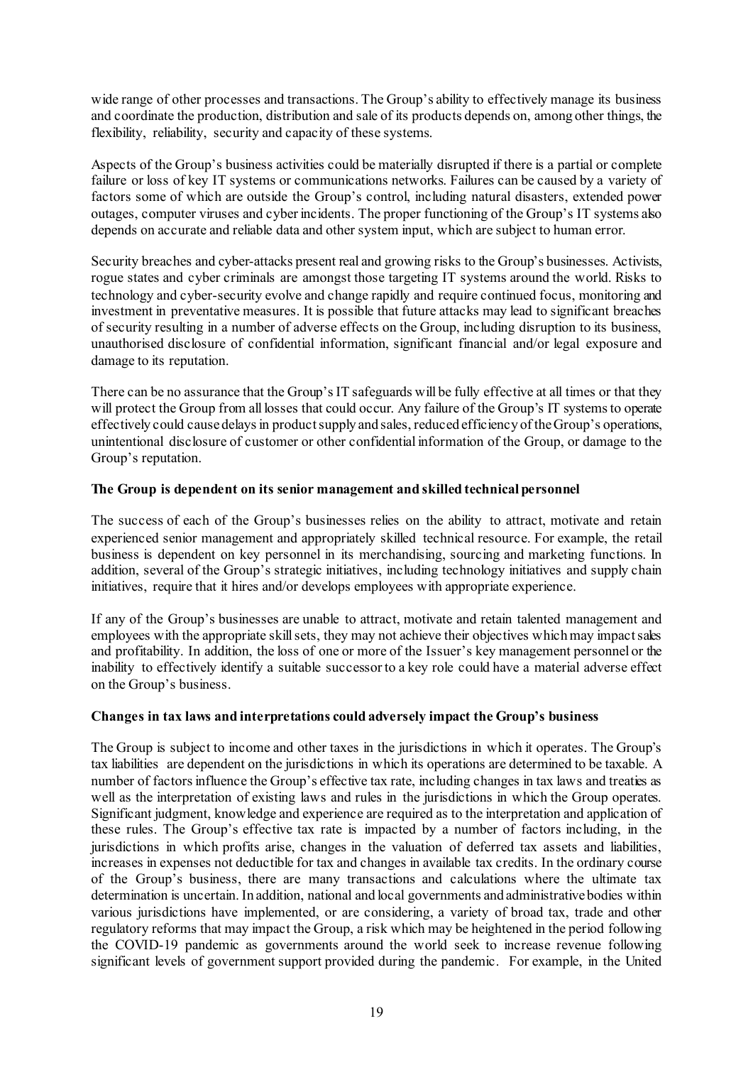wide range of other processes and transactions. The Group's ability to effectively manage its business and coordinate the production, distribution and sale of its products depends on, among other things, the flexibility, reliability, security and capacity of these systems.

Aspects of the Group's business activities could be materially disrupted if there is a partial or complete failure or loss of key IT systems or communications networks. Failures can be caused by a variety of factors some of which are outside the Group's control, including natural disasters, extended power outages, computer viruses and cyber incidents. The proper functioning of the Group's IT systems also depends on accurate and reliable data and other system input, which are subject to human error.

Security breaches and cyber-attacks present real and growing risks to the Group's businesses. Activists, rogue states and cyber criminals are amongst those targeting IT systems around the world. Risks to technology and cyber-security evolve and change rapidly and require continued focus, monitoring and investment in preventative measures. It is possible that future attacks may lead to significant breaches of security resulting in a number of adverse effects on the Group, including disruption to its business, unauthorised disclosure of confidential information, significant financial and/or legal exposure and damage to its reputation.

There can be no assurance that the Group's IT safeguards will be fully effective at all times or that they will protect the Group from all losses that could occur. Any failure of the Group's IT systems to operate effectively could cause delays in product supply and sales, reduced efficiency of the Group's operations, unintentional disclosure of customer or other confidential information of the Group, or damage to the Group's reputation.

**The Group is dependent on its senior management and skilled technical personnel**

The success of each of the Group's businesses relies on the ability to attract, motivate and retain experienced senior management and appropriately skilled technical resource. For example, the retail business is dependent on key personnel in its merchandising, sourcing and marketing functions. In addition, several of the Group's strategic initiatives, including technology initiatives and supply chain initiatives, require that it hires and/or develops employees with appropriate experience.

If any of the Group's businesses are unable to attract, motivate and retain talented management and employees with the appropriate skill sets, they may not achieve their objectives which may impact sales and profitability. In addition, the loss of one or more of the Issuer's key management personnel or the inability to effectively identify a suitable successor to a key role could have a material adverse effect on the Group's business.

**Changes in tax laws and interpretations could adversely impact the Group's business**

The Group is subject to income and other taxes in the jurisdictions in which it operates. The Group's tax liabilities are dependent on the jurisdictions in which its operations are determined to be taxable. A number of factors influence the Group's effective tax rate, including changes in tax laws and treaties as well as the interpretation of existing laws and rules in the jurisdictions in which the Group operates. Significant judgment, knowledge and experience are required as to the interpretation and application of these rules. The Group's effective tax rate is impacted by a number of factors including, in the jurisdictions in which profits arise, changes in the valuation of deferred tax assets and liabilities, increases in expenses not deductible for tax and changes in available tax credits. In the ordinary course of the Group's business, there are many transactions and calculations where the ultimate tax determination is uncertain. In addition, national and local governments and administrative bodies within various jurisdictions have implemented, or are considering, a variety of broad tax, trade and other regulatory reforms that may impact the Group, a risk which may be heightened in the period following the COVID-19 pandemic as governments around the world seek to increase revenue following significant levels of government support provided during the pandemic. For example, in the United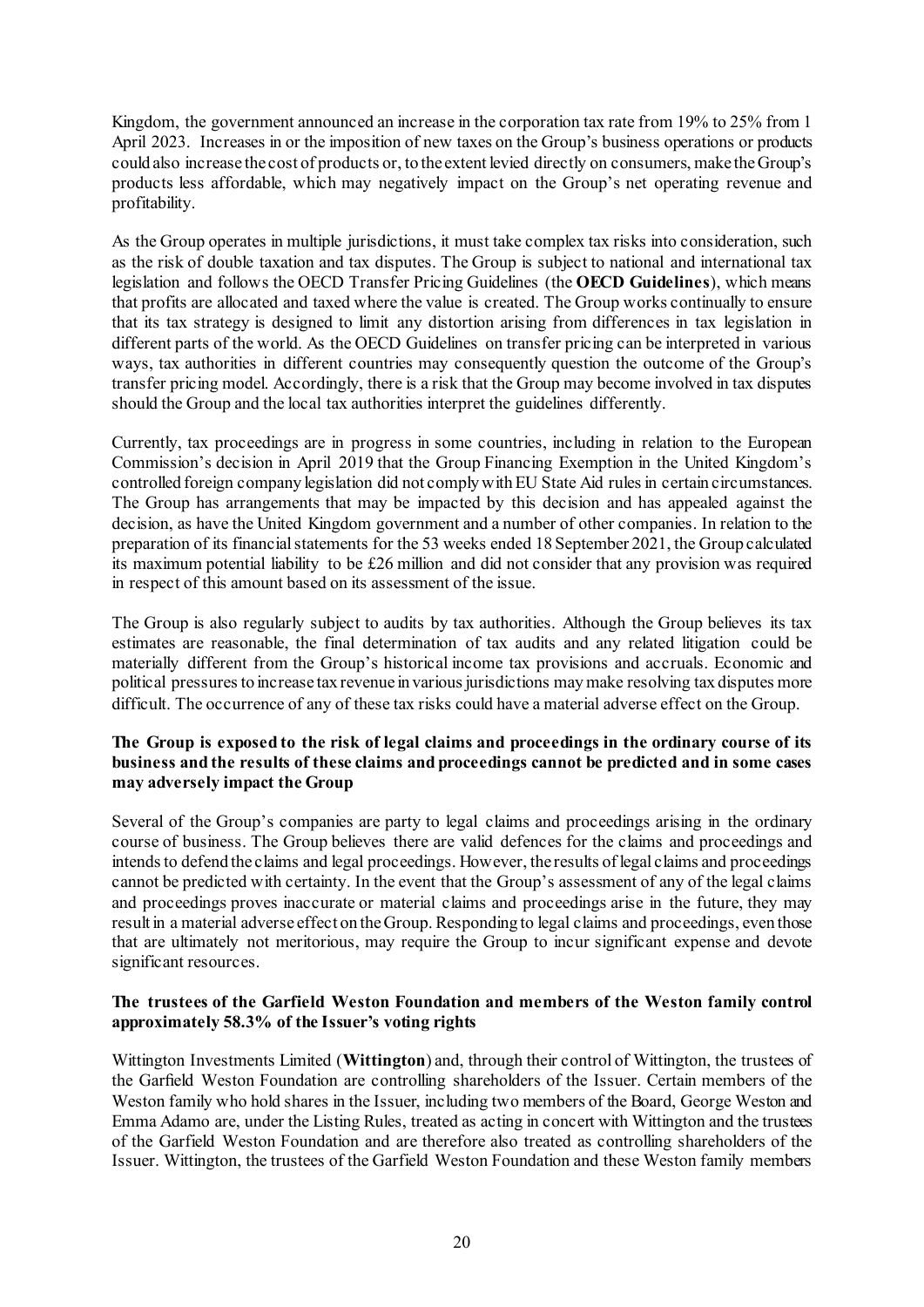Kingdom, the government announced an increase in the corporation tax rate from 19% to 25% from 1 April 2023. Increases in or the imposition of new taxes on the Group's business operations or products could also increase the cost of products or, to the extent levied directly on consumers, make the Group's products less affordable, which may negatively impact on the Group's net operating revenue and profitability.

As the Group operates in multiple jurisdictions, it must take complex tax risks into consideration, such as the risk of double taxation and tax disputes. The Group is subject to national and international tax legislation and follows the OECD Transfer Pricing Guidelines (the **OECD Guidelines**), which means that profits are allocated and taxed where the value is created. The Group works continually to ensure that its tax strategy is designed to limit any distortion arising from differences in tax legislation in different parts of the world. As the OECD Guidelines on transfer pricing can be interpreted in various ways, tax authorities in different countries may consequently question the outcome of the Group's transfer pricing model. Accordingly, there is a risk that the Group may become involved in tax disputes should the Group and the local tax authorities interpret the guidelines differently.

Currently, tax proceedings are in progress in some countries, including in relation to the European Commission's decision in April 2019 that the Group Financing Exemption in the United Kingdom's controlled foreign company legislation did not comply with EU State Aid rules in certain circumstances. The Group has arrangements that may be impacted by this decision and has appealed against the decision, as have the United Kingdom government and a number of other companies. In relation to the preparation of its financial statements for the 53 weeks ended 18 September 2021, the Group calculated its maximum potential liability to be £26 million and did not consider that any provision was required in respect of this amount based on its assessment of the issue.

The Group is also regularly subject to audits by tax authorities. Although the Group believes its tax estimates are reasonable, the final determination of tax audits and any related litigation could be materially different from the Group's historical income tax provisions and accruals. Economic and political pressures to increase tax revenue in various jurisdictions may make resolving tax disputes more difficult. The occurrence of any of these tax risks could have a material adverse effect on the Group.

**The Group is exposed to the risk of legal claims and proceedings in the ordinary course of its business and the results of these claims and proceedings cannot be predicted and in some cases may adversely impact the Group**

Several of the Group's companies are party to legal claims and proceedings arising in the ordinary course of business. The Group believes there are valid defences for the claims and proceedings and intends to defend the claims and legal proceedings. However, the results of legal claims and proceedings cannot be predicted with certainty. In the event that the Group's assessment of any of the legal claims and proceedings proves inaccurate or material claims and proceedings arise in the future, they may result in a material adverse effect on the Group. Responding to legal claims and proceedings, even those that are ultimately not meritorious, may require the Group to incur significant expense and devote significant resources.

**The trustees of the Garfield Weston Foundation and members of the Weston family control approximately 58.3% of the Issuer's voting rights**

Wittington Investments Limited (**Wittington**) and, through their control of Wittington, the trustees of the Garfield Weston Foundation are controlling shareholders of the Issuer. Certain members of the Weston family who hold shares in the Issuer, including two members of the Board, George Weston and Emma Adamo are, under the Listing Rules, treated as acting in concert with Wittington and the trustees of the Garfield Weston Foundation and are therefore also treated as controlling shareholders of the Issuer. Wittington, the trustees of the Garfield Weston Foundation and these Weston family members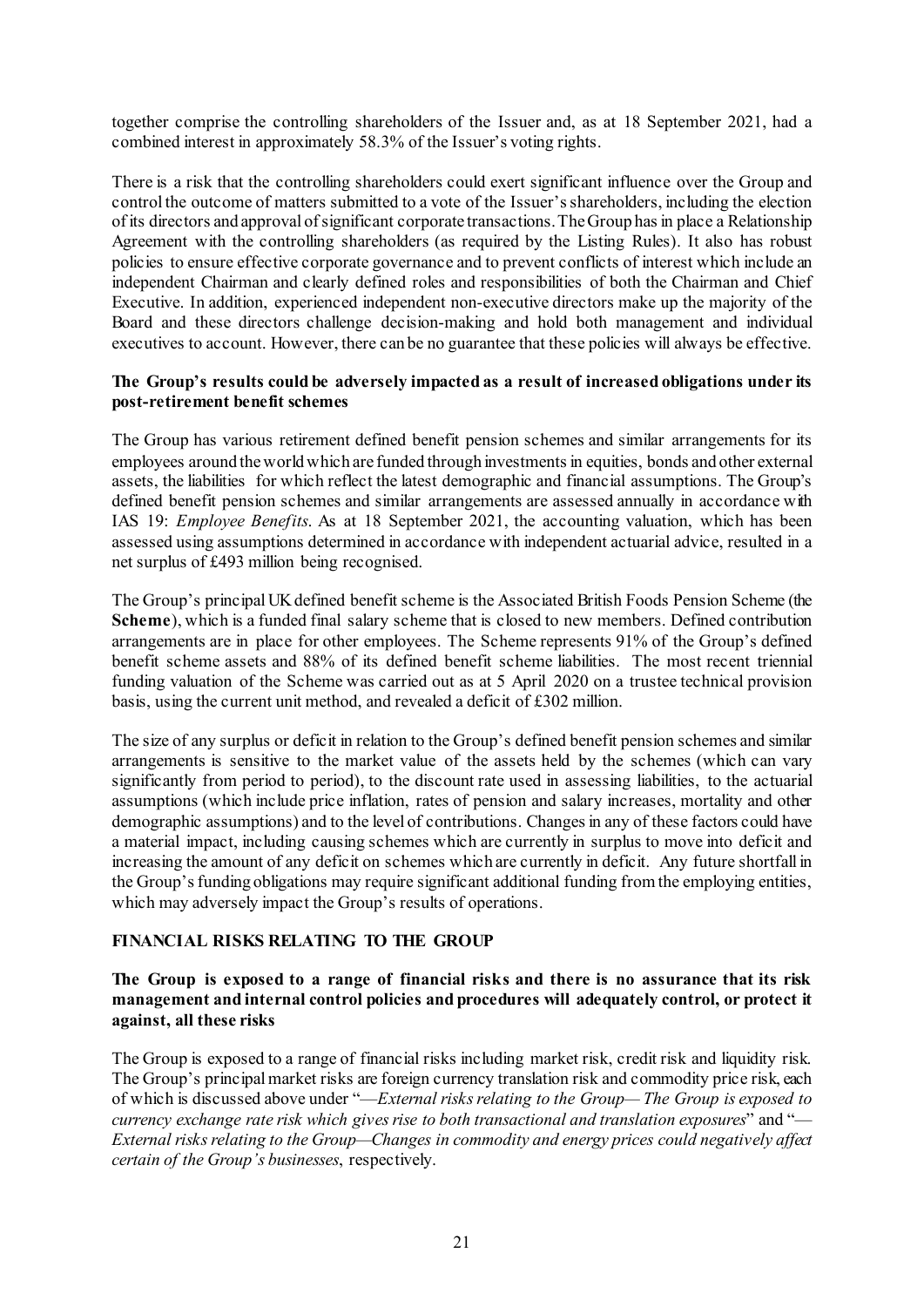together comprise the controlling shareholders of the Issuer and, as at 18 September 2021, had a combined interest in approximately 58.3% of the Issuer's voting rights.

There is a risk that the controlling shareholders could exert significant influence over the Group and control the outcome of matters submitted to a vote of the Issuer's shareholders, including the election of its directors and approval of significant corporate transactions. The Group has in place a Relationship Agreement with the controlling shareholders (as required by the Listing Rules). It also has robust policies to ensure effective corporate governance and to prevent conflicts of interest which include an independent Chairman and clearly defined roles and responsibilities of both the Chairman and Chief Executive. In addition, experienced independent non-executive directors make up the majority of the Board and these directors challenge decision-making and hold both management and individual executives to account. However, there can be no guarantee that these policies will always be effective.

**The Group's results could be adversely impacted as a result of increased obligations under its post-retirement benefit schemes**

The Group has various retirement defined benefit pension schemes and similar arrangements for its employees around the world which are funded through investments in equities, bonds and other external assets, the liabilities for which reflect the latest demographic and financial assumptions. The Group's defined benefit pension schemes and similar arrangements are assessed annually in accordance with IAS 19: *Employee Benefits*. As at 18 September 2021, the accounting valuation, which has been assessed using assumptions determined in accordance with independent actuarial advice, resulted in a net surplus of £493 million being recognised.

The Group's principal UK defined benefit scheme is the Associated British Foods Pension Scheme (the **Scheme**), which is a funded final salary scheme that is closed to new members. Defined contribution arrangements are in place for other employees. The Scheme represents 91% of the Group's defined benefit scheme assets and 88% of its defined benefit scheme liabilities. The most recent triennial funding valuation of the Scheme was carried out as at 5 April 2020 on a trustee technical provision basis, using the current unit method, and revealed a deficit of £302 million.

The size of any surplus or deficit in relation to the Group's defined benefit pension schemes and similar arrangements is sensitive to the market value of the assets held by the schemes (which can vary significantly from period to period), to the discount rate used in assessing liabilities, to the actuarial assumptions (which include price inflation, rates of pension and salary increases, mortality and other demographic assumptions) and to the level of contributions. Changes in any of these factors could have a material impact, including causing schemes which are currently in surplus to move into deficit and increasing the amount of any deficit on schemes which are currently in deficit. Any future shortfall in the Group's funding obligations may require significant additional funding from the employing entities, which may adversely impact the Group's results of operations.

## FINANCIAL RISKS RELATING TO THE GROUP

**The Group is exposed to a range of financial risks and there is no assurance that its risk management and internal control policies and procedures will adequately control, or protect it against, all these risks**

The Group is exposed to a range of financial risks including market risk, credit risk and liquidity risk. The Group's principal market risks are foreign currency translation risk and commodity price risk, each of which is discussed above under "*—External risks relating to the Group— The Group is exposed to currency exchange rate risk which gives rise to both transactional and translation exposures*" and "*—External risks relating to the Group—Changes in commodity and energy prices could negatively affect certain of the Group's businesses*, respectively.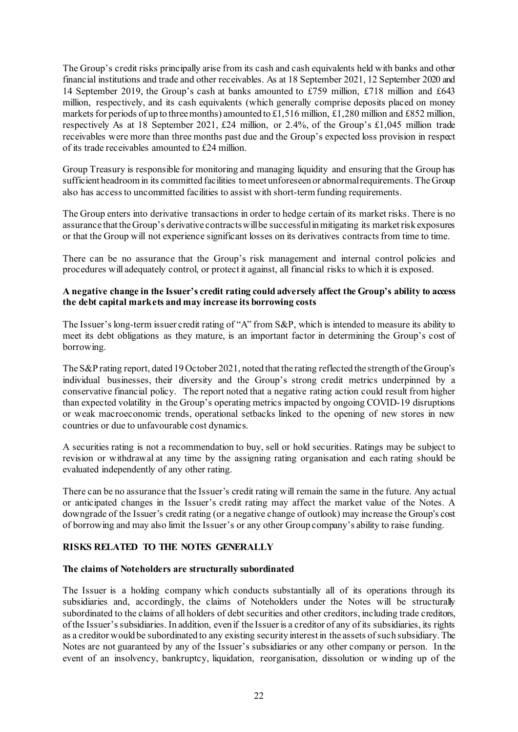The Group's credit risks principally arise from its cash and cash equivalents held with banks and other financial institutions and trade and other receivables. As at 18 September 2021, 12 September 2020 and 14 September 2019, the Group's cash at banks amounted to £759 million, £718 million and £643 million, respectively, and its cash equivalents (which generally comprise deposits placed on money markets for periods of up to three months) amounted to £1,516 million, £1,280 million and £852 million, respectively As at 18 September 2021, £24 million, or 2.4%, of the Group's £1,045 million trade receivables were more than three months past due and the Group's expected loss provision in respect of its trade receivables amounted to £24 million.

Group Treasury is responsible for monitoring and managing liquidity and ensuring that the Group has sufficient headroom in its committed facilities to meet unforeseen or abnormal requirements. The Group also has access to uncommitted facilities to assist with short-term funding requirements.

The Group enters into derivative transactions in order to hedge certain of its market risks. There is no assurance that the Group's derivative contracts will be successful in mitigating its market risk exposures or that the Group will not experience significant losses on its derivatives contracts from time to time.

There can be no assurance that the Group's risk management and internal control policies and procedures will adequately control, or protect it against, all financial risks to which it is exposed.

**A negative change in the Issuer's credit rating could adversely affect the Group's ability to access the debt capital markets and may increase its borrowing costs**

The Issuer's long-term issuer credit rating of "A" from S&P, which is intended to measure its ability to meet its debt obligations as they mature, is an important factor in determining the Group's cost of borrowing.

The S&P rating report, dated 19 October 2021, noted that the rating reflected the strength of the Group's individual businesses, their diversity and the Group's strong credit metrics underpinned by a conservative financial policy. The report noted that a negative rating action could result from higher than expected volatility in the Group's operating metrics impacted by ongoing COVID-19 disruptions or weak macroeconomic trends, operational setbacks linked to the opening of new stores in new countries or due to unfavourable cost dynamics.

A securities rating is not a recommendation to buy, sell or hold securities. Ratings may be subject to revision or withdrawal at any time by the assigning rating organisation and each rating should be evaluated independently of any other rating.

There can be no assurance that the Issuer's credit rating will remain the same in the future. Any actual or anticipated changes in the Issuer's credit rating may affect the market value of the Notes. A downgrade of the Issuer's credit rating (or a negative change of outlook) may increase the Group's cost of borrowing and may also limit the Issuer's or any other Group company's ability to raise funding.

## RISKS RELATED TO THE NOTES GENERALLY

**The claims of Noteholders are structurally subordinated**

The Issuer is a holding company which conducts substantially all of its operations through its subsidiaries and, accordingly, the claims of Noteholders under the Notes will be structurally subordinated to the claims of all holders of debt securities and other creditors, including trade creditors, of the Issuer's subsidiaries. In addition, even if the Issuer is a creditor of any of its subsidiaries, its rights as a creditor would be subordinated to any existing security interest in the assets of such subsidiary. The Notes are not guaranteed by any of the Issuer's subsidiaries or any other company or person. In the event of an insolvency, bankruptcy, liquidation, reorganisation, dissolution or winding up of the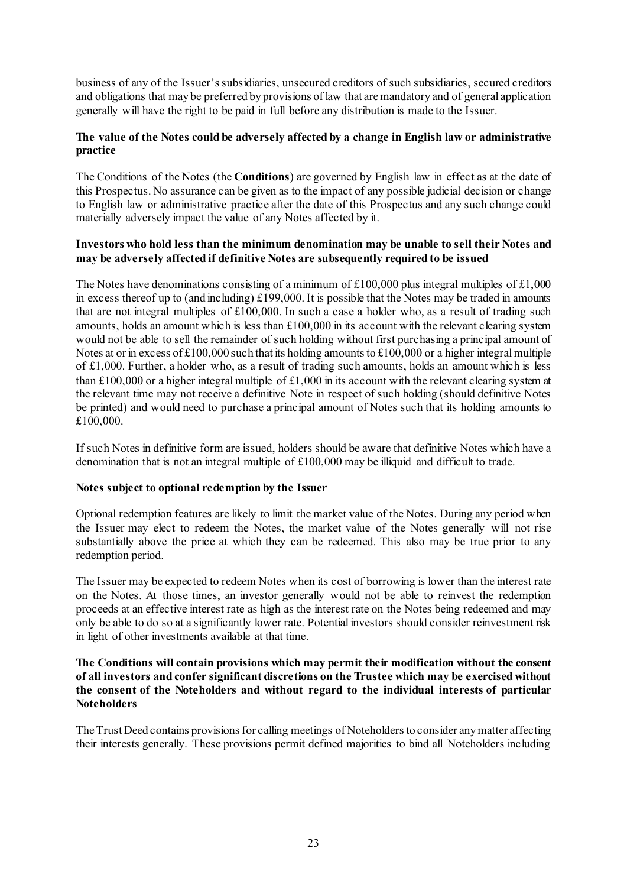business of any of the Issuer's subsidiaries, unsecured creditors of such subsidiaries, secured creditors and obligations that may be preferred by provisions of law that are mandatory and of general application generally will have the right to be paid in full before any distribution is made to the Issuer.

**The value of the Notes could be adversely affected by a change in English law or administrative practice**

The Conditions of the Notes (the **Conditions**) are governed by English law in effect as at the date of this Prospectus. No assurance can be given as to the impact of any possible judicial decision or change to English law or administrative practice after the date of this Prospectus and any such change could materially adversely impact the value of any Notes affected by it.

**Investors who hold less than the minimum denomination may be unable to sell their Notes and may be adversely affected if definitive Notes are subsequently required to be issued**

The Notes have denominations consisting of a minimum of £100,000 plus integral multiples of £1,000 in excess thereof up to (and including) £199,000. It is possible that the Notes may be traded in amounts that are not integral multiples of £100,000. In such a case a holder who, as a result of trading such amounts, holds an amount which is less than £100,000 in its account with the relevant clearing system would not be able to sell the remainder of such holding without first purchasing a principal amount of Notes at or in excess of £100,000 such that its holding amounts to £100,000 or a higher integral multiple of £1,000. Further, a holder who, as a result of trading such amounts, holds an amount which is less than £100,000 or a higher integral multiple of £1,000 in its account with the relevant clearing system at the relevant time may not receive a definitive Note in respect of such holding (should definitive Notes be printed) and would need to purchase a principal amount of Notes such that its holding amounts to £100,000.

If such Notes in definitive form are issued, holders should be aware that definitive Notes which have a denomination that is not an integral multiple of £100,000 may be illiquid and difficult to trade.

**Notes subject to optional redemption by the Issuer**

Optional redemption features are likely to limit the market value of the Notes. During any period when the Issuer may elect to redeem the Notes, the market value of the Notes generally will not rise substantially above the price at which they can be redeemed. This also may be true prior to any redemption period.

The Issuer may be expected to redeem Notes when its cost of borrowing is lower than the interest rate on the Notes. At those times, an investor generally would not be able to reinvest the redemption proceeds at an effective interest rate as high as the interest rate on the Notes being redeemed and may only be able to do so at a significantly lower rate. Potential investors should consider reinvestment risk in light of other investments available at that time.

**The Conditions will contain provisions which may permit their modification without the consent of all investors and confer significant discretions on the Trustee which may be exercised without the consent of the Noteholders and without regard to the individual interests of particular Noteholders**

The Trust Deed contains provisions for calling meetings of Noteholders to consider any matter affecting their interests generally. These provisions permit defined majorities to bind all Noteholders including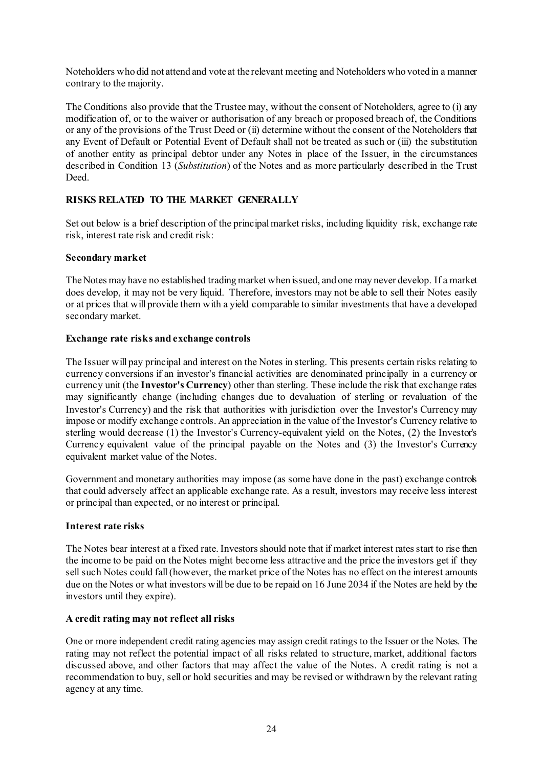Noteholders who did not attend and vote at the relevant meeting and Noteholders who voted in a manner contrary to the majority.

The Conditions also provide that the Trustee may, without the consent of Noteholders, agree to (i) any modification of, or to the waiver or authorisation of any breach or proposed breach of, the Conditions or any of the provisions of the Trust Deed or (ii) determine without the consent of the Noteholders that any Event of Default or Potential Event of Default shall not be treated as such or (iii) the substitution of another entity as principal debtor under any Notes in place of the Issuer, in the circumstances described in Condition 13 (*Substitution*) of the Notes and as more particularly described in the Trust Deed.

## RISKS RELATED TO THE MARKET GENERALLY

Set out below is a brief description of the principal market risks, including liquidity risk, exchange rate risk, interest rate risk and credit risk:

### Secondary market

The Notes may have no established trading market when issued, and one may never develop. If a market does develop, it may not be very liquid. Therefore, investors may not be able to sell their Notes easily or at prices that will provide them with a yield comparable to similar investments that have a developed secondary market.

### Exchange rate risks and exchange controls

The Issuer will pay principal and interest on the Notes in sterling. This presents certain risks relating to currency conversions if an investor's financial activities are denominated principally in a currency or currency unit (the **Investor's Currency**) other than sterling. These include the risk that exchange rates may significantly change (including changes due to devaluation of sterling or revaluation of the Investor's Currency) and the risk that authorities with jurisdiction over the Investor's Currency may impose or modify exchange controls. An appreciation in the value of the Investor's Currency relative to sterling would decrease (1) the Investor's Currency-equivalent yield on the Notes, (2) the Investor's Currency equivalent value of the principal payable on the Notes and (3) the Investor's Currency equivalent market value of the Notes.

Government and monetary authorities may impose (as some have done in the past) exchange controls that could adversely affect an applicable exchange rate. As a result, investors may receive less interest or principal than expected, or no interest or principal.

### Interest rate risks

The Notes bear interest at a fixed rate. Investors should note that if market interest rates start to rise then the income to be paid on the Notes might become less attractive and the price the investors get if they sell such Notes could fall (however, the market price of the Notes has no effect on the interest amounts due on the Notes or what investors will be due to be repaid on 16 June 2034 if the Notes are held by the investors until they expire).

### A credit rating may not reflect all risks

One or more independent credit rating agencies may assign credit ratings to the Issuer or the Notes. The rating may not reflect the potential impact of all risks related to structure, market, additional factors discussed above, and other factors that may affect the value of the Notes. A credit rating is not a recommendation to buy, sell or hold securities and may be revised or withdrawn by the relevant rating agency at any time.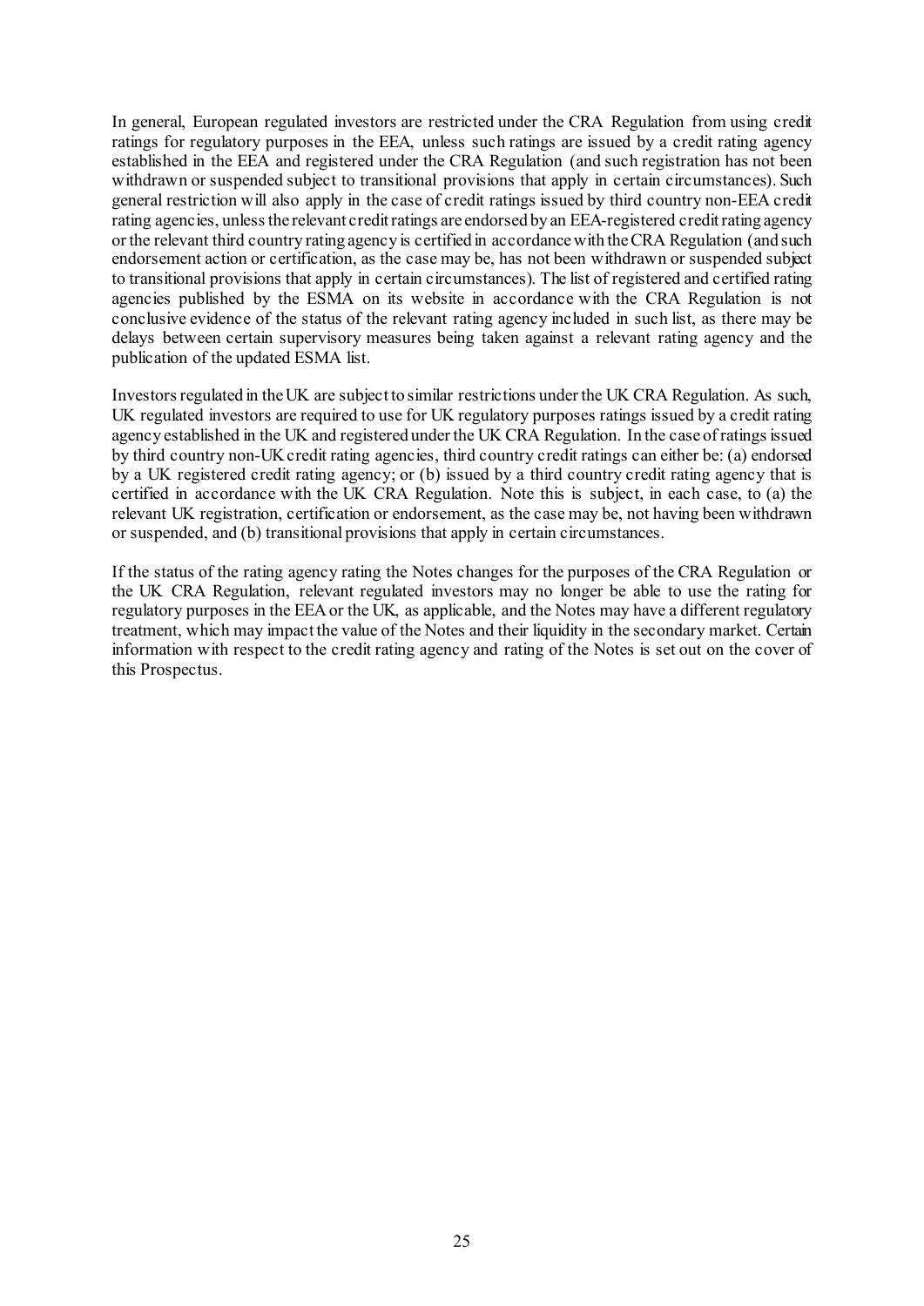In general, European regulated investors are restricted under the CRA Regulation from using credit ratings for regulatory purposes in the EEA, unless such ratings are issued by a credit rating agency established in the EEA and registered under the CRA Regulation (and such registration has not been withdrawn or suspended subject to transitional provisions that apply in certain circumstances). Such general restriction will also apply in the case of credit ratings issued by third country non-EEA credit rating agencies, unless the relevant credit ratings are endorsed by an EEA-registered credit rating agency or the relevant third country rating agency is certified in accordance with the CRA Regulation (and such endorsement action or certification, as the case may be, has not been withdrawn or suspended subject to transitional provisions that apply in certain circumstances). The list of registered and certified rating agencies published by the ESMA on its website in accordance with the CRA Regulation is not conclusive evidence of the status of the relevant rating agency included in such list, as there may be delays between certain supervisory measures being taken against a relevant rating agency and the publication of the updated ESMA list.

Investors regulated in the UK are subject to similar restrictions under the UK CRA Regulation. As such, UK regulated investors are required to use for UK regulatory purposes ratings issued by a credit rating agency established in the UK and registered under the UK CRA Regulation. In the case of ratings issued by third country non-UK credit rating agencies, third country credit ratings can either be: (a) endorsed by a UK registered credit rating agency; or (b) issued by a third country credit rating agency that is certified in accordance with the UK CRA Regulation. Note this is subject, in each case, to (a) the relevant UK registration, certification or endorsement, as the case may be, not having been withdrawn or suspended, and (b) transitional provisions that apply in certain circumstances.

If the status of the rating agency rating the Notes changes for the purposes of the CRA Regulation or the UK CRA Regulation, relevant regulated investors may no longer be able to use the rating for regulatory purposes in the EEA or the UK, as applicable, and the Notes may have a different regulatory treatment, which may impact the value of the Notes and their liquidity in the secondary market. Certain information with respect to the credit rating agency and rating of the Notes is set out on the cover of this Prospectus.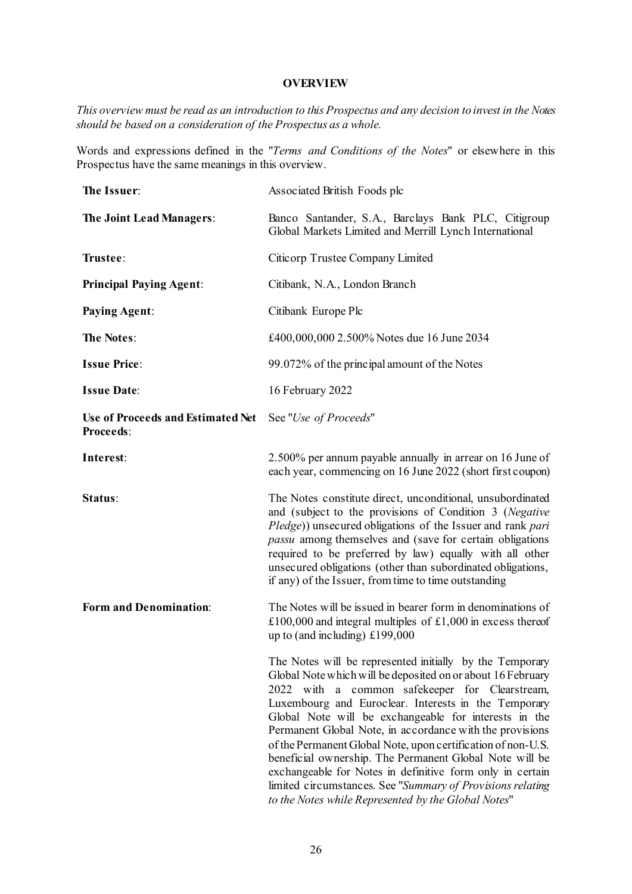# OVERVIEW

*This overview must be read as an introduction to this Prospectus and any decision to invest in the Notes should be based on a consideration of the Prospectus as a whole.*

Words and expressions defined in the "*Terms and Conditions of the Notes*" or elsewhere in this Prospectus have the same meanings in this overview.

| | |
|---|---|
| **The Issuer**: | Associated British Foods plc |
| **The Joint Lead Managers**: | Banco Santander, S.A., Barclays Bank PLC, Citigroup Global Markets Limited and Merrill Lynch International |
| **Trustee**: | Citicorp Trustee Company Limited |
| **Principal Paying Agent**: | Citibank, N.A., London Branch |
| **Paying Agent**: | Citibank Europe Plc |
| **The Notes**: | £400,000,000 2.500% Notes due 16 June 2034 |
| **Issue Price**: | 99.072% of the principal amount of the Notes |
| **Issue Date**: | 16 February 2022 |
| **Use of Proceeds and Estimated Net Proceeds**: | See "*Use of Proceeds*" |
| **Interest**: | 2.500% per annum payable annually in arrear on 16 June of each year, commencing on 16 June 2022 (short first coupon) |
| **Status**: | The Notes constitute direct, unconditional, unsubordinated and (subject to the provisions of Condition 3 (*Negative Pledge*)) unsecured obligations of the Issuer and rank *pari passu* among themselves and (save for certain obligations required to be preferred by law) equally with all other unsecured obligations (other than subordinated obligations, if any) of the Issuer, from time to time outstanding |
| **Form and Denomination**: | The Notes will be issued in bearer form in denominations of £100,000 and integral multiples of £1,000 in excess thereof up to (and including) £199,000<br><br>The Notes will be represented initially by the Temporary Global Note which will be deposited on or about 16 February 2022 with a common safekeeper for Clearstream, Luxembourg and Euroclear. Interests in the Temporary Global Note will be exchangeable for interests in the Permanent Global Note, in accordance with the provisions of the Permanent Global Note, upon certification of non-U.S. beneficial ownership. The Permanent Global Note will be exchangeable for Notes in definitive form only in certain limited circumstances. See "*Summary of Provisions relating to the Notes while Represented by the Global Notes*" |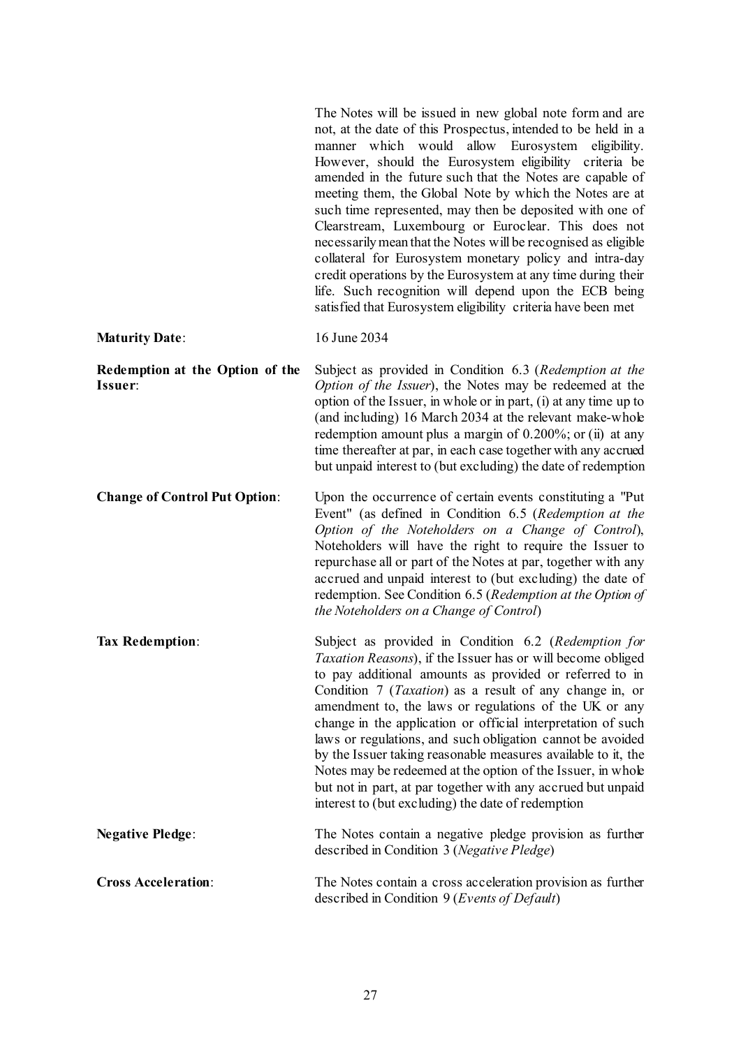|  |  |
|---|---|
|  | The Notes will be issued in new global note form and are not, at the date of this Prospectus, intended to be held in a manner which would allow Eurosystem eligibility. However, should the Eurosystem eligibility criteria be amended in the future such that the Notes are capable of meeting them, the Global Note by which the Notes are at such time represented, may then be deposited with one of Clearstream, Luxembourg or Euroclear. This does not necessarily mean that the Notes will be recognised as eligible collateral for Eurosystem monetary policy and intra-day credit operations by the Eurosystem at any time during their life. Such recognition will depend upon the ECB being satisfied that Eurosystem eligibility criteria have been met |
| **Maturity Date**: | 16 June 2034 |
| **Redemption at the Option of the Issuer**: | Subject as provided in Condition 6.3 (*Redemption at the Option of the Issuer*), the Notes may be redeemed at the option of the Issuer, in whole or in part, (i) at any time up to (and including) 16 March 2034 at the relevant make-whole redemption amount plus a margin of 0.200%; or (ii) at any time thereafter at par, in each case together with any accrued but unpaid interest to (but excluding) the date of redemption |
| **Change of Control Put Option**: | Upon the occurrence of certain events constituting a "Put Event" (as defined in Condition 6.5 (*Redemption at the Option of the Noteholders on a Change of Control*), Noteholders will have the right to require the Issuer to repurchase all or part of the Notes at par, together with any accrued and unpaid interest to (but excluding) the date of redemption. See Condition 6.5 (*Redemption at the Option of the Noteholders on a Change of Control*) |
| **Tax Redemption**: | Subject as provided in Condition 6.2 (*Redemption for Taxation Reasons*), if the Issuer has or will become obliged to pay additional amounts as provided or referred to in Condition 7 (*Taxation*) as a result of any change in, or amendment to, the laws or regulations of the UK or any change in the application or official interpretation of such laws or regulations, and such obligation cannot be avoided by the Issuer taking reasonable measures available to it, the Notes may be redeemed at the option of the Issuer, in whole but not in part, at par together with any accrued but unpaid interest to (but excluding) the date of redemption |
| **Negative Pledge**: | The Notes contain a negative pledge provision as further described in Condition 3 (*Negative Pledge*) |
| **Cross Acceleration**: | The Notes contain a cross acceleration provision as further described in Condition 9 (*Events of Default*) |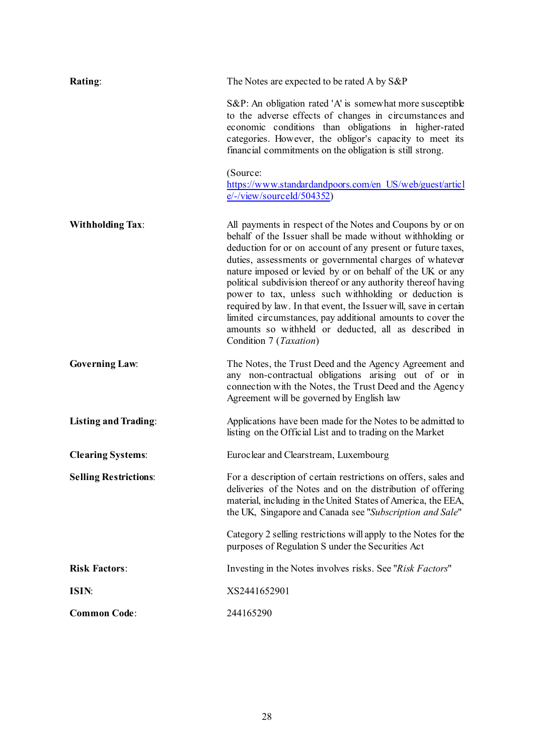| | |
|---|---|
| **Rating**: | The Notes are expected to be rated A by S&P<br><br>S&P: An obligation rated 'A' is somewhat more susceptible to the adverse effects of changes in circumstances and economic conditions than obligations in higher-rated categories. However, the obligor's capacity to meet its financial commitments on the obligation is still strong.<br><br>(Source: https://www.standardandpoors.com/en_US/web/guest/article/-/view/sourceId/504352) |
| **Withholding Tax**: | All payments in respect of the Notes and Coupons by or on behalf of the Issuer shall be made without withholding or deduction for or on account of any present or future taxes, duties, assessments or governmental charges of whatever nature imposed or levied by or on behalf of the UK or any political subdivision thereof or any authority thereof having power to tax, unless such withholding or deduction is required by law. In that event, the Issuer will, save in certain limited circumstances, pay additional amounts to cover the amounts so withheld or deducted, all as described in Condition 7 (*Taxation*) |
| **Governing Law**: | The Notes, the Trust Deed and the Agency Agreement and any non-contractual obligations arising out of or in connection with the Notes, the Trust Deed and the Agency Agreement will be governed by English law |
| **Listing and Trading**: | Applications have been made for the Notes to be admitted to listing on the Official List and to trading on the Market |
| **Clearing Systems**: | Euroclear and Clearstream, Luxembourg |
| **Selling Restrictions**: | For a description of certain restrictions on offers, sales and deliveries of the Notes and on the distribution of offering material, including in the United States of America, the EEA, the UK, Singapore and Canada see "*Subscription and Sale*"<br><br>Category 2 selling restrictions will apply to the Notes for the purposes of Regulation S under the Securities Act |
| **Risk Factors**: | Investing in the Notes involves risks. See "*Risk Factors*" |
| **ISIN**: | XS2441652901 |
| **Common Code**: | 244165290 |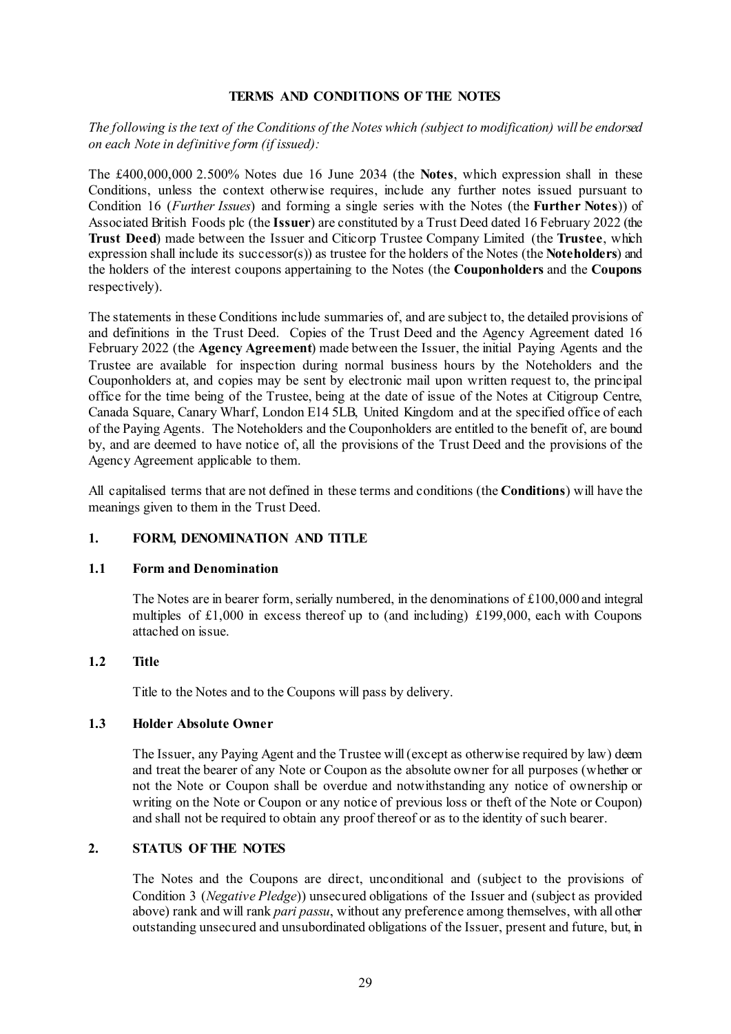# TERMS AND CONDITIONS OF THE NOTES

*The following is the text of the Conditions of the Notes which (subject to modification) will be endorsed on each Note in definitive form (if issued):*

The £400,000,000 2.500% Notes due 16 June 2034 (the **Notes**, which expression shall in these Conditions, unless the context otherwise requires, include any further notes issued pursuant to Condition 16 (*Further Issues*) and forming a single series with the Notes (the **Further Notes**)) of Associated British Foods plc (the **Issuer**) are constituted by a Trust Deed dated 16 February 2022 (the **Trust Deed**) made between the Issuer and Citicorp Trustee Company Limited (the **Trustee**, which expression shall include its successor(s)) as trustee for the holders of the Notes (the **Noteholders**) and the holders of the interest coupons appertaining to the Notes (the **Couponholders** and the **Coupons** respectively).

The statements in these Conditions include summaries of, and are subject to, the detailed provisions of and definitions in the Trust Deed. Copies of the Trust Deed and the Agency Agreement dated 16 February 2022 (the **Agency Agreement**) made between the Issuer, the initial Paying Agents and the Trustee are available for inspection during normal business hours by the Noteholders and the Couponholders at, and copies may be sent by electronic mail upon written request to, the principal office for the time being of the Trustee, being at the date of issue of the Notes at Citigroup Centre, Canada Square, Canary Wharf, London E14 5LB, United Kingdom and at the specified office of each of the Paying Agents. The Noteholders and the Couponholders are entitled to the benefit of, are bound by, and are deemed to have notice of, all the provisions of the Trust Deed and the provisions of the Agency Agreement applicable to them.

All capitalised terms that are not defined in these terms and conditions (the **Conditions**) will have the meanings given to them in the Trust Deed.

## 1. FORM, DENOMINATION AND TITLE

### 1.1 Form and Denomination

The Notes are in bearer form, serially numbered, in the denominations of £100,000 and integral multiples of £1,000 in excess thereof up to (and including) £199,000, each with Coupons attached on issue.

### 1.2 Title

Title to the Notes and to the Coupons will pass by delivery.

### 1.3 Holder Absolute Owner

The Issuer, any Paying Agent and the Trustee will (except as otherwise required by law) deem and treat the bearer of any Note or Coupon as the absolute owner for all purposes (whether or not the Note or Coupon shall be overdue and notwithstanding any notice of ownership or writing on the Note or Coupon or any notice of previous loss or theft of the Note or Coupon) and shall not be required to obtain any proof thereof or as to the identity of such bearer.

## 2. STATUS OF THE NOTES

The Notes and the Coupons are direct, unconditional and (subject to the provisions of Condition 3 (*Negative Pledge*)) unsecured obligations of the Issuer and (subject as provided above) rank and will rank *pari passu*, without any preference among themselves, with all other outstanding unsecured and unsubordinated obligations of the Issuer, present and future, but, in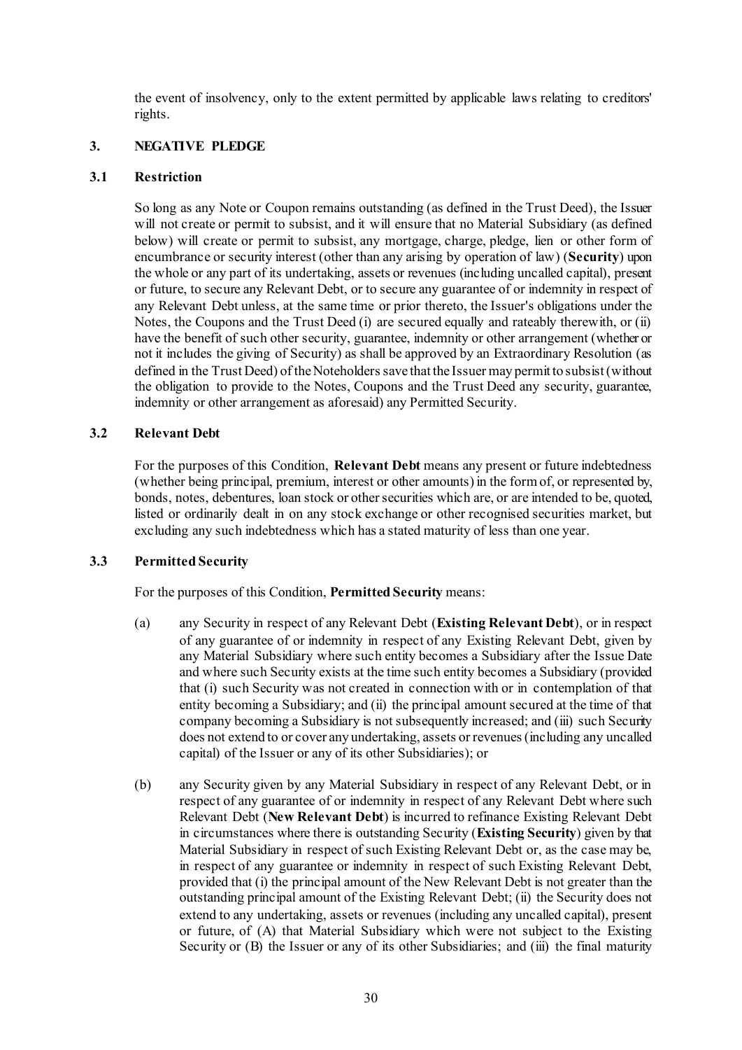the event of insolvency, only to the extent permitted by applicable laws relating to creditors' rights.

## 3. NEGATIVE PLEDGE

### 3.1 Restriction

So long as any Note or Coupon remains outstanding (as defined in the Trust Deed), the Issuer will not create or permit to subsist, and it will ensure that no Material Subsidiary (as defined below) will create or permit to subsist, any mortgage, charge, pledge, lien or other form of encumbrance or security interest (other than any arising by operation of law) (**Security**) upon the whole or any part of its undertaking, assets or revenues (including uncalled capital), present or future, to secure any Relevant Debt, or to secure any guarantee of or indemnity in respect of any Relevant Debt unless, at the same time or prior thereto, the Issuer's obligations under the Notes, the Coupons and the Trust Deed (i) are secured equally and rateably therewith, or (ii) have the benefit of such other security, guarantee, indemnity or other arrangement (whether or not it includes the giving of Security) as shall be approved by an Extraordinary Resolution (as defined in the Trust Deed) of the Noteholders save that the Issuer may permit to subsist (without the obligation to provide to the Notes, Coupons and the Trust Deed any security, guarantee, indemnity or other arrangement as aforesaid) any Permitted Security.

### 3.2 Relevant Debt

For the purposes of this Condition, **Relevant Debt** means any present or future indebtedness (whether being principal, premium, interest or other amounts) in the form of, or represented by, bonds, notes, debentures, loan stock or other securities which are, or are intended to be, quoted, listed or ordinarily dealt in on any stock exchange or other recognised securities market, but excluding any such indebtedness which has a stated maturity of less than one year.

### 3.3 Permitted Security

For the purposes of this Condition, **Permitted Security** means:

(a) any Security in respect of any Relevant Debt (**Existing Relevant Debt**), or in respect of any guarantee of or indemnity in respect of any Existing Relevant Debt, given by any Material Subsidiary where such entity becomes a Subsidiary after the Issue Date and where such Security exists at the time such entity becomes a Subsidiary (provided that (i) such Security was not created in connection with or in contemplation of that entity becoming a Subsidiary; and (ii) the principal amount secured at the time of that company becoming a Subsidiary is not subsequently increased; and (iii) such Security does not extend to or cover any undertaking, assets or revenues (including any uncalled capital) of the Issuer or any of its other Subsidiaries); or

(b) any Security given by any Material Subsidiary in respect of any Relevant Debt, or in respect of any guarantee of or indemnity in respect of any Relevant Debt where such Relevant Debt (**New Relevant Debt**) is incurred to refinance Existing Relevant Debt in circumstances where there is outstanding Security (**Existing Security**) given by that Material Subsidiary in respect of such Existing Relevant Debt or, as the case may be, in respect of any guarantee or indemnity in respect of such Existing Relevant Debt, provided that (i) the principal amount of the New Relevant Debt is not greater than the outstanding principal amount of the Existing Relevant Debt; (ii) the Security does not extend to any undertaking, assets or revenues (including any uncalled capital), present or future, of (A) that Material Subsidiary which were not subject to the Existing Security or (B) the Issuer or any of its other Subsidiaries; and (iii) the final maturity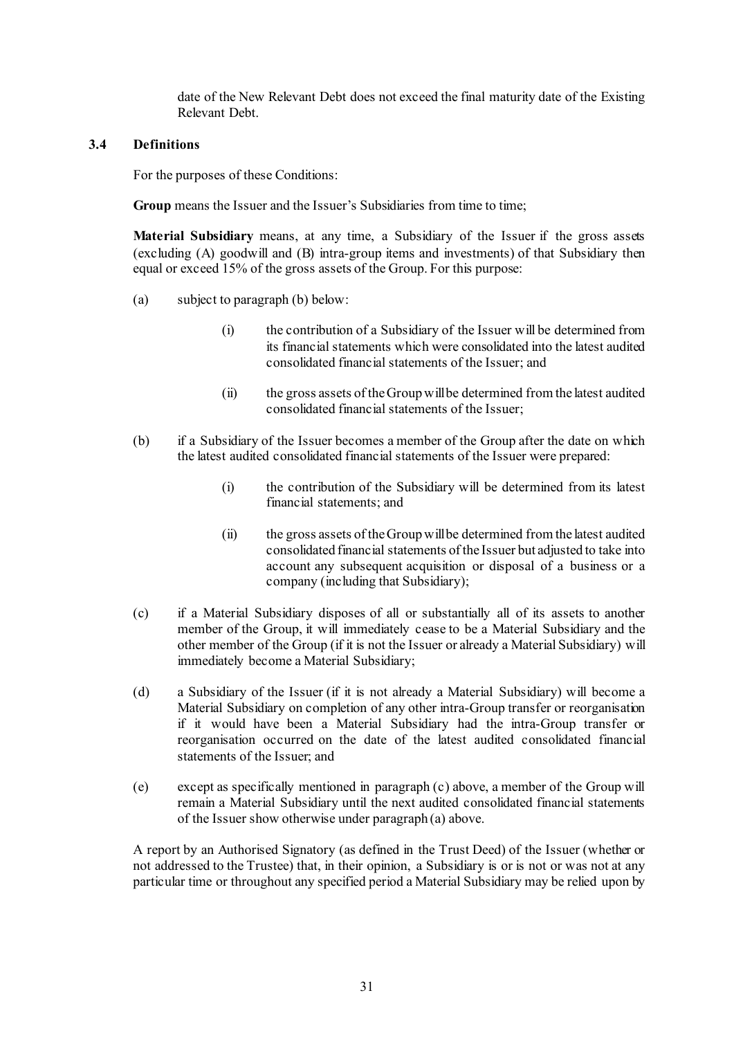date of the New Relevant Debt does not exceed the final maturity date of the Existing Relevant Debt.

### 3.4 Definitions

For the purposes of these Conditions:

**Group** means the Issuer and the Issuer's Subsidiaries from time to time;

**Material Subsidiary** means, at any time, a Subsidiary of the Issuer if the gross assets (excluding (A) goodwill and (B) intra-group items and investments) of that Subsidiary then equal or exceed 15% of the gross assets of the Group. For this purpose:

(a) subject to paragraph (b) below:

   (i) the contribution of a Subsidiary of the Issuer will be determined from its financial statements which were consolidated into the latest audited consolidated financial statements of the Issuer; and

   (ii) the gross assets of the Group will be determined from the latest audited consolidated financial statements of the Issuer;

(b) if a Subsidiary of the Issuer becomes a member of the Group after the date on which the latest audited consolidated financial statements of the Issuer were prepared:

   (i) the contribution of the Subsidiary will be determined from its latest financial statements; and

   (ii) the gross assets of the Group will be determined from the latest audited consolidated financial statements of the Issuer but adjusted to take into account any subsequent acquisition or disposal of a business or a company (including that Subsidiary);

(c) if a Material Subsidiary disposes of all or substantially all of its assets to another member of the Group, it will immediately cease to be a Material Subsidiary and the other member of the Group (if it is not the Issuer or already a Material Subsidiary) will immediately become a Material Subsidiary;

(d) a Subsidiary of the Issuer (if it is not already a Material Subsidiary) will become a Material Subsidiary on completion of any other intra-Group transfer or reorganisation if it would have been a Material Subsidiary had the intra-Group transfer or reorganisation occurred on the date of the latest audited consolidated financial statements of the Issuer; and

(e) except as specifically mentioned in paragraph (c) above, a member of the Group will remain a Material Subsidiary until the next audited consolidated financial statements of the Issuer show otherwise under paragraph (a) above.

A report by an Authorised Signatory (as defined in the Trust Deed) of the Issuer (whether or not addressed to the Trustee) that, in their opinion, a Subsidiary is or is not or was not at any particular time or throughout any specified period a Material Subsidiary may be relied upon by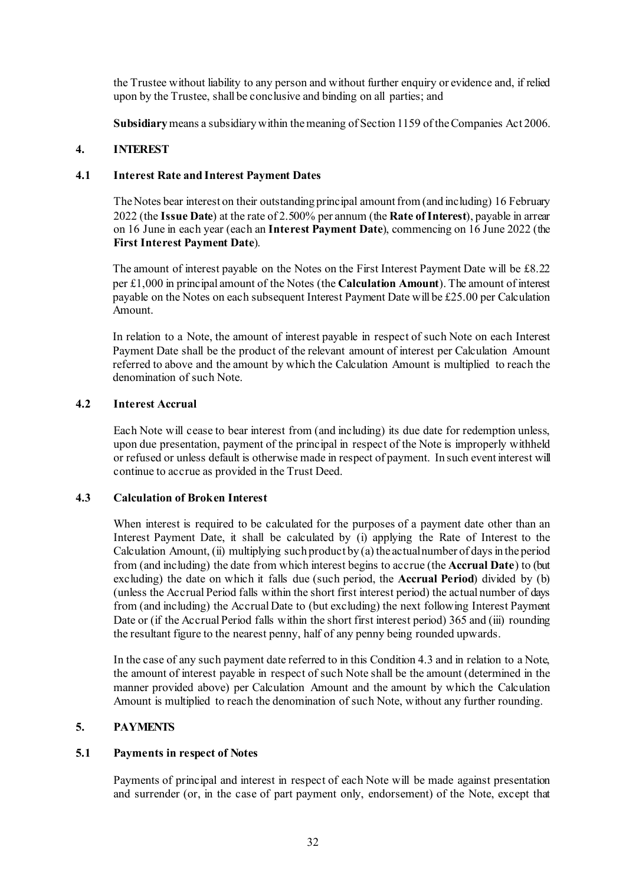the Trustee without liability to any person and without further enquiry or evidence and, if relied upon by the Trustee, shall be conclusive and binding on all parties; and

**Subsidiary** means a subsidiary within the meaning of Section 1159 of the Companies Act 2006.

## 4. INTEREST

### 4.1 Interest Rate and Interest Payment Dates

The Notes bear interest on their outstanding principal amount from (and including) 16 February 2022 (the **Issue Date**) at the rate of 2.500% per annum (the **Rate of Interest**), payable in arrear on 16 June in each year (each an **Interest Payment Date**), commencing on 16 June 2022 (the **First Interest Payment Date**).

The amount of interest payable on the Notes on the First Interest Payment Date will be £8.22 per £1,000 in principal amount of the Notes (the **Calculation Amount**). The amount of interest payable on the Notes on each subsequent Interest Payment Date will be £25.00 per Calculation Amount.

In relation to a Note, the amount of interest payable in respect of such Note on each Interest Payment Date shall be the product of the relevant amount of interest per Calculation Amount referred to above and the amount by which the Calculation Amount is multiplied to reach the denomination of such Note.

### 4.2 Interest Accrual

Each Note will cease to bear interest from (and including) its due date for redemption unless, upon due presentation, payment of the principal in respect of the Note is improperly withheld or refused or unless default is otherwise made in respect of payment. In such event interest will continue to accrue as provided in the Trust Deed.

### 4.3 Calculation of Broken Interest

When interest is required to be calculated for the purposes of a payment date other than an Interest Payment Date, it shall be calculated by (i) applying the Rate of Interest to the Calculation Amount, (ii) multiplying such product by (a) the actual number of days in the period from (and including) the date from which interest begins to accrue (the **Accrual Date**) to (but excluding) the date on which it falls due (such period, the **Accrual Period**) divided by (b) (unless the Accrual Period falls within the short first interest period) the actual number of days from (and including) the Accrual Date to (but excluding) the next following Interest Payment Date or (if the Accrual Period falls within the short first interest period) 365 and (iii) rounding the resultant figure to the nearest penny, half of any penny being rounded upwards.

In the case of any such payment date referred to in this Condition 4.3 and in relation to a Note, the amount of interest payable in respect of such Note shall be the amount (determined in the manner provided above) per Calculation Amount and the amount by which the Calculation Amount is multiplied to reach the denomination of such Note, without any further rounding.

## 5. PAYMENTS

### 5.1 Payments in respect of Notes

Payments of principal and interest in respect of each Note will be made against presentation and surrender (or, in the case of part payment only, endorsement) of the Note, except that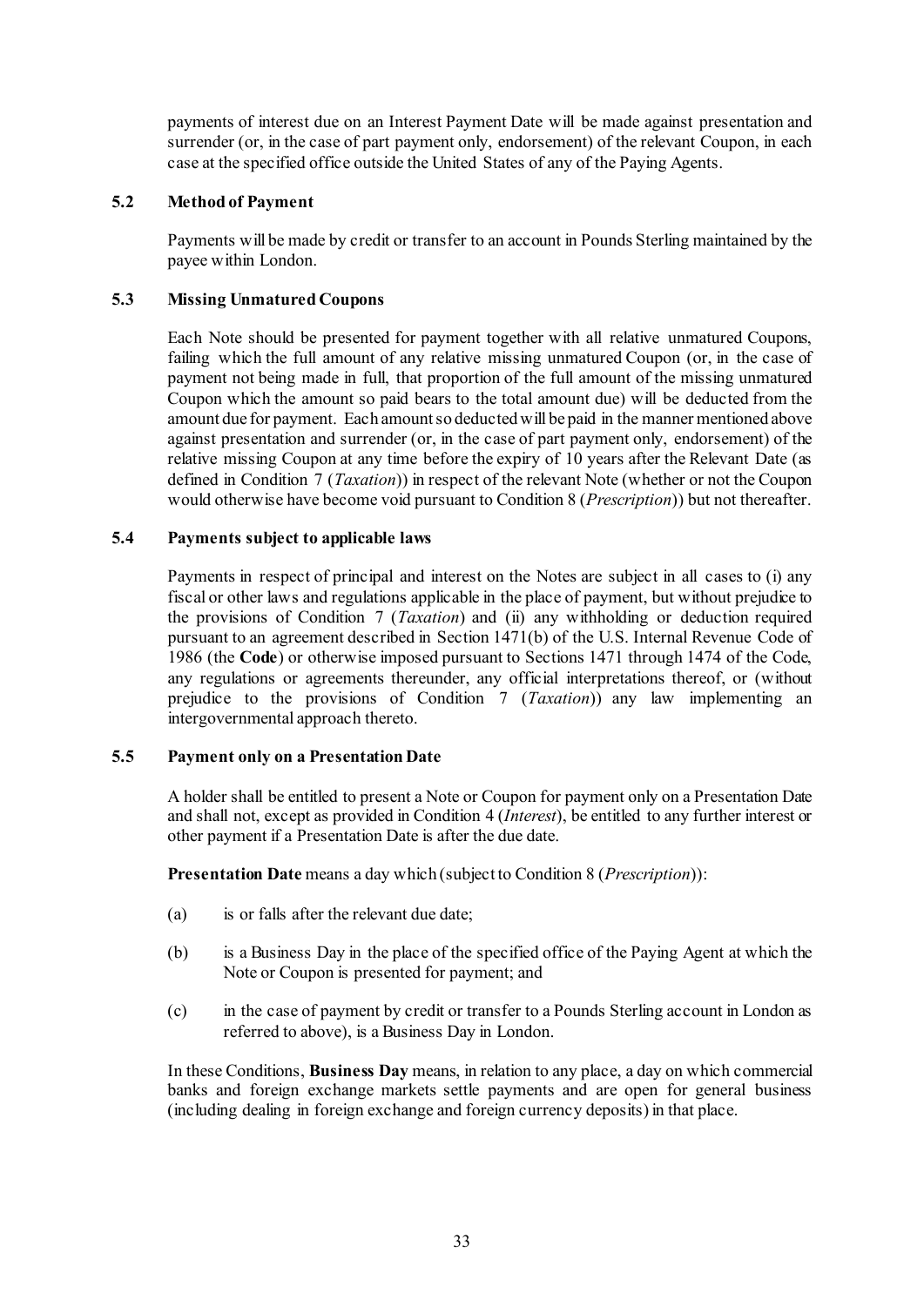payments of interest due on an Interest Payment Date will be made against presentation and surrender (or, in the case of part payment only, endorsement) of the relevant Coupon, in each case at the specified office outside the United States of any of the Paying Agents.

### 5.2 Method of Payment

Payments will be made by credit or transfer to an account in Pounds Sterling maintained by the payee within London.

### 5.3 Missing Unmatured Coupons

Each Note should be presented for payment together with all relative unmatured Coupons, failing which the full amount of any relative missing unmatured Coupon (or, in the case of payment not being made in full, that proportion of the full amount of the missing unmatured Coupon which the amount so paid bears to the total amount due) will be deducted from the amount due for payment. Each amount so deducted will be paid in the manner mentioned above against presentation and surrender (or, in the case of part payment only, endorsement) of the relative missing Coupon at any time before the expiry of 10 years after the Relevant Date (as defined in Condition 7 (*Taxation*)) in respect of the relevant Note (whether or not the Coupon would otherwise have become void pursuant to Condition 8 (*Prescription*)) but not thereafter.

### 5.4 Payments subject to applicable laws

Payments in respect of principal and interest on the Notes are subject in all cases to (i) any fiscal or other laws and regulations applicable in the place of payment, but without prejudice to the provisions of Condition 7 (*Taxation*) and (ii) any withholding or deduction required pursuant to an agreement described in Section 1471(b) of the U.S. Internal Revenue Code of 1986 (the **Code**) or otherwise imposed pursuant to Sections 1471 through 1474 of the Code, any regulations or agreements thereunder, any official interpretations thereof, or (without prejudice to the provisions of Condition 7 (*Taxation*)) any law implementing an intergovernmental approach thereto.

### 5.5 Payment only on a Presentation Date

A holder shall be entitled to present a Note or Coupon for payment only on a Presentation Date and shall not, except as provided in Condition 4 (*Interest*), be entitled to any further interest or other payment if a Presentation Date is after the due date.

**Presentation Date** means a day which (subject to Condition 8 (*Prescription*)):

(a) is or falls after the relevant due date;

(b) is a Business Day in the place of the specified office of the Paying Agent at which the Note or Coupon is presented for payment; and

(c) in the case of payment by credit or transfer to a Pounds Sterling account in London as referred to above), is a Business Day in London.

In these Conditions, **Business Day** means, in relation to any place, a day on which commercial banks and foreign exchange markets settle payments and are open for general business (including dealing in foreign exchange and foreign currency deposits) in that place.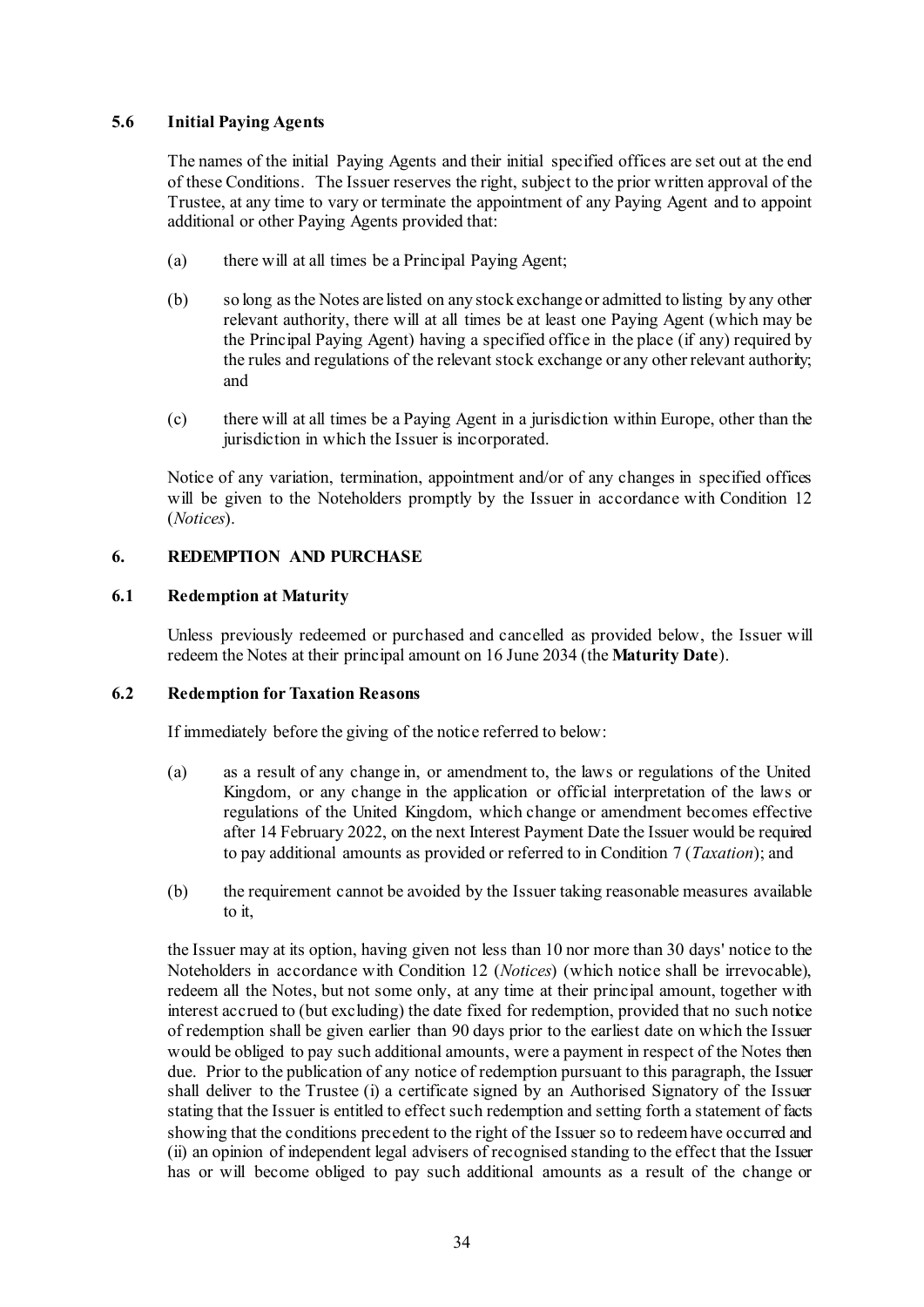### 5.6 Initial Paying Agents

The names of the initial Paying Agents and their initial specified offices are set out at the end of these Conditions. The Issuer reserves the right, subject to the prior written approval of the Trustee, at any time to vary or terminate the appointment of any Paying Agent and to appoint additional or other Paying Agents provided that:

(a) there will at all times be a Principal Paying Agent;

(b) so long as the Notes are listed on any stock exchange or admitted to listing by any other relevant authority, there will at all times be at least one Paying Agent (which may be the Principal Paying Agent) having a specified office in the place (if any) required by the rules and regulations of the relevant stock exchange or any other relevant authority; and

(c) there will at all times be a Paying Agent in a jurisdiction within Europe, other than the jurisdiction in which the Issuer is incorporated.

Notice of any variation, termination, appointment and/or of any changes in specified offices will be given to the Noteholders promptly by the Issuer in accordance with Condition 12 (*Notices*).

## 6. REDEMPTION AND PURCHASE

### 6.1 Redemption at Maturity

Unless previously redeemed or purchased and cancelled as provided below, the Issuer will redeem the Notes at their principal amount on 16 June 2034 (the **Maturity Date**).

### 6.2 Redemption for Taxation Reasons

If immediately before the giving of the notice referred to below:

(a) as a result of any change in, or amendment to, the laws or regulations of the United Kingdom, or any change in the application or official interpretation of the laws or regulations of the United Kingdom, which change or amendment becomes effective after 14 February 2022, on the next Interest Payment Date the Issuer would be required to pay additional amounts as provided or referred to in Condition 7 (*Taxation*); and

(b) the requirement cannot be avoided by the Issuer taking reasonable measures available to it,

the Issuer may at its option, having given not less than 10 nor more than 30 days' notice to the Noteholders in accordance with Condition 12 (*Notices*) (which notice shall be irrevocable), redeem all the Notes, but not some only, at any time at their principal amount, together with interest accrued to (but excluding) the date fixed for redemption, provided that no such notice of redemption shall be given earlier than 90 days prior to the earliest date on which the Issuer would be obliged to pay such additional amounts, were a payment in respect of the Notes then due. Prior to the publication of any notice of redemption pursuant to this paragraph, the Issuer shall deliver to the Trustee (i) a certificate signed by an Authorised Signatory of the Issuer stating that the Issuer is entitled to effect such redemption and setting forth a statement of facts showing that the conditions precedent to the right of the Issuer so to redeem have occurred and (ii) an opinion of independent legal advisers of recognised standing to the effect that the Issuer has or will become obliged to pay such additional amounts as a result of the change or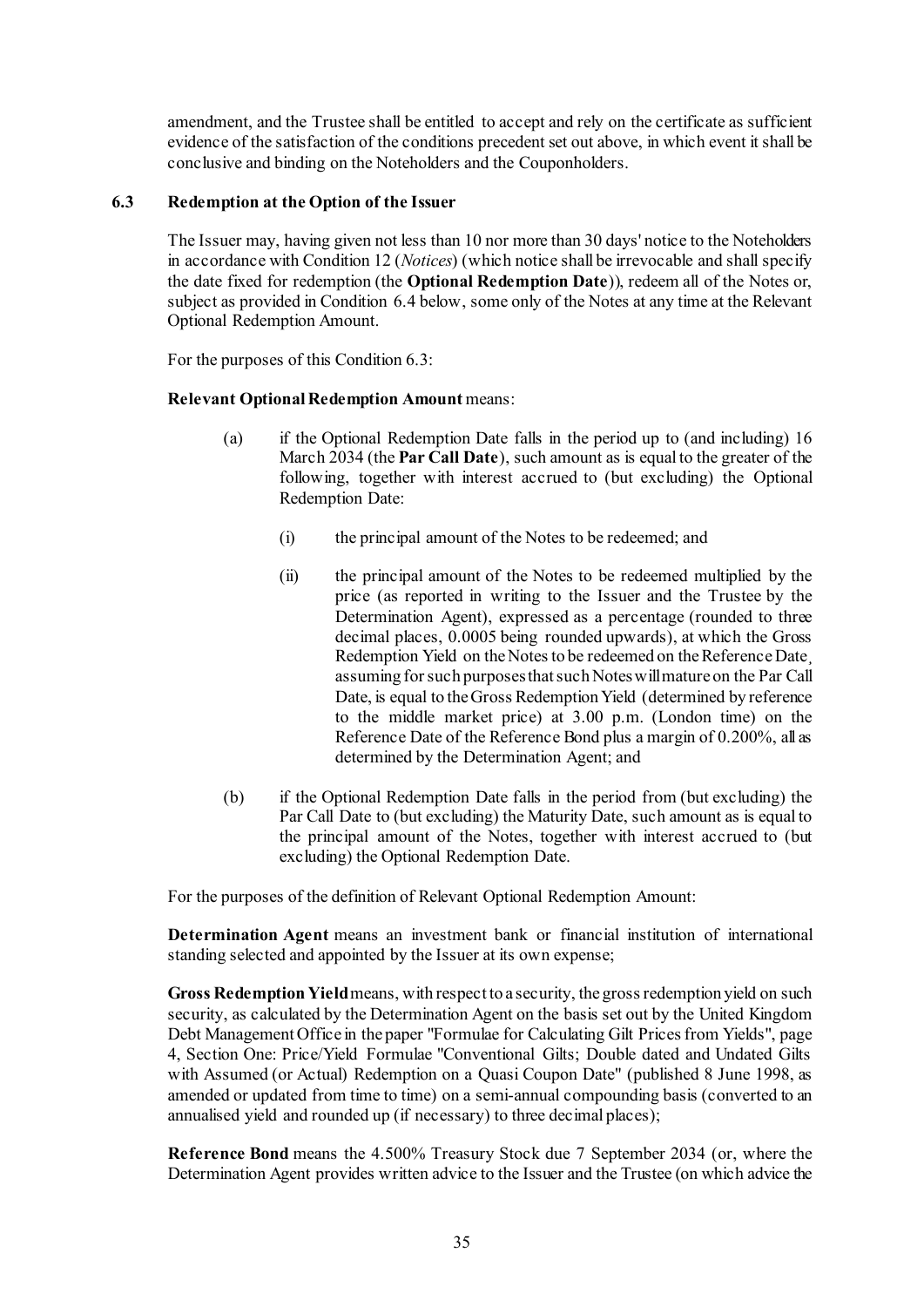amendment, and the Trustee shall be entitled to accept and rely on the certificate as sufficient evidence of the satisfaction of the conditions precedent set out above, in which event it shall be conclusive and binding on the Noteholders and the Couponholders.

### 6.3 Redemption at the Option of the Issuer

The Issuer may, having given not less than 10 nor more than 30 days' notice to the Noteholders in accordance with Condition 12 (*Notices*) (which notice shall be irrevocable and shall specify the date fixed for redemption (the **Optional Redemption Date**)), redeem all of the Notes or, subject as provided in Condition 6.4 below, some only of the Notes at any time at the Relevant Optional Redemption Amount.

For the purposes of this Condition 6.3:

**Relevant Optional Redemption Amount** means:

(a) if the Optional Redemption Date falls in the period up to (and including) 16 March 2034 (the **Par Call Date**), such amount as is equal to the greater of the following, together with interest accrued to (but excluding) the Optional Redemption Date:

   (i) the principal amount of the Notes to be redeemed; and

   (ii) the principal amount of the Notes to be redeemed multiplied by the price (as reported in writing to the Issuer and the Trustee by the Determination Agent), expressed as a percentage (rounded to three decimal places, 0.0005 being rounded upwards), at which the Gross Redemption Yield on the Notes to be redeemed on the Reference Date, assuming for such purposes that such Notes will mature on the Par Call Date, is equal to the Gross Redemption Yield (determined by reference to the middle market price) at 3.00 p.m. (London time) on the Reference Date of the Reference Bond plus a margin of 0.200%, all as determined by the Determination Agent; and

(b) if the Optional Redemption Date falls in the period from (but excluding) the Par Call Date to (but excluding) the Maturity Date, such amount as is equal to the principal amount of the Notes, together with interest accrued to (but excluding) the Optional Redemption Date.

For the purposes of the definition of Relevant Optional Redemption Amount:

**Determination Agent** means an investment bank or financial institution of international standing selected and appointed by the Issuer at its own expense;

**Gross Redemption Yield** means, with respect to a security, the gross redemption yield on such security, as calculated by the Determination Agent on the basis set out by the United Kingdom Debt Management Office in the paper "Formulae for Calculating Gilt Prices from Yields", page 4, Section One: Price/Yield Formulae "Conventional Gilts; Double dated and Undated Gilts with Assumed (or Actual) Redemption on a Quasi Coupon Date" (published 8 June 1998, as amended or updated from time to time) on a semi-annual compounding basis (converted to an annualised yield and rounded up (if necessary) to three decimal places);

**Reference Bond** means the 4.500% Treasury Stock due 7 September 2034 (or, where the Determination Agent provides written advice to the Issuer and the Trustee (on which advice the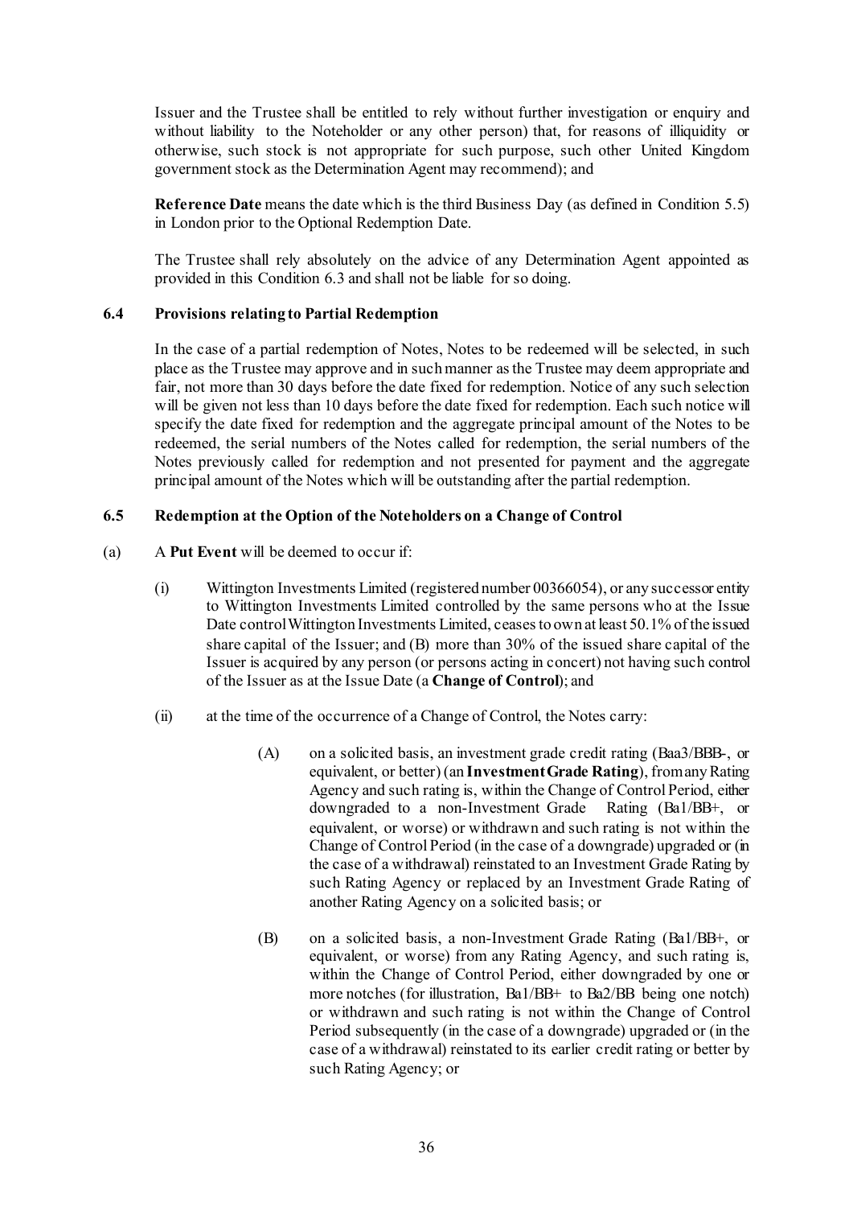Issuer and the Trustee shall be entitled to rely without further investigation or enquiry and without liability to the Noteholder or any other person) that, for reasons of illiquidity or otherwise, such stock is not appropriate for such purpose, such other United Kingdom government stock as the Determination Agent may recommend); and

**Reference Date** means the date which is the third Business Day (as defined in Condition 5.5) in London prior to the Optional Redemption Date.

The Trustee shall rely absolutely on the advice of any Determination Agent appointed as provided in this Condition 6.3 and shall not be liable for so doing.

### 6.4 Provisions relating to Partial Redemption

In the case of a partial redemption of Notes, Notes to be redeemed will be selected, in such place as the Trustee may approve and in such manner as the Trustee may deem appropriate and fair, not more than 30 days before the date fixed for redemption. Notice of any such selection will be given not less than 10 days before the date fixed for redemption. Each such notice will specify the date fixed for redemption and the aggregate principal amount of the Notes to be redeemed, the serial numbers of the Notes called for redemption, the serial numbers of the Notes previously called for redemption and not presented for payment and the aggregate principal amount of the Notes which will be outstanding after the partial redemption.

### 6.5 Redemption at the Option of the Noteholders on a Change of Control

(a) A **Put Event** will be deemed to occur if:

(i) Wittington Investments Limited (registered number 00366054), or any successor entity to Wittington Investments Limited controlled by the same persons who at the Issue Date control Wittington Investments Limited, ceases to own at least 50.1% of the issued share capital of the Issuer; and (B) more than 30% of the issued share capital of the Issuer is acquired by any person (or persons acting in concert) not having such control of the Issuer as at the Issue Date (a **Change of Control**); and

(ii) at the time of the occurrence of a Change of Control, the Notes carry:

(A) on a solicited basis, an investment grade credit rating (Baa3/BBB-, or equivalent, or better) (an **Investment Grade Rating**), from any Rating Agency and such rating is, within the Change of Control Period, either downgraded to a non-Investment Grade Rating (Ba1/BB+, or equivalent, or worse) or withdrawn and such rating is not within the Change of Control Period (in the case of a downgrade) upgraded or (in the case of a withdrawal) reinstated to an Investment Grade Rating by such Rating Agency or replaced by an Investment Grade Rating of another Rating Agency on a solicited basis; or

(B) on a solicited basis, a non-Investment Grade Rating (Ba1/BB+, or equivalent, or worse) from any Rating Agency, and such rating is, within the Change of Control Period, either downgraded by one or more notches (for illustration, Ba1/BB+ to Ba2/BB being one notch) or withdrawn and such rating is not within the Change of Control Period subsequently (in the case of a downgrade) upgraded or (in the case of a withdrawal) reinstated to its earlier credit rating or better by such Rating Agency; or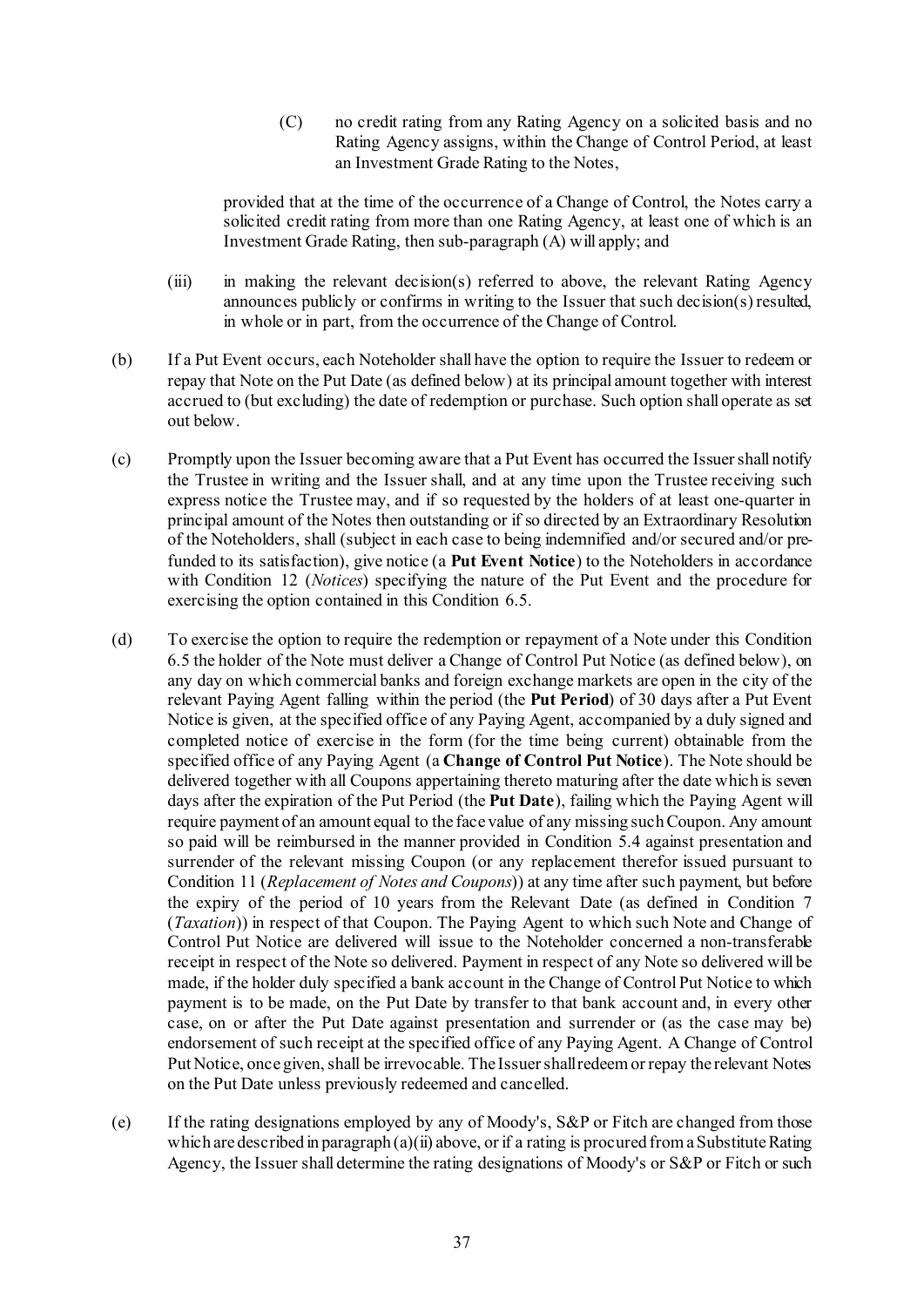(C) no credit rating from any Rating Agency on a solicited basis and no Rating Agency assigns, within the Change of Control Period, at least an Investment Grade Rating to the Notes,

provided that at the time of the occurrence of a Change of Control, the Notes carry a solicited credit rating from more than one Rating Agency, at least one of which is an Investment Grade Rating, then sub-paragraph (A) will apply; and

(iii) in making the relevant decision(s) referred to above, the relevant Rating Agency announces publicly or confirms in writing to the Issuer that such decision(s) resulted, in whole or in part, from the occurrence of the Change of Control.

(b) If a Put Event occurs, each Noteholder shall have the option to require the Issuer to redeem or repay that Note on the Put Date (as defined below) at its principal amount together with interest accrued to (but excluding) the date of redemption or purchase. Such option shall operate as set out below.

(c) Promptly upon the Issuer becoming aware that a Put Event has occurred the Issuer shall notify the Trustee in writing and the Issuer shall, and at any time upon the Trustee receiving such express notice the Trustee may, and if so requested by the holders of at least one-quarter in principal amount of the Notes then outstanding or if so directed by an Extraordinary Resolution of the Noteholders, shall (subject in each case to being indemnified and/or secured and/or pre-funded to its satisfaction), give notice (a **Put Event Notice**) to the Noteholders in accordance with Condition 12 (*Notices*) specifying the nature of the Put Event and the procedure for exercising the option contained in this Condition 6.5.

(d) To exercise the option to require the redemption or repayment of a Note under this Condition 6.5 the holder of the Note must deliver a Change of Control Put Notice (as defined below), on any day on which commercial banks and foreign exchange markets are open in the city of the relevant Paying Agent falling within the period (the **Put Period**) of 30 days after a Put Event Notice is given, at the specified office of any Paying Agent, accompanied by a duly signed and completed notice of exercise in the form (for the time being current) obtainable from the specified office of any Paying Agent (a **Change of Control Put Notice**). The Note should be delivered together with all Coupons appertaining thereto maturing after the date which is seven days after the expiration of the Put Period (the **Put Date**), failing which the Paying Agent will require payment of an amount equal to the face value of any missing such Coupon. Any amount so paid will be reimbursed in the manner provided in Condition 5.4 against presentation and surrender of the relevant missing Coupon (or any replacement therefor issued pursuant to Condition 11 (*Replacement of Notes and Coupons*)) at any time after such payment, but before the expiry of the period of 10 years from the Relevant Date (as defined in Condition 7 (*Taxation*)) in respect of that Coupon. The Paying Agent to which such Note and Change of Control Put Notice are delivered will issue to the Noteholder concerned a non-transferable receipt in respect of the Note so delivered. Payment in respect of any Note so delivered will be made, if the holder duly specified a bank account in the Change of Control Put Notice to which payment is to be made, on the Put Date by transfer to that bank account and, in every other case, on or after the Put Date against presentation and surrender or (as the case may be) endorsement of such receipt at the specified office of any Paying Agent. A Change of Control Put Notice, once given, shall be irrevocable. The Issuer shall redeem or repay the relevant Notes on the Put Date unless previously redeemed and cancelled.

(e) If the rating designations employed by any of Moody's, S&P or Fitch are changed from those which are described in paragraph (a)(ii) above, or if a rating is procured from a Substitute Rating Agency, the Issuer shall determine the rating designations of Moody's or S&P or Fitch or such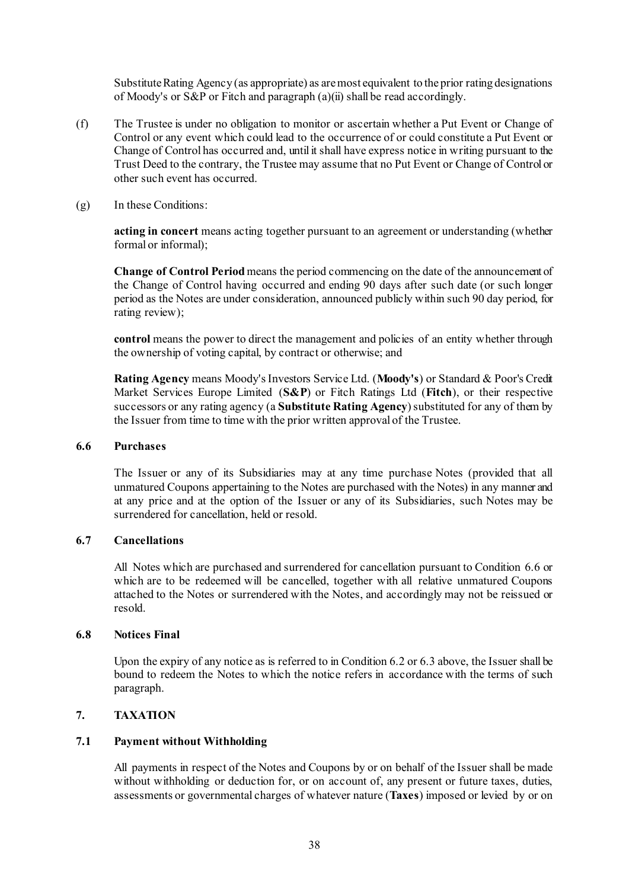Substitute Rating Agency (as appropriate) as are most equivalent to the prior rating designations of Moody's or S&P or Fitch and paragraph (a)(ii) shall be read accordingly.

(f) The Trustee is under no obligation to monitor or ascertain whether a Put Event or Change of Control or any event which could lead to the occurrence of or could constitute a Put Event or Change of Control has occurred and, until it shall have express notice in writing pursuant to the Trust Deed to the contrary, the Trustee may assume that no Put Event or Change of Control or other such event has occurred.

(g) In these Conditions:

**acting in concert** means acting together pursuant to an agreement or understanding (whether formal or informal);

**Change of Control Period** means the period commencing on the date of the announcement of the Change of Control having occurred and ending 90 days after such date (or such longer period as the Notes are under consideration, announced publicly within such 90 day period, for rating review);

**control** means the power to direct the management and policies of an entity whether through the ownership of voting capital, by contract or otherwise; and

**Rating Agency** means Moody's Investors Service Ltd. (**Moody's**) or Standard & Poor's Credit Market Services Europe Limited (**S&P**) or Fitch Ratings Ltd (**Fitch**), or their respective successors or any rating agency (a **Substitute Rating Agency**) substituted for any of them by the Issuer from time to time with the prior written approval of the Trustee.

### 6.6 Purchases

The Issuer or any of its Subsidiaries may at any time purchase Notes (provided that all unmatured Coupons appertaining to the Notes are purchased with the Notes) in any manner and at any price and at the option of the Issuer or any of its Subsidiaries, such Notes may be surrendered for cancellation, held or resold.

### 6.7 Cancellations

All Notes which are purchased and surrendered for cancellation pursuant to Condition 6.6 or which are to be redeemed will be cancelled, together with all relative unmatured Coupons attached to the Notes or surrendered with the Notes, and accordingly may not be reissued or resold.

### 6.8 Notices Final

Upon the expiry of any notice as is referred to in Condition 6.2 or 6.3 above, the Issuer shall be bound to redeem the Notes to which the notice refers in accordance with the terms of such paragraph.

## 7. TAXATION

### 7.1 Payment without Withholding

All payments in respect of the Notes and Coupons by or on behalf of the Issuer shall be made without withholding or deduction for, or on account of, any present or future taxes, duties, assessments or governmental charges of whatever nature (**Taxes**) imposed or levied by or on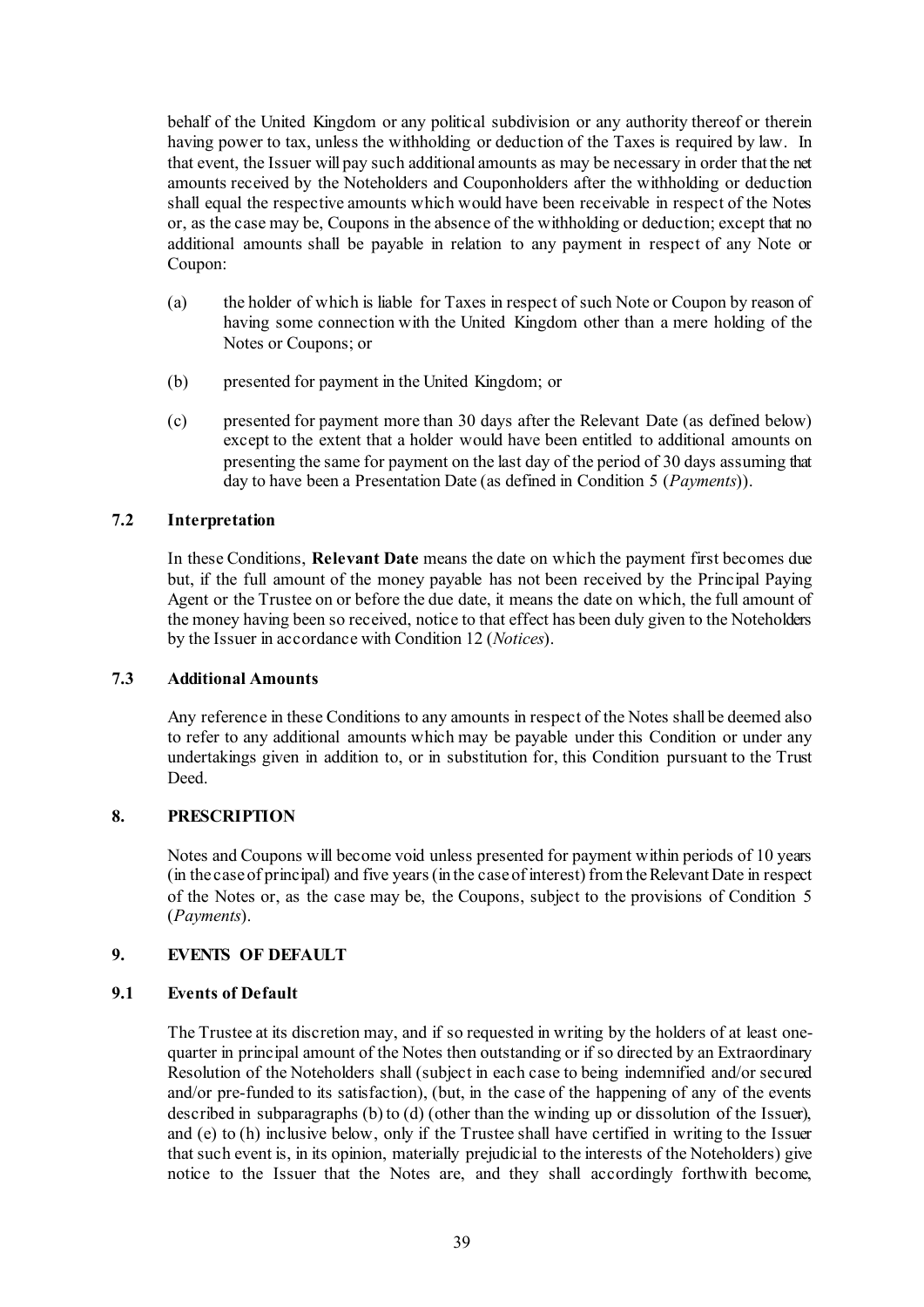behalf of the United Kingdom or any political subdivision or any authority thereof or therein having power to tax, unless the withholding or deduction of the Taxes is required by law. In that event, the Issuer will pay such additional amounts as may be necessary in order that the net amounts received by the Noteholders and Couponholders after the withholding or deduction shall equal the respective amounts which would have been receivable in respect of the Notes or, as the case may be, Coupons in the absence of the withholding or deduction; except that no additional amounts shall be payable in relation to any payment in respect of any Note or Coupon:

(a) the holder of which is liable for Taxes in respect of such Note or Coupon by reason of having some connection with the United Kingdom other than a mere holding of the Notes or Coupons; or

(b) presented for payment in the United Kingdom; or

(c) presented for payment more than 30 days after the Relevant Date (as defined below) except to the extent that a holder would have been entitled to additional amounts on presenting the same for payment on the last day of the period of 30 days assuming that day to have been a Presentation Date (as defined in Condition 5 (*Payments*)).

### 7.2 Interpretation

In these Conditions, **Relevant Date** means the date on which the payment first becomes due but, if the full amount of the money payable has not been received by the Principal Paying Agent or the Trustee on or before the due date, it means the date on which, the full amount of the money having been so received, notice to that effect has been duly given to the Noteholders by the Issuer in accordance with Condition 12 (*Notices*).

### 7.3 Additional Amounts

Any reference in these Conditions to any amounts in respect of the Notes shall be deemed also to refer to any additional amounts which may be payable under this Condition or under any undertakings given in addition to, or in substitution for, this Condition pursuant to the Trust Deed.

## 8. PRESCRIPTION

Notes and Coupons will become void unless presented for payment within periods of 10 years (in the case of principal) and five years (in the case of interest) from the Relevant Date in respect of the Notes or, as the case may be, the Coupons, subject to the provisions of Condition 5 (*Payments*).

## 9. EVENTS OF DEFAULT

### 9.1 Events of Default

The Trustee at its discretion may, and if so requested in writing by the holders of at least one-quarter in principal amount of the Notes then outstanding or if so directed by an Extraordinary Resolution of the Noteholders shall (subject in each case to being indemnified and/or secured and/or pre-funded to its satisfaction), (but, in the case of the happening of any of the events described in subparagraphs (b) to (d) (other than the winding up or dissolution of the Issuer), and (e) to (h) inclusive below, only if the Trustee shall have certified in writing to the Issuer that such event is, in its opinion, materially prejudicial to the interests of the Noteholders) give notice to the Issuer that the Notes are, and they shall accordingly forthwith become,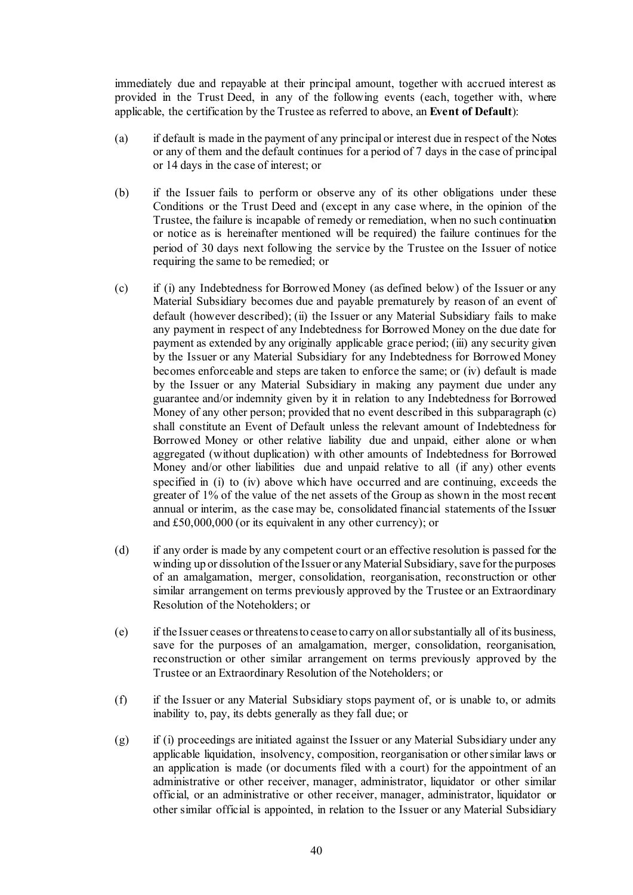immediately due and repayable at their principal amount, together with accrued interest as provided in the Trust Deed, in any of the following events (each, together with, where applicable, the certification by the Trustee as referred to above, an **Event of Default**):

(a) if default is made in the payment of any principal or interest due in respect of the Notes or any of them and the default continues for a period of 7 days in the case of principal or 14 days in the case of interest; or

(b) if the Issuer fails to perform or observe any of its other obligations under these Conditions or the Trust Deed and (except in any case where, in the opinion of the Trustee, the failure is incapable of remedy or remediation, when no such continuation or notice as is hereinafter mentioned will be required) the failure continues for the period of 30 days next following the service by the Trustee on the Issuer of notice requiring the same to be remedied; or

(c) if (i) any Indebtedness for Borrowed Money (as defined below) of the Issuer or any Material Subsidiary becomes due and payable prematurely by reason of an event of default (however described); (ii) the Issuer or any Material Subsidiary fails to make any payment in respect of any Indebtedness for Borrowed Money on the due date for payment as extended by any originally applicable grace period; (iii) any security given by the Issuer or any Material Subsidiary for any Indebtedness for Borrowed Money becomes enforceable and steps are taken to enforce the same; or (iv) default is made by the Issuer or any Material Subsidiary in making any payment due under any guarantee and/or indemnity given by it in relation to any Indebtedness for Borrowed Money of any other person; provided that no event described in this subparagraph (c) shall constitute an Event of Default unless the relevant amount of Indebtedness for Borrowed Money or other relative liability due and unpaid, either alone or when aggregated (without duplication) with other amounts of Indebtedness for Borrowed Money and/or other liabilities due and unpaid relative to all (if any) other events specified in (i) to (iv) above which have occurred and are continuing, exceeds the greater of 1% of the value of the net assets of the Group as shown in the most recent annual or interim, as the case may be, consolidated financial statements of the Issuer and £50,000,000 (or its equivalent in any other currency); or

(d) if any order is made by any competent court or an effective resolution is passed for the winding up or dissolution of the Issuer or any Material Subsidiary, save for the purposes of an amalgamation, merger, consolidation, reorganisation, reconstruction or other similar arrangement on terms previously approved by the Trustee or an Extraordinary Resolution of the Noteholders; or

(e) if the Issuer ceases or threatens to cease to carry on all or substantially all of its business, save for the purposes of an amalgamation, merger, consolidation, reorganisation, reconstruction or other similar arrangement on terms previously approved by the Trustee or an Extraordinary Resolution of the Noteholders; or

(f) if the Issuer or any Material Subsidiary stops payment of, or is unable to, or admits inability to, pay, its debts generally as they fall due; or

(g) if (i) proceedings are initiated against the Issuer or any Material Subsidiary under any applicable liquidation, insolvency, composition, reorganisation or other similar laws or an application is made (or documents filed with a court) for the appointment of an administrative or other receiver, manager, administrator, liquidator or other similar official, or an administrative or other receiver, manager, administrator, liquidator or other similar official is appointed, in relation to the Issuer or any Material Subsidiary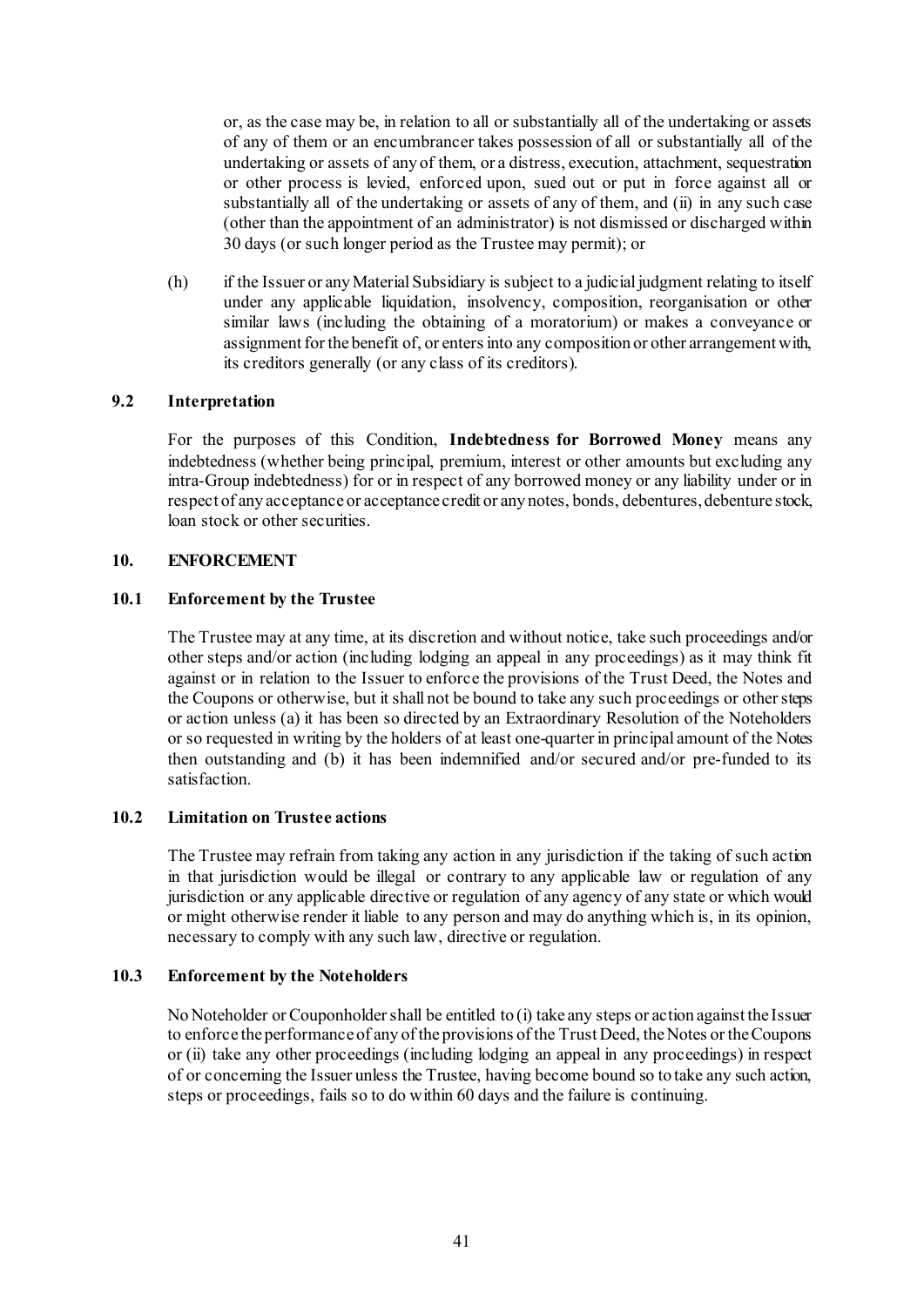or, as the case may be, in relation to all or substantially all of the undertaking or assets of any of them or an encumbrancer takes possession of all or substantially all of the undertaking or assets of any of them, or a distress, execution, attachment, sequestration or other process is levied, enforced upon, sued out or put in force against all or substantially all of the undertaking or assets of any of them, and (ii) in any such case (other than the appointment of an administrator) is not dismissed or discharged within 30 days (or such longer period as the Trustee may permit); or

(h) if the Issuer or any Material Subsidiary is subject to a judicial judgment relating to itself under any applicable liquidation, insolvency, composition, reorganisation or other similar laws (including the obtaining of a moratorium) or makes a conveyance or assignment for the benefit of, or enters into any composition or other arrangement with, its creditors generally (or any class of its creditors).

### 9.2 Interpretation

For the purposes of this Condition, **Indebtedness for Borrowed Money** means any indebtedness (whether being principal, premium, interest or other amounts but excluding any intra-Group indebtedness) for or in respect of any borrowed money or any liability under or in respect of any acceptance or acceptance credit or any notes, bonds, debentures, debenture stock, loan stock or other securities.

## 10. ENFORCEMENT

### 10.1 Enforcement by the Trustee

The Trustee may at any time, at its discretion and without notice, take such proceedings and/or other steps and/or action (including lodging an appeal in any proceedings) as it may think fit against or in relation to the Issuer to enforce the provisions of the Trust Deed, the Notes and the Coupons or otherwise, but it shall not be bound to take any such proceedings or other steps or action unless (a) it has been so directed by an Extraordinary Resolution of the Noteholders or so requested in writing by the holders of at least one-quarter in principal amount of the Notes then outstanding and (b) it has been indemnified and/or secured and/or pre-funded to its satisfaction.

### 10.2 Limitation on Trustee actions

The Trustee may refrain from taking any action in any jurisdiction if the taking of such action in that jurisdiction would be illegal or contrary to any applicable law or regulation of any jurisdiction or any applicable directive or regulation of any agency of any state or which would or might otherwise render it liable to any person and may do anything which is, in its opinion, necessary to comply with any such law, directive or regulation.

### 10.3 Enforcement by the Noteholders

No Noteholder or Couponholder shall be entitled to (i) take any steps or action against the Issuer to enforce the performance of any of the provisions of the Trust Deed, the Notes or the Coupons or (ii) take any other proceedings (including lodging an appeal in any proceedings) in respect of or concerning the Issuer unless the Trustee, having become bound so to take any such action, steps or proceedings, fails so to do within 60 days and the failure is continuing.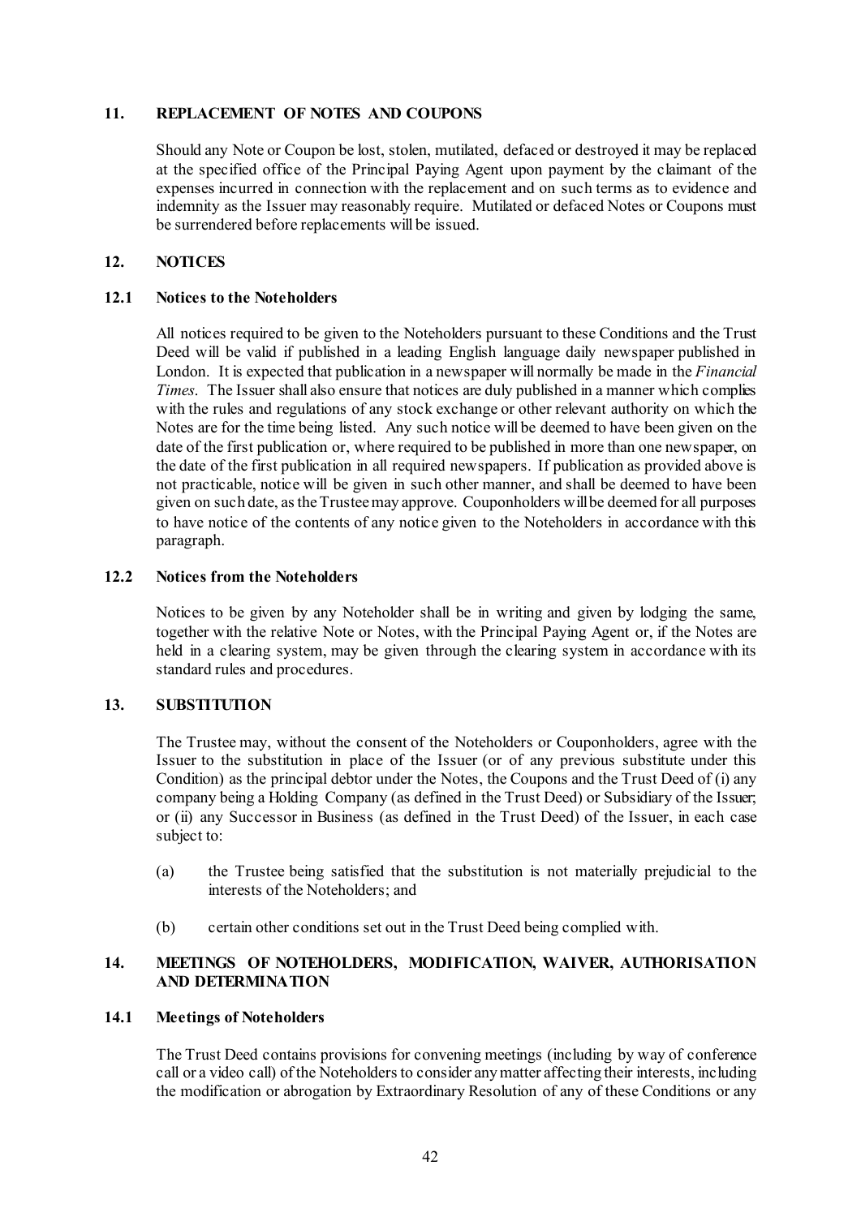## 11. REPLACEMENT OF NOTES AND COUPONS

Should any Note or Coupon be lost, stolen, mutilated, defaced or destroyed it may be replaced at the specified office of the Principal Paying Agent upon payment by the claimant of the expenses incurred in connection with the replacement and on such terms as to evidence and indemnity as the Issuer may reasonably require. Mutilated or defaced Notes or Coupons must be surrendered before replacements will be issued.

## 12. NOTICES

### 12.1 Notices to the Noteholders

All notices required to be given to the Noteholders pursuant to these Conditions and the Trust Deed will be valid if published in a leading English language daily newspaper published in London. It is expected that publication in a newspaper will normally be made in the *Financial Times*. The Issuer shall also ensure that notices are duly published in a manner which complies with the rules and regulations of any stock exchange or other relevant authority on which the Notes are for the time being listed. Any such notice will be deemed to have been given on the date of the first publication or, where required to be published in more than one newspaper, on the date of the first publication in all required newspapers. If publication as provided above is not practicable, notice will be given in such other manner, and shall be deemed to have been given on such date, as the Trustee may approve. Couponholders will be deemed for all purposes to have notice of the contents of any notice given to the Noteholders in accordance with this paragraph.

### 12.2 Notices from the Noteholders

Notices to be given by any Noteholder shall be in writing and given by lodging the same, together with the relative Note or Notes, with the Principal Paying Agent or, if the Notes are held in a clearing system, may be given through the clearing system in accordance with its standard rules and procedures.

## 13. SUBSTITUTION

The Trustee may, without the consent of the Noteholders or Couponholders, agree with the Issuer to the substitution in place of the Issuer (or of any previous substitute under this Condition) as the principal debtor under the Notes, the Coupons and the Trust Deed of (i) any company being a Holding Company (as defined in the Trust Deed) or Subsidiary of the Issuer; or (ii) any Successor in Business (as defined in the Trust Deed) of the Issuer, in each case subject to:

(a) the Trustee being satisfied that the substitution is not materially prejudicial to the interests of the Noteholders; and

(b) certain other conditions set out in the Trust Deed being complied with.

## 14. MEETINGS OF NOTEHOLDERS, MODIFICATION, WAIVER, AUTHORISATION AND DETERMINATION

### 14.1 Meetings of Noteholders

The Trust Deed contains provisions for convening meetings (including by way of conference call or a video call) of the Noteholders to consider any matter affecting their interests, including the modification or abrogation by Extraordinary Resolution of any of these Conditions or any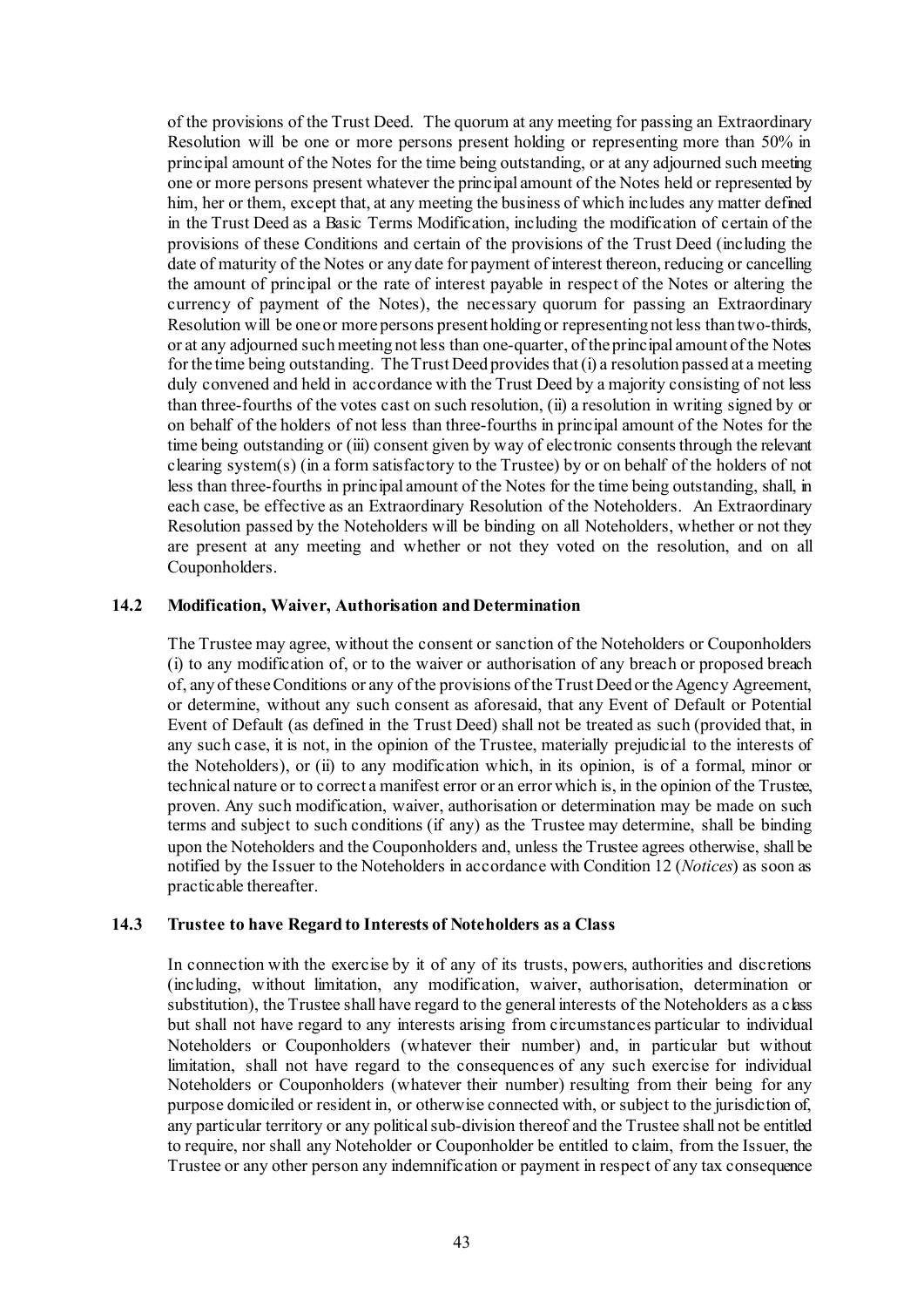of the provisions of the Trust Deed. The quorum at any meeting for passing an Extraordinary Resolution will be one or more persons present holding or representing more than 50% in principal amount of the Notes for the time being outstanding, or at any adjourned such meeting one or more persons present whatever the principal amount of the Notes held or represented by him, her or them, except that, at any meeting the business of which includes any matter defined in the Trust Deed as a Basic Terms Modification, including the modification of certain of the provisions of these Conditions and certain of the provisions of the Trust Deed (including the date of maturity of the Notes or any date for payment of interest thereon, reducing or cancelling the amount of principal or the rate of interest payable in respect of the Notes or altering the currency of payment of the Notes), the necessary quorum for passing an Extraordinary Resolution will be one or more persons present holding or representing not less than two-thirds, or at any adjourned such meeting not less than one-quarter, of the principal amount of the Notes for the time being outstanding. The Trust Deed provides that (i) a resolution passed at a meeting duly convened and held in accordance with the Trust Deed by a majority consisting of not less than three-fourths of the votes cast on such resolution, (ii) a resolution in writing signed by or on behalf of the holders of not less than three-fourths in principal amount of the Notes for the time being outstanding or (iii) consent given by way of electronic consents through the relevant clearing system(s) (in a form satisfactory to the Trustee) by or on behalf of the holders of not less than three-fourths in principal amount of the Notes for the time being outstanding, shall, in each case, be effective as an Extraordinary Resolution of the Noteholders. An Extraordinary Resolution passed by the Noteholders will be binding on all Noteholders, whether or not they are present at any meeting and whether or not they voted on the resolution, and on all Couponholders.

### 14.2 Modification, Waiver, Authorisation and Determination

The Trustee may agree, without the consent or sanction of the Noteholders or Couponholders (i) to any modification of, or to the waiver or authorisation of any breach or proposed breach of, any of these Conditions or any of the provisions of the Trust Deed or the Agency Agreement, or determine, without any such consent as aforesaid, that any Event of Default or Potential Event of Default (as defined in the Trust Deed) shall not be treated as such (provided that, in any such case, it is not, in the opinion of the Trustee, materially prejudicial to the interests of the Noteholders), or (ii) to any modification which, in its opinion, is of a formal, minor or technical nature or to correct a manifest error or an error which is, in the opinion of the Trustee, proven. Any such modification, waiver, authorisation or determination may be made on such terms and subject to such conditions (if any) as the Trustee may determine, shall be binding upon the Noteholders and the Couponholders and, unless the Trustee agrees otherwise, shall be notified by the Issuer to the Noteholders in accordance with Condition 12 (*Notices*) as soon as practicable thereafter.

### 14.3 Trustee to have Regard to Interests of Noteholders as a Class

In connection with the exercise by it of any of its trusts, powers, authorities and discretions (including, without limitation, any modification, waiver, authorisation, determination or substitution), the Trustee shall have regard to the general interests of the Noteholders as a class but shall not have regard to any interests arising from circumstances particular to individual Noteholders or Couponholders (whatever their number) and, in particular but without limitation, shall not have regard to the consequences of any such exercise for individual Noteholders or Couponholders (whatever their number) resulting from their being for any purpose domiciled or resident in, or otherwise connected with, or subject to the jurisdiction of, any particular territory or any political sub-division thereof and the Trustee shall not be entitled to require, nor shall any Noteholder or Couponholder be entitled to claim, from the Issuer, the Trustee or any other person any indemnification or payment in respect of any tax consequence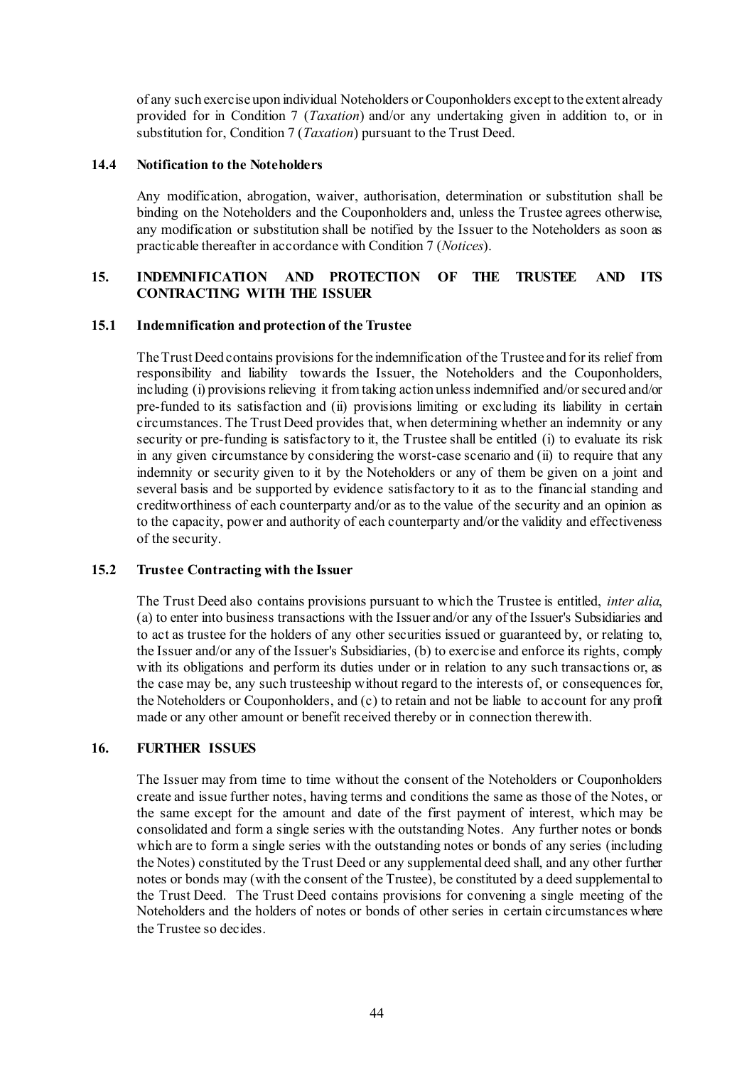of any such exercise upon individual Noteholders or Couponholders except to the extent already provided for in Condition 7 (*Taxation*) and/or any undertaking given in addition to, or in substitution for, Condition 7 (*Taxation*) pursuant to the Trust Deed.

### 14.4 Notification to the Noteholders

Any modification, abrogation, waiver, authorisation, determination or substitution shall be binding on the Noteholders and the Couponholders and, unless the Trustee agrees otherwise, any modification or substitution shall be notified by the Issuer to the Noteholders as soon as practicable thereafter in accordance with Condition 7 (*Notices*).

## 15. INDEMNIFICATION AND PROTECTION OF THE TRUSTEE AND ITS CONTRACTING WITH THE ISSUER

### 15.1 Indemnification and protection of the Trustee

The Trust Deed contains provisions for the indemnification of the Trustee and for its relief from responsibility and liability towards the Issuer, the Noteholders and the Couponholders, including (i) provisions relieving it from taking action unless indemnified and/or secured and/or pre-funded to its satisfaction and (ii) provisions limiting or excluding its liability in certain circumstances. The Trust Deed provides that, when determining whether an indemnity or any security or pre-funding is satisfactory to it, the Trustee shall be entitled (i) to evaluate its risk in any given circumstance by considering the worst-case scenario and (ii) to require that any indemnity or security given to it by the Noteholders or any of them be given on a joint and several basis and be supported by evidence satisfactory to it as to the financial standing and creditworthiness of each counterparty and/or as to the value of the security and an opinion as to the capacity, power and authority of each counterparty and/or the validity and effectiveness of the security.

### 15.2 Trustee Contracting with the Issuer

The Trust Deed also contains provisions pursuant to which the Trustee is entitled, *inter alia*, (a) to enter into business transactions with the Issuer and/or any of the Issuer's Subsidiaries and to act as trustee for the holders of any other securities issued or guaranteed by, or relating to, the Issuer and/or any of the Issuer's Subsidiaries, (b) to exercise and enforce its rights, comply with its obligations and perform its duties under or in relation to any such transactions or, as the case may be, any such trusteeship without regard to the interests of, or consequences for, the Noteholders or Couponholders, and (c) to retain and not be liable to account for any profit made or any other amount or benefit received thereby or in connection therewith.

## 16. FURTHER ISSUES

The Issuer may from time to time without the consent of the Noteholders or Couponholders create and issue further notes, having terms and conditions the same as those of the Notes, or the same except for the amount and date of the first payment of interest, which may be consolidated and form a single series with the outstanding Notes. Any further notes or bonds which are to form a single series with the outstanding notes or bonds of any series (including the Notes) constituted by the Trust Deed or any supplemental deed shall, and any other further notes or bonds may (with the consent of the Trustee), be constituted by a deed supplemental to the Trust Deed. The Trust Deed contains provisions for convening a single meeting of the Noteholders and the holders of notes or bonds of other series in certain circumstances where the Trustee so decides.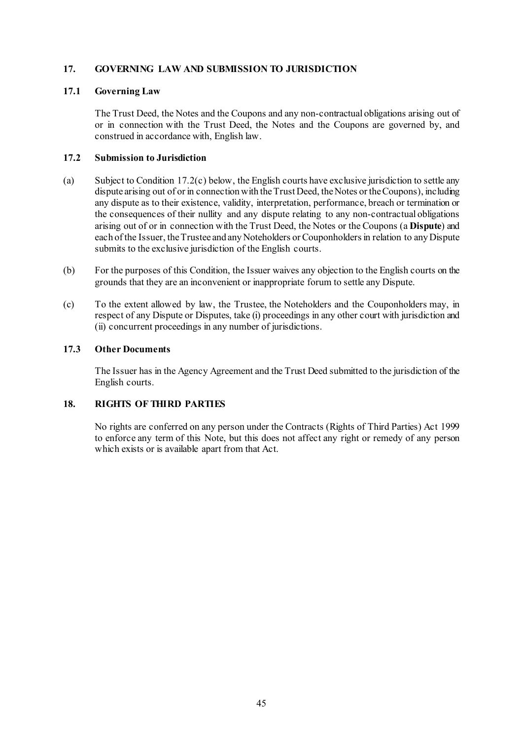## 17. GOVERNING LAW AND SUBMISSION TO JURISDICTION

### 17.1 Governing Law

The Trust Deed, the Notes and the Coupons and any non-contractual obligations arising out of or in connection with the Trust Deed, the Notes and the Coupons are governed by, and construed in accordance with, English law.

### 17.2 Submission to Jurisdiction

(a) Subject to Condition 17.2(c) below, the English courts have exclusive jurisdiction to settle any dispute arising out of or in connection with the Trust Deed, the Notes or the Coupons), including any dispute as to their existence, validity, interpretation, performance, breach or termination or the consequences of their nullity and any dispute relating to any non-contractual obligations arising out of or in connection with the Trust Deed, the Notes or the Coupons (a **Dispute**) and each of the Issuer, the Trustee and any Noteholders or Couponholders in relation to any Dispute submits to the exclusive jurisdiction of the English courts.

(b) For the purposes of this Condition, the Issuer waives any objection to the English courts on the grounds that they are an inconvenient or inappropriate forum to settle any Dispute.

(c) To the extent allowed by law, the Trustee, the Noteholders and the Couponholders may, in respect of any Dispute or Disputes, take (i) proceedings in any other court with jurisdiction and (ii) concurrent proceedings in any number of jurisdictions.

### 17.3 Other Documents

The Issuer has in the Agency Agreement and the Trust Deed submitted to the jurisdiction of the English courts.

## 18. RIGHTS OF THIRD PARTIES

No rights are conferred on any person under the Contracts (Rights of Third Parties) Act 1999 to enforce any term of this Note, but this does not affect any right or remedy of any person which exists or is available apart from that Act.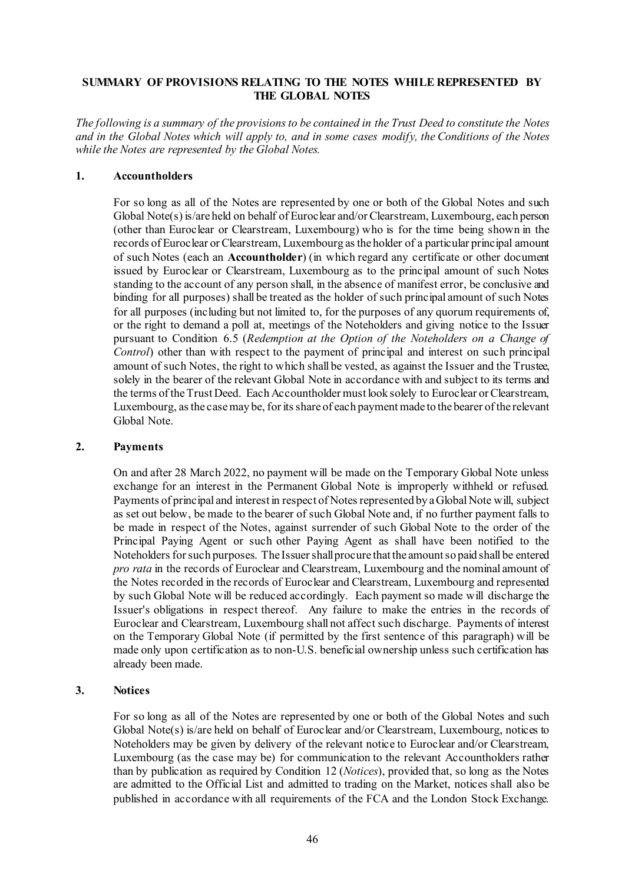## SUMMARY OF PROVISIONS RELATING TO THE NOTES WHILE REPRESENTED BY THE GLOBAL NOTES

*The following is a summary of the provisions to be contained in the Trust Deed to constitute the Notes and in the Global Notes which will apply to, and in some cases modify, the Conditions of the Notes while the Notes are represented by the Global Notes.*

### 1. Accountholders

For so long as all of the Notes are represented by one or both of the Global Notes and such Global Note(s) is/are held on behalf of Euroclear and/or Clearstream, Luxembourg, each person (other than Euroclear or Clearstream, Luxembourg) who is for the time being shown in the records of Euroclear or Clearstream, Luxembourg as the holder of a particular principal amount of such Notes (each an **Accountholder**) (in which regard any certificate or other document issued by Euroclear or Clearstream, Luxembourg as to the principal amount of such Notes standing to the account of any person shall, in the absence of manifest error, be conclusive and binding for all purposes) shall be treated as the holder of such principal amount of such Notes for all purposes (including but not limited to, for the purposes of any quorum requirements of, or the right to demand a poll at, meetings of the Noteholders and giving notice to the Issuer pursuant to Condition 6.5 (*Redemption at the Option of the Noteholders on a Change of Control*) other than with respect to the payment of principal and interest on such principal amount of such Notes, the right to which shall be vested, as against the Issuer and the Trustee, solely in the bearer of the relevant Global Note in accordance with and subject to its terms and the terms of the Trust Deed. Each Accountholder must look solely to Euroclear or Clearstream, Luxembourg, as the case may be, for its share of each payment made to the bearer of the relevant Global Note.

### 2. Payments

On and after 28 March 2022, no payment will be made on the Temporary Global Note unless exchange for an interest in the Permanent Global Note is improperly withheld or refused. Payments of principal and interest in respect of Notes represented by a Global Note will, subject as set out below, be made to the bearer of such Global Note and, if no further payment falls to be made in respect of the Notes, against surrender of such Global Note to the order of the Principal Paying Agent or such other Paying Agent as shall have been notified to the Noteholders for such purposes. The Issuer shall procure that the amount so paid shall be entered *pro rata* in the records of Euroclear and Clearstream, Luxembourg and the nominal amount of the Notes recorded in the records of Euroclear and Clearstream, Luxembourg and represented by such Global Note will be reduced accordingly. Each payment so made will discharge the Issuer's obligations in respect thereof. Any failure to make the entries in the records of Euroclear and Clearstream, Luxembourg shall not affect such discharge. Payments of interest on the Temporary Global Note (if permitted by the first sentence of this paragraph) will be made only upon certification as to non-U.S. beneficial ownership unless such certification has already been made.

### 3. Notices

For so long as all of the Notes are represented by one or both of the Global Notes and such Global Note(s) is/are held on behalf of Euroclear and/or Clearstream, Luxembourg, notices to Noteholders may be given by delivery of the relevant notice to Euroclear and/or Clearstream, Luxembourg (as the case may be) for communication to the relevant Accountholders rather than by publication as required by Condition 12 (*Notices*), provided that, so long as the Notes are admitted to the Official List and admitted to trading on the Market, notices shall also be published in accordance with all requirements of the FCA and the London Stock Exchange.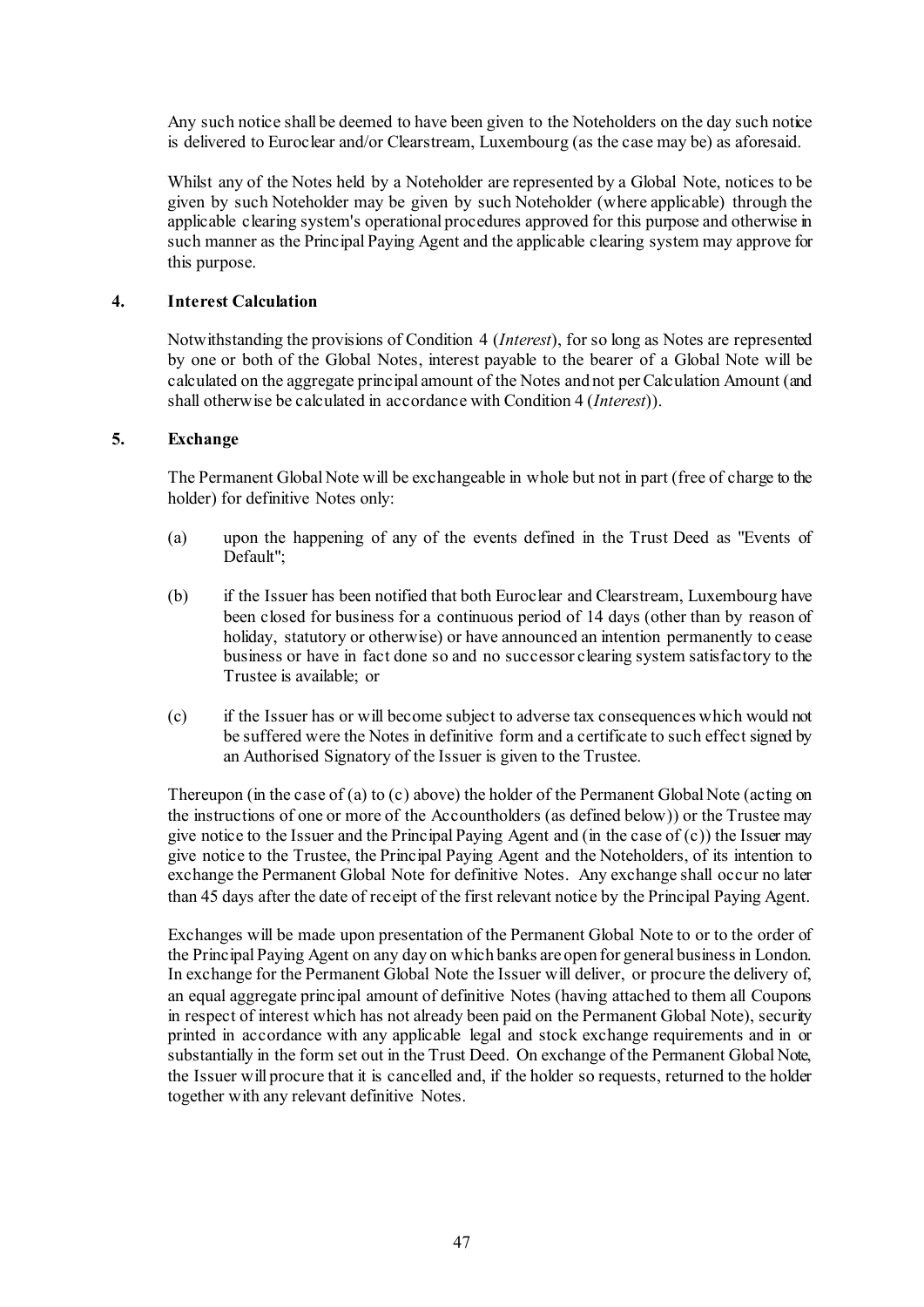Any such notice shall be deemed to have been given to the Noteholders on the day such notice is delivered to Euroclear and/or Clearstream, Luxembourg (as the case may be) as aforesaid.

Whilst any of the Notes held by a Noteholder are represented by a Global Note, notices to be given by such Noteholder may be given by such Noteholder (where applicable) through the applicable clearing system's operational procedures approved for this purpose and otherwise in such manner as the Principal Paying Agent and the applicable clearing system may approve for this purpose.

## 4. Interest Calculation

Notwithstanding the provisions of Condition 4 (*Interest*), for so long as Notes are represented by one or both of the Global Notes, interest payable to the bearer of a Global Note will be calculated on the aggregate principal amount of the Notes and not per Calculation Amount (and shall otherwise be calculated in accordance with Condition 4 (*Interest*)).

## 5. Exchange

The Permanent Global Note will be exchangeable in whole but not in part (free of charge to the holder) for definitive Notes only:

(a) upon the happening of any of the events defined in the Trust Deed as "Events of Default";

(b) if the Issuer has been notified that both Euroclear and Clearstream, Luxembourg have been closed for business for a continuous period of 14 days (other than by reason of holiday, statutory or otherwise) or have announced an intention permanently to cease business or have in fact done so and no successor clearing system satisfactory to the Trustee is available; or

(c) if the Issuer has or will become subject to adverse tax consequences which would not be suffered were the Notes in definitive form and a certificate to such effect signed by an Authorised Signatory of the Issuer is given to the Trustee.

Thereupon (in the case of (a) to (c) above) the holder of the Permanent Global Note (acting on the instructions of one or more of the Accountholders (as defined below)) or the Trustee may give notice to the Issuer and the Principal Paying Agent and (in the case of (c)) the Issuer may give notice to the Trustee, the Principal Paying Agent and the Noteholders, of its intention to exchange the Permanent Global Note for definitive Notes. Any exchange shall occur no later than 45 days after the date of receipt of the first relevant notice by the Principal Paying Agent.

Exchanges will be made upon presentation of the Permanent Global Note to or to the order of the Principal Paying Agent on any day on which banks are open for general business in London. In exchange for the Permanent Global Note the Issuer will deliver, or procure the delivery of, an equal aggregate principal amount of definitive Notes (having attached to them all Coupons in respect of interest which has not already been paid on the Permanent Global Note), security printed in accordance with any applicable legal and stock exchange requirements and in or substantially in the form set out in the Trust Deed. On exchange of the Permanent Global Note, the Issuer will procure that it is cancelled and, if the holder so requests, returned to the holder together with any relevant definitive Notes.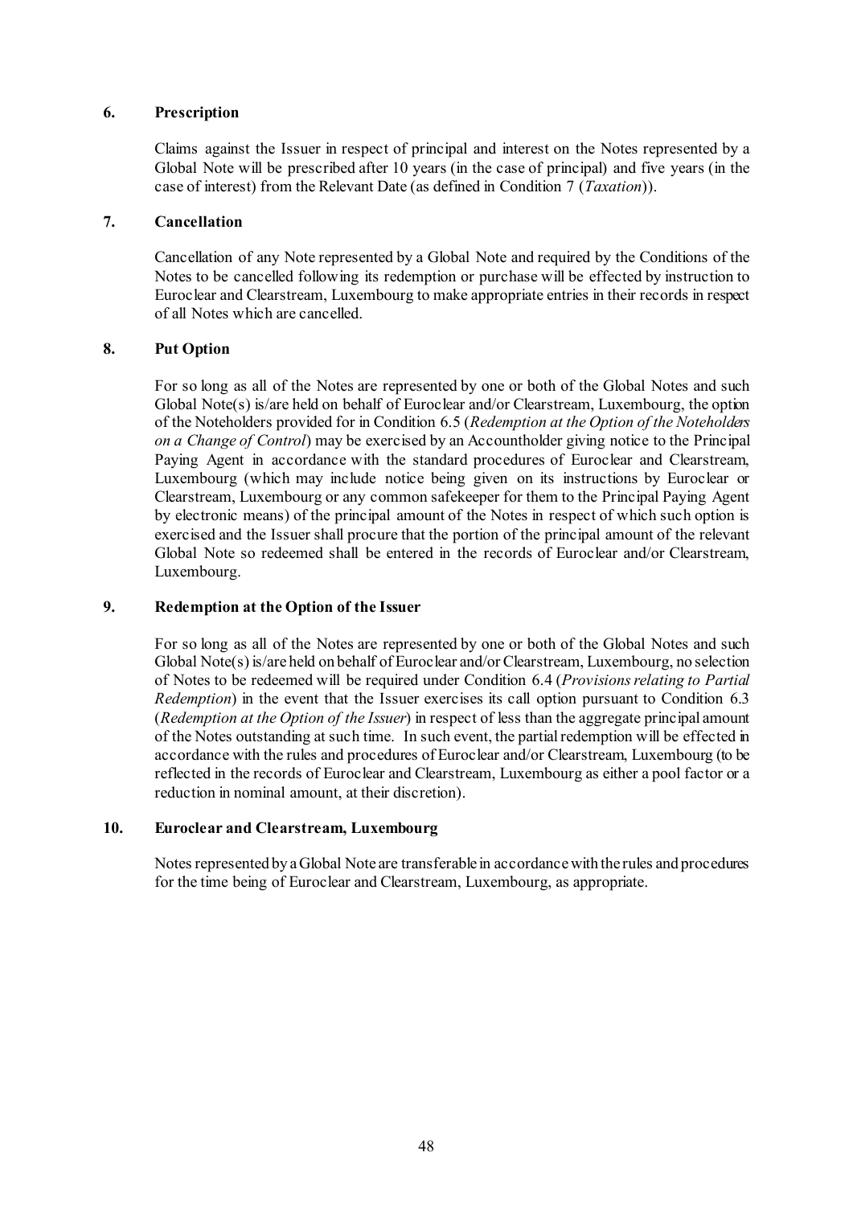## 6. Prescription

Claims against the Issuer in respect of principal and interest on the Notes represented by a Global Note will be prescribed after 10 years (in the case of principal) and five years (in the case of interest) from the Relevant Date (as defined in Condition 7 (*Taxation*)).

## 7. Cancellation

Cancellation of any Note represented by a Global Note and required by the Conditions of the Notes to be cancelled following its redemption or purchase will be effected by instruction to Euroclear and Clearstream, Luxembourg to make appropriate entries in their records in respect of all Notes which are cancelled.

## 8. Put Option

For so long as all of the Notes are represented by one or both of the Global Notes and such Global Note(s) is/are held on behalf of Euroclear and/or Clearstream, Luxembourg, the option of the Noteholders provided for in Condition 6.5 (*Redemption at the Option of the Noteholders on a Change of Control*) may be exercised by an Accountholder giving notice to the Principal Paying Agent in accordance with the standard procedures of Euroclear and Clearstream, Luxembourg (which may include notice being given on its instructions by Euroclear or Clearstream, Luxembourg or any common safekeeper for them to the Principal Paying Agent by electronic means) of the principal amount of the Notes in respect of which such option is exercised and the Issuer shall procure that the portion of the principal amount of the relevant Global Note so redeemed shall be entered in the records of Euroclear and/or Clearstream, Luxembourg.

## 9. Redemption at the Option of the Issuer

For so long as all of the Notes are represented by one or both of the Global Notes and such Global Note(s) is/are held on behalf of Euroclear and/or Clearstream, Luxembourg, no selection of Notes to be redeemed will be required under Condition 6.4 (*Provisions relating to Partial Redemption*) in the event that the Issuer exercises its call option pursuant to Condition 6.3 (*Redemption at the Option of the Issuer*) in respect of less than the aggregate principal amount of the Notes outstanding at such time. In such event, the partial redemption will be effected in accordance with the rules and procedures of Euroclear and/or Clearstream, Luxembourg (to be reflected in the records of Euroclear and Clearstream, Luxembourg as either a pool factor or a reduction in nominal amount, at their discretion).

## 10. Euroclear and Clearstream, Luxembourg

Notes represented by a Global Note are transferable in accordance with the rules and procedures for the time being of Euroclear and Clearstream, Luxembourg, as appropriate.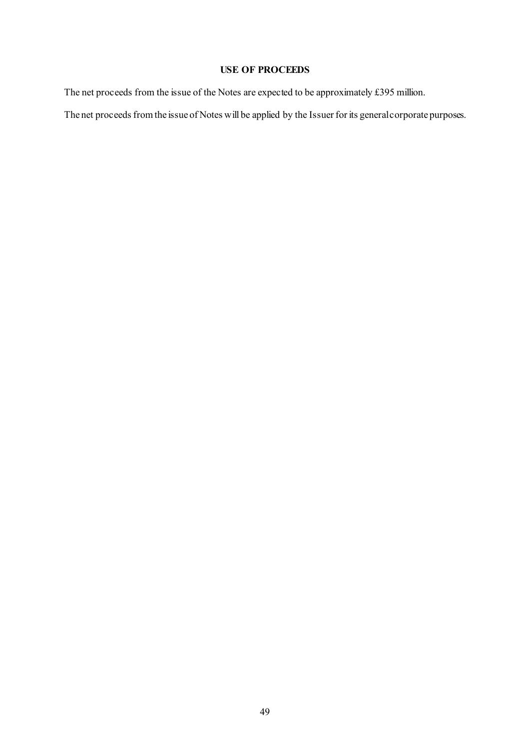## USE OF PROCEEDS

The net proceeds from the issue of the Notes are expected to be approximately £395 million.

The net proceeds from the issue of Notes will be applied by the Issuer for its general corporate purposes.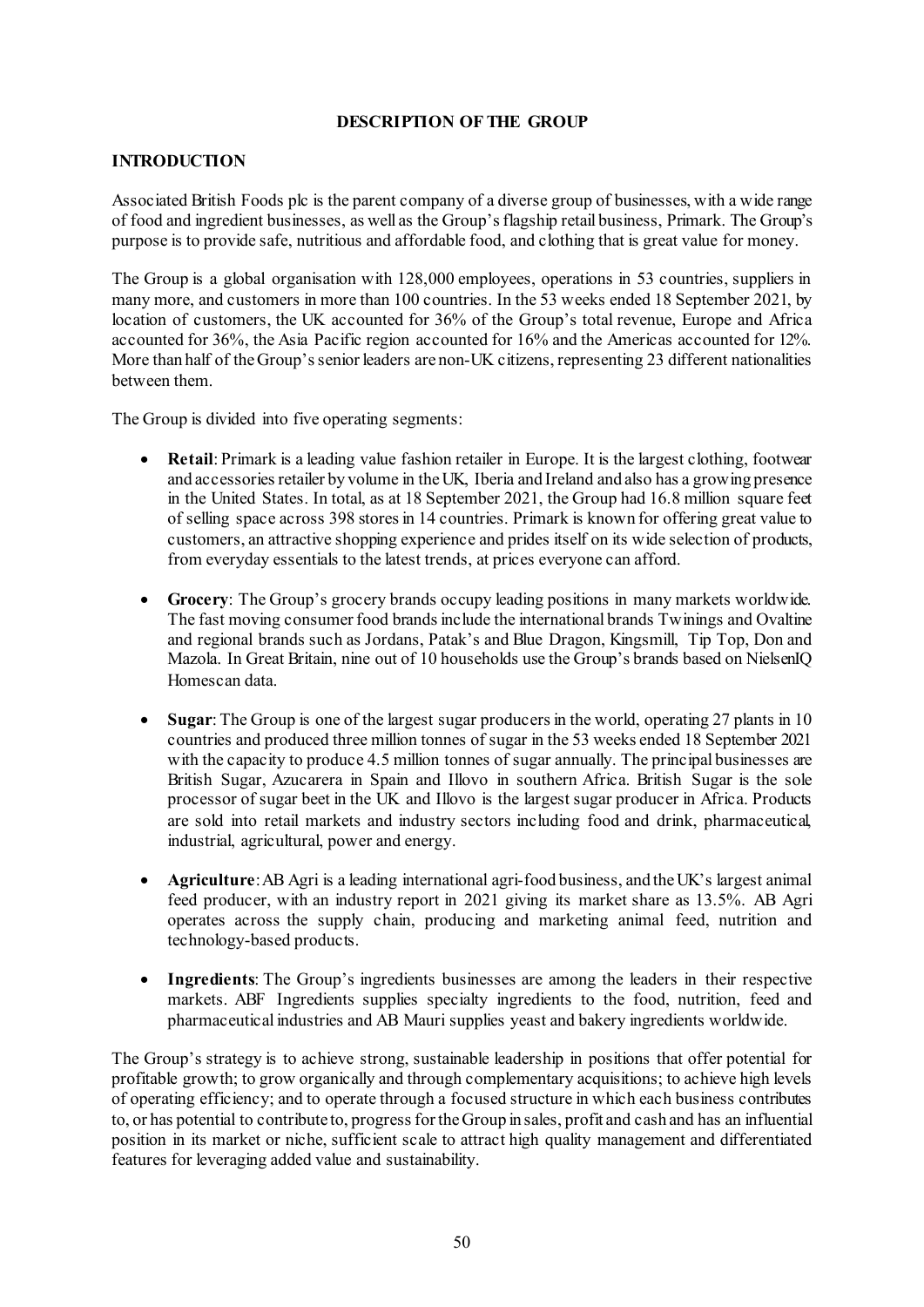## DESCRIPTION OF THE GROUP

### INTRODUCTION

Associated British Foods plc is the parent company of a diverse group of businesses, with a wide range of food and ingredient businesses, as well as the Group's flagship retail business, Primark. The Group's purpose is to provide safe, nutritious and affordable food, and clothing that is great value for money.

The Group is a global organisation with 128,000 employees, operations in 53 countries, suppliers in many more, and customers in more than 100 countries. In the 53 weeks ended 18 September 2021, by location of customers, the UK accounted for 36% of the Group's total revenue, Europe and Africa accounted for 36%, the Asia Pacific region accounted for 16% and the Americas accounted for 12%. More than half of the Group's senior leaders are non-UK citizens, representing 23 different nationalities between them.

The Group is divided into five operating segments:

- **Retail**: Primark is a leading value fashion retailer in Europe. It is the largest clothing, footwear and accessories retailer by volume in the UK, Iberia and Ireland and also has a growing presence in the United States. In total, as at 18 September 2021, the Group had 16.8 million square feet of selling space across 398 stores in 14 countries. Primark is known for offering great value to customers, an attractive shopping experience and prides itself on its wide selection of products, from everyday essentials to the latest trends, at prices everyone can afford.

- **Grocery**: The Group's grocery brands occupy leading positions in many markets worldwide. The fast moving consumer food brands include the international brands Twinings and Ovaltine and regional brands such as Jordans, Patak's and Blue Dragon, Kingsmill, Tip Top, Don and Mazola. In Great Britain, nine out of 10 households use the Group's brands based on NielsenIQ Homescan data.

- **Sugar**: The Group is one of the largest sugar producers in the world, operating 27 plants in 10 countries and produced three million tonnes of sugar in the 53 weeks ended 18 September 2021 with the capacity to produce 4.5 million tonnes of sugar annually. The principal businesses are British Sugar, Azucarera in Spain and Illovo in southern Africa. British Sugar is the sole processor of sugar beet in the UK and Illovo is the largest sugar producer in Africa. Products are sold into retail markets and industry sectors including food and drink, pharmaceutical, industrial, agricultural, power and energy.

- **Agriculture**: AB Agri is a leading international agri-food business, and the UK's largest animal feed producer, with an industry report in 2021 giving its market share as 13.5%. AB Agri operates across the supply chain, producing and marketing animal feed, nutrition and technology-based products.

- **Ingredients**: The Group's ingredients businesses are among the leaders in their respective markets. ABF Ingredients supplies specialty ingredients to the food, nutrition, feed and pharmaceutical industries and AB Mauri supplies yeast and bakery ingredients worldwide.

The Group's strategy is to achieve strong, sustainable leadership in positions that offer potential for profitable growth; to grow organically and through complementary acquisitions; to achieve high levels of operating efficiency; and to operate through a focused structure in which each business contributes to, or has potential to contribute to, progress for the Group in sales, profit and cash and has an influential position in its market or niche, sufficient scale to attract high quality management and differentiated features for leveraging added value and sustainability.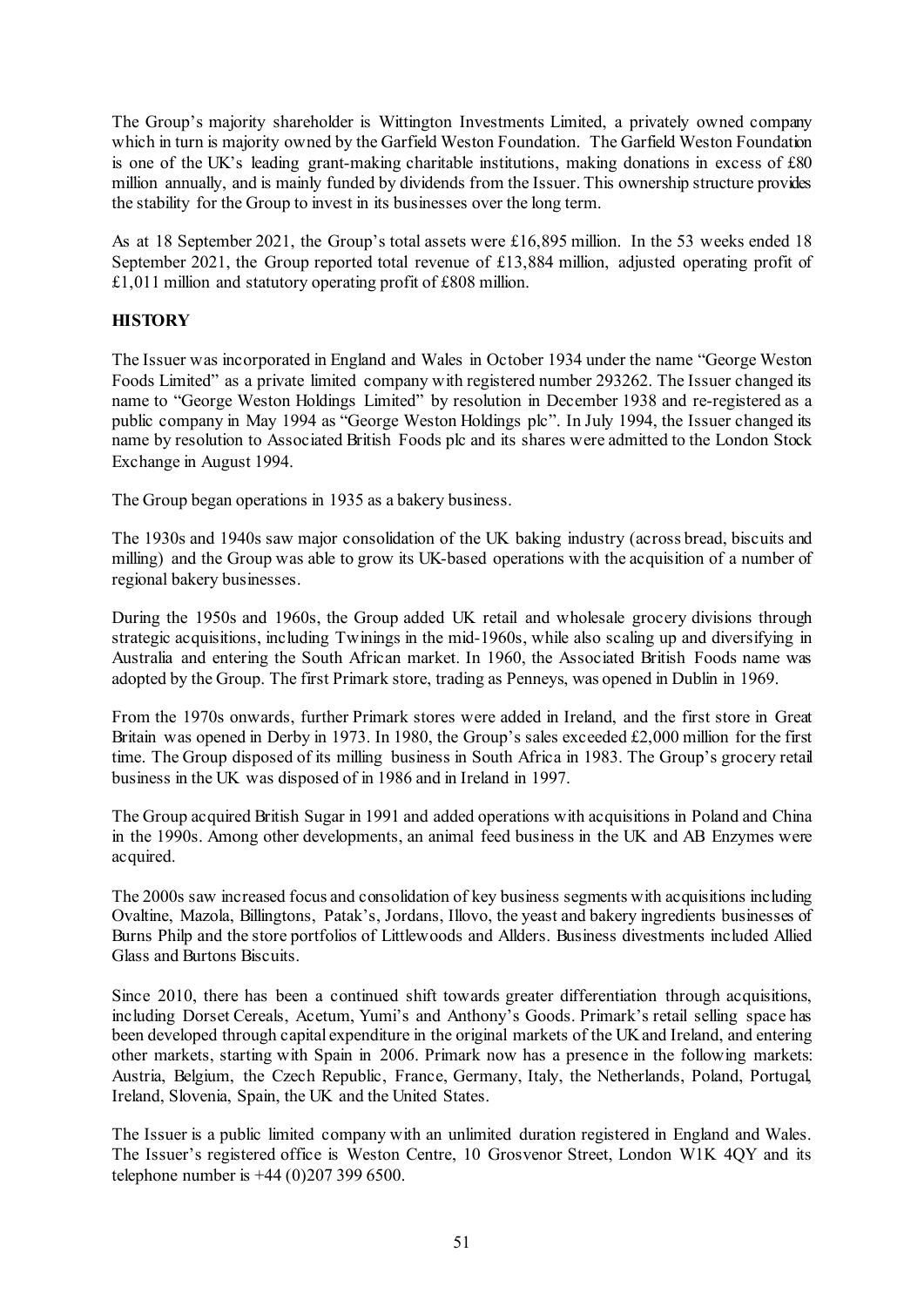The Group's majority shareholder is Wittington Investments Limited, a privately owned company which in turn is majority owned by the Garfield Weston Foundation. The Garfield Weston Foundation is one of the UK's leading grant-making charitable institutions, making donations in excess of £80 million annually, and is mainly funded by dividends from the Issuer. This ownership structure provides the stability for the Group to invest in its businesses over the long term.

As at 18 September 2021, the Group's total assets were £16,895 million. In the 53 weeks ended 18 September 2021, the Group reported total revenue of £13,884 million, adjusted operating profit of £1,011 million and statutory operating profit of £808 million.

## HISTORY

The Issuer was incorporated in England and Wales in October 1934 under the name "George Weston Foods Limited" as a private limited company with registered number 293262. The Issuer changed its name to "George Weston Holdings Limited" by resolution in December 1938 and re-registered as a public company in May 1994 as "George Weston Holdings plc". In July 1994, the Issuer changed its name by resolution to Associated British Foods plc and its shares were admitted to the London Stock Exchange in August 1994.

The Group began operations in 1935 as a bakery business.

The 1930s and 1940s saw major consolidation of the UK baking industry (across bread, biscuits and milling) and the Group was able to grow its UK-based operations with the acquisition of a number of regional bakery businesses.

During the 1950s and 1960s, the Group added UK retail and wholesale grocery divisions through strategic acquisitions, including Twinings in the mid-1960s, while also scaling up and diversifying in Australia and entering the South African market. In 1960, the Associated British Foods name was adopted by the Group. The first Primark store, trading as Penneys, was opened in Dublin in 1969.

From the 1970s onwards, further Primark stores were added in Ireland, and the first store in Great Britain was opened in Derby in 1973. In 1980, the Group's sales exceeded £2,000 million for the first time. The Group disposed of its milling business in South Africa in 1983. The Group's grocery retail business in the UK was disposed of in 1986 and in Ireland in 1997.

The Group acquired British Sugar in 1991 and added operations with acquisitions in Poland and China in the 1990s. Among other developments, an animal feed business in the UK and AB Enzymes were acquired.

The 2000s saw increased focus and consolidation of key business segments with acquisitions including Ovaltine, Mazola, Billingtons, Patak's, Jordans, Illovo, the yeast and bakery ingredients businesses of Burns Philp and the store portfolios of Littlewoods and Allders. Business divestments included Allied Glass and Burtons Biscuits.

Since 2010, there has been a continued shift towards greater differentiation through acquisitions, including Dorset Cereals, Acetum, Yumi's and Anthony's Goods. Primark's retail selling space has been developed through capital expenditure in the original markets of the UK and Ireland, and entering other markets, starting with Spain in 2006. Primark now has a presence in the following markets: Austria, Belgium, the Czech Republic, France, Germany, Italy, the Netherlands, Poland, Portugal, Ireland, Slovenia, Spain, the UK and the United States.

The Issuer is a public limited company with an unlimited duration registered in England and Wales. The Issuer's registered office is Weston Centre, 10 Grosvenor Street, London W1K 4QY and its telephone number is +44 (0)207 399 6500.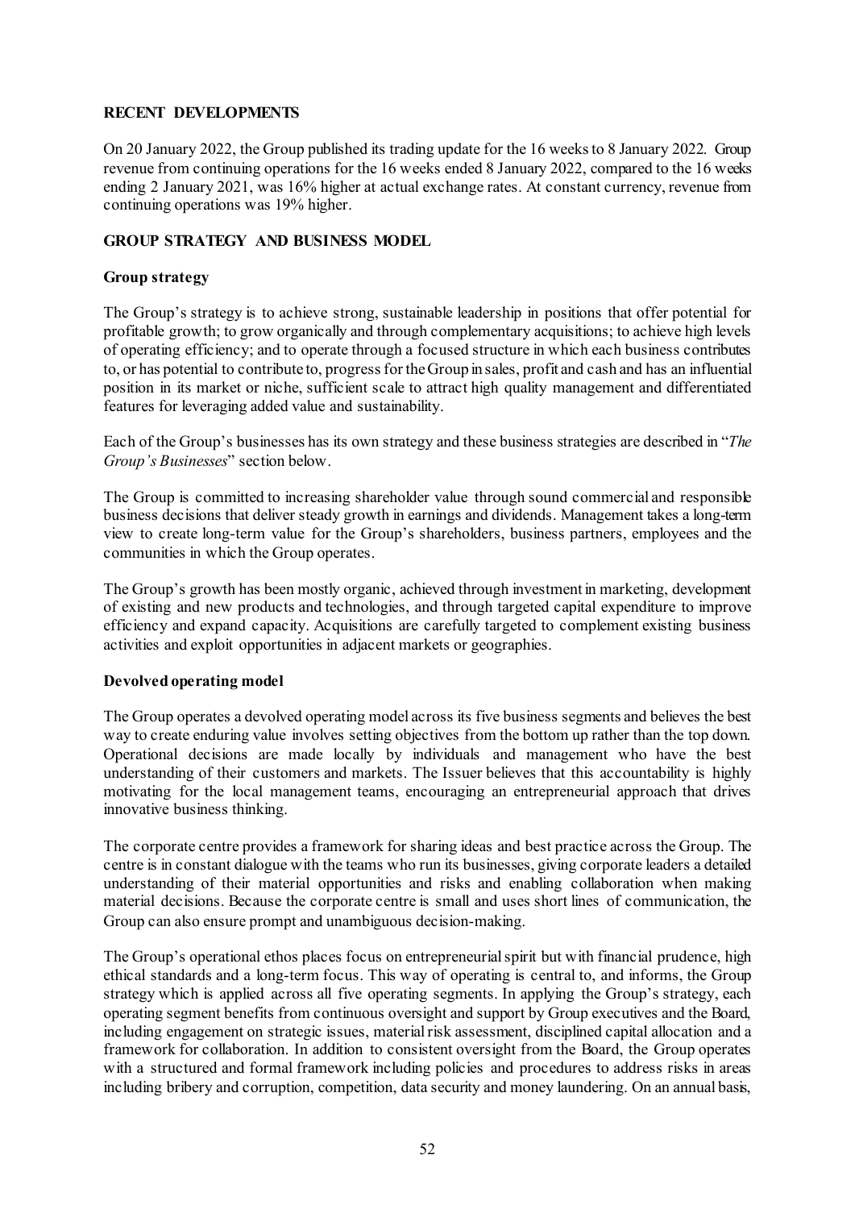## RECENT DEVELOPMENTS

On 20 January 2022, the Group published its trading update for the 16 weeks to 8 January 2022. Group revenue from continuing operations for the 16 weeks ended 8 January 2022, compared to the 16 weeks ending 2 January 2021, was 16% higher at actual exchange rates. At constant currency, revenue from continuing operations was 19% higher.

## GROUP STRATEGY AND BUSINESS MODEL

### Group strategy

The Group's strategy is to achieve strong, sustainable leadership in positions that offer potential for profitable growth; to grow organically and through complementary acquisitions; to achieve high levels of operating efficiency; and to operate through a focused structure in which each business contributes to, or has potential to contribute to, progress for the Group in sales, profit and cash and has an influential position in its market or niche, sufficient scale to attract high quality management and differentiated features for leveraging added value and sustainability.

Each of the Group's businesses has its own strategy and these business strategies are described in "*The Group's Businesses*" section below.

The Group is committed to increasing shareholder value through sound commercial and responsible business decisions that deliver steady growth in earnings and dividends. Management takes a long-term view to create long-term value for the Group's shareholders, business partners, employees and the communities in which the Group operates.

The Group's growth has been mostly organic, achieved through investment in marketing, development of existing and new products and technologies, and through targeted capital expenditure to improve efficiency and expand capacity. Acquisitions are carefully targeted to complement existing business activities and exploit opportunities in adjacent markets or geographies.

### Devolved operating model

The Group operates a devolved operating model across its five business segments and believes the best way to create enduring value involves setting objectives from the bottom up rather than the top down. Operational decisions are made locally by individuals and management who have the best understanding of their customers and markets. The Issuer believes that this accountability is highly motivating for the local management teams, encouraging an entrepreneurial approach that drives innovative business thinking.

The corporate centre provides a framework for sharing ideas and best practice across the Group. The centre is in constant dialogue with the teams who run its businesses, giving corporate leaders a detailed understanding of their material opportunities and risks and enabling collaboration when making material decisions. Because the corporate centre is small and uses short lines of communication, the Group can also ensure prompt and unambiguous decision-making.

The Group's operational ethos places focus on entrepreneurial spirit but with financial prudence, high ethical standards and a long-term focus. This way of operating is central to, and informs, the Group strategy which is applied across all five operating segments. In applying the Group's strategy, each operating segment benefits from continuous oversight and support by Group executives and the Board, including engagement on strategic issues, material risk assessment, disciplined capital allocation and a framework for collaboration. In addition to consistent oversight from the Board, the Group operates with a structured and formal framework including policies and procedures to address risks in areas including bribery and corruption, competition, data security and money laundering. On an annual basis,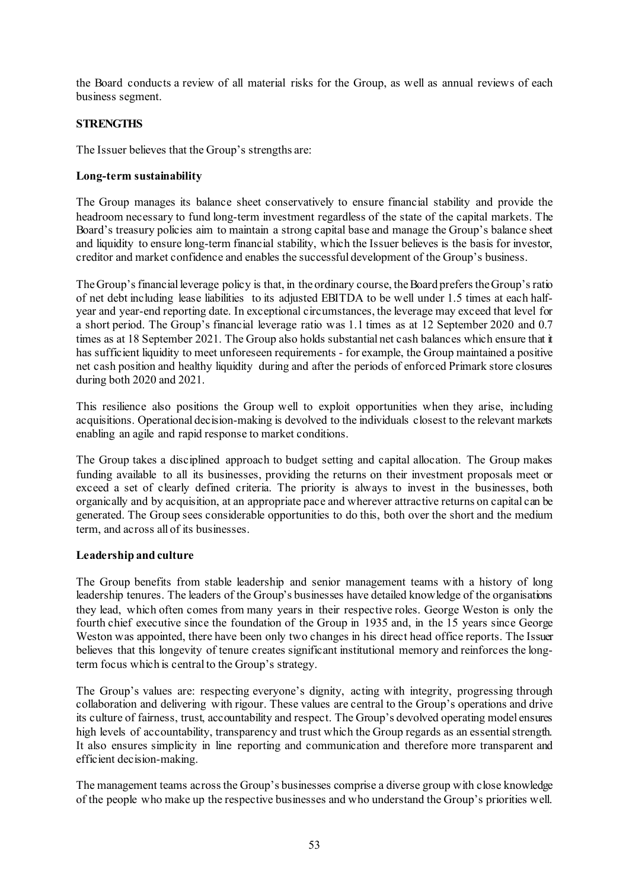the Board conducts a review of all material risks for the Group, as well as annual reviews of each business segment.

## STRENGTHS

The Issuer believes that the Group's strengths are:

### Long-term sustainability

The Group manages its balance sheet conservatively to ensure financial stability and provide the headroom necessary to fund long-term investment regardless of the state of the capital markets. The Board's treasury policies aim to maintain a strong capital base and manage the Group's balance sheet and liquidity to ensure long-term financial stability, which the Issuer believes is the basis for investor, creditor and market confidence and enables the successful development of the Group's business.

The Group's financial leverage policy is that, in the ordinary course, the Board prefers the Group's ratio of net debt including lease liabilities to its adjusted EBITDA to be well under 1.5 times at each half-year and year-end reporting date. In exceptional circumstances, the leverage may exceed that level for a short period. The Group's financial leverage ratio was 1.1 times as at 12 September 2020 and 0.7 times as at 18 September 2021. The Group also holds substantial net cash balances which ensure that it has sufficient liquidity to meet unforeseen requirements - for example, the Group maintained a positive net cash position and healthy liquidity during and after the periods of enforced Primark store closures during both 2020 and 2021.

This resilience also positions the Group well to exploit opportunities when they arise, including acquisitions. Operational decision-making is devolved to the individuals closest to the relevant markets enabling an agile and rapid response to market conditions.

The Group takes a disciplined approach to budget setting and capital allocation. The Group makes funding available to all its businesses, providing the returns on their investment proposals meet or exceed a set of clearly defined criteria. The priority is always to invest in the businesses, both organically and by acquisition, at an appropriate pace and wherever attractive returns on capital can be generated. The Group sees considerable opportunities to do this, both over the short and the medium term, and across all of its businesses.

### Leadership and culture

The Group benefits from stable leadership and senior management teams with a history of long leadership tenures. The leaders of the Group's businesses have detailed knowledge of the organisations they lead, which often comes from many years in their respective roles. George Weston is only the fourth chief executive since the foundation of the Group in 1935 and, in the 15 years since George Weston was appointed, there have been only two changes in his direct head office reports. The Issuer believes that this longevity of tenure creates significant institutional memory and reinforces the long-term focus which is central to the Group's strategy.

The Group's values are: respecting everyone's dignity, acting with integrity, progressing through collaboration and delivering with rigour. These values are central to the Group's operations and drive its culture of fairness, trust, accountability and respect. The Group's devolved operating model ensures high levels of accountability, transparency and trust which the Group regards as an essential strength. It also ensures simplicity in line reporting and communication and therefore more transparent and efficient decision-making.

The management teams across the Group's businesses comprise a diverse group with close knowledge of the people who make up the respective businesses and who understand the Group's priorities well.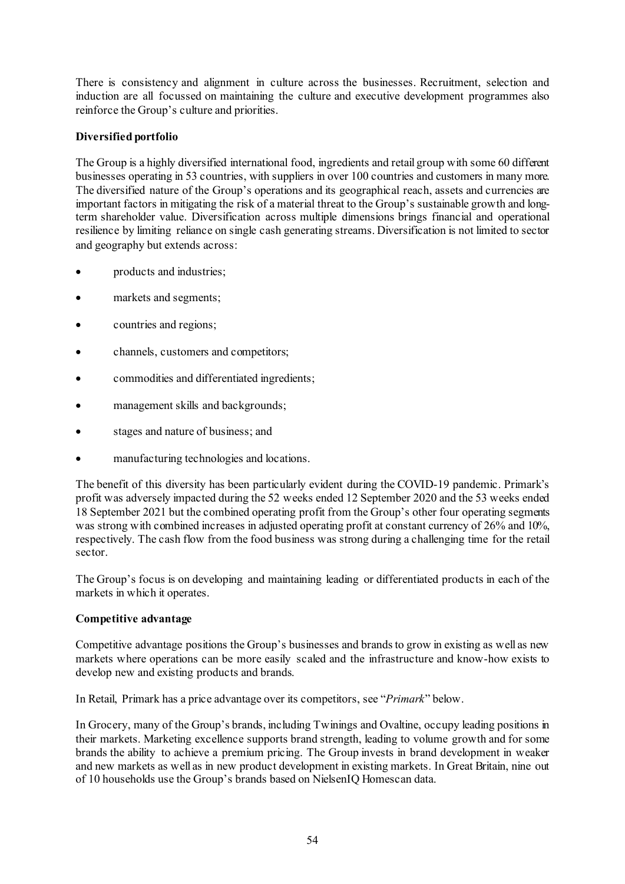There is consistency and alignment in culture across the businesses. Recruitment, selection and induction are all focussed on maintaining the culture and executive development programmes also reinforce the Group's culture and priorities.

**Diversified portfolio**

The Group is a highly diversified international food, ingredients and retail group with some 60 different businesses operating in 53 countries, with suppliers in over 100 countries and customers in many more. The diversified nature of the Group's operations and its geographical reach, assets and currencies are important factors in mitigating the risk of a material threat to the Group's sustainable growth and long-term shareholder value. Diversification across multiple dimensions brings financial and operational resilience by limiting reliance on single cash generating streams. Diversification is not limited to sector and geography but extends across:

- products and industries;
- markets and segments;
- countries and regions;
- channels, customers and competitors;
- commodities and differentiated ingredients;
- management skills and backgrounds;
- stages and nature of business; and
- manufacturing technologies and locations.

The benefit of this diversity has been particularly evident during the COVID-19 pandemic. Primark's profit was adversely impacted during the 52 weeks ended 12 September 2020 and the 53 weeks ended 18 September 2021 but the combined operating profit from the Group's other four operating segments was strong with combined increases in adjusted operating profit at constant currency of 26% and 10%, respectively. The cash flow from the food business was strong during a challenging time for the retail sector.

The Group's focus is on developing and maintaining leading or differentiated products in each of the markets in which it operates.

**Competitive advantage**

Competitive advantage positions the Group's businesses and brands to grow in existing as well as new markets where operations can be more easily scaled and the infrastructure and know-how exists to develop new and existing products and brands.

In Retail, Primark has a price advantage over its competitors, see "*Primark*" below.

In Grocery, many of the Group's brands, including Twinings and Ovaltine, occupy leading positions in their markets. Marketing excellence supports brand strength, leading to volume growth and for some brands the ability to achieve a premium pricing. The Group invests in brand development in weaker and new markets as well as in new product development in existing markets. In Great Britain, nine out of 10 households use the Group's brands based on NielsenIQ Homescan data.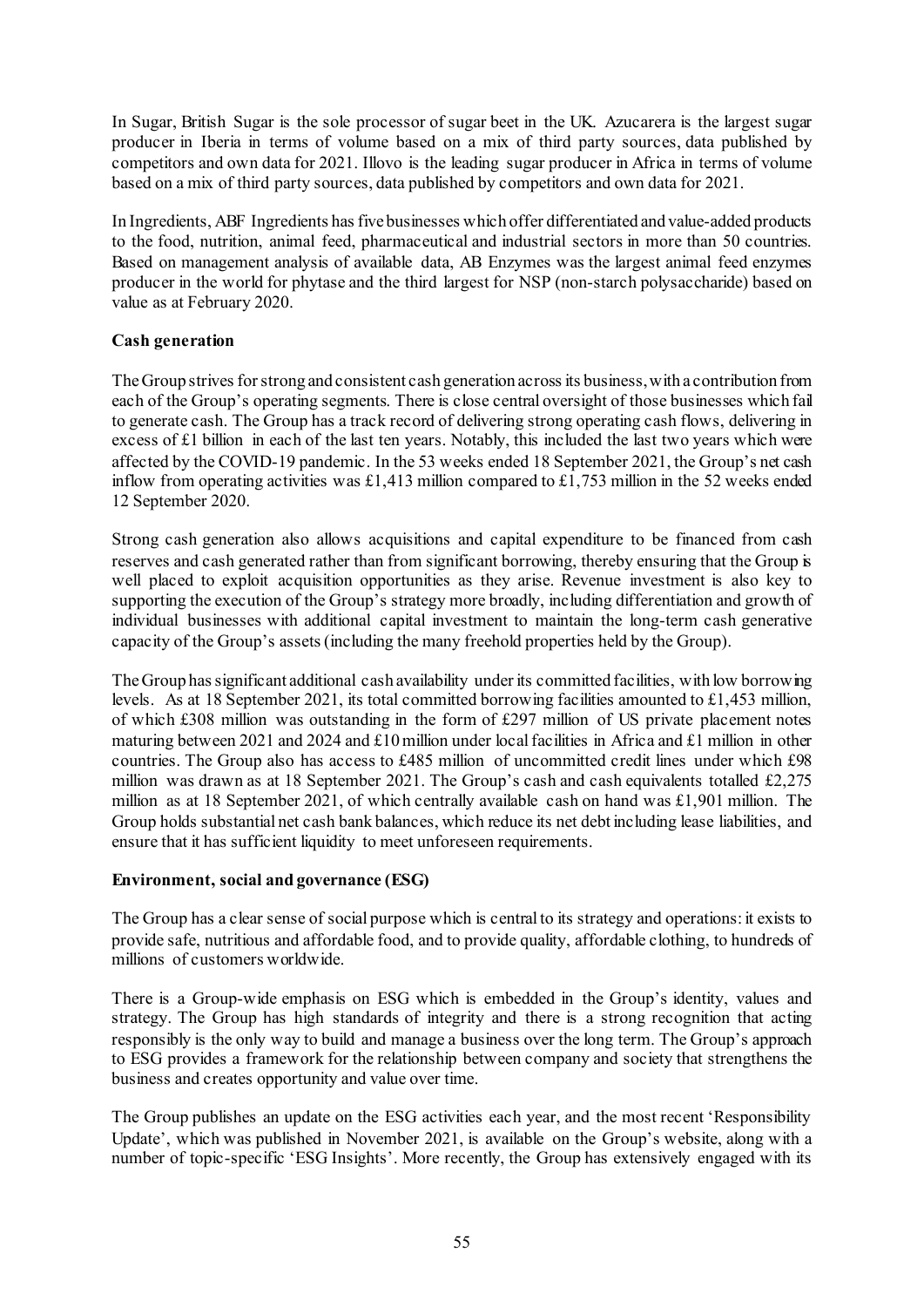In Sugar, British Sugar is the sole processor of sugar beet in the UK. Azucarera is the largest sugar producer in Iberia in terms of volume based on a mix of third party sources, data published by competitors and own data for 2021. Illovo is the leading sugar producer in Africa in terms of volume based on a mix of third party sources, data published by competitors and own data for 2021.

In Ingredients, ABF Ingredients has five businesses which offer differentiated and value-added products to the food, nutrition, animal feed, pharmaceutical and industrial sectors in more than 50 countries. Based on management analysis of available data, AB Enzymes was the largest animal feed enzymes producer in the world for phytase and the third largest for NSP (non-starch polysaccharide) based on value as at February 2020.

**Cash generation**

The Group strives for strong and consistent cash generation across its business, with a contribution from each of the Group's operating segments. There is close central oversight of those businesses which fail to generate cash. The Group has a track record of delivering strong operating cash flows, delivering in excess of £1 billion in each of the last ten years. Notably, this included the last two years which were affected by the COVID-19 pandemic. In the 53 weeks ended 18 September 2021, the Group's net cash inflow from operating activities was £1,413 million compared to £1,753 million in the 52 weeks ended 12 September 2020.

Strong cash generation also allows acquisitions and capital expenditure to be financed from cash reserves and cash generated rather than from significant borrowing, thereby ensuring that the Group is well placed to exploit acquisition opportunities as they arise. Revenue investment is also key to supporting the execution of the Group's strategy more broadly, including differentiation and growth of individual businesses with additional capital investment to maintain the long-term cash generative capacity of the Group's assets (including the many freehold properties held by the Group).

The Group has significant additional cash availability under its committed facilities, with low borrowing levels. As at 18 September 2021, its total committed borrowing facilities amounted to £1,453 million, of which £308 million was outstanding in the form of £297 million of US private placement notes maturing between 2021 and 2024 and £10 million under local facilities in Africa and £1 million in other countries. The Group also has access to £485 million of uncommitted credit lines under which £98 million was drawn as at 18 September 2021. The Group's cash and cash equivalents totalled £2,275 million as at 18 September 2021, of which centrally available cash on hand was £1,901 million. The Group holds substantial net cash bank balances, which reduce its net debt including lease liabilities, and ensure that it has sufficient liquidity to meet unforeseen requirements.

**Environment, social and governance (ESG)**

The Group has a clear sense of social purpose which is central to its strategy and operations: it exists to provide safe, nutritious and affordable food, and to provide quality, affordable clothing, to hundreds of millions of customers worldwide.

There is a Group-wide emphasis on ESG which is embedded in the Group's identity, values and strategy. The Group has high standards of integrity and there is a strong recognition that acting responsibly is the only way to build and manage a business over the long term. The Group's approach to ESG provides a framework for the relationship between company and society that strengthens the business and creates opportunity and value over time.

The Group publishes an update on the ESG activities each year, and the most recent 'Responsibility Update', which was published in November 2021, is available on the Group's website, along with a number of topic-specific 'ESG Insights'. More recently, the Group has extensively engaged with its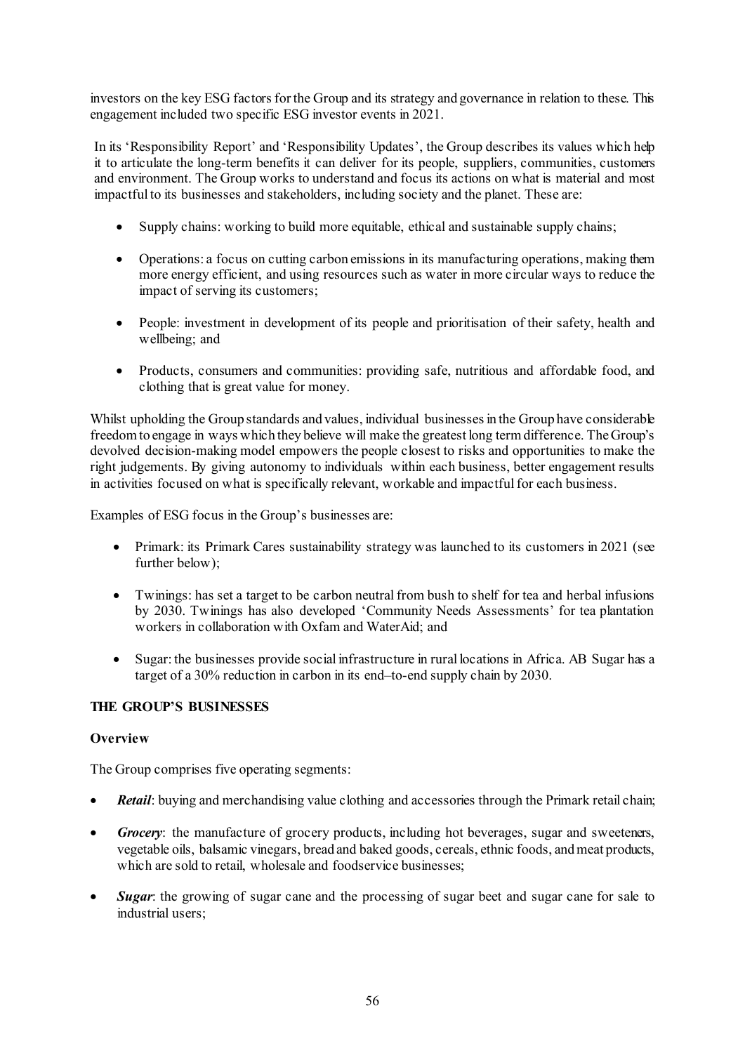investors on the key ESG factors for the Group and its strategy and governance in relation to these. This engagement included two specific ESG investor events in 2021.

In its 'Responsibility Report' and 'Responsibility Updates', the Group describes its values which help it to articulate the long-term benefits it can deliver for its people, suppliers, communities, customers and environment. The Group works to understand and focus its actions on what is material and most impactful to its businesses and stakeholders, including society and the planet. These are:

- Supply chains: working to build more equitable, ethical and sustainable supply chains;
- Operations: a focus on cutting carbon emissions in its manufacturing operations, making them more energy efficient, and using resources such as water in more circular ways to reduce the impact of serving its customers;
- People: investment in development of its people and prioritisation of their safety, health and wellbeing; and
- Products, consumers and communities: providing safe, nutritious and affordable food, and clothing that is great value for money.

Whilst upholding the Group standards and values, individual businesses in the Group have considerable freedom to engage in ways which they believe will make the greatest long term difference. The Group's devolved decision-making model empowers the people closest to risks and opportunities to make the right judgements. By giving autonomy to individuals within each business, better engagement results in activities focused on what is specifically relevant, workable and impactful for each business.

Examples of ESG focus in the Group's businesses are:

- Primark: its Primark Cares sustainability strategy was launched to its customers in 2021 (see further below);
- Twinings: has set a target to be carbon neutral from bush to shelf for tea and herbal infusions by 2030. Twinings has also developed 'Community Needs Assessments' for tea plantation workers in collaboration with Oxfam and WaterAid; and
- Sugar: the businesses provide social infrastructure in rural locations in Africa. AB Sugar has a target of a 30% reduction in carbon in its end–to-end supply chain by 2030.

**THE GROUP'S BUSINESSES**

**Overview**

The Group comprises five operating segments:

- ***Retail***: buying and merchandising value clothing and accessories through the Primark retail chain;
- ***Grocery***: the manufacture of grocery products, including hot beverages, sugar and sweeteners, vegetable oils, balsamic vinegars, bread and baked goods, cereals, ethnic foods, and meat products, which are sold to retail, wholesale and foodservice businesses;
- ***Sugar***: the growing of sugar cane and the processing of sugar beet and sugar cane for sale to industrial users;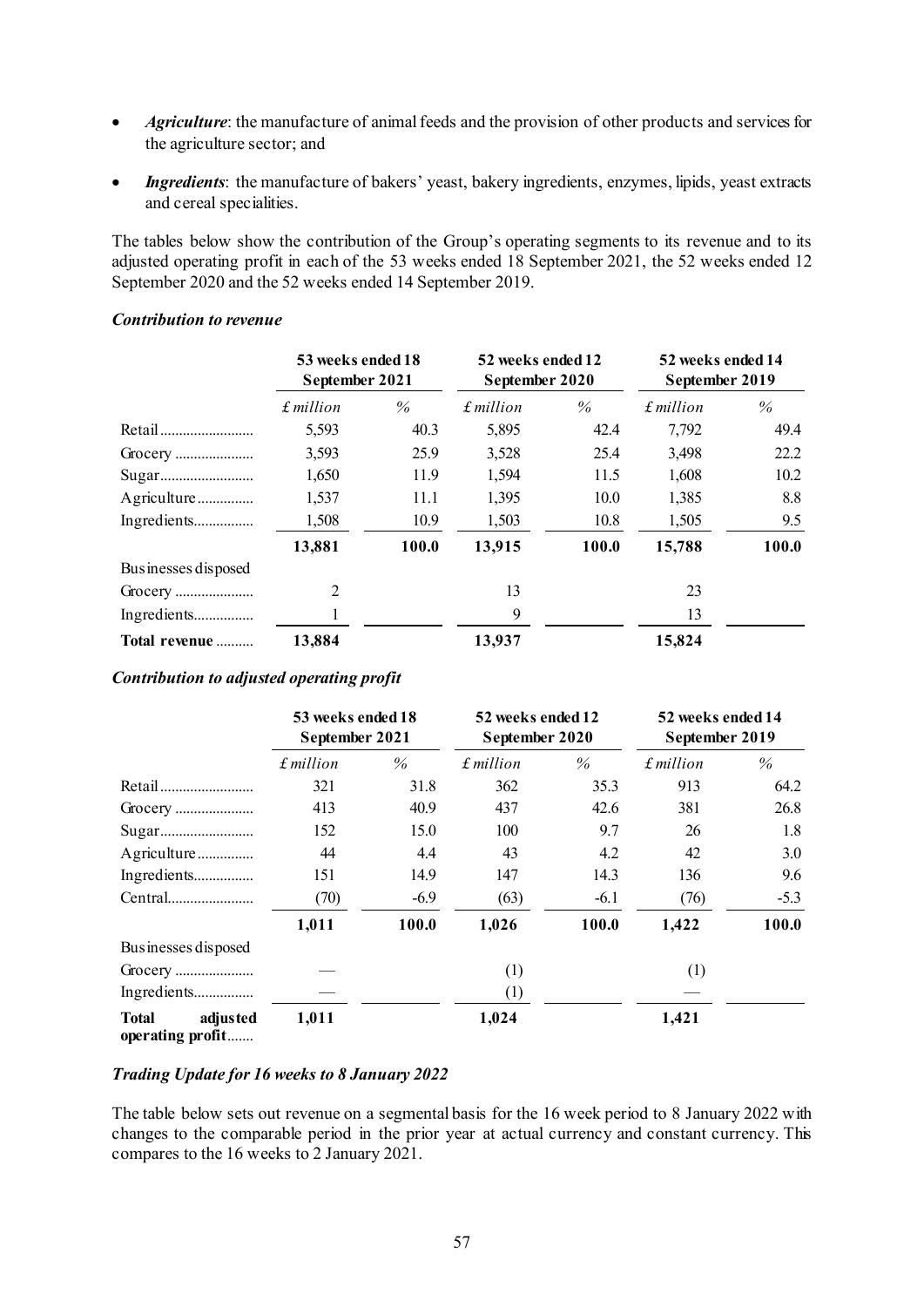- ***Agriculture***: the manufacture of animal feeds and the provision of other products and services for the agriculture sector; and
- ***Ingredients***: the manufacture of bakers' yeast, bakery ingredients, enzymes, lipids, yeast extracts and cereal specialities.

The tables below show the contribution of the Group's operating segments to its revenue and to its adjusted operating profit in each of the 53 weeks ended 18 September 2021, the 52 weeks ended 12 September 2020 and the 52 weeks ended 14 September 2019.

***Contribution to revenue***

| | **53 weeks ended 18 September 2021** | | **52 weeks ended 12 September 2020** | | **52 weeks ended 14 September 2019** | |
|---|---|---|---|---|---|---|
| | *£ million* | *%* | *£ million* | *%* | *£ million* | *%* |
| Retail | 5,593 | 40.3 | 5,895 | 42.4 | 7,792 | 49.4 |
| Grocery | 3,593 | 25.9 | 3,528 | 25.4 | 3,498 | 22.2 |
| Sugar | 1,650 | 11.9 | 1,594 | 11.5 | 1,608 | 10.2 |
| Agriculture | 1,537 | 11.1 | 1,395 | 10.0 | 1,385 | 8.8 |
| Ingredients | 1,508 | 10.9 | 1,503 | 10.8 | 1,505 | 9.5 |
| | **13,881** | **100.0** | **13,915** | **100.0** | **15,788** | **100.0** |
| Businesses disposed | | | | | | |
| Grocery | 2 | | 13 | | 23 | |
| Ingredients | 1 | | 9 | | 13 | |
| **Total revenue** | **13,884** | | **13,937** | | **15,824** | |

***Contribution to adjusted operating profit***

| | **53 weeks ended 18 September 2021** | | **52 weeks ended 12 September 2020** | | **52 weeks ended 14 September 2019** | |
|---|---|---|---|---|---|---|
| | *£ million* | *%* | *£ million* | *%* | *£ million* | *%* |
| Retail | 321 | 31.8 | 362 | 35.3 | 913 | 64.2 |
| Grocery | 413 | 40.9 | 437 | 42.6 | 381 | 26.8 |
| Sugar | 152 | 15.0 | 100 | 9.7 | 26 | 1.8 |
| Agriculture | 44 | 4.4 | 43 | 4.2 | 42 | 3.0 |
| Ingredients | 151 | 14.9 | 147 | 14.3 | 136 | 9.6 |
| Central | (70) | -6.9 | (63) | -6.1 | (76) | -5.3 |
| | **1,011** | **100.0** | **1,026** | **100.0** | **1,422** | **100.0** |
| Businesses disposed | | | | | | |
| Grocery | — | | (1) | | (1) | |
| Ingredients | — | | (1) | | — | |
| **Total adjusted operating profit** | **1,011** | | **1,024** | | **1,421** | |

***Trading Update for 16 weeks to 8 January 2022***

The table below sets out revenue on a segmental basis for the 16 week period to 8 January 2022 with changes to the comparable period in the prior year at actual currency and constant currency. This compares to the 16 weeks to 2 January 2021.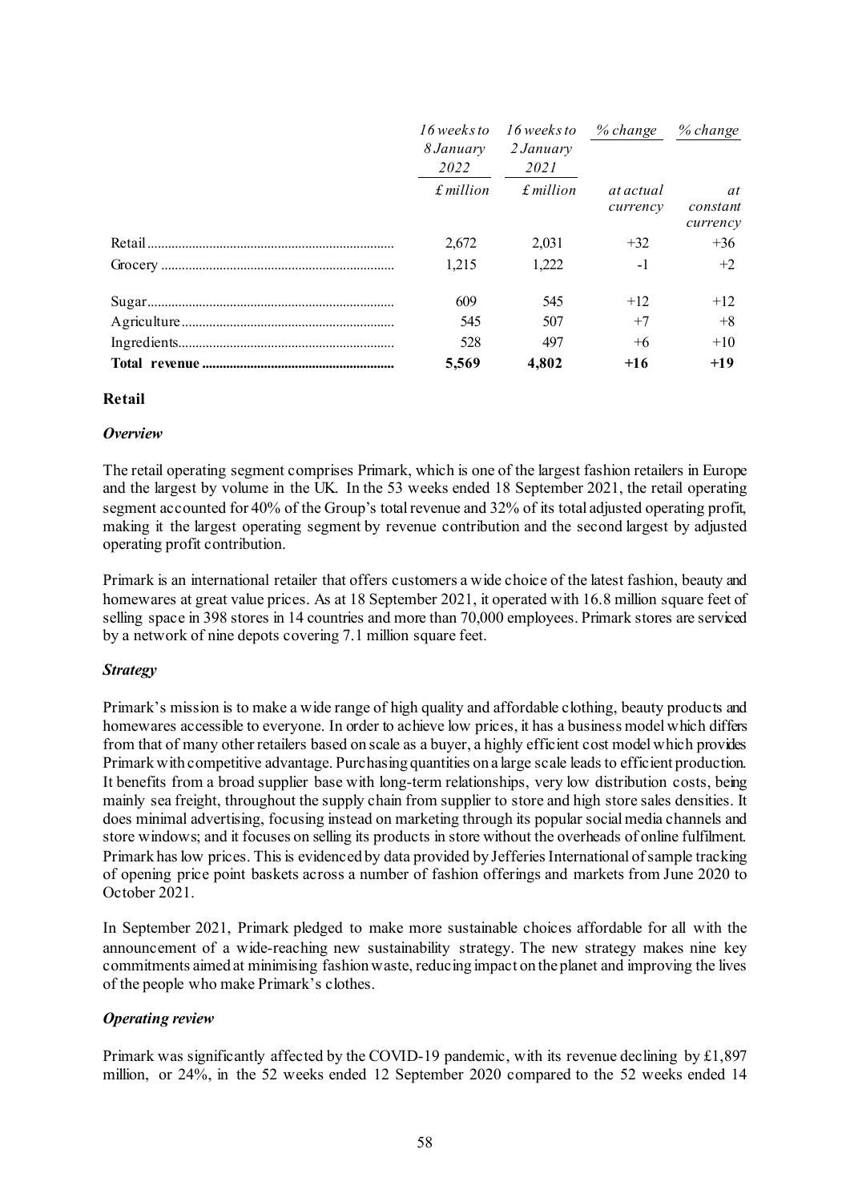|  | *16 weeks to 8 January 2022* | *16 weeks to 2 January 2021* | *% change* | *% change* |
|---|---|---|---|---|
|  | *£ million* | *£ million* | *at actual currency* | *at constant currency* |
| Retail | 2,672 | 2,031 | +32 | +36 |
| Grocery | 1,215 | 1,222 | -1 | +2 |
| Sugar | 609 | 545 | +12 | +12 |
| Agriculture | 545 | 507 | +7 | +8 |
| Ingredients | 528 | 497 | +6 | +10 |
| **Total revenue** | **5,569** | **4,802** | **+16** | **+19** |

**Retail**

***Overview***

The retail operating segment comprises Primark, which is one of the largest fashion retailers in Europe and the largest by volume in the UK. In the 53 weeks ended 18 September 2021, the retail operating segment accounted for 40% of the Group's total revenue and 32% of its total adjusted operating profit, making it the largest operating segment by revenue contribution and the second largest by adjusted operating profit contribution.

Primark is an international retailer that offers customers a wide choice of the latest fashion, beauty and homewares at great value prices. As at 18 September 2021, it operated with 16.8 million square feet of selling space in 398 stores in 14 countries and more than 70,000 employees. Primark stores are serviced by a network of nine depots covering 7.1 million square feet.

***Strategy***

Primark's mission is to make a wide range of high quality and affordable clothing, beauty products and homewares accessible to everyone. In order to achieve low prices, it has a business model which differs from that of many other retailers based on scale as a buyer, a highly efficient cost model which provides Primark with competitive advantage. Purchasing quantities on a large scale leads to efficient production. It benefits from a broad supplier base with long-term relationships, very low distribution costs, being mainly sea freight, throughout the supply chain from supplier to store and high store sales densities. It does minimal advertising, focusing instead on marketing through its popular social media channels and store windows; and it focuses on selling its products in store without the overheads of online fulfilment. Primark has low prices. This is evidenced by data provided by Jefferies International of sample tracking of opening price point baskets across a number of fashion offerings and markets from June 2020 to October 2021.

In September 2021, Primark pledged to make more sustainable choices affordable for all with the announcement of a wide-reaching new sustainability strategy. The new strategy makes nine key commitments aimed at minimising fashion waste, reducing impact on the planet and improving the lives of the people who make Primark's clothes.

***Operating review***

Primark was significantly affected by the COVID-19 pandemic, with its revenue declining by £1,897 million, or 24%, in the 52 weeks ended 12 September 2020 compared to the 52 weeks ended 14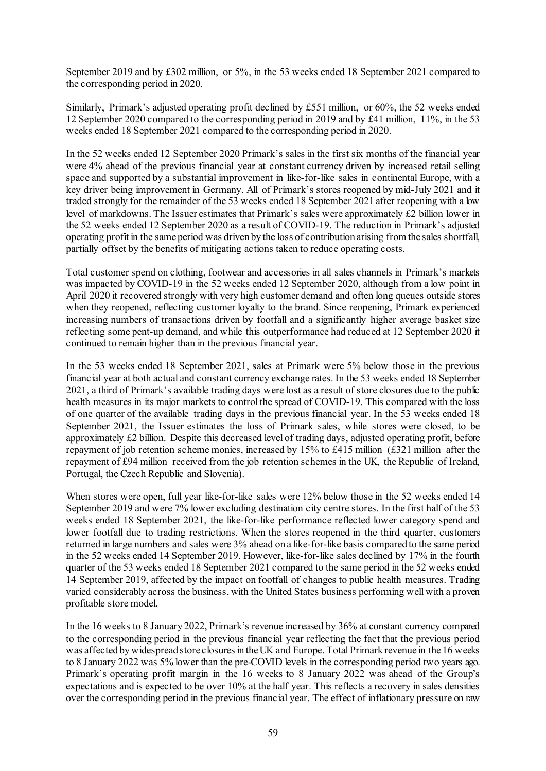September 2019 and by £302 million, or 5%, in the 53 weeks ended 18 September 2021 compared to the corresponding period in 2020.

Similarly, Primark's adjusted operating profit declined by £551 million, or 60%, the 52 weeks ended 12 September 2020 compared to the corresponding period in 2019 and by £41 million, 11%, in the 53 weeks ended 18 September 2021 compared to the corresponding period in 2020.

In the 52 weeks ended 12 September 2020 Primark's sales in the first six months of the financial year were 4% ahead of the previous financial year at constant currency driven by increased retail selling space and supported by a substantial improvement in like-for-like sales in continental Europe, with a key driver being improvement in Germany. All of Primark's stores reopened by mid-July 2021 and it traded strongly for the remainder of the 53 weeks ended 18 September 2021 after reopening with a low level of markdowns. The Issuer estimates that Primark's sales were approximately £2 billion lower in the 52 weeks ended 12 September 2020 as a result of COVID-19. The reduction in Primark's adjusted operating profit in the same period was driven by the loss of contribution arising from the sales shortfall, partially offset by the benefits of mitigating actions taken to reduce operating costs.

Total customer spend on clothing, footwear and accessories in all sales channels in Primark's markets was impacted by COVID-19 in the 52 weeks ended 12 September 2020, although from a low point in April 2020 it recovered strongly with very high customer demand and often long queues outside stores when they reopened, reflecting customer loyalty to the brand. Since reopening, Primark experienced increasing numbers of transactions driven by footfall and a significantly higher average basket size reflecting some pent-up demand, and while this outperformance had reduced at 12 September 2020 it continued to remain higher than in the previous financial year.

In the 53 weeks ended 18 September 2021, sales at Primark were 5% below those in the previous financial year at both actual and constant currency exchange rates. In the 53 weeks ended 18 September 2021, a third of Primark's available trading days were lost as a result of store closures due to the public health measures in its major markets to control the spread of COVID-19. This compared with the loss of one quarter of the available trading days in the previous financial year. In the 53 weeks ended 18 September 2021, the Issuer estimates the loss of Primark sales, while stores were closed, to be approximately £2 billion. Despite this decreased level of trading days, adjusted operating profit, before repayment of job retention scheme monies, increased by 15% to £415 million (£321 million after the repayment of £94 million received from the job retention schemes in the UK, the Republic of Ireland, Portugal, the Czech Republic and Slovenia).

When stores were open, full year like-for-like sales were 12% below those in the 52 weeks ended 14 September 2019 and were 7% lower excluding destination city centre stores. In the first half of the 53 weeks ended 18 September 2021, the like-for-like performance reflected lower category spend and lower footfall due to trading restrictions. When the stores reopened in the third quarter, customers returned in large numbers and sales were 3% ahead on a like-for-like basis compared to the same period in the 52 weeks ended 14 September 2019. However, like-for-like sales declined by 17% in the fourth quarter of the 53 weeks ended 18 September 2021 compared to the same period in the 52 weeks ended 14 September 2019, affected by the impact on footfall of changes to public health measures. Trading varied considerably across the business, with the United States business performing well with a proven profitable store model.

In the 16 weeks to 8 January 2022, Primark's revenue increased by 36% at constant currency compared to the corresponding period in the previous financial year reflecting the fact that the previous period was affected by widespread store closures in the UK and Europe. Total Primark revenue in the 16 weeks to 8 January 2022 was 5% lower than the pre-COVID levels in the corresponding period two years ago. Primark's operating profit margin in the 16 weeks to 8 January 2022 was ahead of the Group's expectations and is expected to be over 10% at the half year. This reflects a recovery in sales densities over the corresponding period in the previous financial year. The effect of inflationary pressure on raw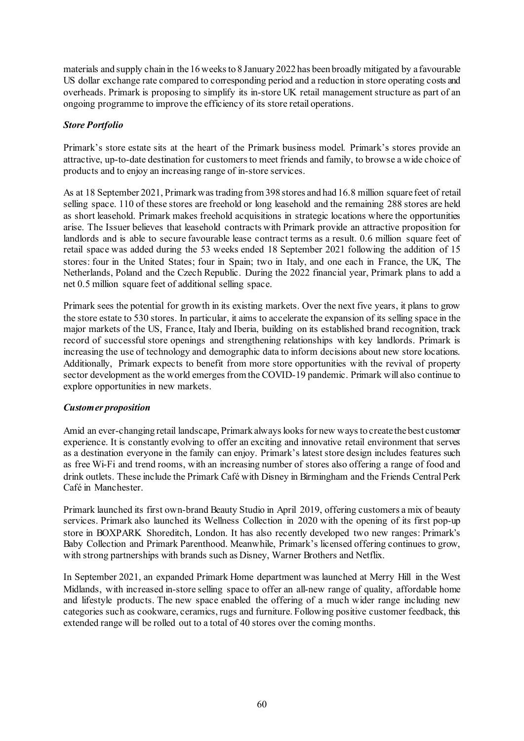materials and supply chain in the 16 weeks to 8 January 2022 has been broadly mitigated by a favourable US dollar exchange rate compared to corresponding period and a reduction in store operating costs and overheads. Primark is proposing to simplify its in-store UK retail management structure as part of an ongoing programme to improve the efficiency of its store retail operations.

***Store Portfolio***

Primark's store estate sits at the heart of the Primark business model. Primark's stores provide an attractive, up-to-date destination for customers to meet friends and family, to browse a wide choice of products and to enjoy an increasing range of in-store services.

As at 18 September 2021, Primark was trading from 398 stores and had 16.8 million square feet of retail selling space. 110 of these stores are freehold or long leasehold and the remaining 288 stores are held as short leasehold. Primark makes freehold acquisitions in strategic locations where the opportunities arise. The Issuer believes that leasehold contracts with Primark provide an attractive proposition for landlords and is able to secure favourable lease contract terms as a result. 0.6 million square feet of retail space was added during the 53 weeks ended 18 September 2021 following the addition of 15 stores: four in the United States; four in Spain; two in Italy, and one each in France, the UK, The Netherlands, Poland and the Czech Republic. During the 2022 financial year, Primark plans to add a net 0.5 million square feet of additional selling space.

Primark sees the potential for growth in its existing markets. Over the next five years, it plans to grow the store estate to 530 stores. In particular, it aims to accelerate the expansion of its selling space in the major markets of the US, France, Italy and Iberia, building on its established brand recognition, track record of successful store openings and strengthening relationships with key landlords. Primark is increasing the use of technology and demographic data to inform decisions about new store locations. Additionally, Primark expects to benefit from more store opportunities with the revival of property sector development as the world emerges from the COVID-19 pandemic. Primark will also continue to explore opportunities in new markets.

***Customer proposition***

Amid an ever-changing retail landscape, Primark always looks for new ways to create the best customer experience. It is constantly evolving to offer an exciting and innovative retail environment that serves as a destination everyone in the family can enjoy. Primark's latest store design includes features such as free Wi-Fi and trend rooms, with an increasing number of stores also offering a range of food and drink outlets. These include the Primark Café with Disney in Birmingham and the Friends Central Perk Café in Manchester.

Primark launched its first own-brand Beauty Studio in April 2019, offering customers a mix of beauty services. Primark also launched its Wellness Collection in 2020 with the opening of its first pop-up store in BOXPARK Shoreditch, London. It has also recently developed two new ranges: Primark's Baby Collection and Primark Parenthood. Meanwhile, Primark's licensed offering continues to grow, with strong partnerships with brands such as Disney, Warner Brothers and Netflix.

In September 2021, an expanded Primark Home department was launched at Merry Hill in the West Midlands, with increased in-store selling space to offer an all-new range of quality, affordable home and lifestyle products. The new space enabled the offering of a much wider range including new categories such as cookware, ceramics, rugs and furniture. Following positive customer feedback, this extended range will be rolled out to a total of 40 stores over the coming months.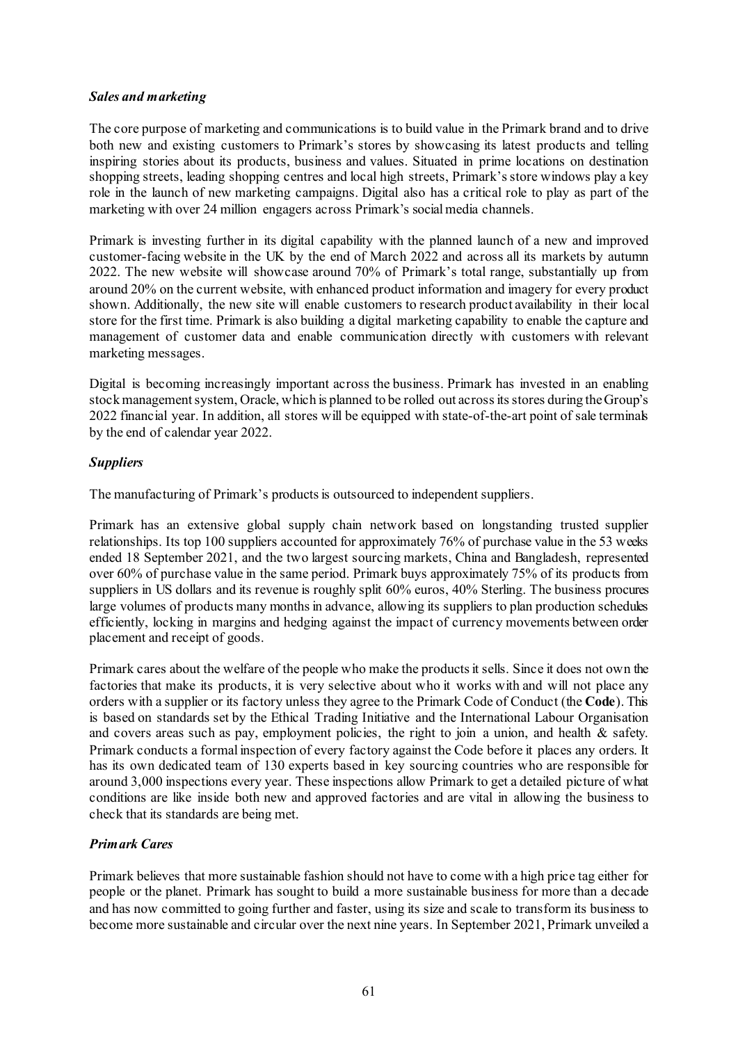### *Sales and marketing*

The core purpose of marketing and communications is to build value in the Primark brand and to drive both new and existing customers to Primark's stores by showcasing its latest products and telling inspiring stories about its products, business and values. Situated in prime locations on destination shopping streets, leading shopping centres and local high streets, Primark's store windows play a key role in the launch of new marketing campaigns. Digital also has a critical role to play as part of the marketing with over 24 million engagers across Primark's social media channels.

Primark is investing further in its digital capability with the planned launch of a new and improved customer-facing website in the UK by the end of March 2022 and across all its markets by autumn 2022. The new website will showcase around 70% of Primark's total range, substantially up from around 20% on the current website, with enhanced product information and imagery for every product shown. Additionally, the new site will enable customers to research product availability in their local store for the first time. Primark is also building a digital marketing capability to enable the capture and management of customer data and enable communication directly with customers with relevant marketing messages.

Digital is becoming increasingly important across the business. Primark has invested in an enabling stock management system, Oracle, which is planned to be rolled out across its stores during the Group's 2022 financial year. In addition, all stores will be equipped with state-of-the-art point of sale terminals by the end of calendar year 2022.

### *Suppliers*

The manufacturing of Primark's products is outsourced to independent suppliers.

Primark has an extensive global supply chain network based on longstanding trusted supplier relationships. Its top 100 suppliers accounted for approximately 76% of purchase value in the 53 weeks ended 18 September 2021, and the two largest sourcing markets, China and Bangladesh, represented over 60% of purchase value in the same period. Primark buys approximately 75% of its products from suppliers in US dollars and its revenue is roughly split 60% euros, 40% Sterling. The business procures large volumes of products many months in advance, allowing its suppliers to plan production schedules efficiently, locking in margins and hedging against the impact of currency movements between order placement and receipt of goods.

Primark cares about the welfare of the people who make the products it sells. Since it does not own the factories that make its products, it is very selective about who it works with and will not place any orders with a supplier or its factory unless they agree to the Primark Code of Conduct (the **Code**). This is based on standards set by the Ethical Trading Initiative and the International Labour Organisation and covers areas such as pay, employment policies, the right to join a union, and health & safety. Primark conducts a formal inspection of every factory against the Code before it places any orders. It has its own dedicated team of 130 experts based in key sourcing countries who are responsible for around 3,000 inspections every year. These inspections allow Primark to get a detailed picture of what conditions are like inside both new and approved factories and are vital in allowing the business to check that its standards are being met.

### *Primark Cares*

Primark believes that more sustainable fashion should not have to come with a high price tag either for people or the planet. Primark has sought to build a more sustainable business for more than a decade and has now committed to going further and faster, using its size and scale to transform its business to become more sustainable and circular over the next nine years. In September 2021, Primark unveiled a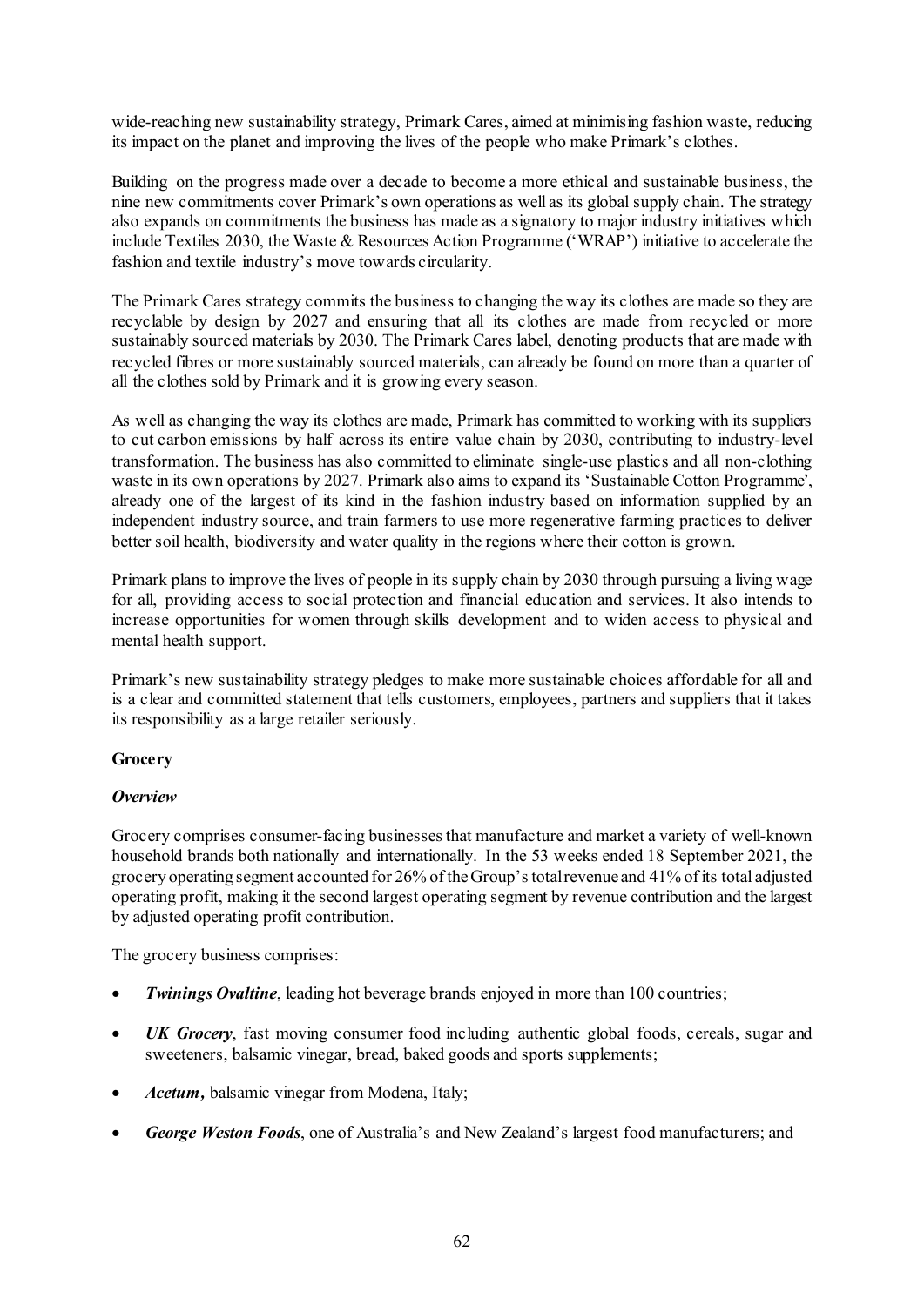wide-reaching new sustainability strategy, Primark Cares, aimed at minimising fashion waste, reducing its impact on the planet and improving the lives of the people who make Primark's clothes.

Building on the progress made over a decade to become a more ethical and sustainable business, the nine new commitments cover Primark's own operations as well as its global supply chain. The strategy also expands on commitments the business has made as a signatory to major industry initiatives which include Textiles 2030, the Waste & Resources Action Programme ('WRAP') initiative to accelerate the fashion and textile industry's move towards circularity.

The Primark Cares strategy commits the business to changing the way its clothes are made so they are recyclable by design by 2027 and ensuring that all its clothes are made from recycled or more sustainably sourced materials by 2030. The Primark Cares label, denoting products that are made with recycled fibres or more sustainably sourced materials, can already be found on more than a quarter of all the clothes sold by Primark and it is growing every season.

As well as changing the way its clothes are made, Primark has committed to working with its suppliers to cut carbon emissions by half across its entire value chain by 2030, contributing to industry-level transformation. The business has also committed to eliminate single-use plastics and all non-clothing waste in its own operations by 2027. Primark also aims to expand its 'Sustainable Cotton Programme', already one of the largest of its kind in the fashion industry based on information supplied by an independent industry source, and train farmers to use more regenerative farming practices to deliver better soil health, biodiversity and water quality in the regions where their cotton is grown.

Primark plans to improve the lives of people in its supply chain by 2030 through pursuing a living wage for all, providing access to social protection and financial education and services. It also intends to increase opportunities for women through skills development and to widen access to physical and mental health support.

Primark's new sustainability strategy pledges to make more sustainable choices affordable for all and is a clear and committed statement that tells customers, employees, partners and suppliers that it takes its responsibility as a large retailer seriously.

**Grocery**

***Overview***

Grocery comprises consumer-facing businesses that manufacture and market a variety of well-known household brands both nationally and internationally. In the 53 weeks ended 18 September 2021, the grocery operating segment accounted for 26% of the Group's total revenue and 41% of its total adjusted operating profit, making it the second largest operating segment by revenue contribution and the largest by adjusted operating profit contribution.

The grocery business comprises:

- ***Twinings Ovaltine***, leading hot beverage brands enjoyed in more than 100 countries;
- ***UK Grocery***, fast moving consumer food including authentic global foods, cereals, sugar and sweeteners, balsamic vinegar, bread, baked goods and sports supplements;
- ***Acetum***, balsamic vinegar from Modena, Italy;
- ***George Weston Foods***, one of Australia's and New Zealand's largest food manufacturers; and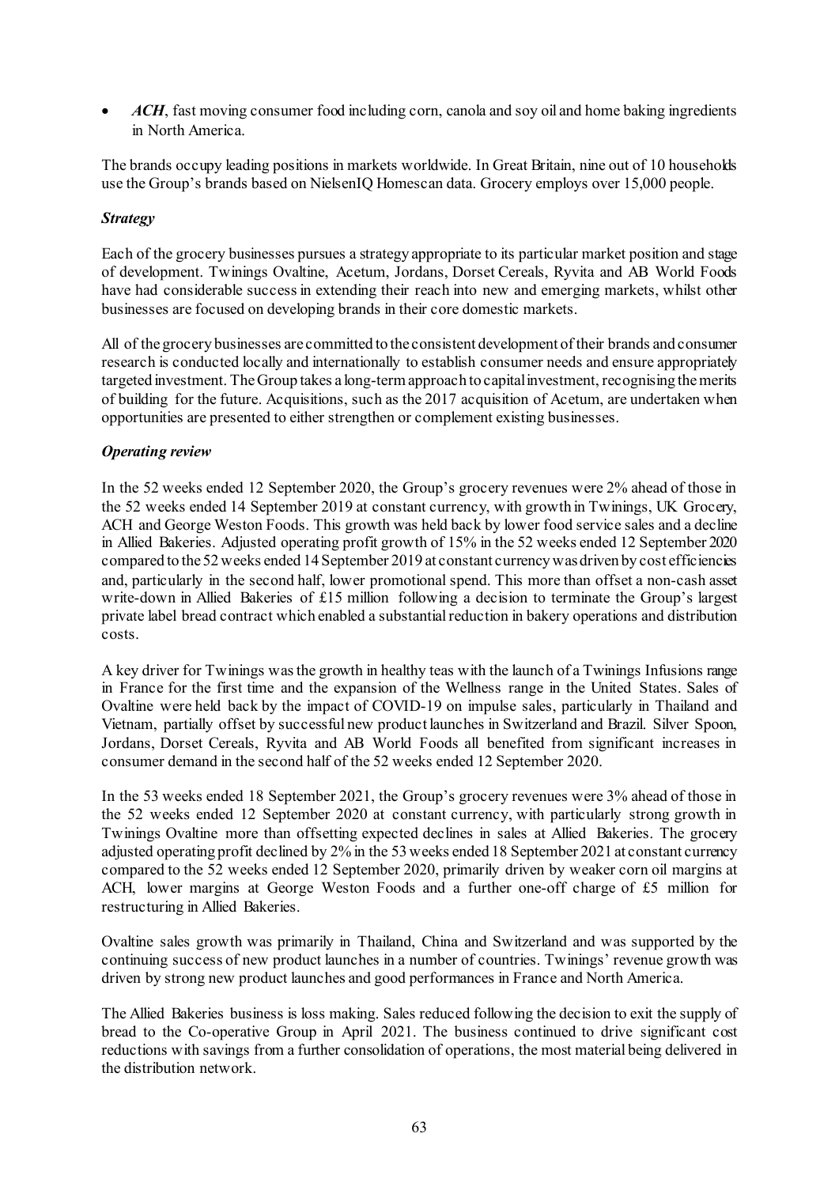- *ACH*, fast moving consumer food including corn, canola and soy oil and home baking ingredients in North America.

The brands occupy leading positions in markets worldwide. In Great Britain, nine out of 10 households use the Group's brands based on NielsenIQ Homescan data. Grocery employs over 15,000 people.

***Strategy***

Each of the grocery businesses pursues a strategy appropriate to its particular market position and stage of development. Twinings Ovaltine, Acetum, Jordans, Dorset Cereals, Ryvita and AB World Foods have had considerable success in extending their reach into new and emerging markets, whilst other businesses are focused on developing brands in their core domestic markets.

All of the grocery businesses are committed to the consistent development of their brands and consumer research is conducted locally and internationally to establish consumer needs and ensure appropriately targeted investment. The Group takes a long-term approach to capital investment, recognising the merits of building for the future. Acquisitions, such as the 2017 acquisition of Acetum, are undertaken when opportunities are presented to either strengthen or complement existing businesses.

***Operating review***

In the 52 weeks ended 12 September 2020, the Group's grocery revenues were 2% ahead of those in the 52 weeks ended 14 September 2019 at constant currency, with growth in Twinings, UK Grocery, ACH and George Weston Foods. This growth was held back by lower food service sales and a decline in Allied Bakeries. Adjusted operating profit growth of 15% in the 52 weeks ended 12 September 2020 compared to the 52 weeks ended 14 September 2019 at constant currency was driven by cost efficiencies and, particularly in the second half, lower promotional spend. This more than offset a non-cash asset write-down in Allied Bakeries of £15 million following a decision to terminate the Group's largest private label bread contract which enabled a substantial reduction in bakery operations and distribution costs.

A key driver for Twinings was the growth in healthy teas with the launch of a Twinings Infusions range in France for the first time and the expansion of the Wellness range in the United States. Sales of Ovaltine were held back by the impact of COVID-19 on impulse sales, particularly in Thailand and Vietnam, partially offset by successful new product launches in Switzerland and Brazil. Silver Spoon, Jordans, Dorset Cereals, Ryvita and AB World Foods all benefited from significant increases in consumer demand in the second half of the 52 weeks ended 12 September 2020.

In the 53 weeks ended 18 September 2021, the Group's grocery revenues were 3% ahead of those in the 52 weeks ended 12 September 2020 at constant currency, with particularly strong growth in Twinings Ovaltine more than offsetting expected declines in sales at Allied Bakeries. The grocery adjusted operating profit declined by 2% in the 53 weeks ended 18 September 2021 at constant currency compared to the 52 weeks ended 12 September 2020, primarily driven by weaker corn oil margins at ACH, lower margins at George Weston Foods and a further one-off charge of £5 million for restructuring in Allied Bakeries.

Ovaltine sales growth was primarily in Thailand, China and Switzerland and was supported by the continuing success of new product launches in a number of countries. Twinings' revenue growth was driven by strong new product launches and good performances in France and North America.

The Allied Bakeries business is loss making. Sales reduced following the decision to exit the supply of bread to the Co-operative Group in April 2021. The business continued to drive significant cost reductions with savings from a further consolidation of operations, the most material being delivered in the distribution network.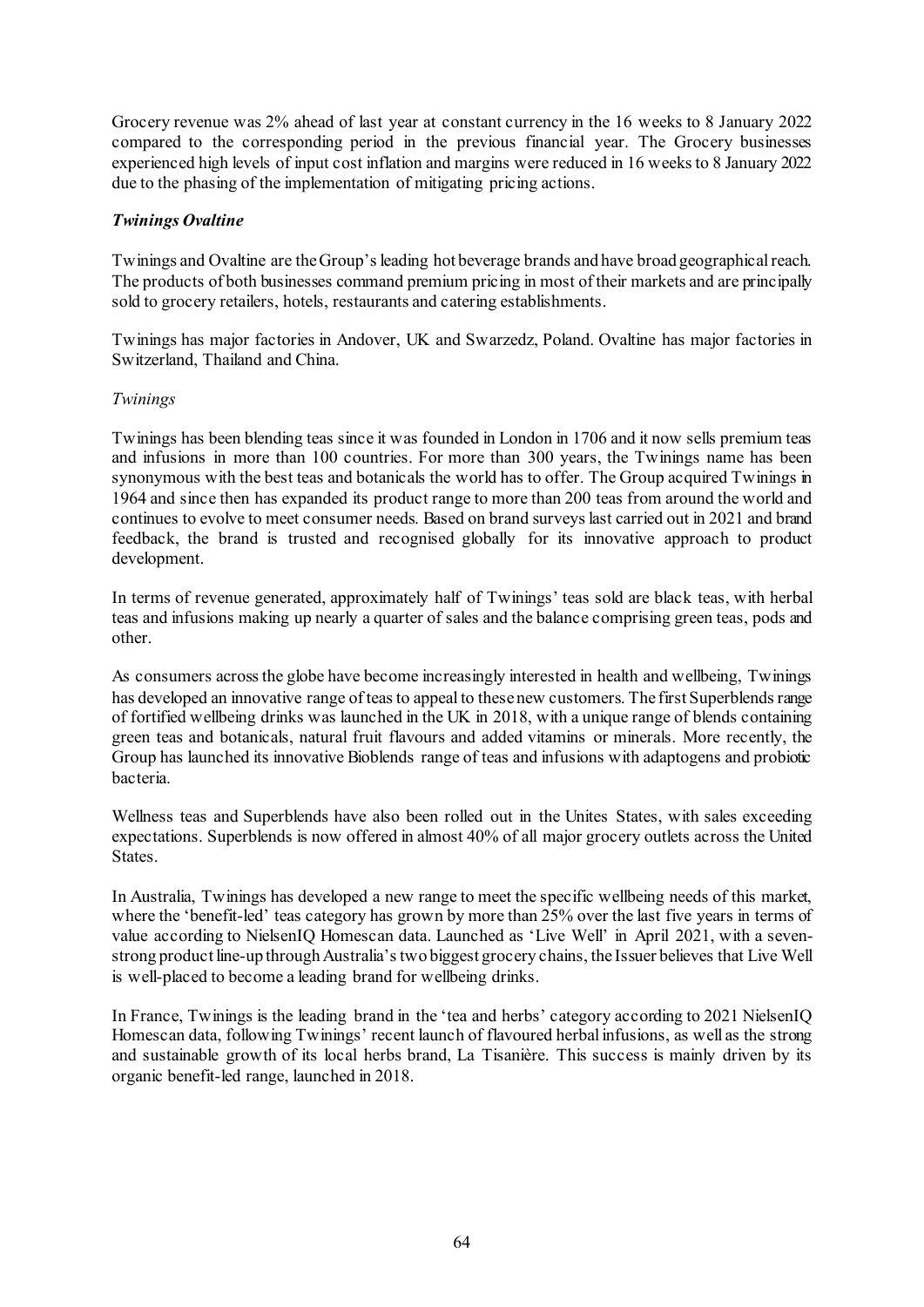Grocery revenue was 2% ahead of last year at constant currency in the 16 weeks to 8 January 2022 compared to the corresponding period in the previous financial year. The Grocery businesses experienced high levels of input cost inflation and margins were reduced in 16 weeks to 8 January 2022 due to the phasing of the implementation of mitigating pricing actions.

***Twinings Ovaltine***

Twinings and Ovaltine are the Group's leading hot beverage brands and have broad geographical reach. The products of both businesses command premium pricing in most of their markets and are principally sold to grocery retailers, hotels, restaurants and catering establishments.

Twinings has major factories in Andover, UK and Swarzedz, Poland. Ovaltine has major factories in Switzerland, Thailand and China.

*Twinings*

Twinings has been blending teas since it was founded in London in 1706 and it now sells premium teas and infusions in more than 100 countries. For more than 300 years, the Twinings name has been synonymous with the best teas and botanicals the world has to offer. The Group acquired Twinings in 1964 and since then has expanded its product range to more than 200 teas from around the world and continues to evolve to meet consumer needs. Based on brand surveys last carried out in 2021 and brand feedback, the brand is trusted and recognised globally for its innovative approach to product development.

In terms of revenue generated, approximately half of Twinings' teas sold are black teas, with herbal teas and infusions making up nearly a quarter of sales and the balance comprising green teas, pods and other.

As consumers across the globe have become increasingly interested in health and wellbeing, Twinings has developed an innovative range of teas to appeal to these new customers. The first Superblends range of fortified wellbeing drinks was launched in the UK in 2018, with a unique range of blends containing green teas and botanicals, natural fruit flavours and added vitamins or minerals. More recently, the Group has launched its innovative Bioblends range of teas and infusions with adaptogens and probiotic bacteria.

Wellness teas and Superblends have also been rolled out in the Unites States, with sales exceeding expectations. Superblends is now offered in almost 40% of all major grocery outlets across the United States.

In Australia, Twinings has developed a new range to meet the specific wellbeing needs of this market, where the 'benefit-led' teas category has grown by more than 25% over the last five years in terms of value according to NielsenIQ Homescan data. Launched as 'Live Well' in April 2021, with a seven-strong product line-up through Australia's two biggest grocery chains, the Issuer believes that Live Well is well-placed to become a leading brand for wellbeing drinks.

In France, Twinings is the leading brand in the 'tea and herbs' category according to 2021 NielsenIQ Homescan data, following Twinings' recent launch of flavoured herbal infusions, as well as the strong and sustainable growth of its local herbs brand, La Tisanière. This success is mainly driven by its organic benefit-led range, launched in 2018.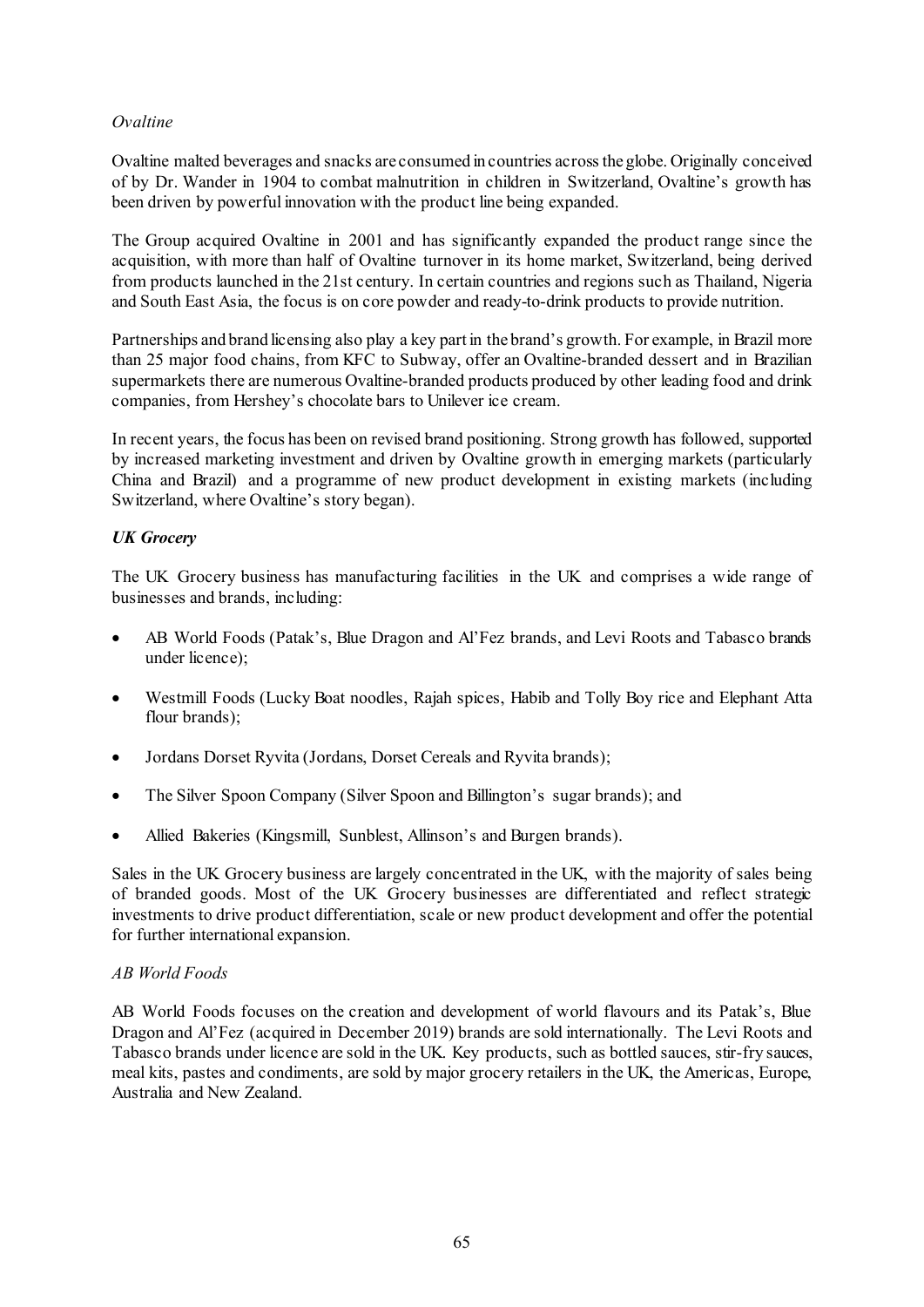*Ovaltine*

Ovaltine malted beverages and snacks are consumed in countries across the globe. Originally conceived of by Dr. Wander in 1904 to combat malnutrition in children in Switzerland, Ovaltine's growth has been driven by powerful innovation with the product line being expanded.

The Group acquired Ovaltine in 2001 and has significantly expanded the product range since the acquisition, with more than half of Ovaltine turnover in its home market, Switzerland, being derived from products launched in the 21st century. In certain countries and regions such as Thailand, Nigeria and South East Asia, the focus is on core powder and ready-to-drink products to provide nutrition.

Partnerships and brand licensing also play a key part in the brand's growth. For example, in Brazil more than 25 major food chains, from KFC to Subway, offer an Ovaltine-branded dessert and in Brazilian supermarkets there are numerous Ovaltine-branded products produced by other leading food and drink companies, from Hershey's chocolate bars to Unilever ice cream.

In recent years, the focus has been on revised brand positioning. Strong growth has followed, supported by increased marketing investment and driven by Ovaltine growth in emerging markets (particularly China and Brazil) and a programme of new product development in existing markets (including Switzerland, where Ovaltine's story began).

***UK Grocery***

The UK Grocery business has manufacturing facilities in the UK and comprises a wide range of businesses and brands, including:

- AB World Foods (Patak's, Blue Dragon and Al'Fez brands, and Levi Roots and Tabasco brands under licence);
- Westmill Foods (Lucky Boat noodles, Rajah spices, Habib and Tolly Boy rice and Elephant Atta flour brands);
- Jordans Dorset Ryvita (Jordans, Dorset Cereals and Ryvita brands);
- The Silver Spoon Company (Silver Spoon and Billington's sugar brands); and
- Allied Bakeries (Kingsmill, Sunblest, Allinson's and Burgen brands).

Sales in the UK Grocery business are largely concentrated in the UK, with the majority of sales being of branded goods. Most of the UK Grocery businesses are differentiated and reflect strategic investments to drive product differentiation, scale or new product development and offer the potential for further international expansion.

*AB World Foods*

AB World Foods focuses on the creation and development of world flavours and its Patak's, Blue Dragon and Al'Fez (acquired in December 2019) brands are sold internationally. The Levi Roots and Tabasco brands under licence are sold in the UK. Key products, such as bottled sauces, stir-fry sauces, meal kits, pastes and condiments, are sold by major grocery retailers in the UK, the Americas, Europe, Australia and New Zealand.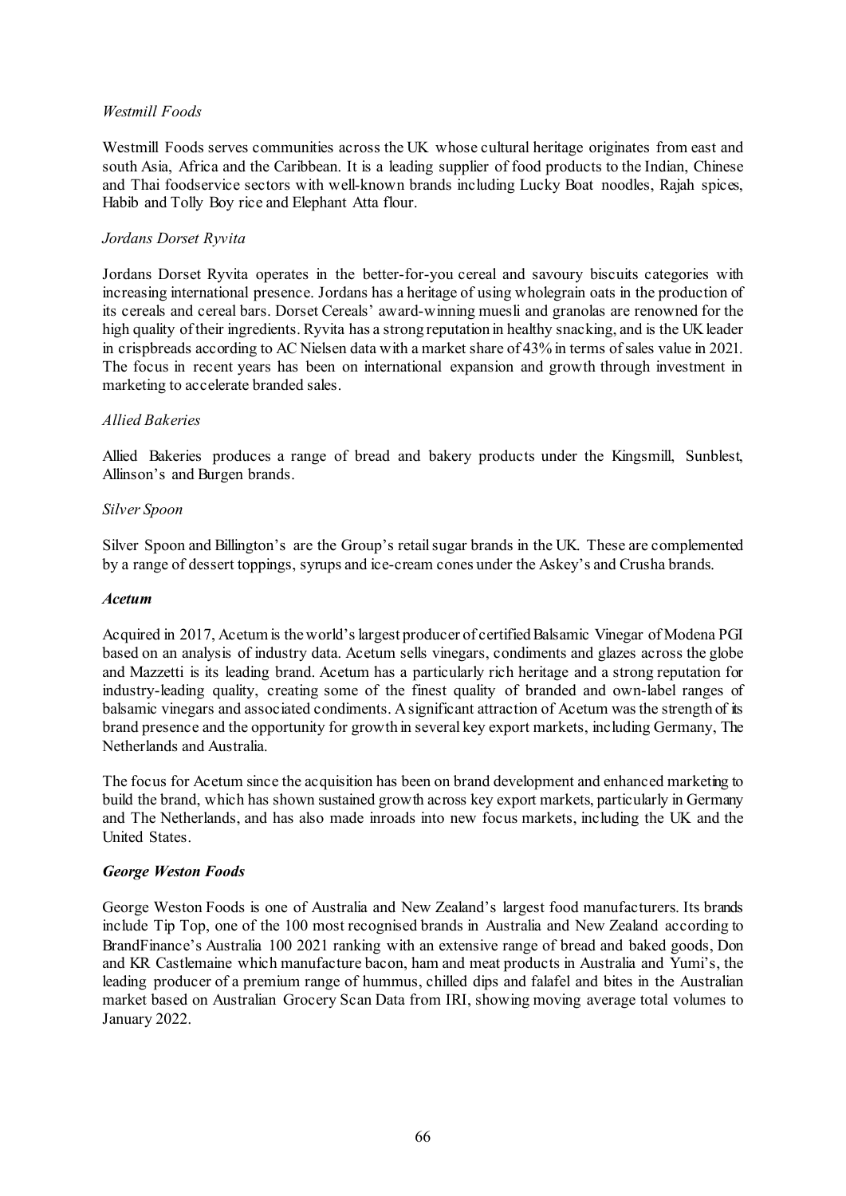*Westmill Foods*

Westmill Foods serves communities across the UK whose cultural heritage originates from east and south Asia, Africa and the Caribbean. It is a leading supplier of food products to the Indian, Chinese and Thai foodservice sectors with well-known brands including Lucky Boat noodles, Rajah spices, Habib and Tolly Boy rice and Elephant Atta flour.

*Jordans Dorset Ryvita*

Jordans Dorset Ryvita operates in the better-for-you cereal and savoury biscuits categories with increasing international presence. Jordans has a heritage of using wholegrain oats in the production of its cereals and cereal bars. Dorset Cereals' award-winning muesli and granolas are renowned for the high quality of their ingredients. Ryvita has a strong reputation in healthy snacking, and is the UK leader in crispbreads according to AC Nielsen data with a market share of 43% in terms of sales value in 2021. The focus in recent years has been on international expansion and growth through investment in marketing to accelerate branded sales.

*Allied Bakeries*

Allied Bakeries produces a range of bread and bakery products under the Kingsmill, Sunblest, Allinson's and Burgen brands.

*Silver Spoon*

Silver Spoon and Billington's are the Group's retail sugar brands in the UK. These are complemented by a range of dessert toppings, syrups and ice-cream cones under the Askey's and Crusha brands.

***Acetum***

Acquired in 2017, Acetum is the world's largest producer of certified Balsamic Vinegar of Modena PGI based on an analysis of industry data. Acetum sells vinegars, condiments and glazes across the globe and Mazzetti is its leading brand. Acetum has a particularly rich heritage and a strong reputation for industry-leading quality, creating some of the finest quality of branded and own-label ranges of balsamic vinegars and associated condiments. A significant attraction of Acetum was the strength of its brand presence and the opportunity for growth in several key export markets, including Germany, The Netherlands and Australia.

The focus for Acetum since the acquisition has been on brand development and enhanced marketing to build the brand, which has shown sustained growth across key export markets, particularly in Germany and The Netherlands, and has also made inroads into new focus markets, including the UK and the United States.

***George Weston Foods***

George Weston Foods is one of Australia and New Zealand's largest food manufacturers. Its brands include Tip Top, one of the 100 most recognised brands in Australia and New Zealand according to BrandFinance's Australia 100 2021 ranking with an extensive range of bread and baked goods, Don and KR Castlemaine which manufacture bacon, ham and meat products in Australia and Yumi's, the leading producer of a premium range of hummus, chilled dips and falafel and bites in the Australian market based on Australian Grocery Scan Data from IRI, showing moving average total volumes to January 2022.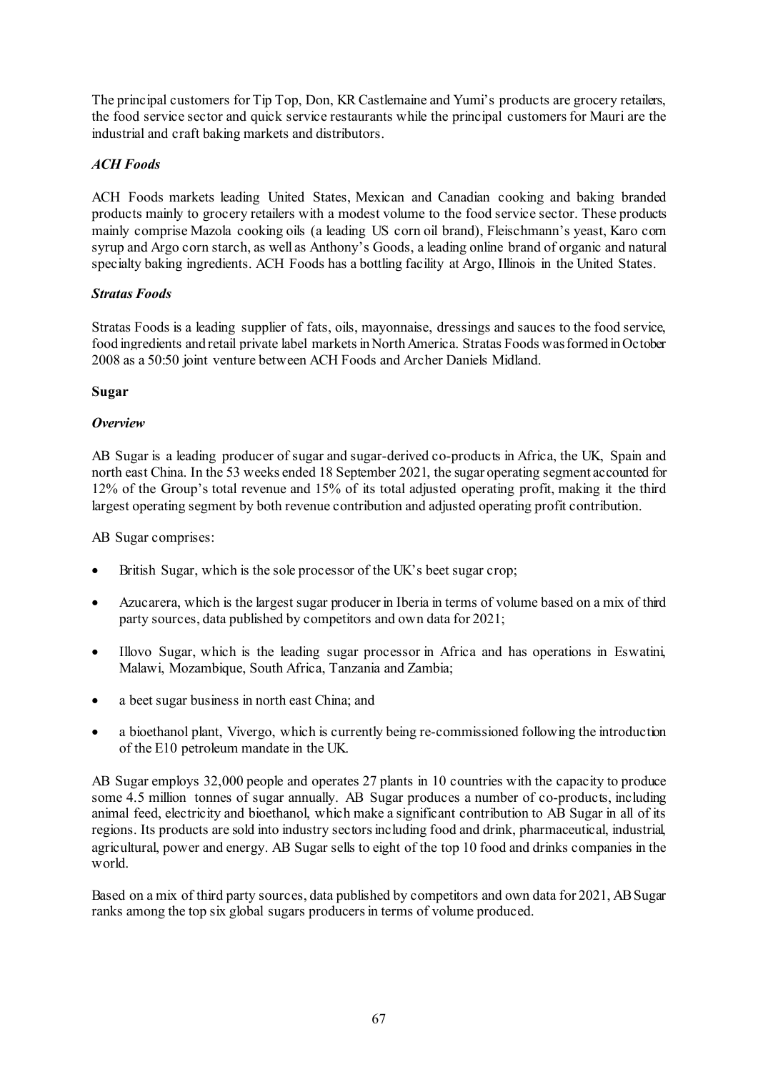The principal customers for Tip Top, Don, KR Castlemaine and Yumi's products are grocery retailers, the food service sector and quick service restaurants while the principal customers for Mauri are the industrial and craft baking markets and distributors.

### *ACH Foods*

ACH Foods markets leading United States, Mexican and Canadian cooking and baking branded products mainly to grocery retailers with a modest volume to the food service sector. These products mainly comprise Mazola cooking oils (a leading US corn oil brand), Fleischmann's yeast, Karo corn syrup and Argo corn starch, as well as Anthony's Goods, a leading online brand of organic and natural specialty baking ingredients. ACH Foods has a bottling facility at Argo, Illinois in the United States.

### *Stratas Foods*

Stratas Foods is a leading supplier of fats, oils, mayonnaise, dressings and sauces to the food service, food ingredients and retail private label markets in North America. Stratas Foods was formed in October 2008 as a 50:50 joint venture between ACH Foods and Archer Daniels Midland.

## Sugar

### *Overview*

AB Sugar is a leading producer of sugar and sugar-derived co-products in Africa, the UK, Spain and north east China. In the 53 weeks ended 18 September 2021, the sugar operating segment accounted for 12% of the Group's total revenue and 15% of its total adjusted operating profit, making it the third largest operating segment by both revenue contribution and adjusted operating profit contribution.

AB Sugar comprises:

- British Sugar, which is the sole processor of the UK's beet sugar crop;
- Azucarera, which is the largest sugar producer in Iberia in terms of volume based on a mix of third party sources, data published by competitors and own data for 2021;
- Illovo Sugar, which is the leading sugar processor in Africa and has operations in Eswatini, Malawi, Mozambique, South Africa, Tanzania and Zambia;
- a beet sugar business in north east China; and
- a bioethanol plant, Vivergo, which is currently being re-commissioned following the introduction of the E10 petroleum mandate in the UK.

AB Sugar employs 32,000 people and operates 27 plants in 10 countries with the capacity to produce some 4.5 million tonnes of sugar annually. AB Sugar produces a number of co-products, including animal feed, electricity and bioethanol, which make a significant contribution to AB Sugar in all of its regions. Its products are sold into industry sectors including food and drink, pharmaceutical, industrial, agricultural, power and energy. AB Sugar sells to eight of the top 10 food and drinks companies in the world.

Based on a mix of third party sources, data published by competitors and own data for 2021, AB Sugar ranks among the top six global sugars producers in terms of volume produced.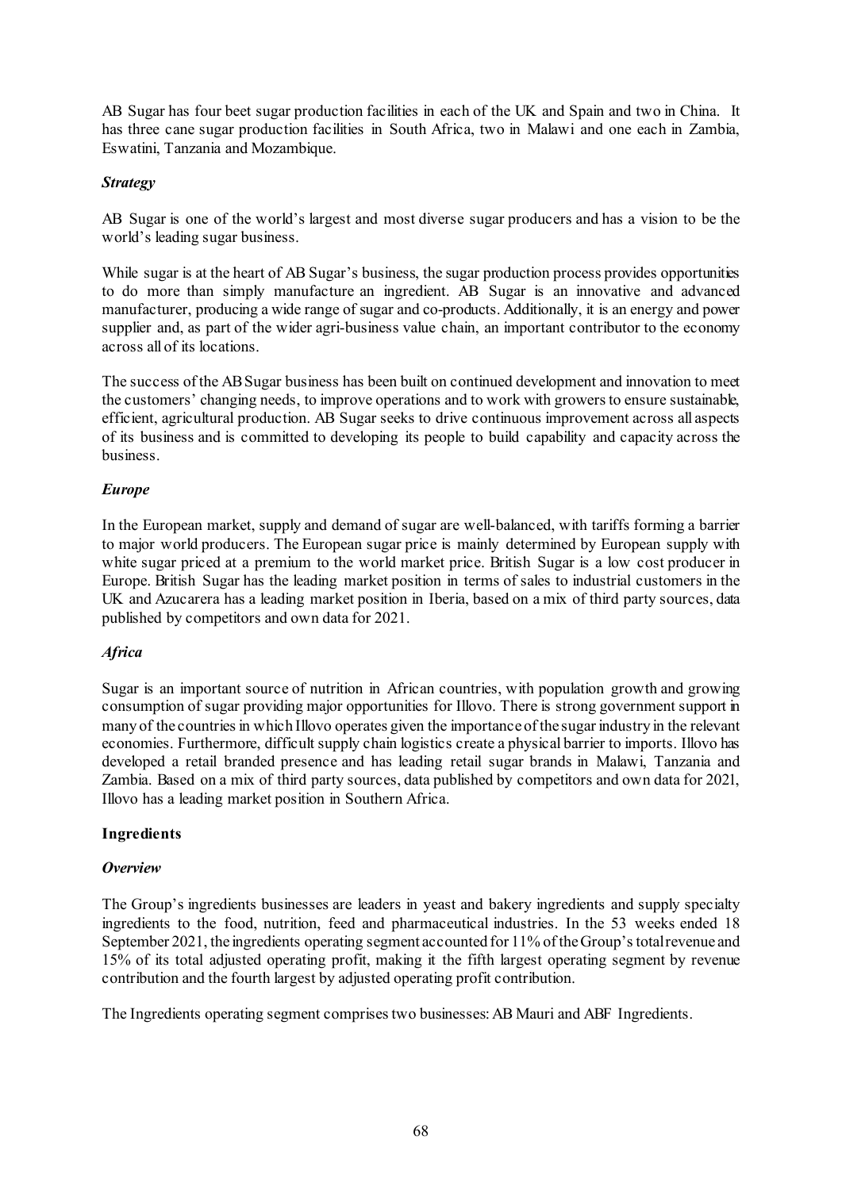AB Sugar has four beet sugar production facilities in each of the UK and Spain and two in China. It has three cane sugar production facilities in South Africa, two in Malawi and one each in Zambia, Eswatini, Tanzania and Mozambique.

### *Strategy*

AB Sugar is one of the world's largest and most diverse sugar producers and has a vision to be the world's leading sugar business.

While sugar is at the heart of AB Sugar's business, the sugar production process provides opportunities to do more than simply manufacture an ingredient. AB Sugar is an innovative and advanced manufacturer, producing a wide range of sugar and co-products. Additionally, it is an energy and power supplier and, as part of the wider agri-business value chain, an important contributor to the economy across all of its locations.

The success of the AB Sugar business has been built on continued development and innovation to meet the customers' changing needs, to improve operations and to work with growers to ensure sustainable, efficient, agricultural production. AB Sugar seeks to drive continuous improvement across all aspects of its business and is committed to developing its people to build capability and capacity across the business.

### *Europe*

In the European market, supply and demand of sugar are well-balanced, with tariffs forming a barrier to major world producers. The European sugar price is mainly determined by European supply with white sugar priced at a premium to the world market price. British Sugar is a low cost producer in Europe. British Sugar has the leading market position in terms of sales to industrial customers in the UK and Azucarera has a leading market position in Iberia, based on a mix of third party sources, data published by competitors and own data for 2021.

### *Africa*

Sugar is an important source of nutrition in African countries, with population growth and growing consumption of sugar providing major opportunities for Illovo. There is strong government support in many of the countries in which Illovo operates given the importance of the sugar industry in the relevant economies. Furthermore, difficult supply chain logistics create a physical barrier to imports. Illovo has developed a retail branded presence and has leading retail sugar brands in Malawi, Tanzania and Zambia. Based on a mix of third party sources, data published by competitors and own data for 2021, Illovo has a leading market position in Southern Africa.

## Ingredients

### *Overview*

The Group's ingredients businesses are leaders in yeast and bakery ingredients and supply specialty ingredients to the food, nutrition, feed and pharmaceutical industries. In the 53 weeks ended 18 September 2021, the ingredients operating segment accounted for 11% of the Group's total revenue and 15% of its total adjusted operating profit, making it the fifth largest operating segment by revenue contribution and the fourth largest by adjusted operating profit contribution.

The Ingredients operating segment comprises two businesses: AB Mauri and ABF Ingredients.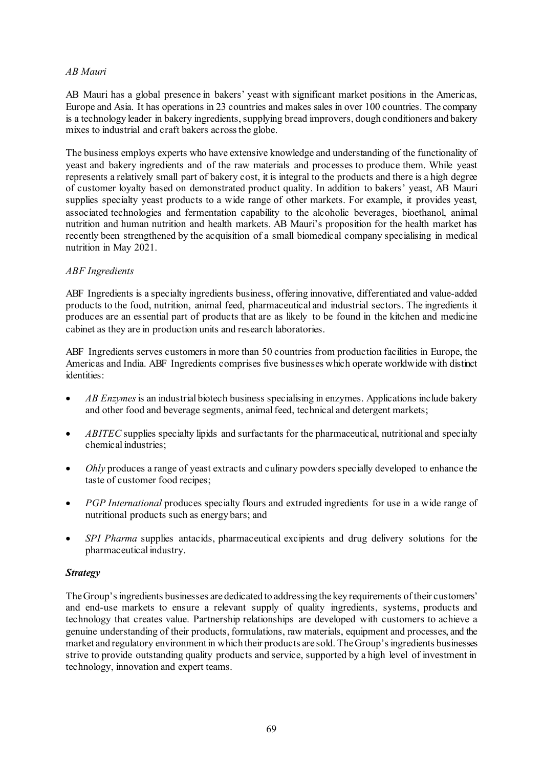*AB Mauri*

AB Mauri has a global presence in bakers' yeast with significant market positions in the Americas, Europe and Asia. It has operations in 23 countries and makes sales in over 100 countries. The company is a technology leader in bakery ingredients, supplying bread improvers, dough conditioners and bakery mixes to industrial and craft bakers across the globe.

The business employs experts who have extensive knowledge and understanding of the functionality of yeast and bakery ingredients and of the raw materials and processes to produce them. While yeast represents a relatively small part of bakery cost, it is integral to the products and there is a high degree of customer loyalty based on demonstrated product quality. In addition to bakers' yeast, AB Mauri supplies specialty yeast products to a wide range of other markets. For example, it provides yeast, associated technologies and fermentation capability to the alcoholic beverages, bioethanol, animal nutrition and human nutrition and health markets. AB Mauri's proposition for the health market has recently been strengthened by the acquisition of a small biomedical company specialising in medical nutrition in May 2021.

*ABF Ingredients*

ABF Ingredients is a specialty ingredients business, offering innovative, differentiated and value-added products to the food, nutrition, animal feed, pharmaceutical and industrial sectors. The ingredients it produces are an essential part of products that are as likely to be found in the kitchen and medicine cabinet as they are in production units and research laboratories.

ABF Ingredients serves customers in more than 50 countries from production facilities in Europe, the Americas and India. ABF Ingredients comprises five businesses which operate worldwide with distinct identities:

- *AB Enzymes* is an industrial biotech business specialising in enzymes. Applications include bakery and other food and beverage segments, animal feed, technical and detergent markets;
- *ABITEC* supplies specialty lipids and surfactants for the pharmaceutical, nutritional and specialty chemical industries;
- *Ohly* produces a range of yeast extracts and culinary powders specially developed to enhance the taste of customer food recipes;
- *PGP International* produces specialty flours and extruded ingredients for use in a wide range of nutritional products such as energy bars; and
- *SPI Pharma* supplies antacids, pharmaceutical excipients and drug delivery solutions for the pharmaceutical industry.

***Strategy***

The Group's ingredients businesses are dedicated to addressing the key requirements of their customers' and end-use markets to ensure a relevant supply of quality ingredients, systems, products and technology that creates value. Partnership relationships are developed with customers to achieve a genuine understanding of their products, formulations, raw materials, equipment and processes, and the market and regulatory environment in which their products are sold. The Group's ingredients businesses strive to provide outstanding quality products and service, supported by a high level of investment in technology, innovation and expert teams.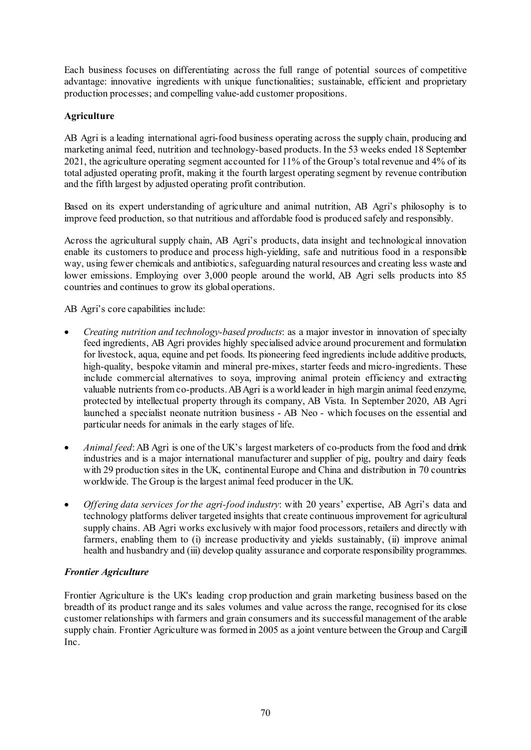Each business focuses on differentiating across the full range of potential sources of competitive advantage: innovative ingredients with unique functionalities; sustainable, efficient and proprietary production processes; and compelling value-add customer propositions.

**Agriculture**

AB Agri is a leading international agri-food business operating across the supply chain, producing and marketing animal feed, nutrition and technology-based products. In the 53 weeks ended 18 September 2021, the agriculture operating segment accounted for 11% of the Group's total revenue and 4% of its total adjusted operating profit, making it the fourth largest operating segment by revenue contribution and the fifth largest by adjusted operating profit contribution.

Based on its expert understanding of agriculture and animal nutrition, AB Agri's philosophy is to improve feed production, so that nutritious and affordable food is produced safely and responsibly.

Across the agricultural supply chain, AB Agri's products, data insight and technological innovation enable its customers to produce and process high-yielding, safe and nutritious food in a responsible way, using fewer chemicals and antibiotics, safeguarding natural resources and creating less waste and lower emissions. Employing over 3,000 people around the world, AB Agri sells products into 85 countries and continues to grow its global operations.

AB Agri's core capabilities include:

- *Creating nutrition and technology-based products*: as a major investor in innovation of specialty feed ingredients, AB Agri provides highly specialised advice around procurement and formulation for livestock, aqua, equine and pet foods. Its pioneering feed ingredients include additive products, high-quality, bespoke vitamin and mineral pre-mixes, starter feeds and micro-ingredients. These include commercial alternatives to soya, improving animal protein efficiency and extracting valuable nutrients from co-products. AB Agri is a world leader in high margin animal feed enzyme, protected by intellectual property through its company, AB Vista. In September 2020, AB Agri launched a specialist neonate nutrition business - AB Neo - which focuses on the essential and particular needs for animals in the early stages of life.
- *Animal feed*: AB Agri is one of the UK's largest marketers of co-products from the food and drink industries and is a major international manufacturer and supplier of pig, poultry and dairy feeds with 29 production sites in the UK, continental Europe and China and distribution in 70 countries worldwide. The Group is the largest animal feed producer in the UK.
- *Offering data services for the agri-food industry*: with 20 years' expertise, AB Agri's data and technology platforms deliver targeted insights that create continuous improvement for agricultural supply chains. AB Agri works exclusively with major food processors, retailers and directly with farmers, enabling them to (i) increase productivity and yields sustainably, (ii) improve animal health and husbandry and (iii) develop quality assurance and corporate responsibility programmes.

***Frontier Agriculture***

Frontier Agriculture is the UK's leading crop production and grain marketing business based on the breadth of its product range and its sales volumes and value across the range, recognised for its close customer relationships with farmers and grain consumers and its successful management of the arable supply chain. Frontier Agriculture was formed in 2005 as a joint venture between the Group and Cargill Inc.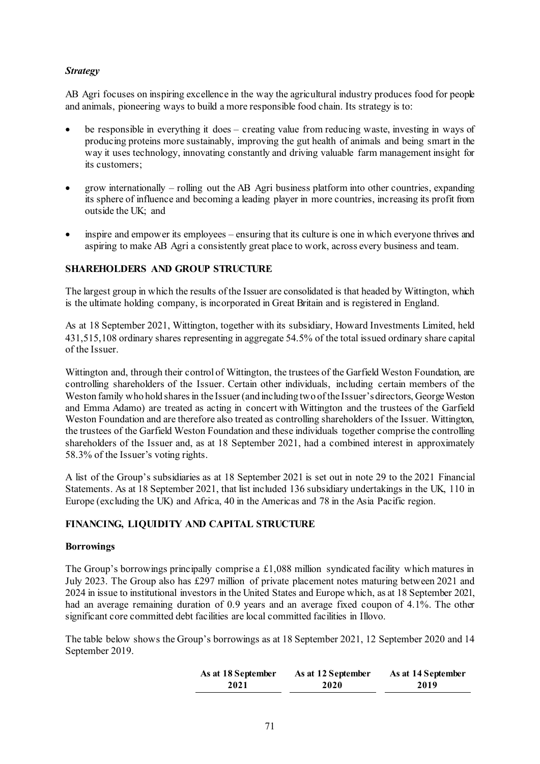### *Strategy*

AB Agri focuses on inspiring excellence in the way the agricultural industry produces food for people and animals, pioneering ways to build a more responsible food chain. Its strategy is to:

- be responsible in everything it does – creating value from reducing waste, investing in ways of producing proteins more sustainably, improving the gut health of animals and being smart in the way it uses technology, innovating constantly and driving valuable farm management insight for its customers;
- grow internationally – rolling out the AB Agri business platform into other countries, expanding its sphere of influence and becoming a leading player in more countries, increasing its profit from outside the UK; and
- inspire and empower its employees – ensuring that its culture is one in which everyone thrives and aspiring to make AB Agri a consistently great place to work, across every business and team.

## SHAREHOLDERS AND GROUP STRUCTURE

The largest group in which the results of the Issuer are consolidated is that headed by Wittington, which is the ultimate holding company, is incorporated in Great Britain and is registered in England.

As at 18 September 2021, Wittington, together with its subsidiary, Howard Investments Limited, held 431,515,108 ordinary shares representing in aggregate 54.5% of the total issued ordinary share capital of the Issuer.

Wittington and, through their control of Wittington, the trustees of the Garfield Weston Foundation, are controlling shareholders of the Issuer. Certain other individuals, including certain members of the Weston family who hold shares in the Issuer (and including two of the Issuer's directors, George Weston and Emma Adamo) are treated as acting in concert with Wittington and the trustees of the Garfield Weston Foundation and are therefore also treated as controlling shareholders of the Issuer. Wittington, the trustees of the Garfield Weston Foundation and these individuals together comprise the controlling shareholders of the Issuer and, as at 18 September 2021, had a combined interest in approximately 58.3% of the Issuer's voting rights.

A list of the Group's subsidiaries as at 18 September 2021 is set out in note 29 to the 2021 Financial Statements. As at 18 September 2021, that list included 136 subsidiary undertakings in the UK, 110 in Europe (excluding the UK) and Africa, 40 in the Americas and 78 in the Asia Pacific region.

## FINANCING, LIQUIDITY AND CAPITAL STRUCTURE

### Borrowings

The Group's borrowings principally comprise a £1,088 million syndicated facility which matures in July 2023. The Group also has £297 million of private placement notes maturing between 2021 and 2024 in issue to institutional investors in the United States and Europe which, as at 18 September 2021, had an average remaining duration of 0.9 years and an average fixed coupon of 4.1%. The other significant core committed debt facilities are local committed facilities in Illovo.

The table below shows the Group's borrowings as at 18 September 2021, 12 September 2020 and 14 September 2019.

| | As at 18 September 2021 | As at 12 September 2020 | As at 14 September 2019 |
|---|---|---|---|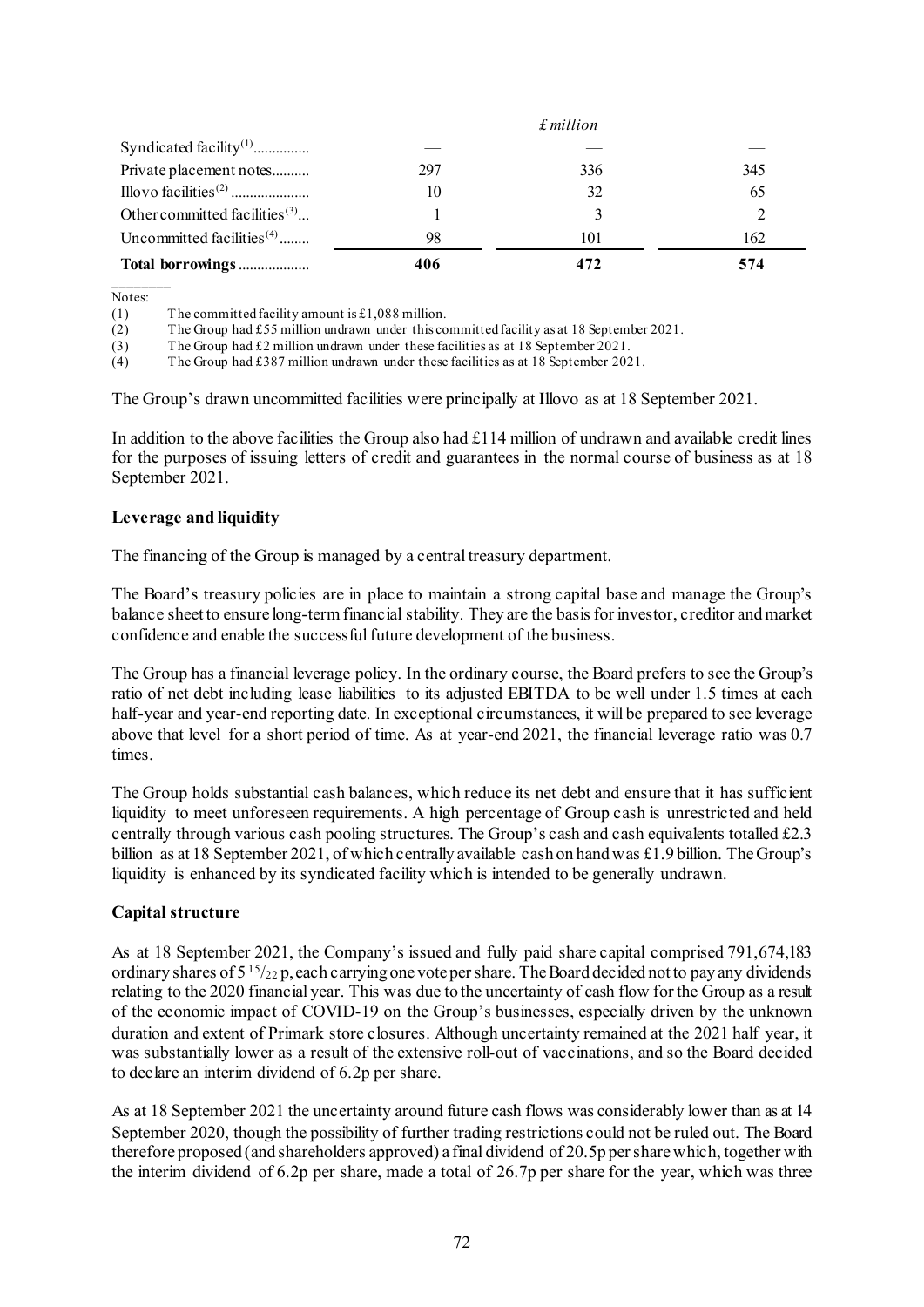| | | £ million | |
|---|---|---|---|
| Syndicated facility[1] | — | — | — |
| Private placement notes | 297 | 336 | 345 |
| Illovo facilities[2] | 10 | 32 | 65 |
| Other committed facilities[3] | 1 | 3 | 2 |
| Uncommitted facilities[4] | 98 | 101 | 162 |
| **Total borrowings** | **406** | **472** | **574** |

Notes:

(1) The committed facility amount is £1,088 million.

(2) The Group had £55 million undrawn under this committed facility as at 18 September 2021.

(3) The Group had £2 million undrawn under these facilities as at 18 September 2021.

(4) The Group had £387 million undrawn under these facilities as at 18 September 2021.

The Group's drawn uncommitted facilities were principally at Illovo as at 18 September 2021.

In addition to the above facilities the Group also had £114 million of undrawn and available credit lines for the purposes of issuing letters of credit and guarantees in the normal course of business as at 18 September 2021.

**Leverage and liquidity**

The financing of the Group is managed by a central treasury department.

The Board's treasury policies are in place to maintain a strong capital base and manage the Group's balance sheet to ensure long-term financial stability. They are the basis for investor, creditor and market confidence and enable the successful future development of the business.

The Group has a financial leverage policy. In the ordinary course, the Board prefers to see the Group's ratio of net debt including lease liabilities to its adjusted EBITDA to be well under 1.5 times at each half-year and year-end reporting date. In exceptional circumstances, it will be prepared to see leverage above that level for a short period of time. As at year-end 2021, the financial leverage ratio was 0.7 times.

The Group holds substantial cash balances, which reduce its net debt and ensure that it has sufficient liquidity to meet unforeseen requirements. A high percentage of Group cash is unrestricted and held centrally through various cash pooling structures. The Group's cash and cash equivalents totalled £2.3 billion as at 18 September 2021, of which centrally available cash on hand was £1.9 billion. The Group's liquidity is enhanced by its syndicated facility which is intended to be generally undrawn.

**Capital structure**

As at 18 September 2021, the Company's issued and fully paid share capital comprised 791,674,183 ordinary shares of 5 $^{15}/_{22}$ p, each carrying one vote per share. The Board decided not to pay any dividends relating to the 2020 financial year. This was due to the uncertainty of cash flow for the Group as a result of the economic impact of COVID-19 on the Group's businesses, especially driven by the unknown duration and extent of Primark store closures. Although uncertainty remained at the 2021 half year, it was substantially lower as a result of the extensive roll-out of vaccinations, and so the Board decided to declare an interim dividend of 6.2p per share.

As at 18 September 2021 the uncertainty around future cash flows was considerably lower than as at 14 September 2020, though the possibility of further trading restrictions could not be ruled out. The Board therefore proposed (and shareholders approved) a final dividend of 20.5p per share which, together with the interim dividend of 6.2p per share, made a total of 26.7p per share for the year, which was three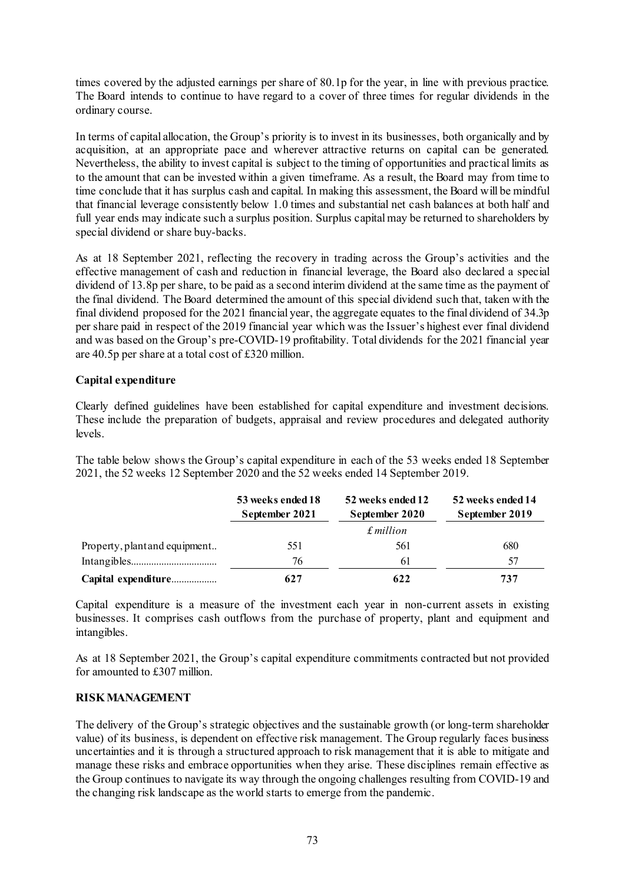times covered by the adjusted earnings per share of 80.1p for the year, in line with previous practice. The Board intends to continue to have regard to a cover of three times for regular dividends in the ordinary course.

In terms of capital allocation, the Group's priority is to invest in its businesses, both organically and by acquisition, at an appropriate pace and wherever attractive returns on capital can be generated. Nevertheless, the ability to invest capital is subject to the timing of opportunities and practical limits as to the amount that can be invested within a given timeframe. As a result, the Board may from time to time conclude that it has surplus cash and capital. In making this assessment, the Board will be mindful that financial leverage consistently below 1.0 times and substantial net cash balances at both half and full year ends may indicate such a surplus position. Surplus capital may be returned to shareholders by special dividend or share buy-backs.

As at 18 September 2021, reflecting the recovery in trading across the Group's activities and the effective management of cash and reduction in financial leverage, the Board also declared a special dividend of 13.8p per share, to be paid as a second interim dividend at the same time as the payment of the final dividend. The Board determined the amount of this special dividend such that, taken with the final dividend proposed for the 2021 financial year, the aggregate equates to the final dividend of 34.3p per share paid in respect of the 2019 financial year which was the Issuer's highest ever final dividend and was based on the Group's pre-COVID-19 profitability. Total dividends for the 2021 financial year are 40.5p per share at a total cost of £320 million.

**Capital expenditure**

Clearly defined guidelines have been established for capital expenditure and investment decisions. These include the preparation of budgets, appraisal and review procedures and delegated authority levels.

The table below shows the Group's capital expenditure in each of the 53 weeks ended 18 September 2021, the 52 weeks 12 September 2020 and the 52 weeks ended 14 September 2019.

| | 53 weeks ended 18 September 2021 | 52 weeks ended 12 September 2020 | 52 weeks ended 14 September 2019 |
|---|---|---|---|
| | | *£ million* | |
| Property, plant and equipment.. | 551 | 561 | 680 |
| Intangibles................................. | 76 | 61 | 57 |
| **Capital expenditure**.................. | **627** | **622** | **737** |

Capital expenditure is a measure of the investment each year in non-current assets in existing businesses. It comprises cash outflows from the purchase of property, plant and equipment and intangibles.

As at 18 September 2021, the Group's capital expenditure commitments contracted but not provided for amounted to £307 million.

**RISK MANAGEMENT**

The delivery of the Group's strategic objectives and the sustainable growth (or long-term shareholder value) of its business, is dependent on effective risk management. The Group regularly faces business uncertainties and it is through a structured approach to risk management that it is able to mitigate and manage these risks and embrace opportunities when they arise. These disciplines remain effective as the Group continues to navigate its way through the ongoing challenges resulting from COVID-19 and the changing risk landscape as the world starts to emerge from the pandemic.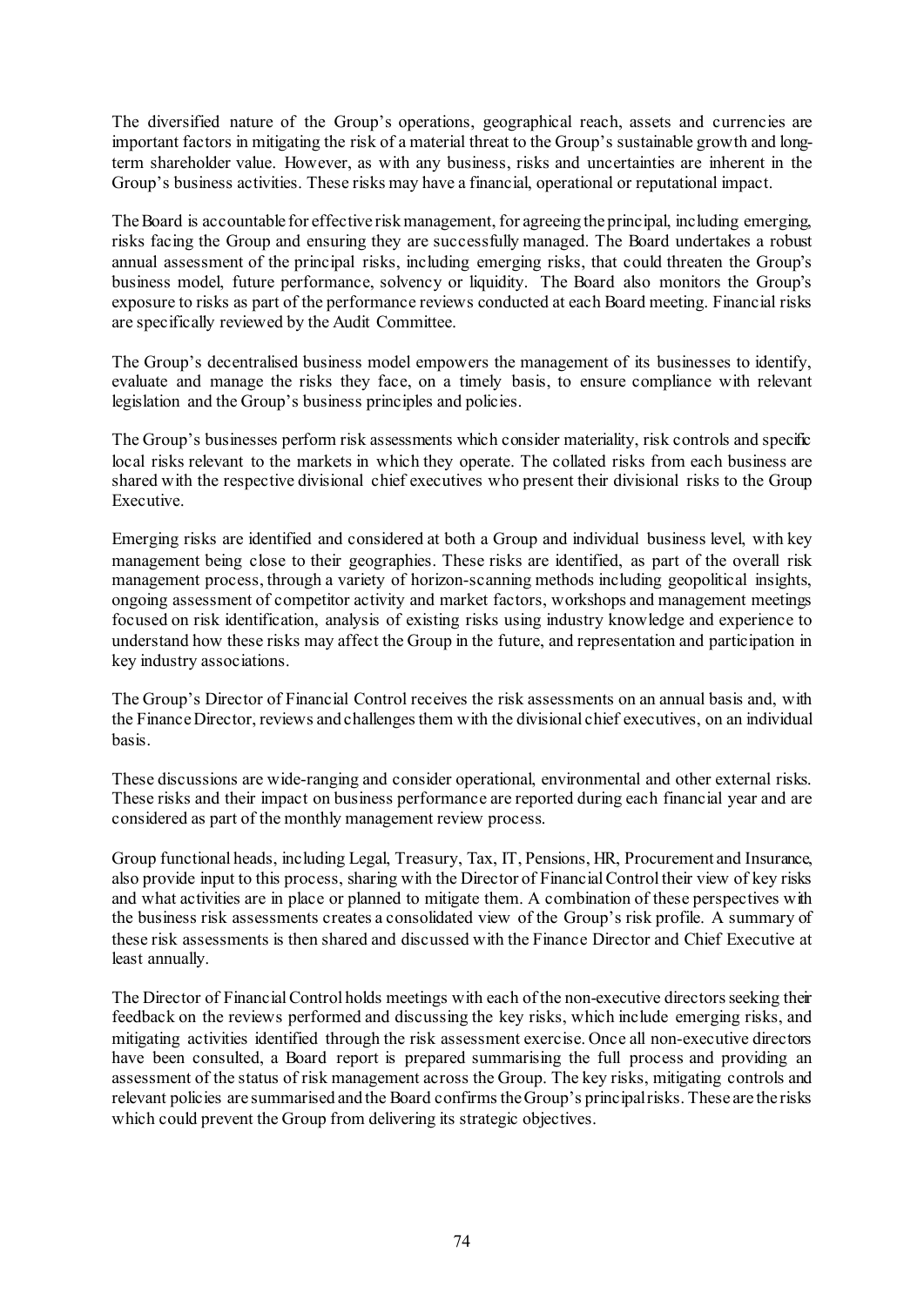The diversified nature of the Group's operations, geographical reach, assets and currencies are important factors in mitigating the risk of a material threat to the Group's sustainable growth and long-term shareholder value. However, as with any business, risks and uncertainties are inherent in the Group's business activities. These risks may have a financial, operational or reputational impact.

The Board is accountable for effective risk management, for agreeing the principal, including emerging, risks facing the Group and ensuring they are successfully managed. The Board undertakes a robust annual assessment of the principal risks, including emerging risks, that could threaten the Group's business model, future performance, solvency or liquidity. The Board also monitors the Group's exposure to risks as part of the performance reviews conducted at each Board meeting. Financial risks are specifically reviewed by the Audit Committee.

The Group's decentralised business model empowers the management of its businesses to identify, evaluate and manage the risks they face, on a timely basis, to ensure compliance with relevant legislation and the Group's business principles and policies.

The Group's businesses perform risk assessments which consider materiality, risk controls and specific local risks relevant to the markets in which they operate. The collated risks from each business are shared with the respective divisional chief executives who present their divisional risks to the Group Executive.

Emerging risks are identified and considered at both a Group and individual business level, with key management being close to their geographies. These risks are identified, as part of the overall risk management process, through a variety of horizon-scanning methods including geopolitical insights, ongoing assessment of competitor activity and market factors, workshops and management meetings focused on risk identification, analysis of existing risks using industry knowledge and experience to understand how these risks may affect the Group in the future, and representation and participation in key industry associations.

The Group's Director of Financial Control receives the risk assessments on an annual basis and, with the Finance Director, reviews and challenges them with the divisional chief executives, on an individual basis.

These discussions are wide-ranging and consider operational, environmental and other external risks. These risks and their impact on business performance are reported during each financial year and are considered as part of the monthly management review process.

Group functional heads, including Legal, Treasury, Tax, IT, Pensions, HR, Procurement and Insurance, also provide input to this process, sharing with the Director of Financial Control their view of key risks and what activities are in place or planned to mitigate them. A combination of these perspectives with the business risk assessments creates a consolidated view of the Group's risk profile. A summary of these risk assessments is then shared and discussed with the Finance Director and Chief Executive at least annually.

The Director of Financial Control holds meetings with each of the non-executive directors seeking their feedback on the reviews performed and discussing the key risks, which include emerging risks, and mitigating activities identified through the risk assessment exercise. Once all non-executive directors have been consulted, a Board report is prepared summarising the full process and providing an assessment of the status of risk management across the Group. The key risks, mitigating controls and relevant policies are summarised and the Board confirms the Group's principal risks. These are the risks which could prevent the Group from delivering its strategic objectives.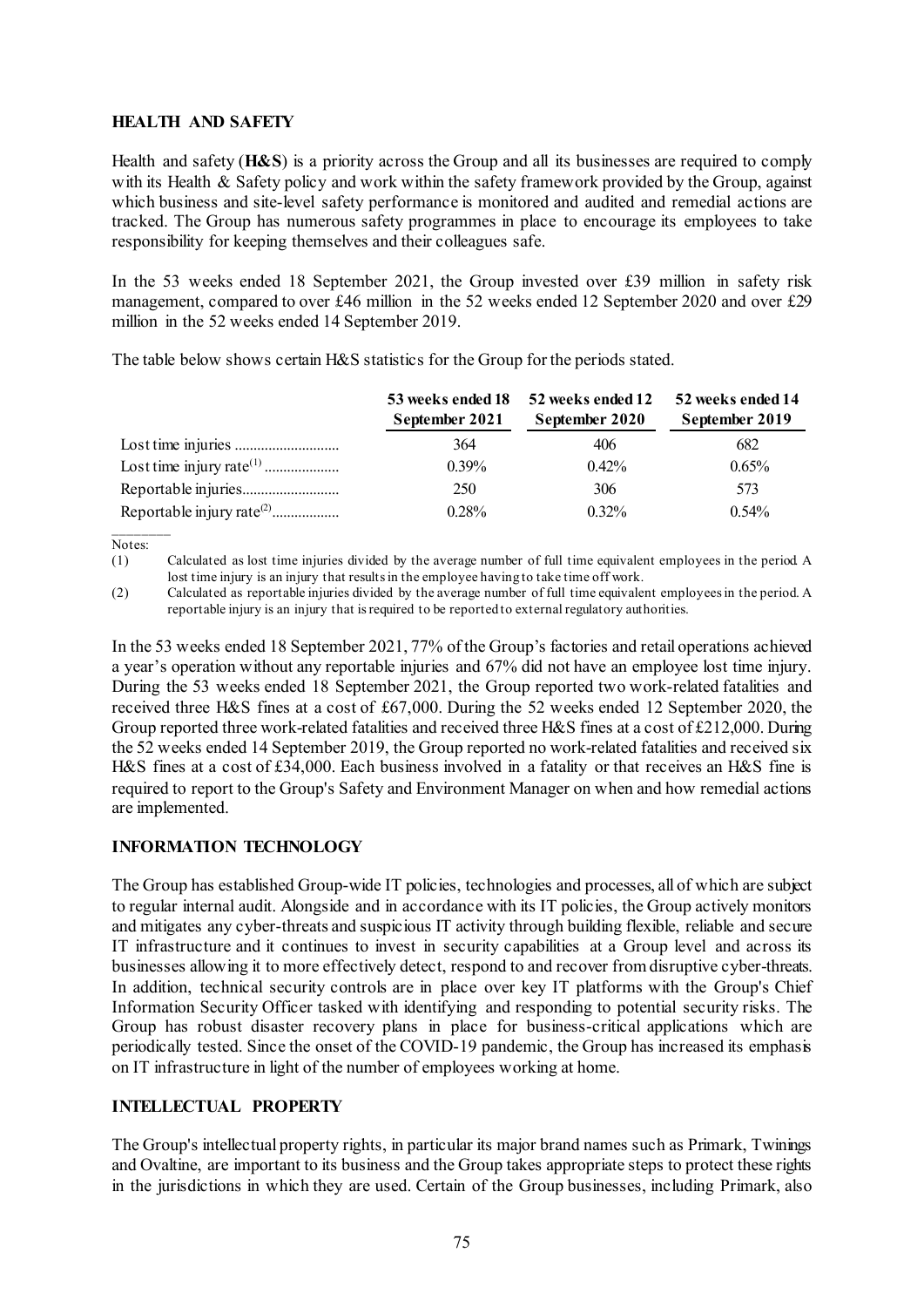## HEALTH AND SAFETY

Health and safety (**H&S**) is a priority across the Group and all its businesses are required to comply with its Health & Safety policy and work within the safety framework provided by the Group, against which business and site-level safety performance is monitored and audited and remedial actions are tracked. The Group has numerous safety programmes in place to encourage its employees to take responsibility for keeping themselves and their colleagues safe.

In the 53 weeks ended 18 September 2021, the Group invested over £39 million in safety risk management, compared to over £46 million in the 52 weeks ended 12 September 2020 and over £29 million in the 52 weeks ended 14 September 2019.

The table below shows certain H&S statistics for the Group for the periods stated.

| | 53 weeks ended 18 September 2021 | 52 weeks ended 12 September 2020 | 52 weeks ended 14 September 2019 |
|---|---|---|---|
| Lost time injuries | 364 | 406 | 682 |
| Lost time injury rate[(1)] | 0.39% | 0.42% | 0.65% |
| Reportable injuries | 250 | 306 | 573 |
| Reportable injury rate[(2)] | 0.28% | 0.32% | 0.54% |

Notes:

(1) Calculated as lost time injuries divided by the average number of full time equivalent employees in the period. A lost time injury is an injury that results in the employee having to take time off work.

(2) Calculated as reportable injuries divided by the average number of full time equivalent employees in the period. A reportable injury is an injury that is required to be reported to external regulatory authorities.

In the 53 weeks ended 18 September 2021, 77% of the Group's factories and retail operations achieved a year's operation without any reportable injuries and 67% did not have an employee lost time injury. During the 53 weeks ended 18 September 2021, the Group reported two work-related fatalities and received three H&S fines at a cost of £67,000. During the 52 weeks ended 12 September 2020, the Group reported three work-related fatalities and received three H&S fines at a cost of £212,000. During the 52 weeks ended 14 September 2019, the Group reported no work-related fatalities and received six H&S fines at a cost of £34,000. Each business involved in a fatality or that receives an H&S fine is required to report to the Group's Safety and Environment Manager on when and how remedial actions are implemented.

## INFORMATION TECHNOLOGY

The Group has established Group-wide IT policies, technologies and processes, all of which are subject to regular internal audit. Alongside and in accordance with its IT policies, the Group actively monitors and mitigates any cyber-threats and suspicious IT activity through building flexible, reliable and secure IT infrastructure and it continues to invest in security capabilities at a Group level and across its businesses allowing it to more effectively detect, respond to and recover from disruptive cyber-threats. In addition, technical security controls are in place over key IT platforms with the Group's Chief Information Security Officer tasked with identifying and responding to potential security risks. The Group has robust disaster recovery plans in place for business-critical applications which are periodically tested. Since the onset of the COVID-19 pandemic, the Group has increased its emphasis on IT infrastructure in light of the number of employees working at home.

## INTELLECTUAL PROPERTY

The Group's intellectual property rights, in particular its major brand names such as Primark, Twinings and Ovaltine, are important to its business and the Group takes appropriate steps to protect these rights in the jurisdictions in which they are used. Certain of the Group businesses, including Primark, also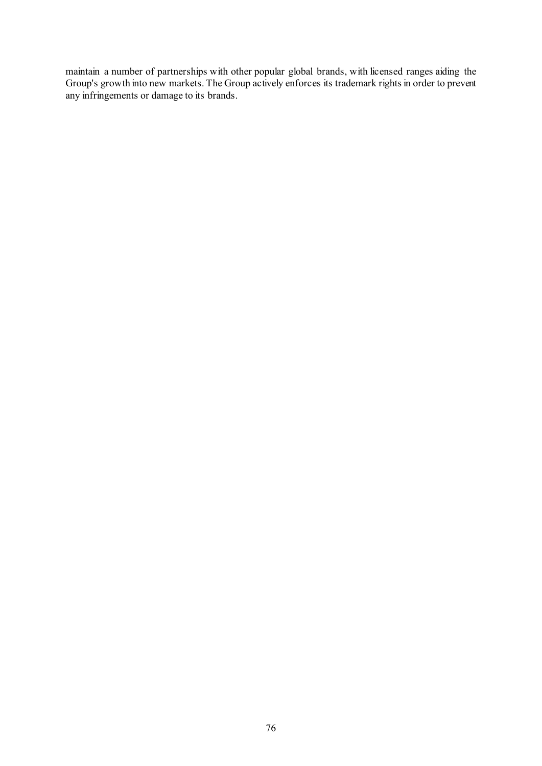maintain a number of partnerships with other popular global brands, with licensed ranges aiding the Group's growth into new markets. The Group actively enforces its trademark rights in order to prevent any infringements or damage to its brands.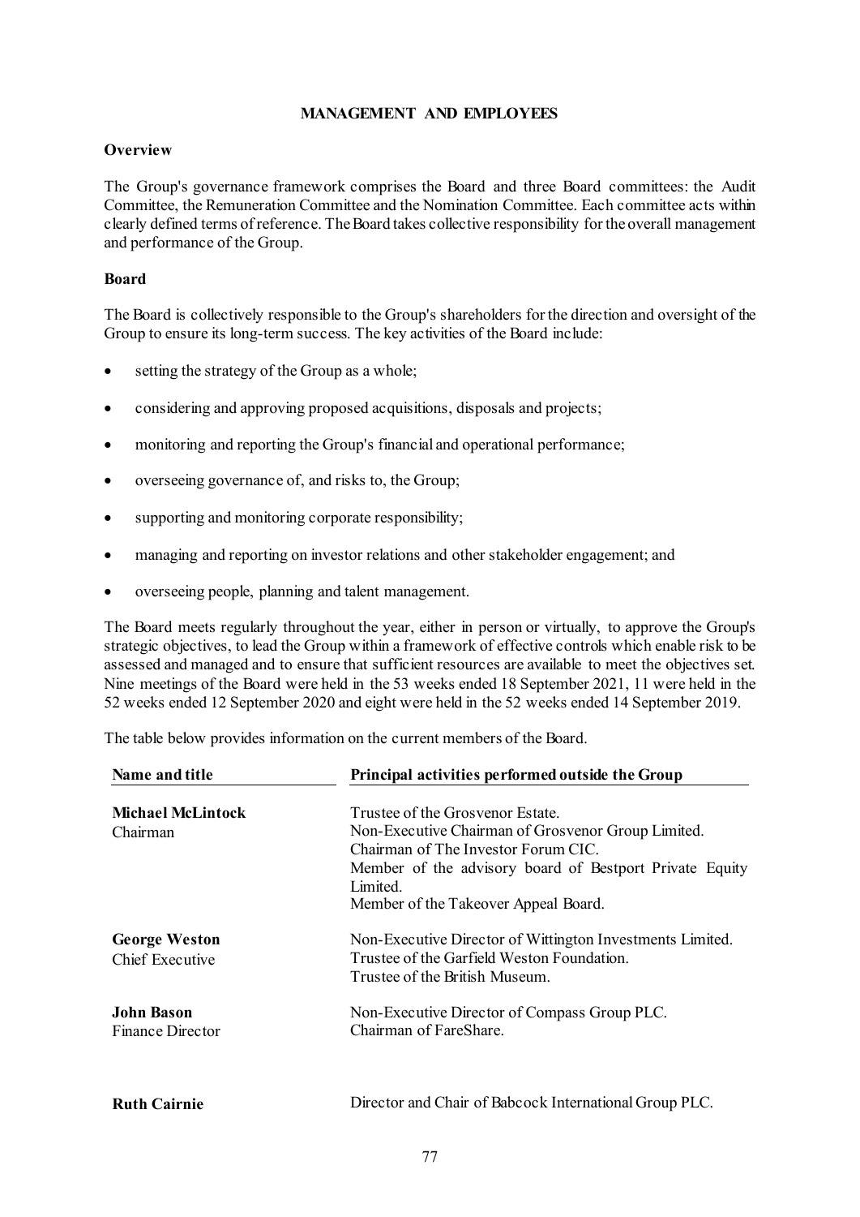## MANAGEMENT AND EMPLOYEES

### Overview

The Group's governance framework comprises the Board and three Board committees: the Audit Committee, the Remuneration Committee and the Nomination Committee. Each committee acts within clearly defined terms of reference. The Board takes collective responsibility for the overall management and performance of the Group.

### Board

The Board is collectively responsible to the Group's shareholders for the direction and oversight of the Group to ensure its long-term success. The key activities of the Board include:

- setting the strategy of the Group as a whole;
- considering and approving proposed acquisitions, disposals and projects;
- monitoring and reporting the Group's financial and operational performance;
- overseeing governance of, and risks to, the Group;
- supporting and monitoring corporate responsibility;
- managing and reporting on investor relations and other stakeholder engagement; and
- overseeing people, planning and talent management.

The Board meets regularly throughout the year, either in person or virtually, to approve the Group's strategic objectives, to lead the Group within a framework of effective controls which enable risk to be assessed and managed and to ensure that sufficient resources are available to meet the objectives set. Nine meetings of the Board were held in the 53 weeks ended 18 September 2021, 11 were held in the 52 weeks ended 12 September 2020 and eight were held in the 52 weeks ended 14 September 2019.

The table below provides information on the current members of the Board.

| Name and title | Principal activities performed outside the Group |
|---|---|
| **Michael McLintock**<br>Chairman | Trustee of the Grosvenor Estate.<br>Non-Executive Chairman of Grosvenor Group Limited.<br>Chairman of The Investor Forum CIC.<br>Member of the advisory board of Bestport Private Equity Limited.<br>Member of the Takeover Appeal Board. |
| **George Weston**<br>Chief Executive | Non-Executive Director of Wittington Investments Limited.<br>Trustee of the Garfield Weston Foundation.<br>Trustee of the British Museum. |
| **John Bason**<br>Finance Director | Non-Executive Director of Compass Group PLC.<br>Chairman of FareShare. |
| **Ruth Cairnie** | Director and Chair of Babcock International Group PLC. |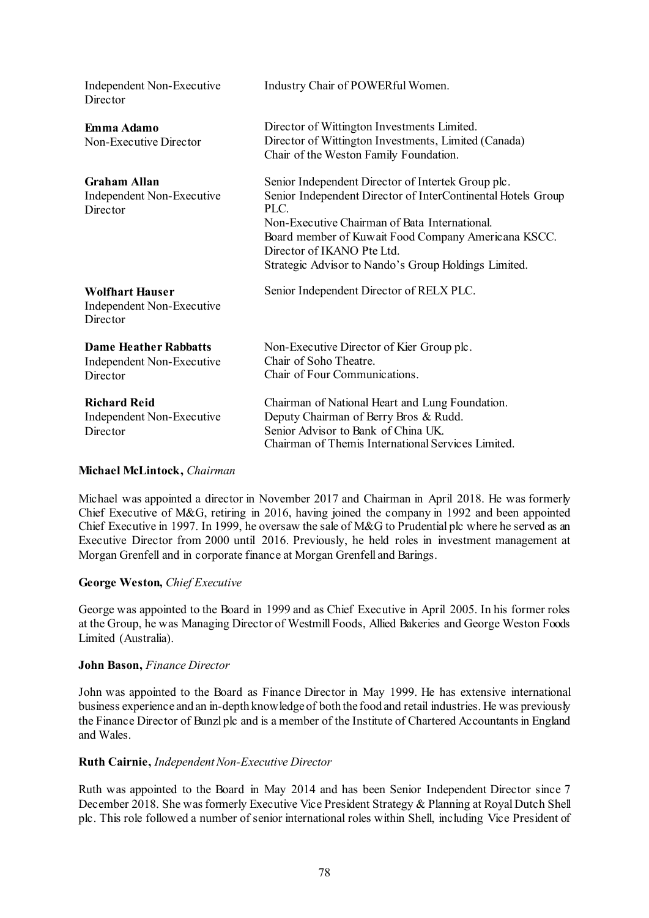| | |
|---|---|
| Independent Non-Executive Director | Industry Chair of POWERful Women. |
| **Emma Adamo**<br>Non-Executive Director | Director of Wittington Investments Limited.<br>Director of Wittington Investments, Limited (Canada)<br>Chair of the Weston Family Foundation. |
| **Graham Allan**<br>Independent Non-Executive Director | Senior Independent Director of Intertek Group plc.<br>Senior Independent Director of InterContinental Hotels Group PLC.<br>Non-Executive Chairman of Bata International.<br>Board member of Kuwait Food Company Americana KSCC.<br>Director of IKANO Pte Ltd.<br>Strategic Advisor to Nando's Group Holdings Limited. |
| **Wolfhart Hauser**<br>Independent Non-Executive Director | Senior Independent Director of RELX PLC. |
| **Dame Heather Rabbatts**<br>Independent Non-Executive Director | Non-Executive Director of Kier Group plc.<br>Chair of Soho Theatre.<br>Chair of Four Communications. |
| **Richard Reid**<br>Independent Non-Executive Director | Chairman of National Heart and Lung Foundation.<br>Deputy Chairman of Berry Bros & Rudd.<br>Senior Advisor to Bank of China UK.<br>Chairman of Themis International Services Limited. |

**Michael McLintock,** *Chairman*

Michael was appointed a director in November 2017 and Chairman in April 2018. He was formerly Chief Executive of M&G, retiring in 2016, having joined the company in 1992 and been appointed Chief Executive in 1997. In 1999, he oversaw the sale of M&G to Prudential plc where he served as an Executive Director from 2000 until 2016. Previously, he held roles in investment management at Morgan Grenfell and in corporate finance at Morgan Grenfell and Barings.

**George Weston,** *Chief Executive*

George was appointed to the Board in 1999 and as Chief Executive in April 2005. In his former roles at the Group, he was Managing Director of Westmill Foods, Allied Bakeries and George Weston Foods Limited (Australia).

**John Bason,** *Finance Director*

John was appointed to the Board as Finance Director in May 1999. He has extensive international business experience and an in-depth knowledge of both the food and retail industries. He was previously the Finance Director of Bunzl plc and is a member of the Institute of Chartered Accountants in England and Wales.

**Ruth Cairnie,** *Independent Non-Executive Director*

Ruth was appointed to the Board in May 2014 and has been Senior Independent Director since 7 December 2018. She was formerly Executive Vice President Strategy & Planning at Royal Dutch Shell plc. This role followed a number of senior international roles within Shell, including Vice President of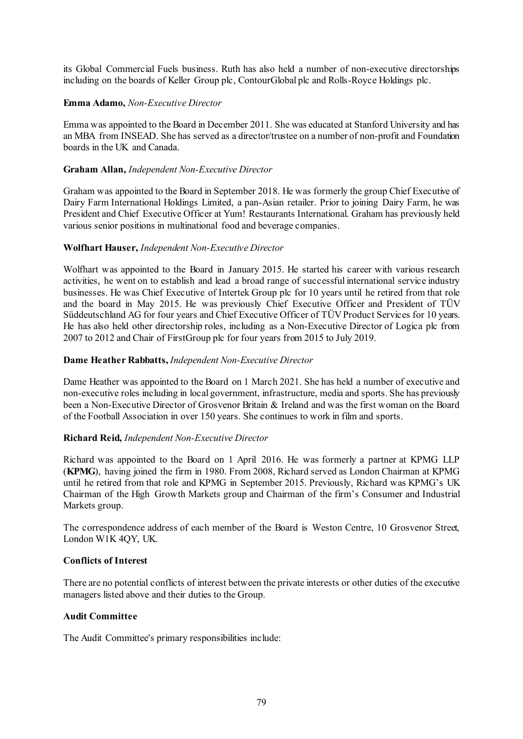its Global Commercial Fuels business. Ruth has also held a number of non-executive directorships including on the boards of Keller Group plc, ContourGlobal plc and Rolls-Royce Holdings plc.

**Emma Adamo,** *Non-Executive Director*

Emma was appointed to the Board in December 2011. She was educated at Stanford University and has an MBA from INSEAD. She has served as a director/trustee on a number of non-profit and Foundation boards in the UK and Canada.

**Graham Allan,** *Independent Non-Executive Director*

Graham was appointed to the Board in September 2018. He was formerly the group Chief Executive of Dairy Farm International Holdings Limited, a pan-Asian retailer. Prior to joining Dairy Farm, he was President and Chief Executive Officer at Yum! Restaurants International. Graham has previously held various senior positions in multinational food and beverage companies.

**Wolfhart Hauser,** *Independent Non-Executive Director*

Wolfhart was appointed to the Board in January 2015. He started his career with various research activities, he went on to establish and lead a broad range of successful international service industry businesses. He was Chief Executive of Intertek Group plc for 10 years until he retired from that role and the board in May 2015. He was previously Chief Executive Officer and President of TÜV Süddeutschland AG for four years and Chief Executive Officer of TÜV Product Services for 10 years. He has also held other directorship roles, including as a Non-Executive Director of Logica plc from 2007 to 2012 and Chair of FirstGroup plc for four years from 2015 to July 2019.

**Dame Heather Rabbatts,** *Independent Non-Executive Director*

Dame Heather was appointed to the Board on 1 March 2021. She has held a number of executive and non-executive roles including in local government, infrastructure, media and sports. She has previously been a Non-Executive Director of Grosvenor Britain & Ireland and was the first woman on the Board of the Football Association in over 150 years. She continues to work in film and sports.

**Richard Reid,** *Independent Non-Executive Director*

Richard was appointed to the Board on 1 April 2016. He was formerly a partner at KPMG LLP (**KPMG**), having joined the firm in 1980. From 2008, Richard served as London Chairman at KPMG until he retired from that role and KPMG in September 2015. Previously, Richard was KPMG's UK Chairman of the High Growth Markets group and Chairman of the firm's Consumer and Industrial Markets group.

The correspondence address of each member of the Board is Weston Centre, 10 Grosvenor Street, London W1K 4QY, UK.

**Conflicts of Interest**

There are no potential conflicts of interest between the private interests or other duties of the executive managers listed above and their duties to the Group.

**Audit Committee**

The Audit Committee's primary responsibilities include: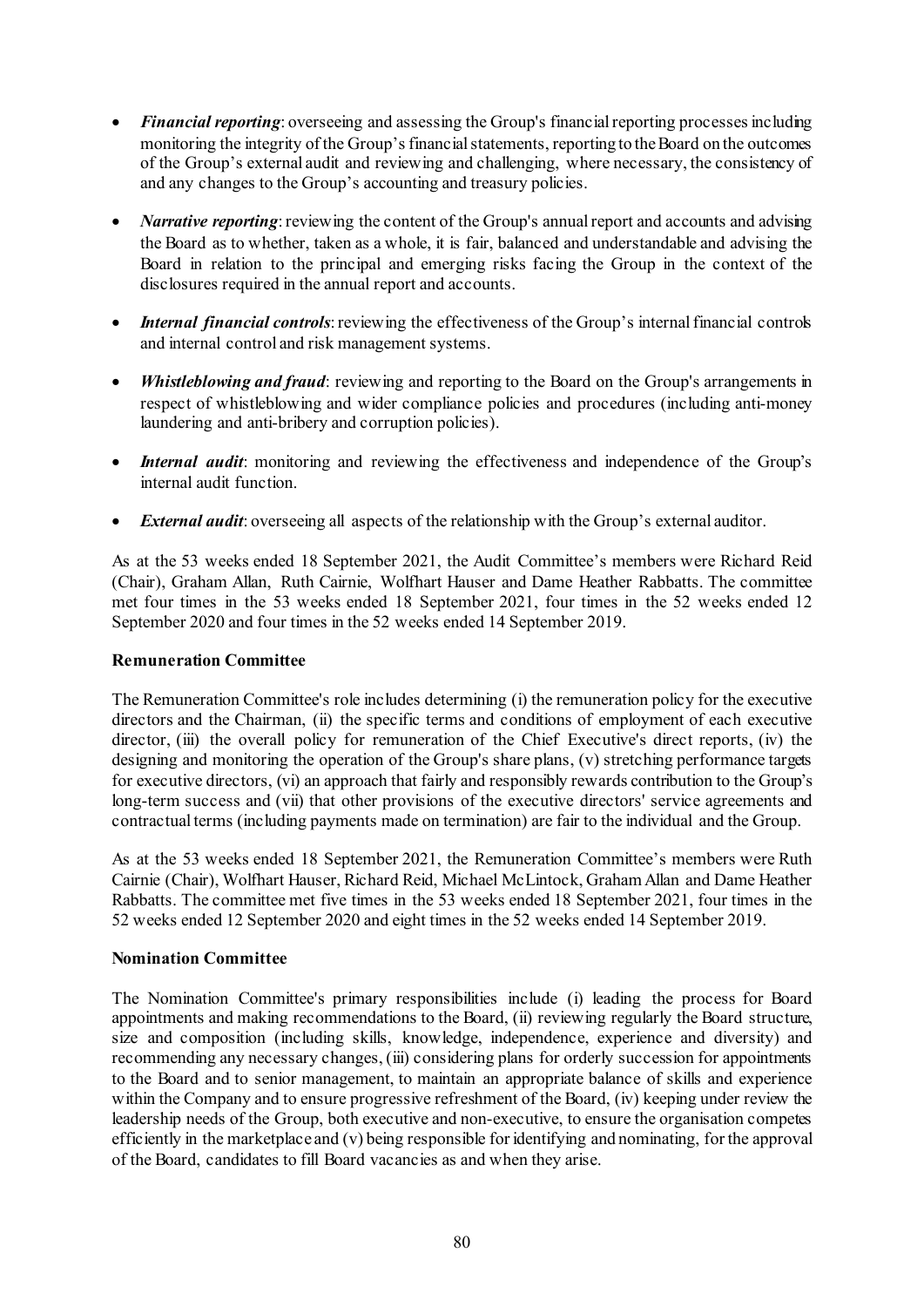- ***Financial reporting***: overseeing and assessing the Group's financial reporting processes including monitoring the integrity of the Group's financial statements, reporting to the Board on the outcomes of the Group's external audit and reviewing and challenging, where necessary, the consistency of and any changes to the Group's accounting and treasury policies.

- ***Narrative reporting***: reviewing the content of the Group's annual report and accounts and advising the Board as to whether, taken as a whole, it is fair, balanced and understandable and advising the Board in relation to the principal and emerging risks facing the Group in the context of the disclosures required in the annual report and accounts.

- ***Internal financial controls***: reviewing the effectiveness of the Group's internal financial controls and internal control and risk management systems.

- ***Whistleblowing and fraud***: reviewing and reporting to the Board on the Group's arrangements in respect of whistleblowing and wider compliance policies and procedures (including anti-money laundering and anti-bribery and corruption policies).

- ***Internal audit***: monitoring and reviewing the effectiveness and independence of the Group's internal audit function.

- ***External audit***: overseeing all aspects of the relationship with the Group's external auditor.

As at the 53 weeks ended 18 September 2021, the Audit Committee's members were Richard Reid (Chair), Graham Allan, Ruth Cairnie, Wolfhart Hauser and Dame Heather Rabbatts. The committee met four times in the 53 weeks ended 18 September 2021, four times in the 52 weeks ended 12 September 2020 and four times in the 52 weeks ended 14 September 2019.

**Remuneration Committee**

The Remuneration Committee's role includes determining (i) the remuneration policy for the executive directors and the Chairman, (ii) the specific terms and conditions of employment of each executive director, (iii) the overall policy for remuneration of the Chief Executive's direct reports, (iv) the designing and monitoring the operation of the Group's share plans, (v) stretching performance targets for executive directors, (vi) an approach that fairly and responsibly rewards contribution to the Group's long-term success and (vii) that other provisions of the executive directors' service agreements and contractual terms (including payments made on termination) are fair to the individual and the Group.

As at the 53 weeks ended 18 September 2021, the Remuneration Committee's members were Ruth Cairnie (Chair), Wolfhart Hauser, Richard Reid, Michael McLintock, Graham Allan and Dame Heather Rabbatts. The committee met five times in the 53 weeks ended 18 September 2021, four times in the 52 weeks ended 12 September 2020 and eight times in the 52 weeks ended 14 September 2019.

**Nomination Committee**

The Nomination Committee's primary responsibilities include (i) leading the process for Board appointments and making recommendations to the Board, (ii) reviewing regularly the Board structure, size and composition (including skills, knowledge, independence, experience and diversity) and recommending any necessary changes, (iii) considering plans for orderly succession for appointments to the Board and to senior management, to maintain an appropriate balance of skills and experience within the Company and to ensure progressive refreshment of the Board, (iv) keeping under review the leadership needs of the Group, both executive and non-executive, to ensure the organisation competes efficiently in the marketplace and (v) being responsible for identifying and nominating, for the approval of the Board, candidates to fill Board vacancies as and when they arise.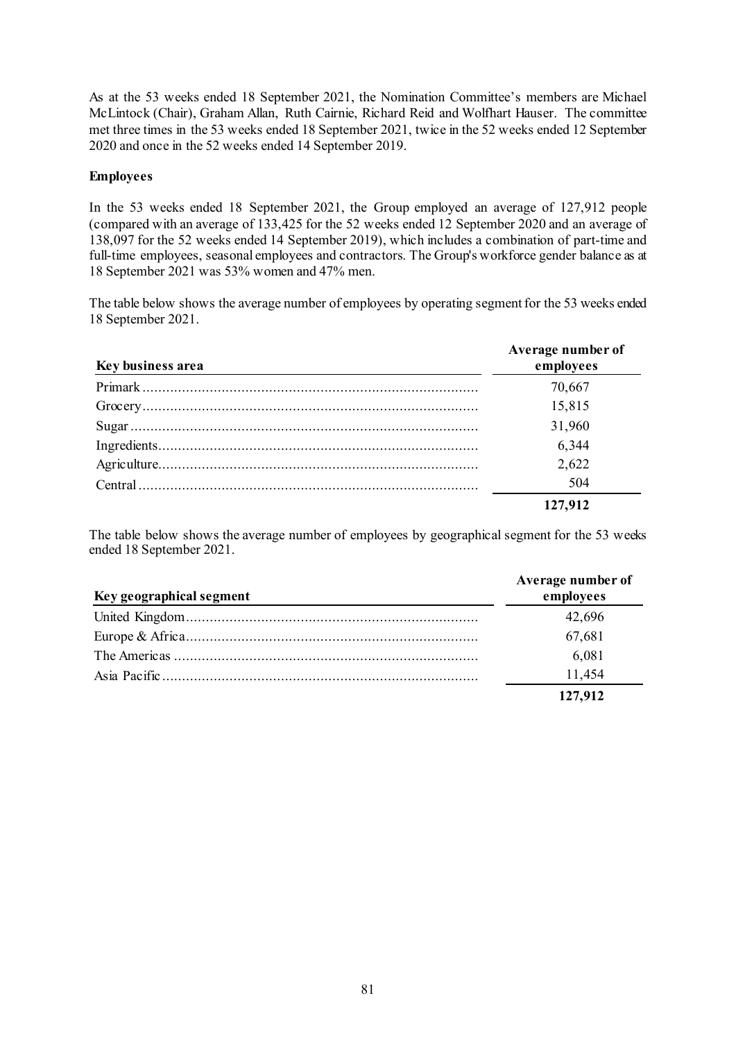As at the 53 weeks ended 18 September 2021, the Nomination Committee's members are Michael McLintock (Chair), Graham Allan, Ruth Cairnie, Richard Reid and Wolfhart Hauser. The committee met three times in the 53 weeks ended 18 September 2021, twice in the 52 weeks ended 12 September 2020 and once in the 52 weeks ended 14 September 2019.

**Employees**

In the 53 weeks ended 18 September 2021, the Group employed an average of 127,912 people (compared with an average of 133,425 for the 52 weeks ended 12 September 2020 and an average of 138,097 for the 52 weeks ended 14 September 2019), which includes a combination of part-time and full-time employees, seasonal employees and contractors. The Group's workforce gender balance as at 18 September 2021 was 53% women and 47% men.

The table below shows the average number of employees by operating segment for the 53 weeks ended 18 September 2021.

| Key business area | Average number of employees |
|---|---|
| Primark | 70,667 |
| Grocery | 15,815 |
| Sugar | 31,960 |
| Ingredients | 6,344 |
| Agriculture | 2,622 |
| Central | 504 |
| | **127,912** |

The table below shows the average number of employees by geographical segment for the 53 weeks ended 18 September 2021.

| Key geographical segment | Average number of employees |
|---|---|
| United Kingdom | 42,696 |
| Europe & Africa | 67,681 |
| The Americas | 6,081 |
| Asia Pacific | 11,454 |
| | **127,912** |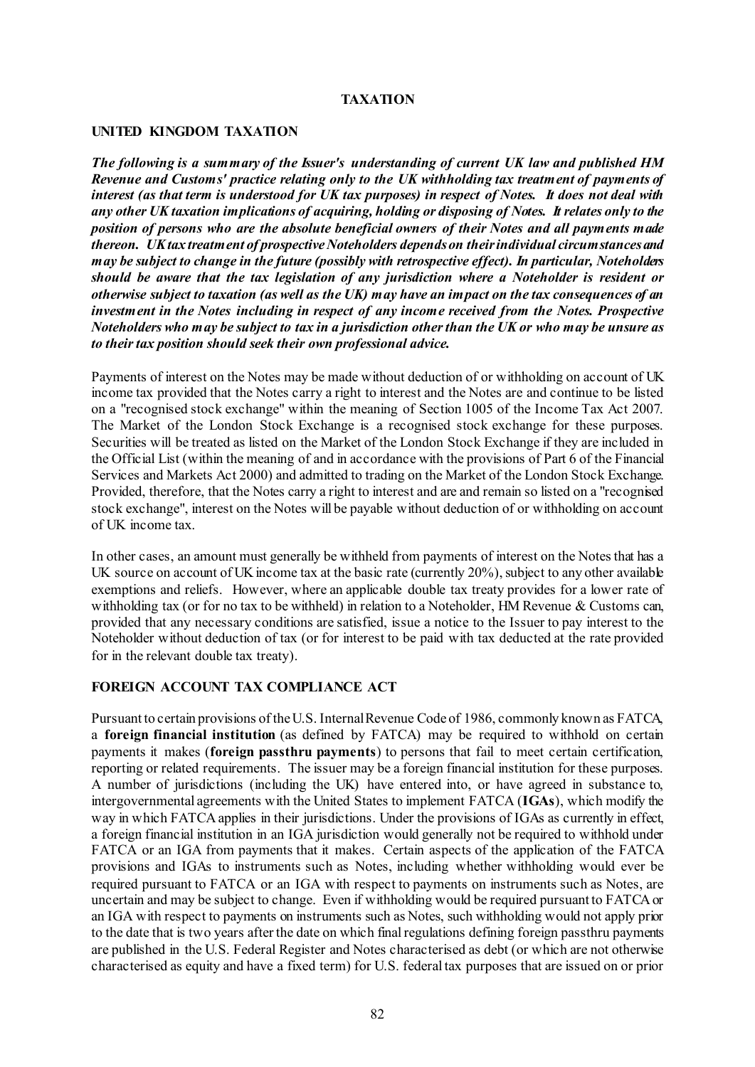# TAXATION

## UNITED KINGDOM TAXATION

***The following is a summary of the Issuer's understanding of current UK law and published HM Revenue and Customs' practice relating only to the UK withholding tax treatment of payments of interest (as that term is understood for UK tax purposes) in respect of Notes. It does not deal with any other UK taxation implications of acquiring, holding or disposing of Notes. It relates only to the position of persons who are the absolute beneficial owners of their Notes and all payments made thereon. UK tax treatment of prospective Noteholders depends on their individual circumstances and may be subject to change in the future (possibly with retrospective effect). In particular, Noteholders should be aware that the tax legislation of any jurisdiction where a Noteholder is resident or otherwise subject to taxation (as well as the UK) may have an impact on the tax consequences of an investment in the Notes including in respect of any income received from the Notes. Prospective Noteholders who may be subject to tax in a jurisdiction other than the UK or who may be unsure as to their tax position should seek their own professional advice.***

Payments of interest on the Notes may be made without deduction of or withholding on account of UK income tax provided that the Notes carry a right to interest and the Notes are and continue to be listed on a "recognised stock exchange" within the meaning of Section 1005 of the Income Tax Act 2007. The Market of the London Stock Exchange is a recognised stock exchange for these purposes. Securities will be treated as listed on the Market of the London Stock Exchange if they are included in the Official List (within the meaning of and in accordance with the provisions of Part 6 of the Financial Services and Markets Act 2000) and admitted to trading on the Market of the London Stock Exchange. Provided, therefore, that the Notes carry a right to interest and are and remain so listed on a "recognised stock exchange", interest on the Notes will be payable without deduction of or withholding on account of UK income tax.

In other cases, an amount must generally be withheld from payments of interest on the Notes that has a UK source on account of UK income tax at the basic rate (currently 20%), subject to any other available exemptions and reliefs. However, where an applicable double tax treaty provides for a lower rate of withholding tax (or for no tax to be withheld) in relation to a Noteholder, HM Revenue & Customs can, provided that any necessary conditions are satisfied, issue a notice to the Issuer to pay interest to the Noteholder without deduction of tax (or for interest to be paid with tax deducted at the rate provided for in the relevant double tax treaty).

## FOREIGN ACCOUNT TAX COMPLIANCE ACT

Pursuant to certain provisions of the U.S. Internal Revenue Code of 1986, commonly known as FATCA, a **foreign financial institution** (as defined by FATCA) may be required to withhold on certain payments it makes (**foreign passthru payments**) to persons that fail to meet certain certification, reporting or related requirements. The issuer may be a foreign financial institution for these purposes. A number of jurisdictions (including the UK) have entered into, or have agreed in substance to, intergovernmental agreements with the United States to implement FATCA (**IGAs**), which modify the way in which FATCA applies in their jurisdictions. Under the provisions of IGAs as currently in effect, a foreign financial institution in an IGA jurisdiction would generally not be required to withhold under FATCA or an IGA from payments that it makes. Certain aspects of the application of the FATCA provisions and IGAs to instruments such as Notes, including whether withholding would ever be required pursuant to FATCA or an IGA with respect to payments on instruments such as Notes, are uncertain and may be subject to change. Even if withholding would be required pursuant to FATCA or an IGA with respect to payments on instruments such as Notes, such withholding would not apply prior to the date that is two years after the date on which final regulations defining foreign passthru payments are published in the U.S. Federal Register and Notes characterised as debt (or which are not otherwise characterised as equity and have a fixed term) for U.S. federal tax purposes that are issued on or prior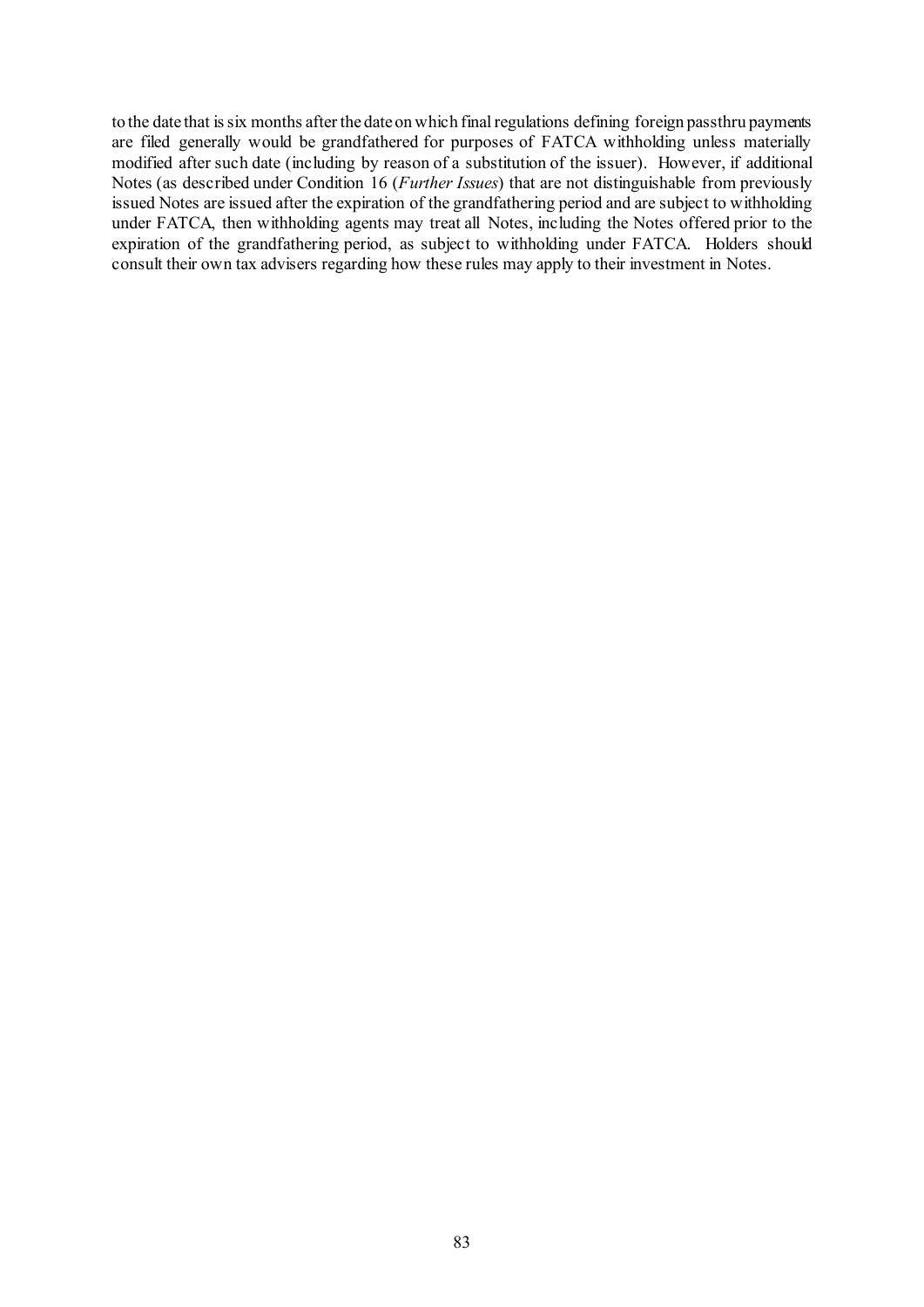to the date that is six months after the date on which final regulations defining foreign passthru payments are filed generally would be grandfathered for purposes of FATCA withholding unless materially modified after such date (including by reason of a substitution of the issuer). However, if additional Notes (as described under Condition 16 (*Further Issues*) that are not distinguishable from previously issued Notes are issued after the expiration of the grandfathering period and are subject to withholding under FATCA, then withholding agents may treat all Notes, including the Notes offered prior to the expiration of the grandfathering period, as subject to withholding under FATCA. Holders should consult their own tax advisers regarding how these rules may apply to their investment in Notes.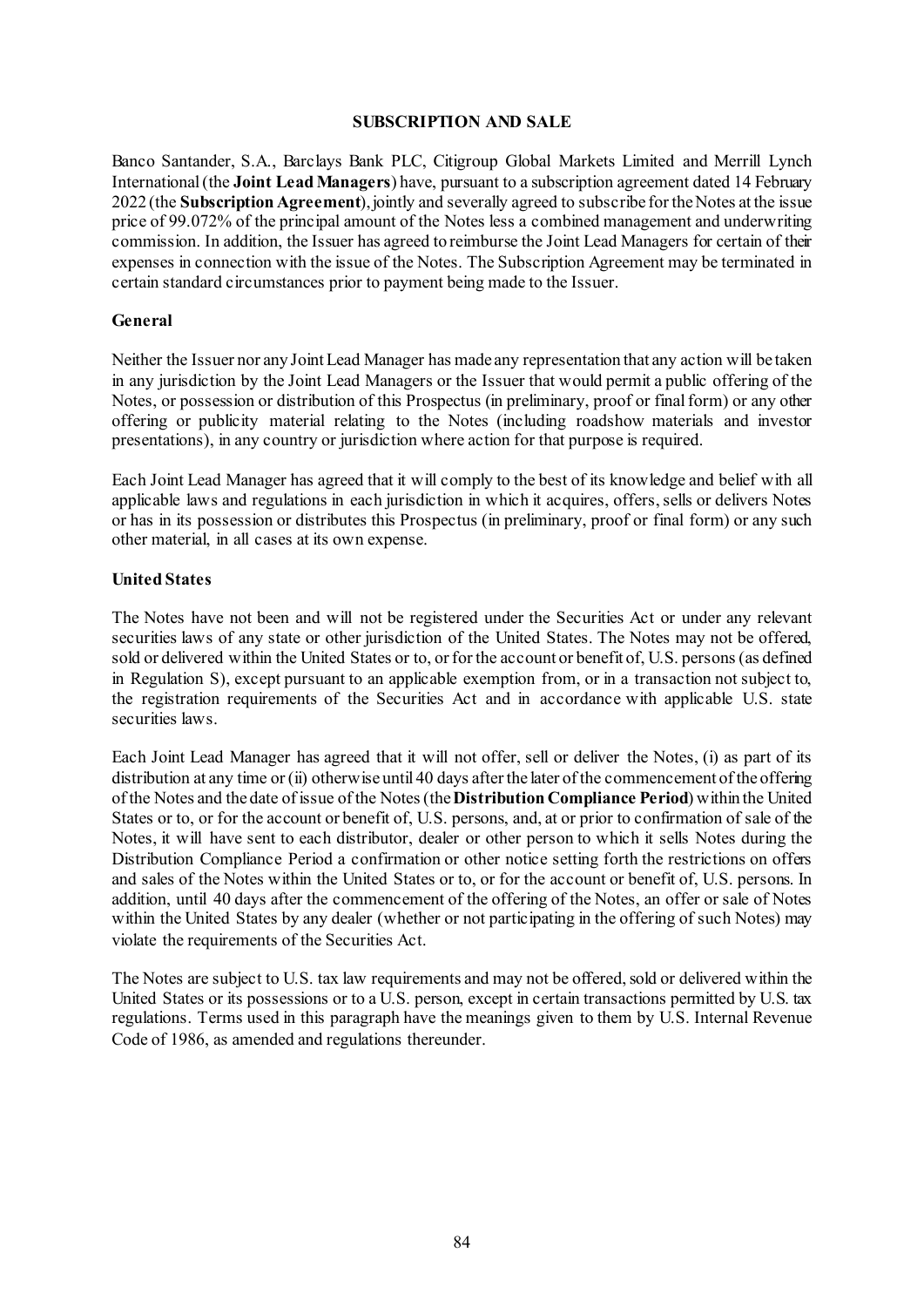## SUBSCRIPTION AND SALE

Banco Santander, S.A., Barclays Bank PLC, Citigroup Global Markets Limited and Merrill Lynch International (the **Joint Lead Managers**) have, pursuant to a subscription agreement dated 14 February 2022 (the **Subscription Agreement**), jointly and severally agreed to subscribe for the Notes at the issue price of 99.072% of the principal amount of the Notes less a combined management and underwriting commission. In addition, the Issuer has agreed to reimburse the Joint Lead Managers for certain of their expenses in connection with the issue of the Notes. The Subscription Agreement may be terminated in certain standard circumstances prior to payment being made to the Issuer.

### General

Neither the Issuer nor any Joint Lead Manager has made any representation that any action will be taken in any jurisdiction by the Joint Lead Managers or the Issuer that would permit a public offering of the Notes, or possession or distribution of this Prospectus (in preliminary, proof or final form) or any other offering or publicity material relating to the Notes (including roadshow materials and investor presentations), in any country or jurisdiction where action for that purpose is required.

Each Joint Lead Manager has agreed that it will comply to the best of its knowledge and belief with all applicable laws and regulations in each jurisdiction in which it acquires, offers, sells or delivers Notes or has in its possession or distributes this Prospectus (in preliminary, proof or final form) or any such other material, in all cases at its own expense.

### United States

The Notes have not been and will not be registered under the Securities Act or under any relevant securities laws of any state or other jurisdiction of the United States. The Notes may not be offered, sold or delivered within the United States or to, or for the account or benefit of, U.S. persons (as defined in Regulation S), except pursuant to an applicable exemption from, or in a transaction not subject to, the registration requirements of the Securities Act and in accordance with applicable U.S. state securities laws.

Each Joint Lead Manager has agreed that it will not offer, sell or deliver the Notes, (i) as part of its distribution at any time or (ii) otherwise until 40 days after the later of the commencement of the offering of the Notes and the date of issue of the Notes (the **Distribution Compliance Period**) within the United States or to, or for the account or benefit of, U.S. persons, and, at or prior to confirmation of sale of the Notes, it will have sent to each distributor, dealer or other person to which it sells Notes during the Distribution Compliance Period a confirmation or other notice setting forth the restrictions on offers and sales of the Notes within the United States or to, or for the account or benefit of, U.S. persons. In addition, until 40 days after the commencement of the offering of the Notes, an offer or sale of Notes within the United States by any dealer (whether or not participating in the offering of such Notes) may violate the requirements of the Securities Act.

The Notes are subject to U.S. tax law requirements and may not be offered, sold or delivered within the United States or its possessions or to a U.S. person, except in certain transactions permitted by U.S. tax regulations. Terms used in this paragraph have the meanings given to them by U.S. Internal Revenue Code of 1986, as amended and regulations thereunder.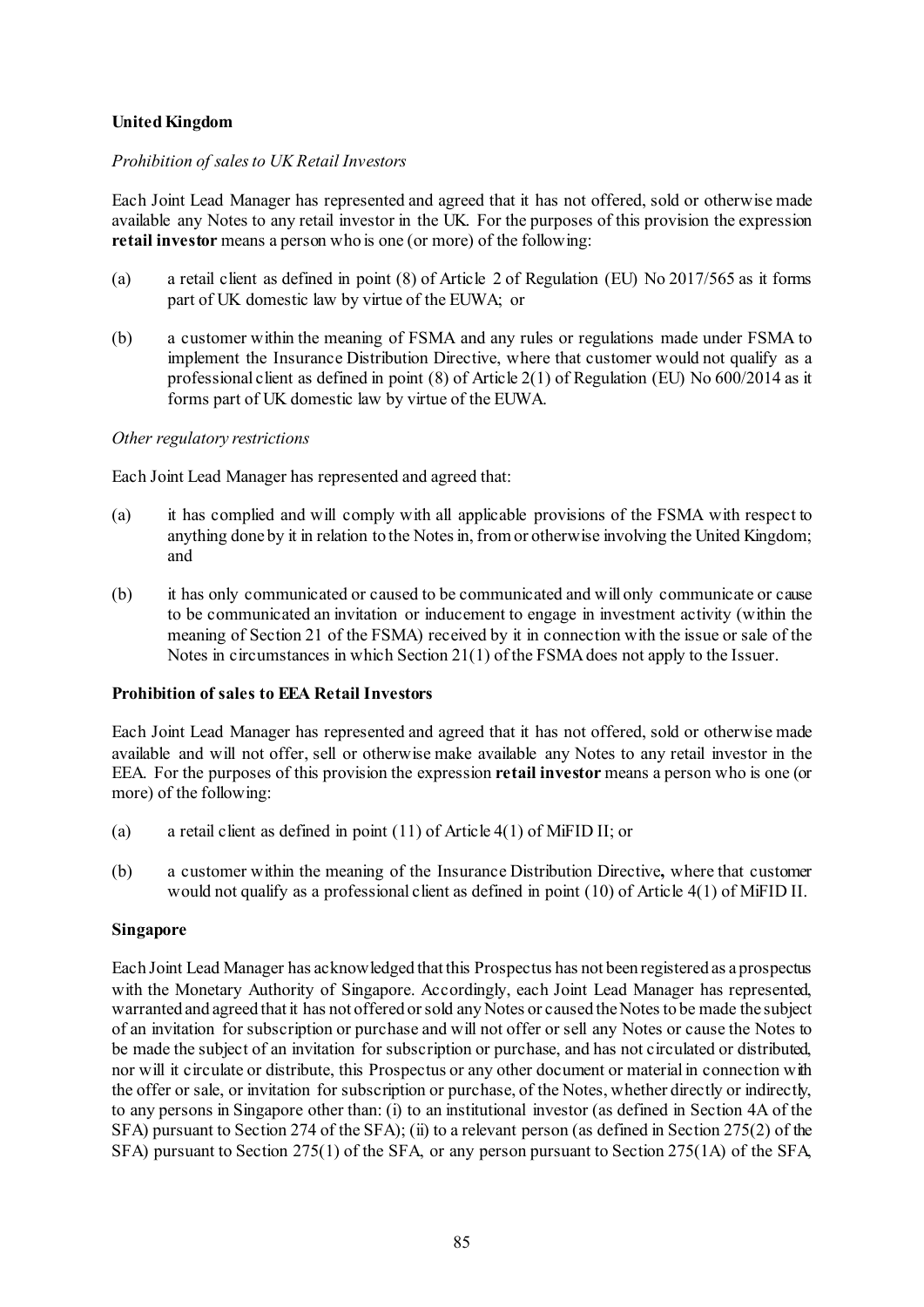**United Kingdom**

*Prohibition of sales to UK Retail Investors*

Each Joint Lead Manager has represented and agreed that it has not offered, sold or otherwise made available any Notes to any retail investor in the UK. For the purposes of this provision the expression **retail investor** means a person who is one (or more) of the following:

(a) a retail client as defined in point (8) of Article 2 of Regulation (EU) No 2017/565 as it forms part of UK domestic law by virtue of the EUWA; or

(b) a customer within the meaning of FSMA and any rules or regulations made under FSMA to implement the Insurance Distribution Directive, where that customer would not qualify as a professional client as defined in point (8) of Article 2(1) of Regulation (EU) No 600/2014 as it forms part of UK domestic law by virtue of the EUWA.

*Other regulatory restrictions*

Each Joint Lead Manager has represented and agreed that:

(a) it has complied and will comply with all applicable provisions of the FSMA with respect to anything done by it in relation to the Notes in, from or otherwise involving the United Kingdom; and

(b) it has only communicated or caused to be communicated and will only communicate or cause to be communicated an invitation or inducement to engage in investment activity (within the meaning of Section 21 of the FSMA) received by it in connection with the issue or sale of the Notes in circumstances in which Section 21(1) of the FSMA does not apply to the Issuer.

**Prohibition of sales to EEA Retail Investors**

Each Joint Lead Manager has represented and agreed that it has not offered, sold or otherwise made available and will not offer, sell or otherwise make available any Notes to any retail investor in the EEA. For the purposes of this provision the expression **retail investor** means a person who is one (or more) of the following:

(a) a retail client as defined in point (11) of Article 4(1) of MiFID II; or

(b) a customer within the meaning of the Insurance Distribution Directive**,** where that customer would not qualify as a professional client as defined in point (10) of Article 4(1) of MiFID II.

**Singapore**

Each Joint Lead Manager has acknowledged that this Prospectus has not been registered as a prospectus with the Monetary Authority of Singapore. Accordingly, each Joint Lead Manager has represented, warranted and agreed that it has not offered or sold any Notes or caused the Notes to be made the subject of an invitation for subscription or purchase and will not offer or sell any Notes or cause the Notes to be made the subject of an invitation for subscription or purchase, and has not circulated or distributed, nor will it circulate or distribute, this Prospectus or any other document or material in connection with the offer or sale, or invitation for subscription or purchase, of the Notes, whether directly or indirectly, to any persons in Singapore other than: (i) to an institutional investor (as defined in Section 4A of the SFA) pursuant to Section 274 of the SFA); (ii) to a relevant person (as defined in Section 275(2) of the SFA) pursuant to Section 275(1) of the SFA, or any person pursuant to Section 275(1A) of the SFA,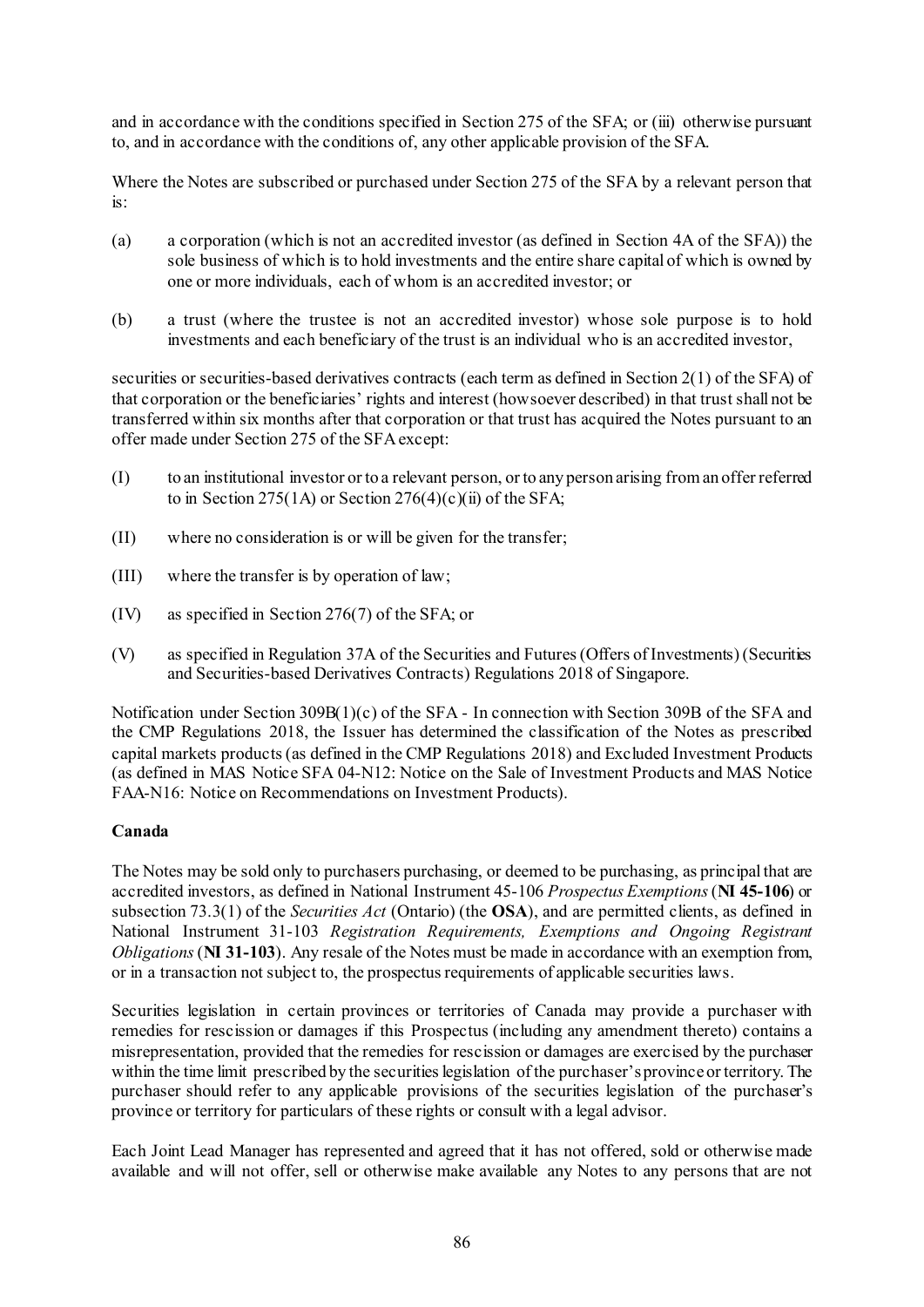and in accordance with the conditions specified in Section 275 of the SFA; or (iii) otherwise pursuant to, and in accordance with the conditions of, any other applicable provision of the SFA.

Where the Notes are subscribed or purchased under Section 275 of the SFA by a relevant person that is:

(a) a corporation (which is not an accredited investor (as defined in Section 4A of the SFA)) the sole business of which is to hold investments and the entire share capital of which is owned by one or more individuals, each of whom is an accredited investor; or

(b) a trust (where the trustee is not an accredited investor) whose sole purpose is to hold investments and each beneficiary of the trust is an individual who is an accredited investor,

securities or securities-based derivatives contracts (each term as defined in Section 2(1) of the SFA) of that corporation or the beneficiaries' rights and interest (howsoever described) in that trust shall not be transferred within six months after that corporation or that trust has acquired the Notes pursuant to an offer made under Section 275 of the SFA except:

(I) to an institutional investor or to a relevant person, or to any person arising from an offer referred to in Section 275(1A) or Section 276(4)(c)(ii) of the SFA;

(II) where no consideration is or will be given for the transfer;

(III) where the transfer is by operation of law;

(IV) as specified in Section 276(7) of the SFA; or

(V) as specified in Regulation 37A of the Securities and Futures (Offers of Investments) (Securities and Securities-based Derivatives Contracts) Regulations 2018 of Singapore.

Notification under Section 309B(1)(c) of the SFA - In connection with Section 309B of the SFA and the CMP Regulations 2018, the Issuer has determined the classification of the Notes as prescribed capital markets products (as defined in the CMP Regulations 2018) and Excluded Investment Products (as defined in MAS Notice SFA 04-N12: Notice on the Sale of Investment Products and MAS Notice FAA-N16: Notice on Recommendations on Investment Products).

**Canada**

The Notes may be sold only to purchasers purchasing, or deemed to be purchasing, as principal that are accredited investors, as defined in National Instrument 45-106 *Prospectus Exemptions* (**NI 45-106**) or subsection 73.3(1) of the *Securities Act* (Ontario) (the **OSA**), and are permitted clients, as defined in National Instrument 31-103 *Registration Requirements, Exemptions and Ongoing Registrant Obligations* (**NI 31-103**). Any resale of the Notes must be made in accordance with an exemption from, or in a transaction not subject to, the prospectus requirements of applicable securities laws.

Securities legislation in certain provinces or territories of Canada may provide a purchaser with remedies for rescission or damages if this Prospectus (including any amendment thereto) contains a misrepresentation, provided that the remedies for rescission or damages are exercised by the purchaser within the time limit prescribed by the securities legislation of the purchaser's province or territory. The purchaser should refer to any applicable provisions of the securities legislation of the purchaser's province or territory for particulars of these rights or consult with a legal advisor.

Each Joint Lead Manager has represented and agreed that it has not offered, sold or otherwise made available and will not offer, sell or otherwise make available any Notes to any persons that are not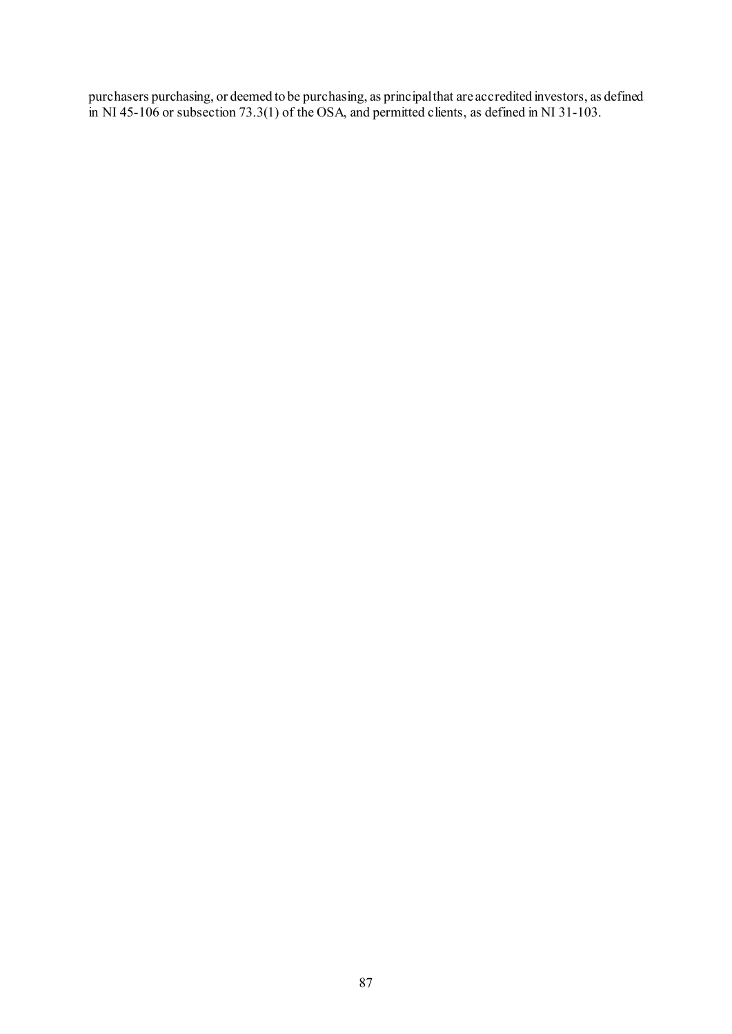purchasers purchasing, or deemed to be purchasing, as principal that are accredited investors, as defined in NI 45-106 or subsection 73.3(1) of the OSA, and permitted clients, as defined in NI 31-103.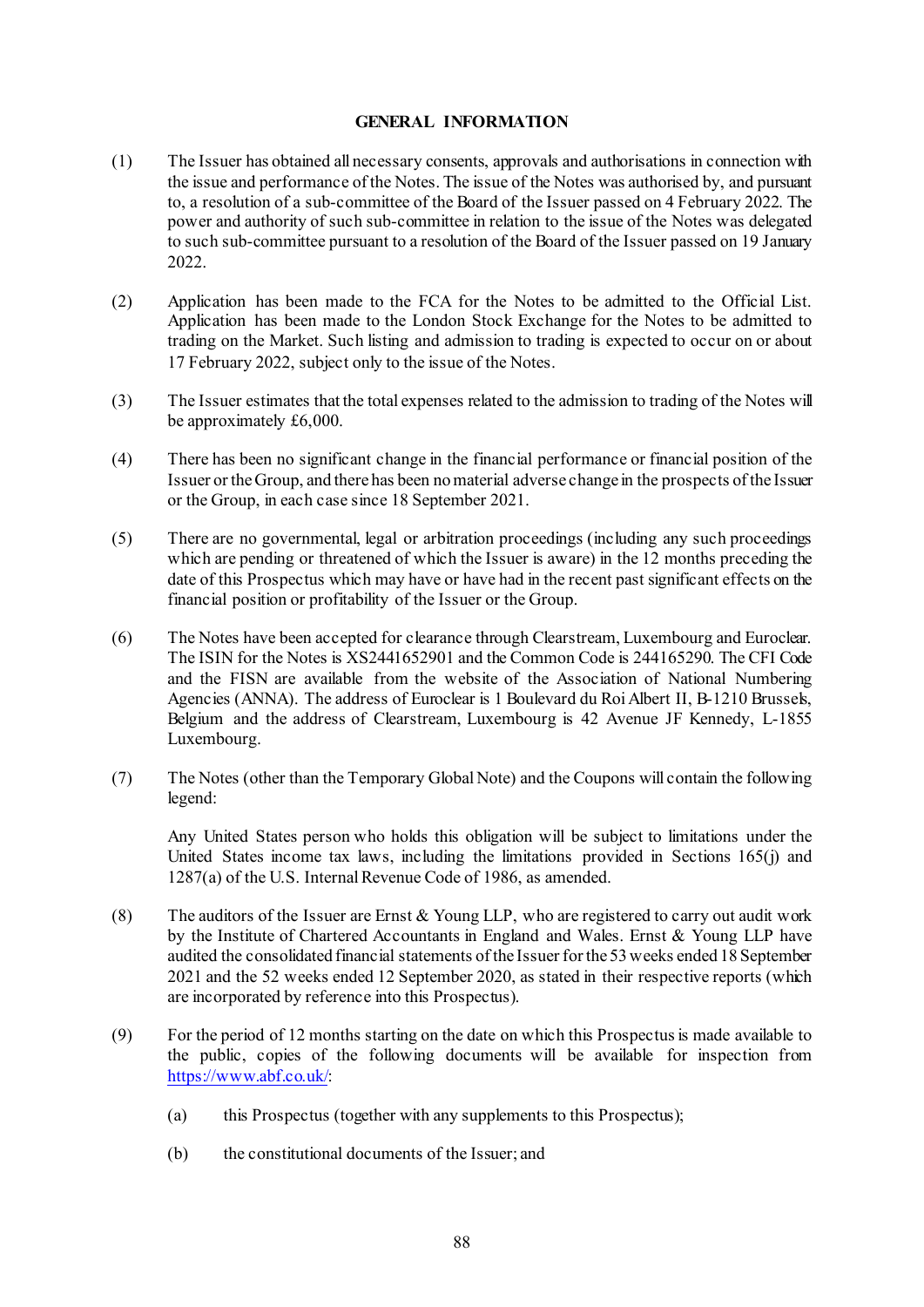## GENERAL INFORMATION

(1) The Issuer has obtained all necessary consents, approvals and authorisations in connection with the issue and performance of the Notes. The issue of the Notes was authorised by, and pursuant to, a resolution of a sub-committee of the Board of the Issuer passed on 4 February 2022. The power and authority of such sub-committee in relation to the issue of the Notes was delegated to such sub-committee pursuant to a resolution of the Board of the Issuer passed on 19 January 2022.

(2) Application has been made to the FCA for the Notes to be admitted to the Official List. Application has been made to the London Stock Exchange for the Notes to be admitted to trading on the Market. Such listing and admission to trading is expected to occur on or about 17 February 2022, subject only to the issue of the Notes.

(3) The Issuer estimates that the total expenses related to the admission to trading of the Notes will be approximately £6,000.

(4) There has been no significant change in the financial performance or financial position of the Issuer or the Group, and there has been no material adverse change in the prospects of the Issuer or the Group, in each case since 18 September 2021.

(5) There are no governmental, legal or arbitration proceedings (including any such proceedings which are pending or threatened of which the Issuer is aware) in the 12 months preceding the date of this Prospectus which may have or have had in the recent past significant effects on the financial position or profitability of the Issuer or the Group.

(6) The Notes have been accepted for clearance through Clearstream, Luxembourg and Euroclear. The ISIN for the Notes is XS2441652901 and the Common Code is 244165290. The CFI Code and the FISN are available from the website of the Association of National Numbering Agencies (ANNA). The address of Euroclear is 1 Boulevard du Roi Albert II, B-1210 Brussels, Belgium and the address of Clearstream, Luxembourg is 42 Avenue JF Kennedy, L-1855 Luxembourg.

(7) The Notes (other than the Temporary Global Note) and the Coupons will contain the following legend:

   Any United States person who holds this obligation will be subject to limitations under the United States income tax laws, including the limitations provided in Sections 165(j) and 1287(a) of the U.S. Internal Revenue Code of 1986, as amended.

(8) The auditors of the Issuer are Ernst & Young LLP, who are registered to carry out audit work by the Institute of Chartered Accountants in England and Wales. Ernst & Young LLP have audited the consolidated financial statements of the Issuer for the 53 weeks ended 18 September 2021 and the 52 weeks ended 12 September 2020, as stated in their respective reports (which are incorporated by reference into this Prospectus).

(9) For the period of 12 months starting on the date on which this Prospectus is made available to the public, copies of the following documents will be available for inspection from https://www.abf.co.uk/:

   (a) this Prospectus (together with any supplements to this Prospectus);

   (b) the constitutional documents of the Issuer; and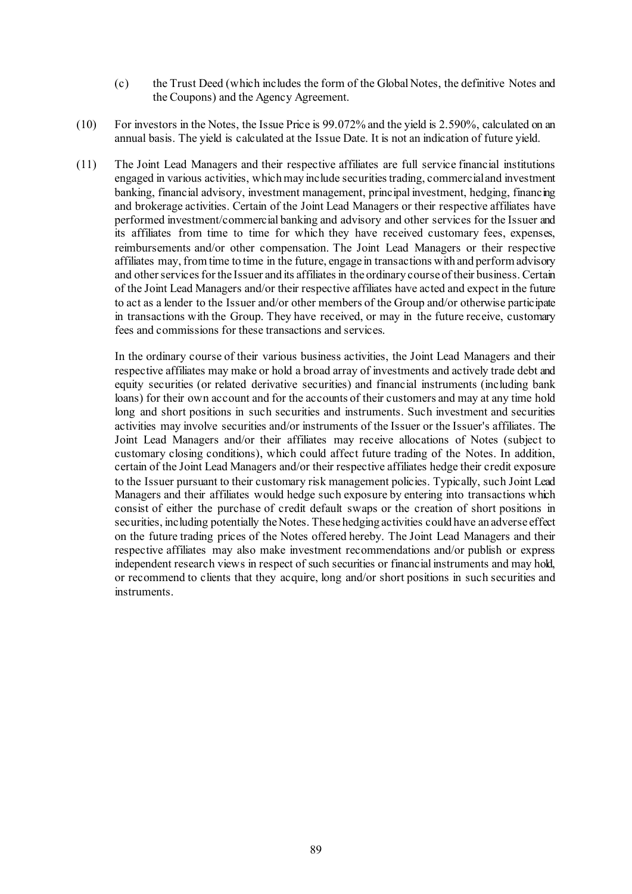(c) the Trust Deed (which includes the form of the Global Notes, the definitive Notes and the Coupons) and the Agency Agreement.

(10) For investors in the Notes, the Issue Price is 99.072% and the yield is 2.590%, calculated on an annual basis. The yield is calculated at the Issue Date. It is not an indication of future yield.

(11) The Joint Lead Managers and their respective affiliates are full service financial institutions engaged in various activities, which may include securities trading, commercial and investment banking, financial advisory, investment management, principal investment, hedging, financing and brokerage activities. Certain of the Joint Lead Managers or their respective affiliates have performed investment/commercial banking and advisory and other services for the Issuer and its affiliates from time to time for which they have received customary fees, expenses, reimbursements and/or other compensation. The Joint Lead Managers or their respective affiliates may, from time to time in the future, engage in transactions with and perform advisory and other services for the Issuer and its affiliates in the ordinary course of their business. Certain of the Joint Lead Managers and/or their respective affiliates have acted and expect in the future to act as a lender to the Issuer and/or other members of the Group and/or otherwise participate in transactions with the Group. They have received, or may in the future receive, customary fees and commissions for these transactions and services.

In the ordinary course of their various business activities, the Joint Lead Managers and their respective affiliates may make or hold a broad array of investments and actively trade debt and equity securities (or related derivative securities) and financial instruments (including bank loans) for their own account and for the accounts of their customers and may at any time hold long and short positions in such securities and instruments. Such investment and securities activities may involve securities and/or instruments of the Issuer or the Issuer's affiliates. The Joint Lead Managers and/or their affiliates may receive allocations of Notes (subject to customary closing conditions), which could affect future trading of the Notes. In addition, certain of the Joint Lead Managers and/or their respective affiliates hedge their credit exposure to the Issuer pursuant to their customary risk management policies. Typically, such Joint Lead Managers and their affiliates would hedge such exposure by entering into transactions which consist of either the purchase of credit default swaps or the creation of short positions in securities, including potentially the Notes. These hedging activities could have an adverse effect on the future trading prices of the Notes offered hereby. The Joint Lead Managers and their respective affiliates may also make investment recommendations and/or publish or express independent research views in respect of such securities or financial instruments and may hold, or recommend to clients that they acquire, long and/or short positions in such securities and instruments.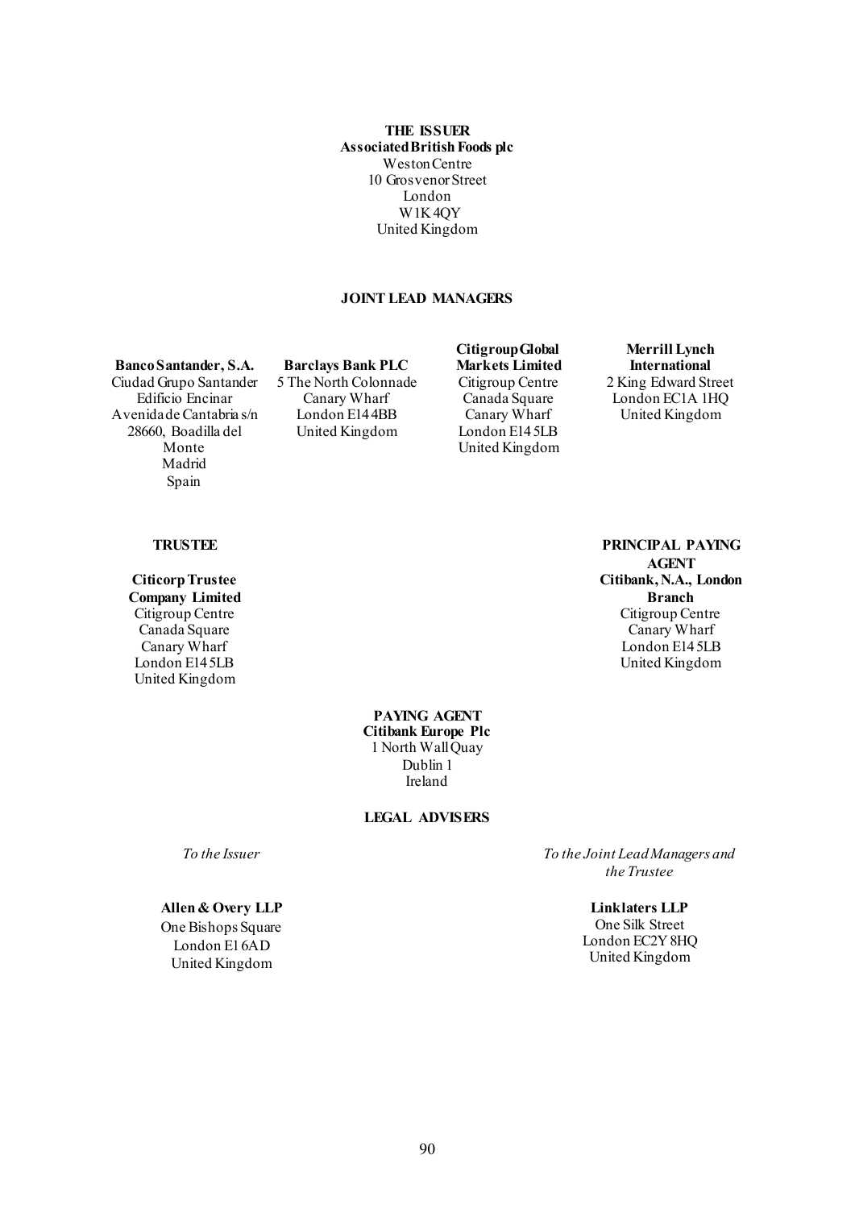**THE ISSUER**

**Associated British Foods plc**
Weston Centre
10 Grosvenor Street
London
W1K 4QY
United Kingdom

**JOINT LEAD MANAGERS**

**Banco Santander, S.A.**
Ciudad Grupo Santander
Edificio Encinar
Avenida de Cantabria s/n
28660, Boadilla del Monte
Madrid
Spain

**Barclays Bank PLC**
5 The North Colonnade
Canary Wharf
London E14 4BB
United Kingdom

**Citigroup Global Markets Limited**
Citigroup Centre
Canada Square
Canary Wharf
London E14 5LB
United Kingdom

**Merrill Lynch International**
2 King Edward Street
London EC1A 1HQ
United Kingdom

**TRUSTEE**

**Citicorp Trustee Company Limited**
Citigroup Centre
Canada Square
Canary Wharf
London E14 5LB
United Kingdom

**PRINCIPAL PAYING AGENT**

**Citibank, N.A., London Branch**
Citigroup Centre
Canary Wharf
London E14 5LB
United Kingdom

**PAYING AGENT**

**Citibank Europe Plc**
1 North Wall Quay
Dublin 1
Ireland

**LEGAL ADVISERS**

*To the Issuer*

**Allen & Overy LLP**
One Bishops Square
London E1 6AD
United Kingdom

*To the Joint Lead Managers and the Trustee*

**Linklaters LLP**
One Silk Street
London EC2Y 8HQ
United Kingdom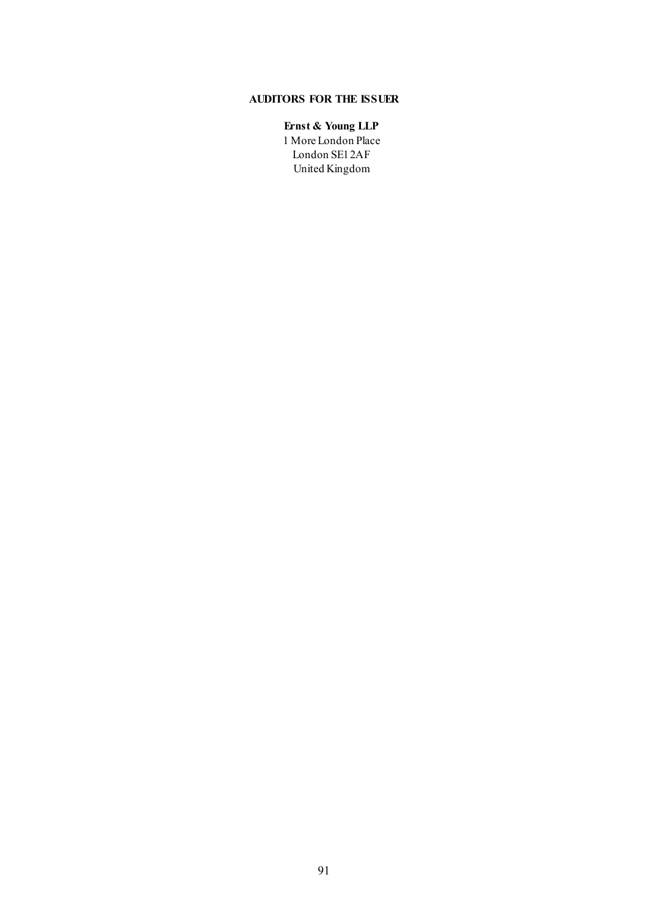**AUDITORS FOR THE ISSUER**

**Ernst & Young LLP**
1 More London Place
London SE1 2AF
United Kingdom